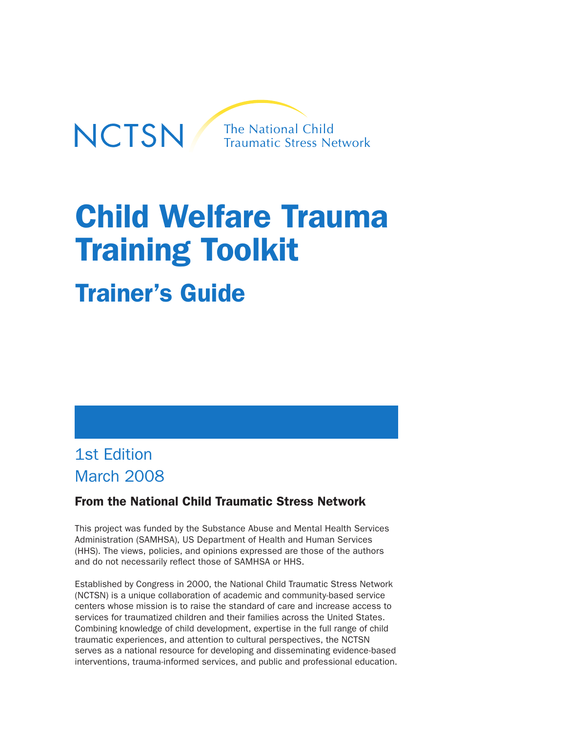NCTSN The National Child Traumatic Stress Network

# Child Welfare Trauma Training Toolkit

## Trainer's Guide

1st Edition
March 2008

**From the National Child Traumatic Stress Network**

This project was funded by the Substance Abuse and Mental Health Services Administration (SAMHSA), US Department of Health and Human Services (HHS). The views, policies, and opinions expressed are those of the authors and do not necessarily reflect those of SAMHSA or HHS.

Established by Congress in 2000, the National Child Traumatic Stress Network (NCTSN) is a unique collaboration of academic and community-based service centers whose mission is to raise the standard of care and increase access to services for traumatized children and their families across the United States. Combining knowledge of child development, expertise in the full range of child traumatic experiences, and attention to cultural perspectives, the NCTSN serves as a national resource for developing and disseminating evidence-based interventions, trauma-informed services, and public and professional education.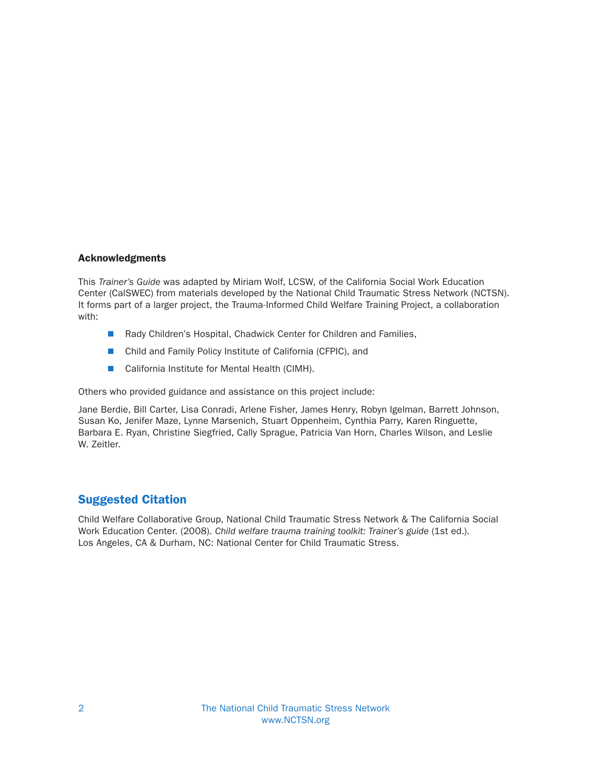## Acknowledgments

This *Trainer's Guide* was adapted by Miriam Wolf, LCSW, of the California Social Work Education Center (CalSWEC) from materials developed by the National Child Traumatic Stress Network (NCTSN). It forms part of a larger project, the Trauma-Informed Child Welfare Training Project, a collaboration with:

- Rady Children's Hospital, Chadwick Center for Children and Families,
- Child and Family Policy Institute of California (CFPIC), and
- California Institute for Mental Health (CIMH).

Others who provided guidance and assistance on this project include:

Jane Berdie, Bill Carter, Lisa Conradi, Arlene Fisher, James Henry, Robyn Igelman, Barrett Johnson, Susan Ko, Jenifer Maze, Lynne Marsenich, Stuart Oppenheim, Cynthia Parry, Karen Ringuette, Barbara E. Ryan, Christine Siegfried, Cally Sprague, Patricia Van Horn, Charles Wilson, and Leslie W. Zeitler.

## Suggested Citation

Child Welfare Collaborative Group, National Child Traumatic Stress Network & The California Social Work Education Center. (2008). *Child welfare trauma training toolkit: Trainer's guide* (1st ed.). Los Angeles, CA & Durham, NC: National Center for Child Traumatic Stress.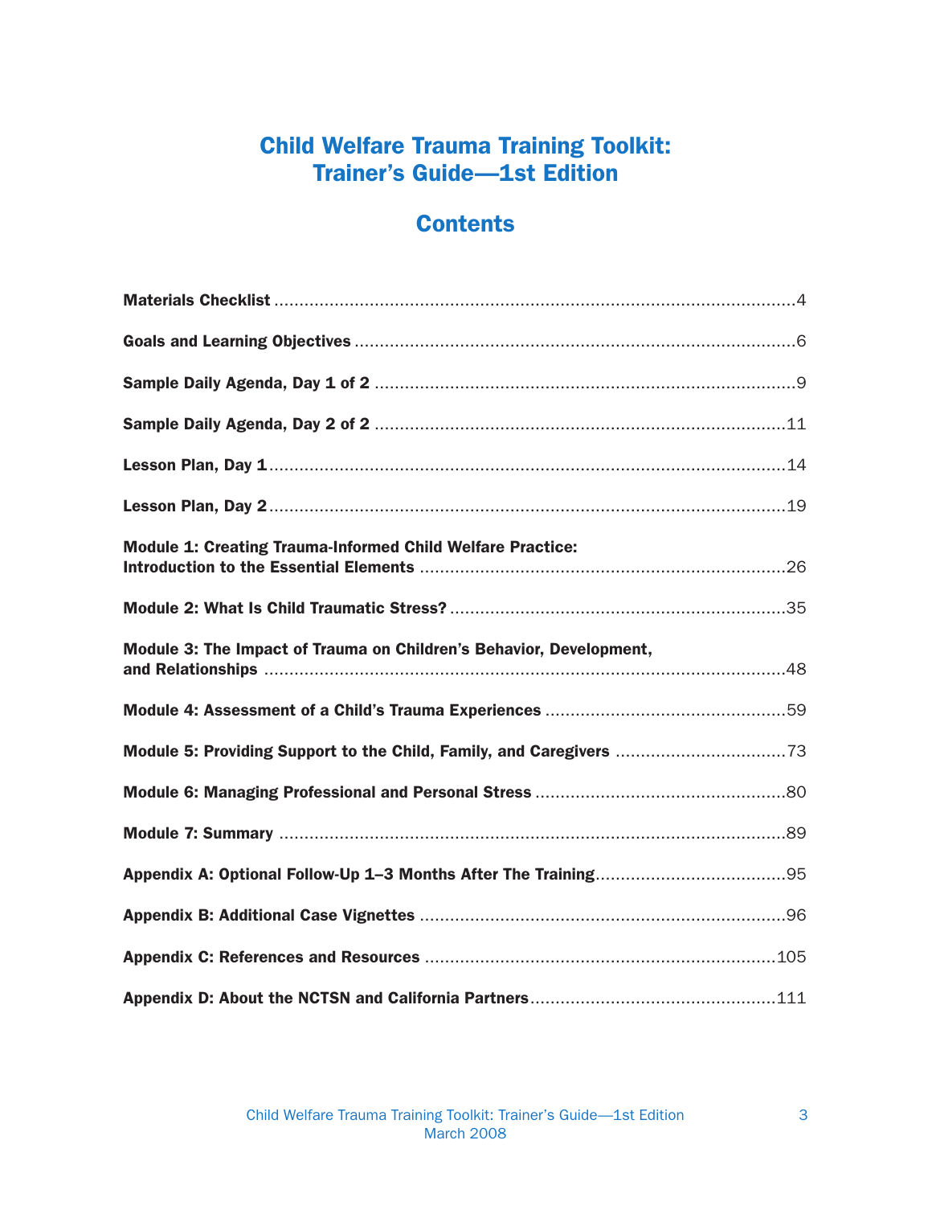# Child Welfare Trauma Training Toolkit: Trainer's Guide—1st Edition

## Contents

**Materials Checklist** ........................................................................................................4

**Goals and Learning Objectives** .......................................................................................6

**Sample Daily Agenda, Day 1 of 2** ...................................................................................9

**Sample Daily Agenda, Day 2 of 2** ..................................................................................11

**Lesson Plan, Day 1** .......................................................................................................14

**Lesson Plan, Day 2** .......................................................................................................19

**Module 1: Creating Trauma-Informed Child Welfare Practice: Introduction to the Essential Elements** .........................................................................26

**Module 2: What Is Child Traumatic Stress?** ..................................................................35

**Module 3: The Impact of Trauma on Children's Behavior, Development, and Relationships** ..........................................................................................................48

**Module 4: Assessment of a Child's Trauma Experiences** ................................................59

**Module 5: Providing Support to the Child, Family, and Caregivers** ..................................73

**Module 6: Managing Professional and Personal Stress** ..................................................80

**Module 7: Summary** .....................................................................................................89

**Appendix A: Optional Follow-Up 1–3 Months After The Training** .....................................95

**Appendix B: Additional Case Vignettes** .........................................................................96

**Appendix C: References and Resources** ......................................................................105

**Appendix D: About the NCTSN and California Partners** .................................................111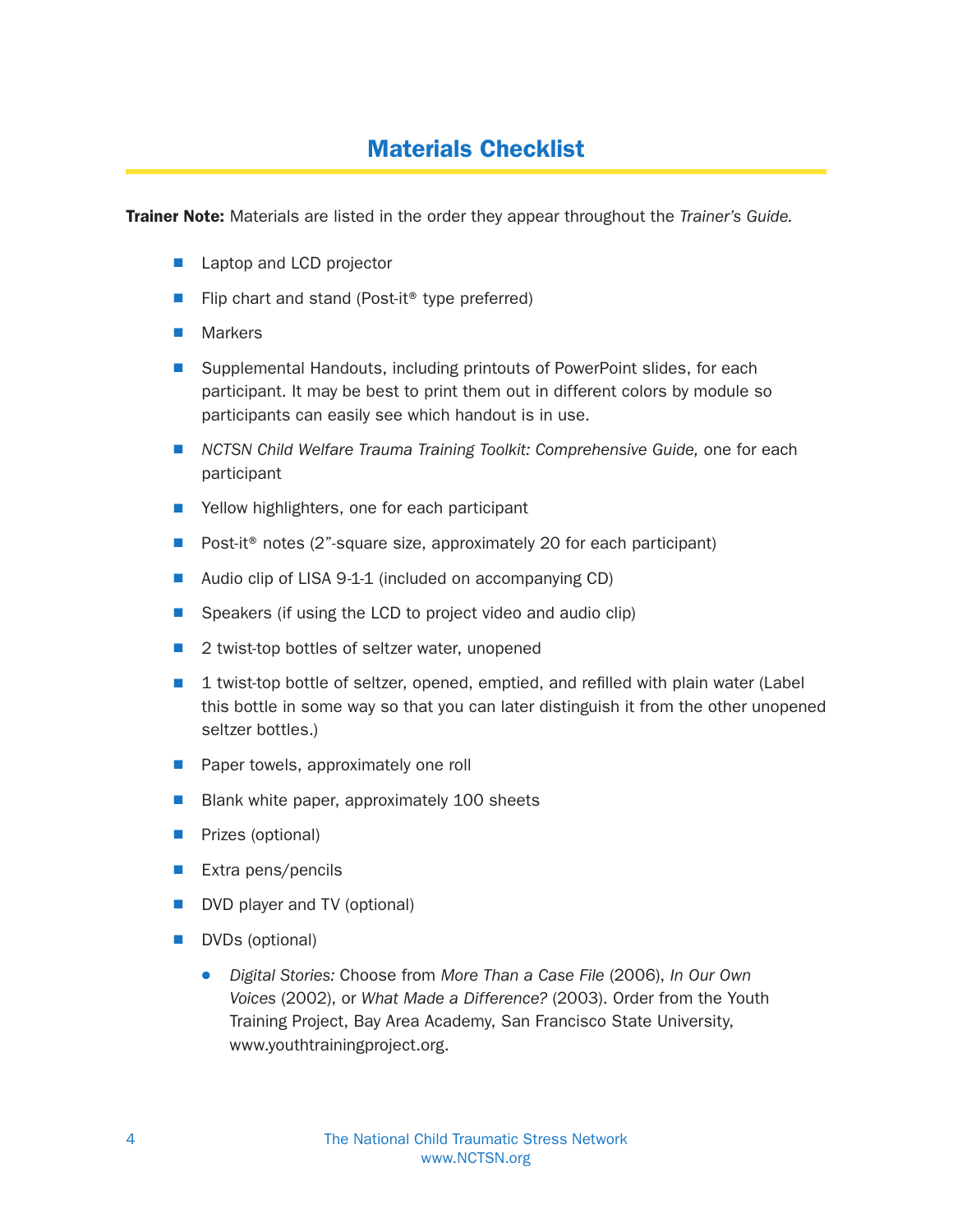# Materials Checklist

**Trainer Note:** Materials are listed in the order they appear throughout the *Trainer's Guide.*

- Laptop and LCD projector
- Flip chart and stand (Post-it® type preferred)
- Markers
- Supplemental Handouts, including printouts of PowerPoint slides, for each participant. It may be best to print them out in different colors by module so participants can easily see which handout is in use.
- *NCTSN Child Welfare Trauma Training Toolkit: Comprehensive Guide,* one for each participant
- Yellow highlighters, one for each participant
- Post-it® notes (2"-square size, approximately 20 for each participant)
- Audio clip of LISA 9-1-1 (included on accompanying CD)
- Speakers (if using the LCD to project video and audio clip)
- 2 twist-top bottles of seltzer water, unopened
- 1 twist-top bottle of seltzer, opened, emptied, and refilled with plain water (Label this bottle in some way so that you can later distinguish it from the other unopened seltzer bottles.)
- Paper towels, approximately one roll
- Blank white paper, approximately 100 sheets
- Prizes (optional)
- Extra pens/pencils
- DVD player and TV (optional)
- DVDs (optional)
  - *Digital Stories:* Choose from *More Than a Case File* (2006), *In Our Own Voices* (2002), or *What Made a Difference?* (2003). Order from the Youth Training Project, Bay Area Academy, San Francisco State University, www.youthtrainingproject.org.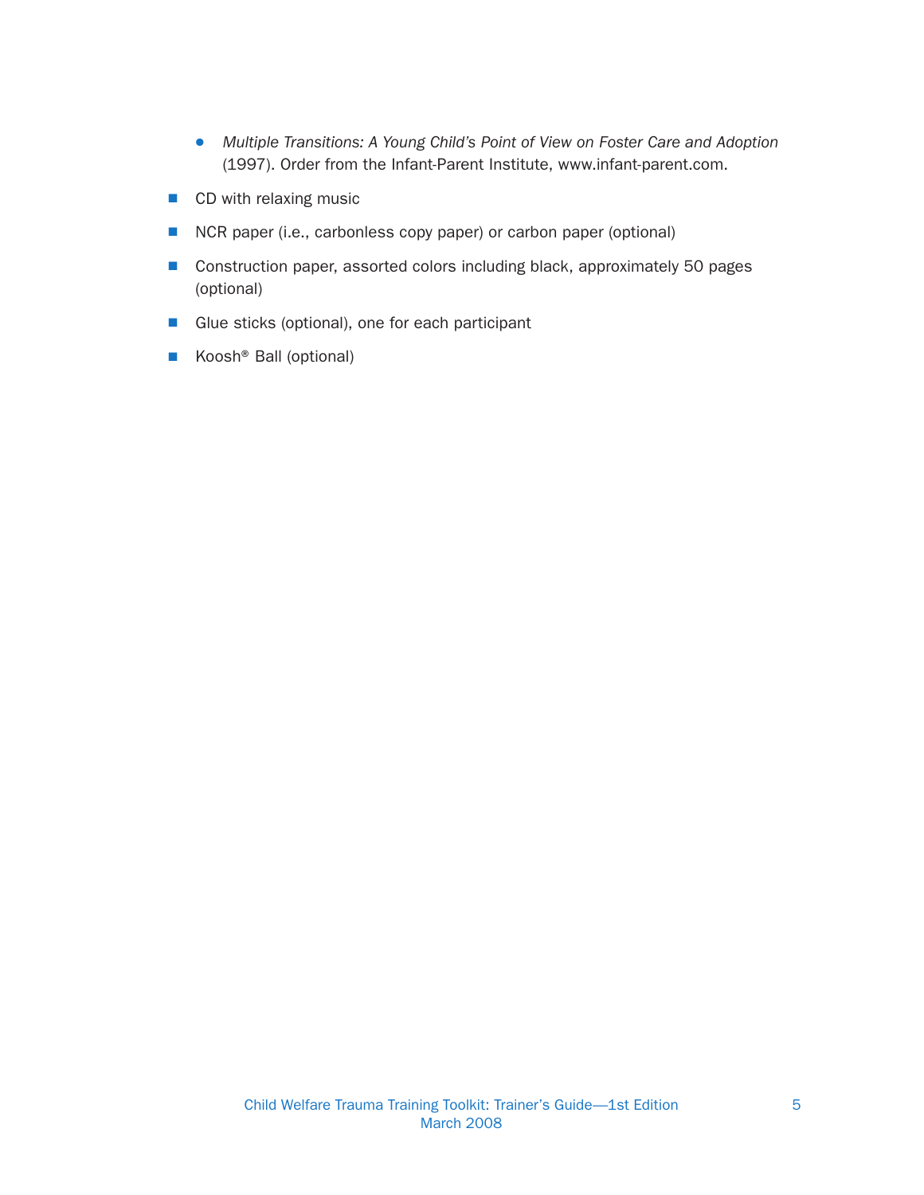- *Multiple Transitions: A Young Child's Point of View on Foster Care and Adoption* (1997). Order from the Infant-Parent Institute, www.infant-parent.com.

- CD with relaxing music
- NCR paper (i.e., carbonless copy paper) or carbon paper (optional)
- Construction paper, assorted colors including black, approximately 50 pages (optional)
- Glue sticks (optional), one for each participant
- Koosh® Ball (optional)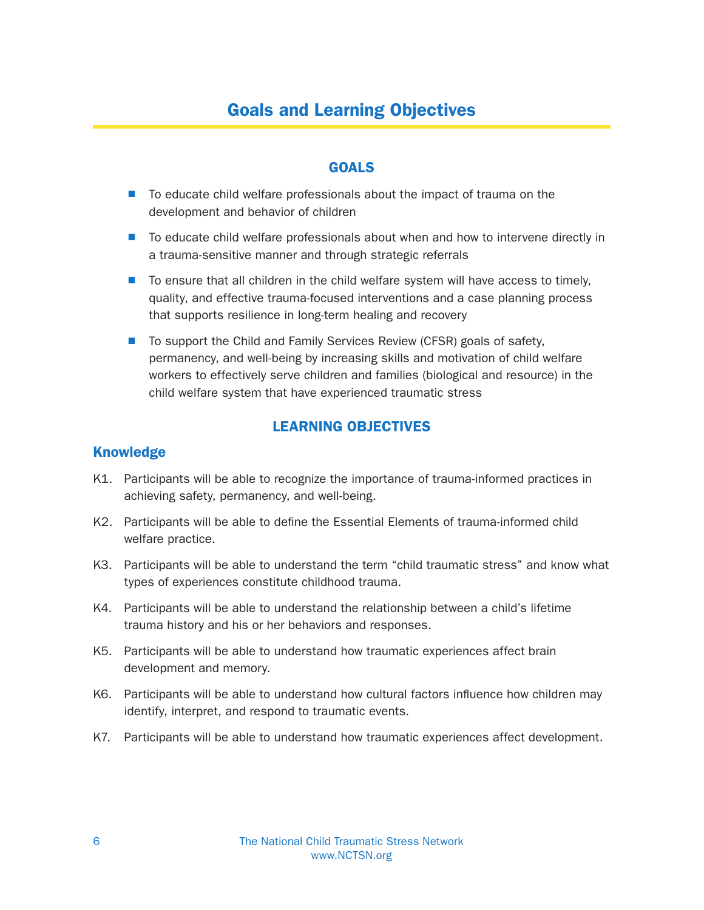# Goals and Learning Objectives

## GOALS

- To educate child welfare professionals about the impact of trauma on the development and behavior of children
- To educate child welfare professionals about when and how to intervene directly in a trauma-sensitive manner and through strategic referrals
- To ensure that all children in the child welfare system will have access to timely, quality, and effective trauma-focused interventions and a case planning process that supports resilience in long-term healing and recovery
- To support the Child and Family Services Review (CFSR) goals of safety, permanency, and well-being by increasing skills and motivation of child welfare workers to effectively serve children and families (biological and resource) in the child welfare system that have experienced traumatic stress

## LEARNING OBJECTIVES

### Knowledge

K1. Participants will be able to recognize the importance of trauma-informed practices in achieving safety, permanency, and well-being.

K2. Participants will be able to define the Essential Elements of trauma-informed child welfare practice.

K3. Participants will be able to understand the term "child traumatic stress" and know what types of experiences constitute childhood trauma.

K4. Participants will be able to understand the relationship between a child's lifetime trauma history and his or her behaviors and responses.

K5. Participants will be able to understand how traumatic experiences affect brain development and memory.

K6. Participants will be able to understand how cultural factors influence how children may identify, interpret, and respond to traumatic events.

K7. Participants will be able to understand how traumatic experiences affect development.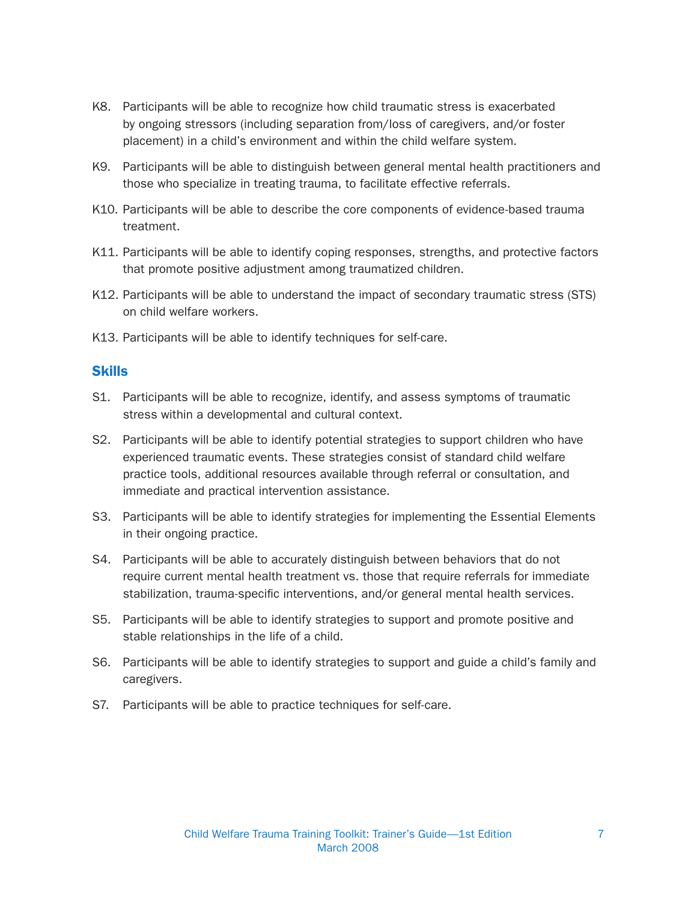K8. Participants will be able to recognize how child traumatic stress is exacerbated by ongoing stressors (including separation from/loss of caregivers, and/or foster placement) in a child's environment and within the child welfare system.

K9. Participants will be able to distinguish between general mental health practitioners and those who specialize in treating trauma, to facilitate effective referrals.

K10. Participants will be able to describe the core components of evidence-based trauma treatment.

K11. Participants will be able to identify coping responses, strengths, and protective factors that promote positive adjustment among traumatized children.

K12. Participants will be able to understand the impact of secondary traumatic stress (STS) on child welfare workers.

K13. Participants will be able to identify techniques for self-care.

## Skills

S1. Participants will be able to recognize, identify, and assess symptoms of traumatic stress within a developmental and cultural context.

S2. Participants will be able to identify potential strategies to support children who have experienced traumatic events. These strategies consist of standard child welfare practice tools, additional resources available through referral or consultation, and immediate and practical intervention assistance.

S3. Participants will be able to identify strategies for implementing the Essential Elements in their ongoing practice.

S4. Participants will be able to accurately distinguish between behaviors that do not require current mental health treatment vs. those that require referrals for immediate stabilization, trauma-specific interventions, and/or general mental health services.

S5. Participants will be able to identify strategies to support and promote positive and stable relationships in the life of a child.

S6. Participants will be able to identify strategies to support and guide a child's family and caregivers.

S7. Participants will be able to practice techniques for self-care.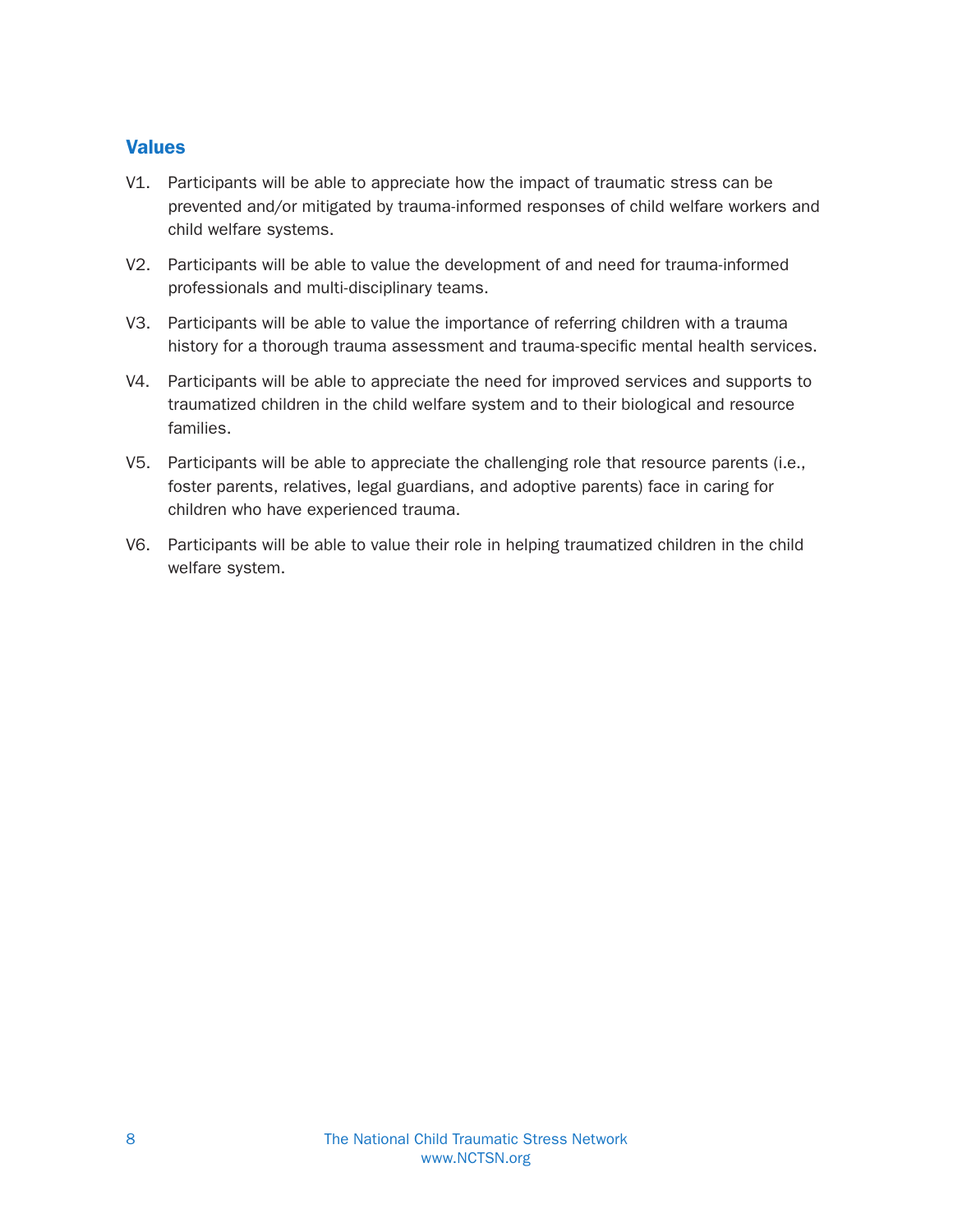## Values

V1. Participants will be able to appreciate how the impact of traumatic stress can be prevented and/or mitigated by trauma-informed responses of child welfare workers and child welfare systems.

V2. Participants will be able to value the development of and need for trauma-informed professionals and multi-disciplinary teams.

V3. Participants will be able to value the importance of referring children with a trauma history for a thorough trauma assessment and trauma-specific mental health services.

V4. Participants will be able to appreciate the need for improved services and supports to traumatized children in the child welfare system and to their biological and resource families.

V5. Participants will be able to appreciate the challenging role that resource parents (i.e., foster parents, relatives, legal guardians, and adoptive parents) face in caring for children who have experienced trauma.

V6. Participants will be able to value their role in helping traumatized children in the child welfare system.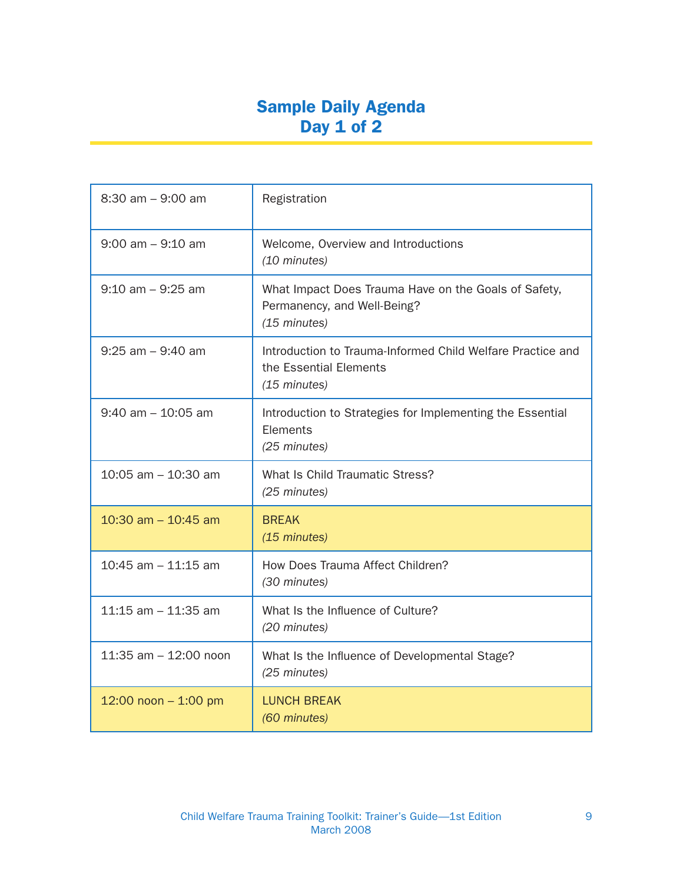# Sample Daily Agenda
## Day 1 of 2

| | |
|---|---|
| 8:30 am – 9:00 am | Registration |
| 9:00 am – 9:10 am | Welcome, Overview and Introductions<br>*(10 minutes)* |
| 9:10 am – 9:25 am | What Impact Does Trauma Have on the Goals of Safety, Permanency, and Well-Being?<br>*(15 minutes)* |
| 9:25 am – 9:40 am | Introduction to Trauma-Informed Child Welfare Practice and the Essential Elements<br>*(15 minutes)* |
| 9:40 am – 10:05 am | Introduction to Strategies for Implementing the Essential Elements<br>*(25 minutes)* |
| 10:05 am – 10:30 am | What Is Child Traumatic Stress?<br>*(25 minutes)* |
| 10:30 am – 10:45 am | BREAK<br>*(15 minutes)* |
| 10:45 am – 11:15 am | How Does Trauma Affect Children?<br>*(30 minutes)* |
| 11:15 am – 11:35 am | What Is the Influence of Culture?<br>*(20 minutes)* |
| 11:35 am – 12:00 noon | What Is the Influence of Developmental Stage?<br>*(25 minutes)* |
| 12:00 noon – 1:00 pm | LUNCH BREAK<br>*(60 minutes)* |

Child Welfare Trauma Training Toolkit: Trainer's Guide—1st Edition
March 2008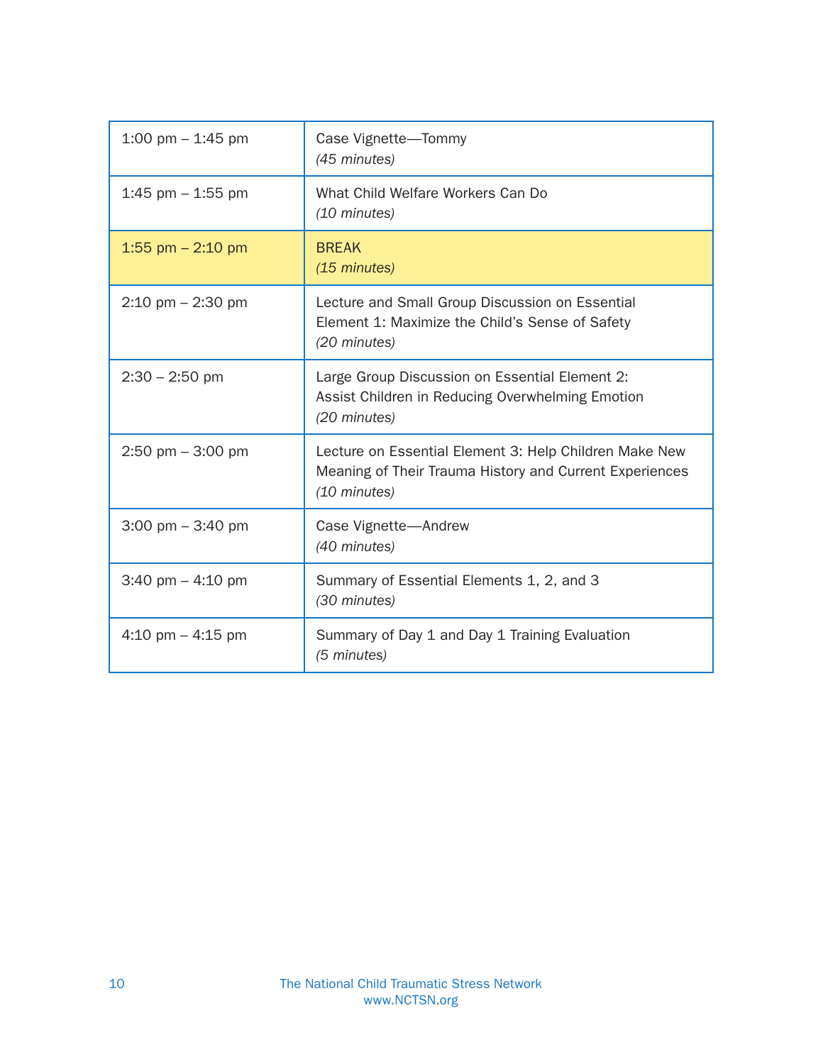| | |
|---|---|
| 1:00 pm – 1:45 pm | Case Vignette—Tommy<br>*(45 minutes)* |
| 1:45 pm – 1:55 pm | What Child Welfare Workers Can Do<br>*(10 minutes)* |
| 1:55 pm – 2:10 pm | BREAK<br>*(15 minutes)* |
| 2:10 pm – 2:30 pm | Lecture and Small Group Discussion on Essential Element 1: Maximize the Child's Sense of Safety<br>*(20 minutes)* |
| 2:30 – 2:50 pm | Large Group Discussion on Essential Element 2: Assist Children in Reducing Overwhelming Emotion<br>*(20 minutes)* |
| 2:50 pm – 3:00 pm | Lecture on Essential Element 3: Help Children Make New Meaning of Their Trauma History and Current Experiences<br>*(10 minutes)* |
| 3:00 pm – 3:40 pm | Case Vignette—Andrew<br>*(40 minutes)* |
| 3:40 pm – 4:10 pm | Summary of Essential Elements 1, 2, and 3<br>*(30 minutes)* |
| 4:10 pm – 4:15 pm | Summary of Day 1 and Day 1 Training Evaluation<br>*(5 minutes)* |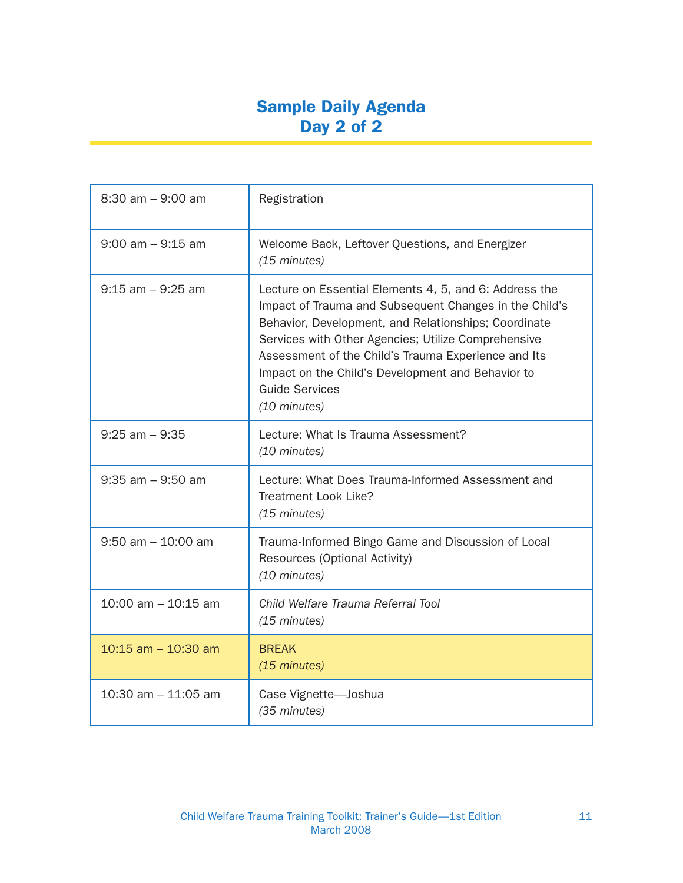# Sample Daily Agenda
# Day 2 of 2

| | |
|---|---|
| 8:30 am – 9:00 am | Registration |
| 9:00 am – 9:15 am | Welcome Back, Leftover Questions, and Energizer *(15 minutes)* |
| 9:15 am – 9:25 am | Lecture on Essential Elements 4, 5, and 6: Address the Impact of Trauma and Subsequent Changes in the Child's Behavior, Development, and Relationships; Coordinate Services with Other Agencies; Utilize Comprehensive Assessment of the Child's Trauma Experience and Its Impact on the Child's Development and Behavior to Guide Services *(10 minutes)* |
| 9:25 am – 9:35 | Lecture: What Is Trauma Assessment? *(10 minutes)* |
| 9:35 am – 9:50 am | Lecture: What Does Trauma-Informed Assessment and Treatment Look Like? *(15 minutes)* |
| 9:50 am – 10:00 am | Trauma-Informed Bingo Game and Discussion of Local Resources (Optional Activity) *(10 minutes)* |
| 10:00 am – 10:15 am | *Child Welfare Trauma Referral Tool* *(15 minutes)* |
| 10:15 am – 10:30 am | BREAK *(15 minutes)* |
| 10:30 am – 11:05 am | Case Vignette—Joshua *(35 minutes)* |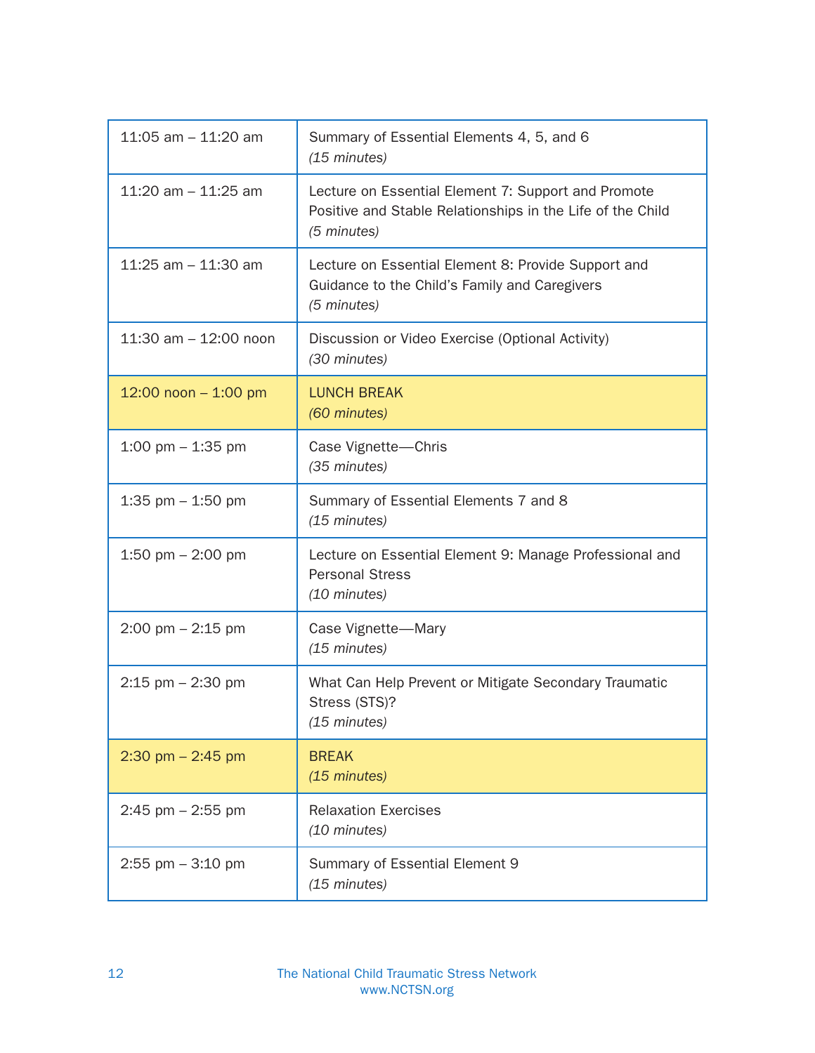| | |
|---|---|
| 11:05 am – 11:20 am | Summary of Essential Elements 4, 5, and 6 *(15 minutes)* |
| 11:20 am – 11:25 am | Lecture on Essential Element 7: Support and Promote Positive and Stable Relationships in the Life of the Child *(5 minutes)* |
| 11:25 am – 11:30 am | Lecture on Essential Element 8: Provide Support and Guidance to the Child's Family and Caregivers *(5 minutes)* |
| 11:30 am – 12:00 noon | Discussion or Video Exercise (Optional Activity) *(30 minutes)* |
| 12:00 noon – 1:00 pm | LUNCH BREAK *(60 minutes)* |
| 1:00 pm – 1:35 pm | Case Vignette—Chris *(35 minutes)* |
| 1:35 pm – 1:50 pm | Summary of Essential Elements 7 and 8 *(15 minutes)* |
| 1:50 pm – 2:00 pm | Lecture on Essential Element 9: Manage Professional and Personal Stress *(10 minutes)* |
| 2:00 pm – 2:15 pm | Case Vignette—Mary *(15 minutes)* |
| 2:15 pm – 2:30 pm | What Can Help Prevent or Mitigate Secondary Traumatic Stress (STS)? *(15 minutes)* |
| 2:30 pm – 2:45 pm | BREAK *(15 minutes)* |
| 2:45 pm – 2:55 pm | Relaxation Exercises *(10 minutes)* |
| 2:55 pm – 3:10 pm | Summary of Essential Element 9 *(15 minutes)* |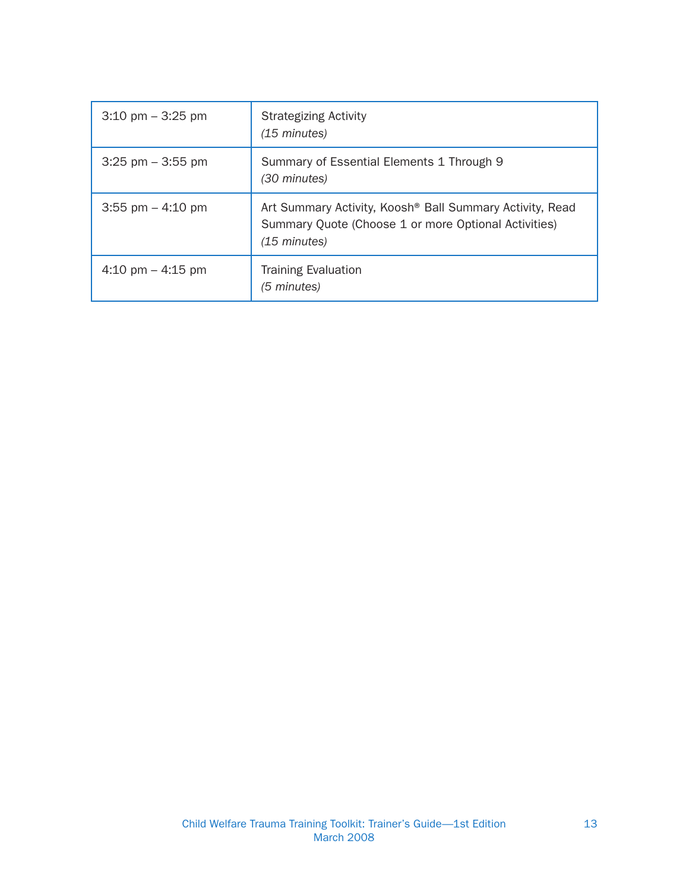| | |
|---|---|
| 3:10 pm – 3:25 pm | Strategizing Activity<br>*(15 minutes)* |
| 3:25 pm – 3:55 pm | Summary of Essential Elements 1 Through 9<br>*(30 minutes)* |
| 3:55 pm – 4:10 pm | Art Summary Activity, Koosh® Ball Summary Activity, Read Summary Quote (Choose 1 or more Optional Activities)<br>*(15 minutes)* |
| 4:10 pm – 4:15 pm | Training Evaluation<br>*(5 minutes)* |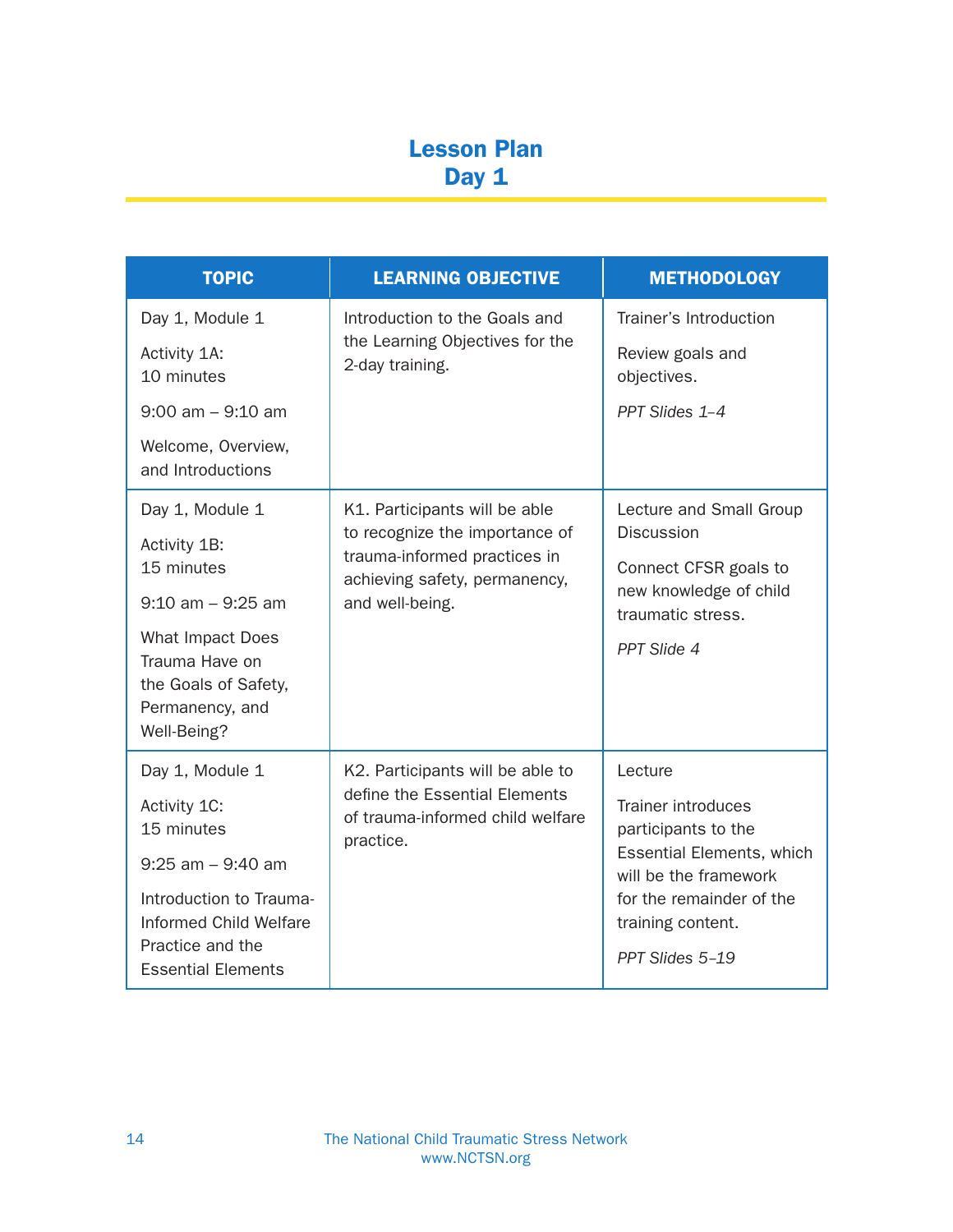# Lesson Plan
# Day 1

| TOPIC | LEARNING OBJECTIVE | METHODOLOGY |
|---|---|---|
| Day 1, Module 1<br><br>Activity 1A:<br>10 minutes<br><br>9:00 am – 9:10 am<br><br>Welcome, Overview, and Introductions | Introduction to the Goals and the Learning Objectives for the 2-day training. | Trainer's Introduction<br><br>Review goals and objectives.<br><br>*PPT Slides 1–4* |
| Day 1, Module 1<br><br>Activity 1B:<br>15 minutes<br><br>9:10 am – 9:25 am<br><br>What Impact Does Trauma Have on the Goals of Safety, Permanency, and Well-Being? | K1. Participants will be able to recognize the importance of trauma-informed practices in achieving safety, permanency, and well-being. | Lecture and Small Group Discussion<br><br>Connect CFSR goals to new knowledge of child traumatic stress.<br><br>*PPT Slide 4* |
| Day 1, Module 1<br><br>Activity 1C:<br>15 minutes<br><br>9:25 am – 9:40 am<br><br>Introduction to Trauma-Informed Child Welfare Practice and the Essential Elements | K2. Participants will be able to define the Essential Elements of trauma-informed child welfare practice. | Lecture<br><br>Trainer introduces participants to the Essential Elements, which will be the framework for the remainder of the training content.<br><br>*PPT Slides 5–19* |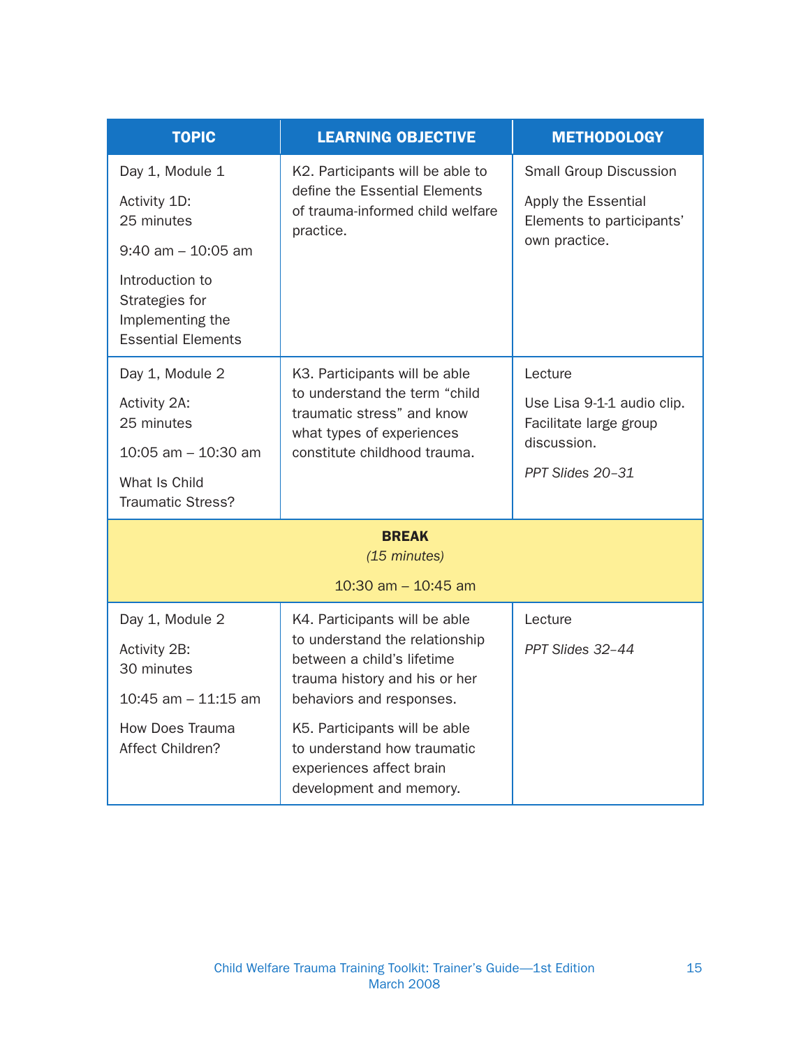| TOPIC | LEARNING OBJECTIVE | METHODOLOGY |
|---|---|---|
| Day 1, Module 1<br><br>Activity 1D:<br>25 minutes<br><br>9:40 am – 10:05 am<br><br>Introduction to Strategies for Implementing the Essential Elements | K2. Participants will be able to define the Essential Elements of trauma-informed child welfare practice. | Small Group Discussion<br><br>Apply the Essential Elements to participants' own practice. |
| Day 1, Module 2<br><br>Activity 2A:<br>25 minutes<br><br>10:05 am – 10:30 am<br><br>What Is Child Traumatic Stress? | K3. Participants will be able to understand the term "child traumatic stress" and know what types of experiences constitute childhood trauma. | Lecture<br><br>Use Lisa 9-1-1 audio clip. Facilitate large group discussion.<br><br>*PPT Slides 20–31* |
| **BREAK**<br>*(15 minutes)*<br><br>10:30 am – 10:45 am | | |
| Day 1, Module 2<br><br>Activity 2B:<br>30 minutes<br><br>10:45 am – 11:15 am<br><br>How Does Trauma Affect Children? | K4. Participants will be able to understand the relationship between a child's lifetime trauma history and his or her behaviors and responses.<br><br>K5. Participants will be able to understand how traumatic experiences affect brain development and memory. | Lecture<br><br>*PPT Slides 32–44* |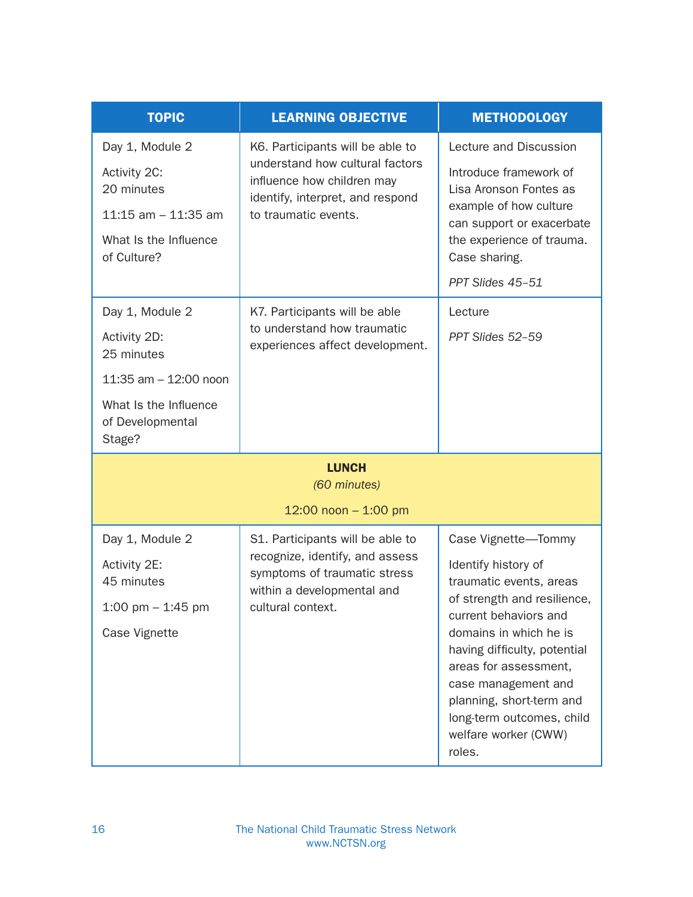| TOPIC | LEARNING OBJECTIVE | METHODOLOGY |
|---|---|---|
| Day 1, Module 2<br><br>Activity 2C:<br>20 minutes<br><br>11:15 am – 11:35 am<br><br>What Is the Influence of Culture? | K6. Participants will be able to understand how cultural factors influence how children may identify, interpret, and respond to traumatic events. | Lecture and Discussion<br><br>Introduce framework of Lisa Aronson Fontes as example of how culture can support or exacerbate the experience of trauma. Case sharing.<br><br>*PPT Slides 45–51* |
| Day 1, Module 2<br><br>Activity 2D:<br>25 minutes<br><br>11:35 am – 12:00 noon<br><br>What Is the Influence of Developmental Stage? | K7. Participants will be able to understand how traumatic experiences affect development. | Lecture<br><br>*PPT Slides 52–59* |
| **LUNCH**<br>*(60 minutes)*<br><br>12:00 noon – 1:00 pm | | |
| Day 1, Module 2<br><br>Activity 2E:<br>45 minutes<br><br>1:00 pm – 1:45 pm<br><br>Case Vignette | S1. Participants will be able to recognize, identify, and assess symptoms of traumatic stress within a developmental and cultural context. | Case Vignette—Tommy<br><br>Identify history of traumatic events, areas of strength and resilience, current behaviors and domains in which he is having difficulty, potential areas for assessment, case management and planning, short-term and long-term outcomes, child welfare worker (CWW) roles. |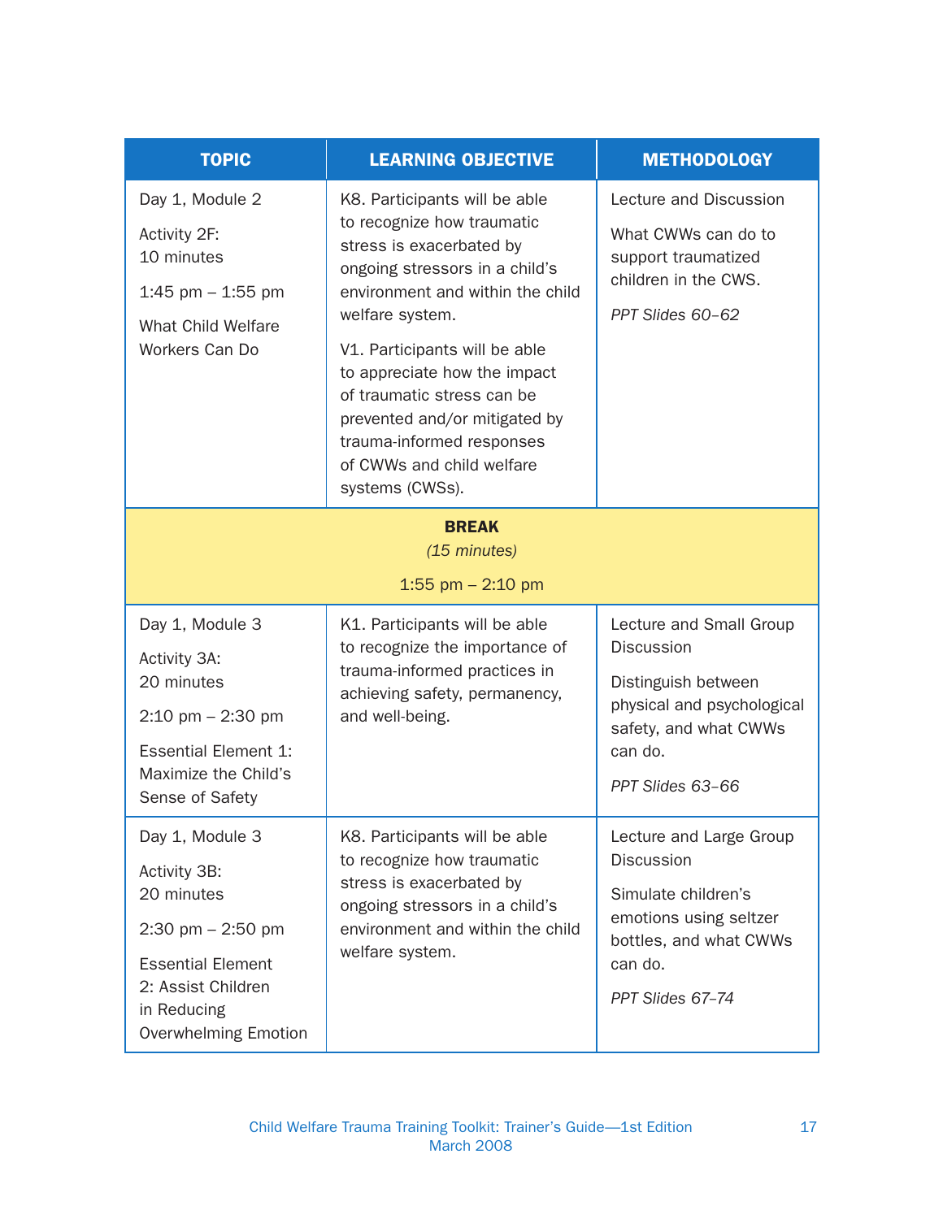| TOPIC | LEARNING OBJECTIVE | METHODOLOGY |
|---|---|---|
| Day 1, Module 2<br><br>Activity 2F:<br>10 minutes<br><br>1:45 pm – 1:55 pm<br><br>What Child Welfare Workers Can Do | K8. Participants will be able to recognize how traumatic stress is exacerbated by ongoing stressors in a child's environment and within the child welfare system.<br><br>V1. Participants will be able to appreciate how the impact of traumatic stress can be prevented and/or mitigated by trauma-informed responses of CWWs and child welfare systems (CWSs). | Lecture and Discussion<br><br>What CWWs can do to support traumatized children in the CWS.<br><br>*PPT Slides 60–62* |
| **BREAK**<br>*(15 minutes)*<br><br>1:55 pm – 2:10 pm | | |
| Day 1, Module 3<br><br>Activity 3A:<br>20 minutes<br><br>2:10 pm – 2:30 pm<br><br>Essential Element 1: Maximize the Child's Sense of Safety | K1. Participants will be able to recognize the importance of trauma-informed practices in achieving safety, permanency, and well-being. | Lecture and Small Group Discussion<br><br>Distinguish between physical and psychological safety, and what CWWs can do.<br><br>*PPT Slides 63–66* |
| Day 1, Module 3<br><br>Activity 3B:<br>20 minutes<br><br>2:30 pm – 2:50 pm<br><br>Essential Element 2: Assist Children in Reducing Overwhelming Emotion | K8. Participants will be able to recognize how traumatic stress is exacerbated by ongoing stressors in a child's environment and within the child welfare system. | Lecture and Large Group Discussion<br><br>Simulate children's emotions using seltzer bottles, and what CWWs can do.<br><br>*PPT Slides 67–74* |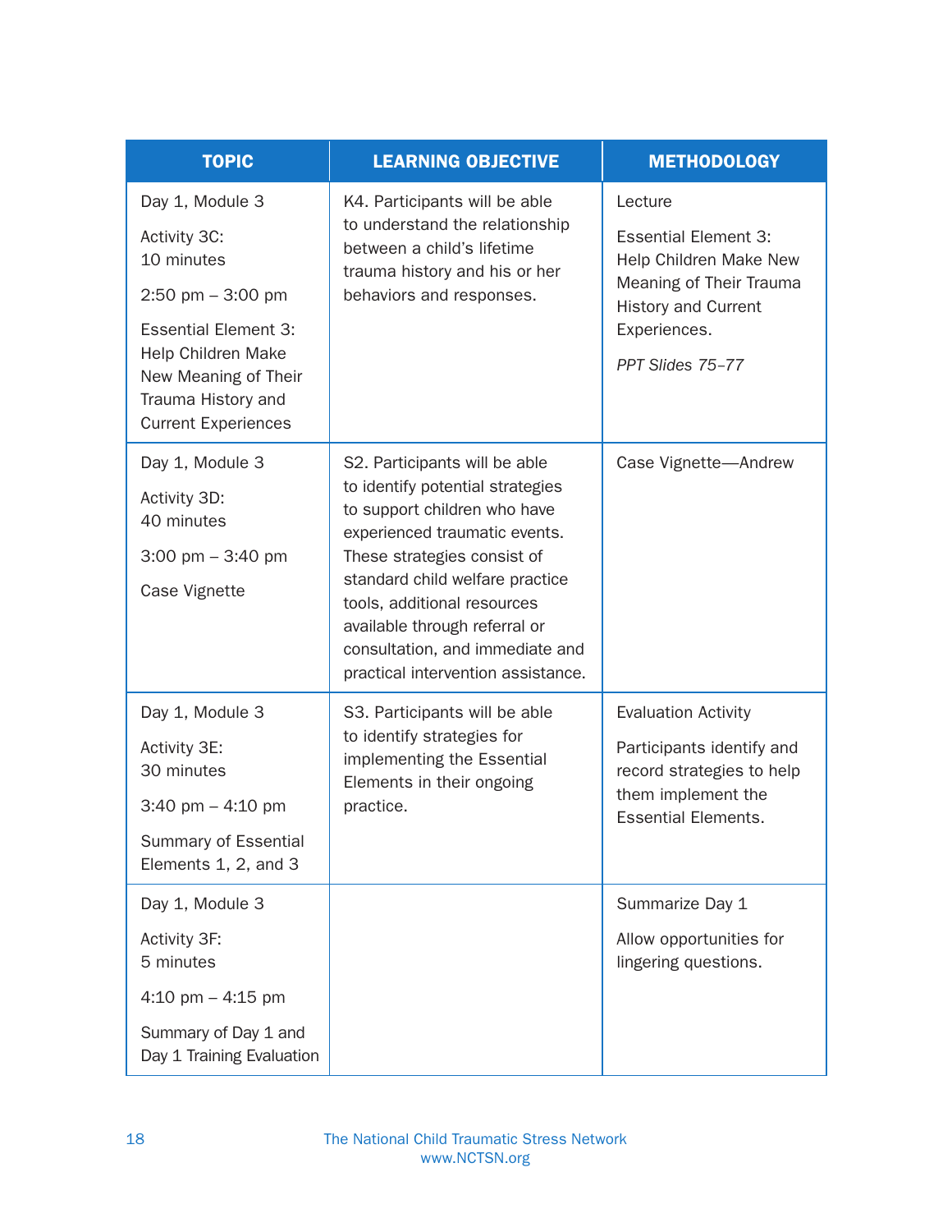| TOPIC | LEARNING OBJECTIVE | METHODOLOGY |
|---|---|---|
| Day 1, Module 3<br><br>Activity 3C:<br>10 minutes<br><br>2:50 pm – 3:00 pm<br><br>Essential Element 3: Help Children Make New Meaning of Their Trauma History and Current Experiences | K4. Participants will be able to understand the relationship between a child's lifetime trauma history and his or her behaviors and responses. | Lecture<br><br>Essential Element 3: Help Children Make New Meaning of Their Trauma History and Current Experiences.<br><br>*PPT Slides 75–77* |
| Day 1, Module 3<br><br>Activity 3D:<br>40 minutes<br><br>3:00 pm – 3:40 pm<br><br>Case Vignette | S2. Participants will be able to identify potential strategies to support children who have experienced traumatic events. These strategies consist of standard child welfare practice tools, additional resources available through referral or consultation, and immediate and practical intervention assistance. | Case Vignette—Andrew |
| Day 1, Module 3<br><br>Activity 3E:<br>30 minutes<br><br>3:40 pm – 4:10 pm<br><br>Summary of Essential Elements 1, 2, and 3 | S3. Participants will be able to identify strategies for implementing the Essential Elements in their ongoing practice. | Evaluation Activity<br><br>Participants identify and record strategies to help them implement the Essential Elements. |
| Day 1, Module 3<br><br>Activity 3F:<br>5 minutes<br><br>4:10 pm – 4:15 pm<br><br>Summary of Day 1 and Day 1 Training Evaluation | | Summarize Day 1<br><br>Allow opportunities for lingering questions. |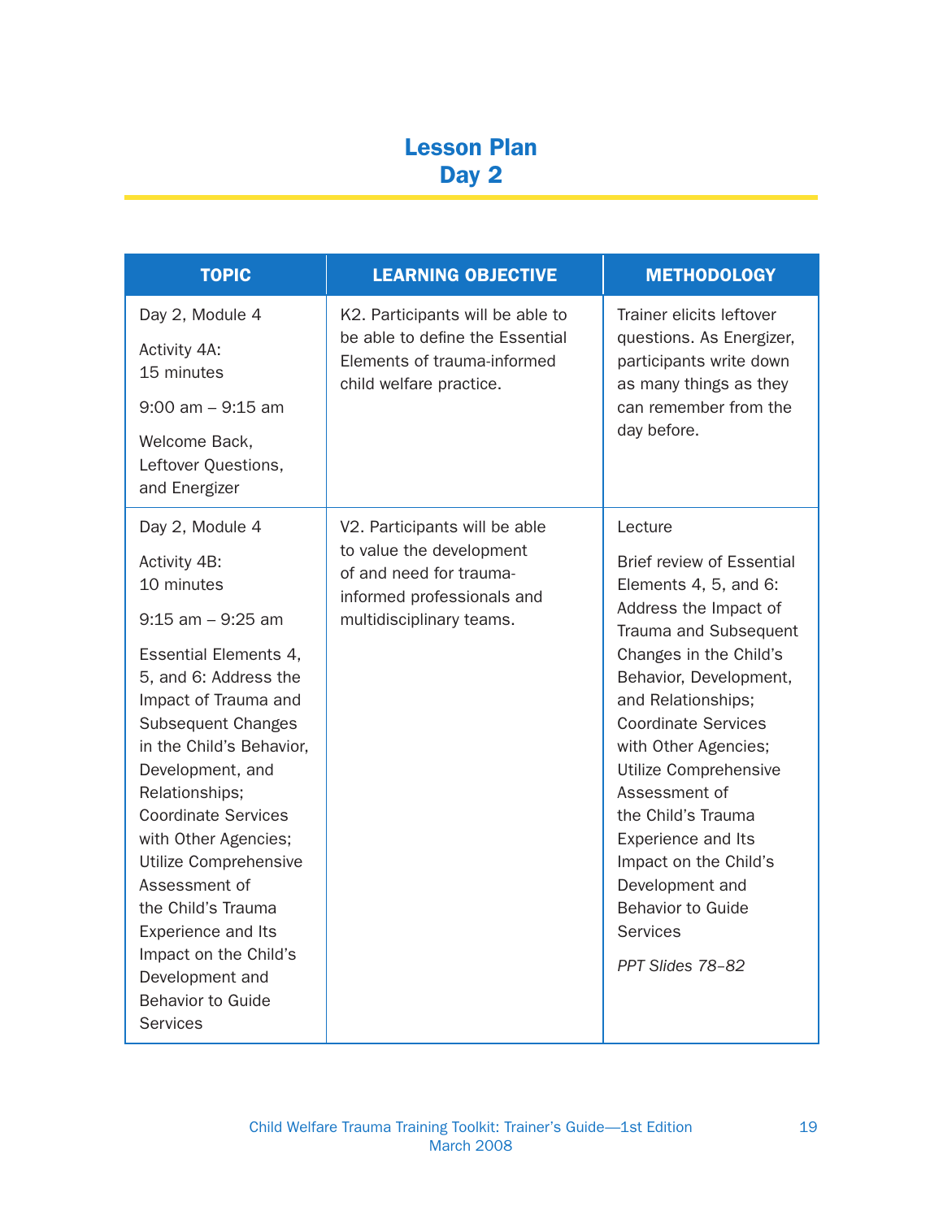# Lesson Plan
# Day 2

| TOPIC | LEARNING OBJECTIVE | METHODOLOGY |
|---|---|---|
| Day 2, Module 4<br><br>Activity 4A:<br>15 minutes<br><br>9:00 am – 9:15 am<br><br>Welcome Back, Leftover Questions, and Energizer | K2. Participants will be able to be able to define the Essential Elements of trauma-informed child welfare practice. | Trainer elicits leftover questions. As Energizer, participants write down as many things as they can remember from the day before. |
| Day 2, Module 4<br><br>Activity 4B:<br>10 minutes<br><br>9:15 am – 9:25 am<br><br>Essential Elements 4, 5, and 6: Address the Impact of Trauma and Subsequent Changes in the Child's Behavior, Development, and Relationships; Coordinate Services with Other Agencies; Utilize Comprehensive Assessment of the Child's Trauma Experience and Its Impact on the Child's Development and Behavior to Guide Services | V2. Participants will be able to value the development of and need for trauma-informed professionals and multidisciplinary teams. | Lecture<br><br>Brief review of Essential Elements 4, 5, and 6: Address the Impact of Trauma and Subsequent Changes in the Child's Behavior, Development, and Relationships; Coordinate Services with Other Agencies; Utilize Comprehensive Assessment of the Child's Trauma Experience and Its Impact on the Child's Development and Behavior to Guide Services<br><br>*PPT Slides 78–82* |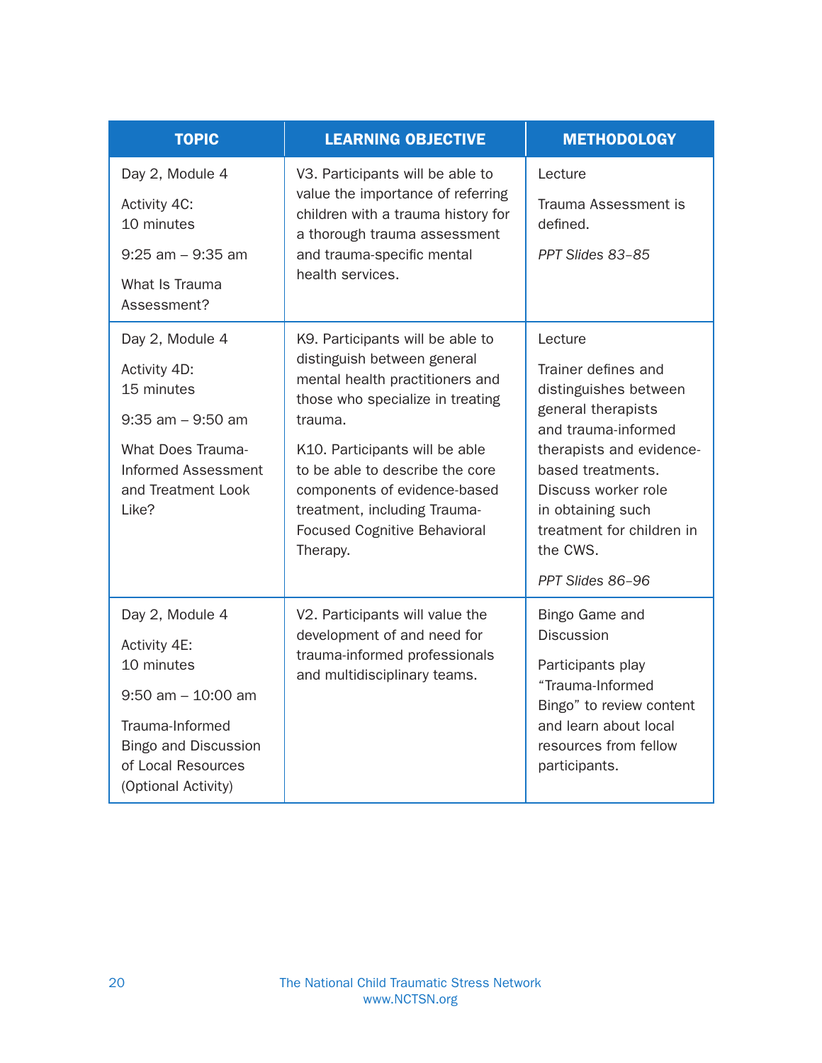| TOPIC | LEARNING OBJECTIVE | METHODOLOGY |
| --- | --- | --- |
| Day 2, Module 4<br><br>Activity 4C:<br>10 minutes<br><br>9:25 am – 9:35 am<br><br>What Is Trauma Assessment? | V3. Participants will be able to value the importance of referring children with a trauma history for a thorough trauma assessment and trauma-specific mental health services. | Lecture<br><br>Trauma Assessment is defined.<br><br>*PPT Slides 83–85* |
| Day 2, Module 4<br><br>Activity 4D:<br>15 minutes<br><br>9:35 am – 9:50 am<br><br>What Does Trauma-Informed Assessment and Treatment Look Like? | K9. Participants will be able to distinguish between general mental health practitioners and those who specialize in treating trauma.<br><br>K10. Participants will be able to be able to describe the core components of evidence-based treatment, including Trauma-Focused Cognitive Behavioral Therapy. | Lecture<br><br>Trainer defines and distinguishes between general therapists and trauma-informed therapists and evidence-based treatments. Discuss worker role in obtaining such treatment for children in the CWS.<br><br>*PPT Slides 86–96* |
| Day 2, Module 4<br><br>Activity 4E:<br>10 minutes<br><br>9:50 am – 10:00 am<br><br>Trauma-Informed Bingo and Discussion of Local Resources (Optional Activity) | V2. Participants will value the development of and need for trauma-informed professionals and multidisciplinary teams. | Bingo Game and Discussion<br><br>Participants play "Trauma-Informed Bingo" to review content and learn about local resources from fellow participants. |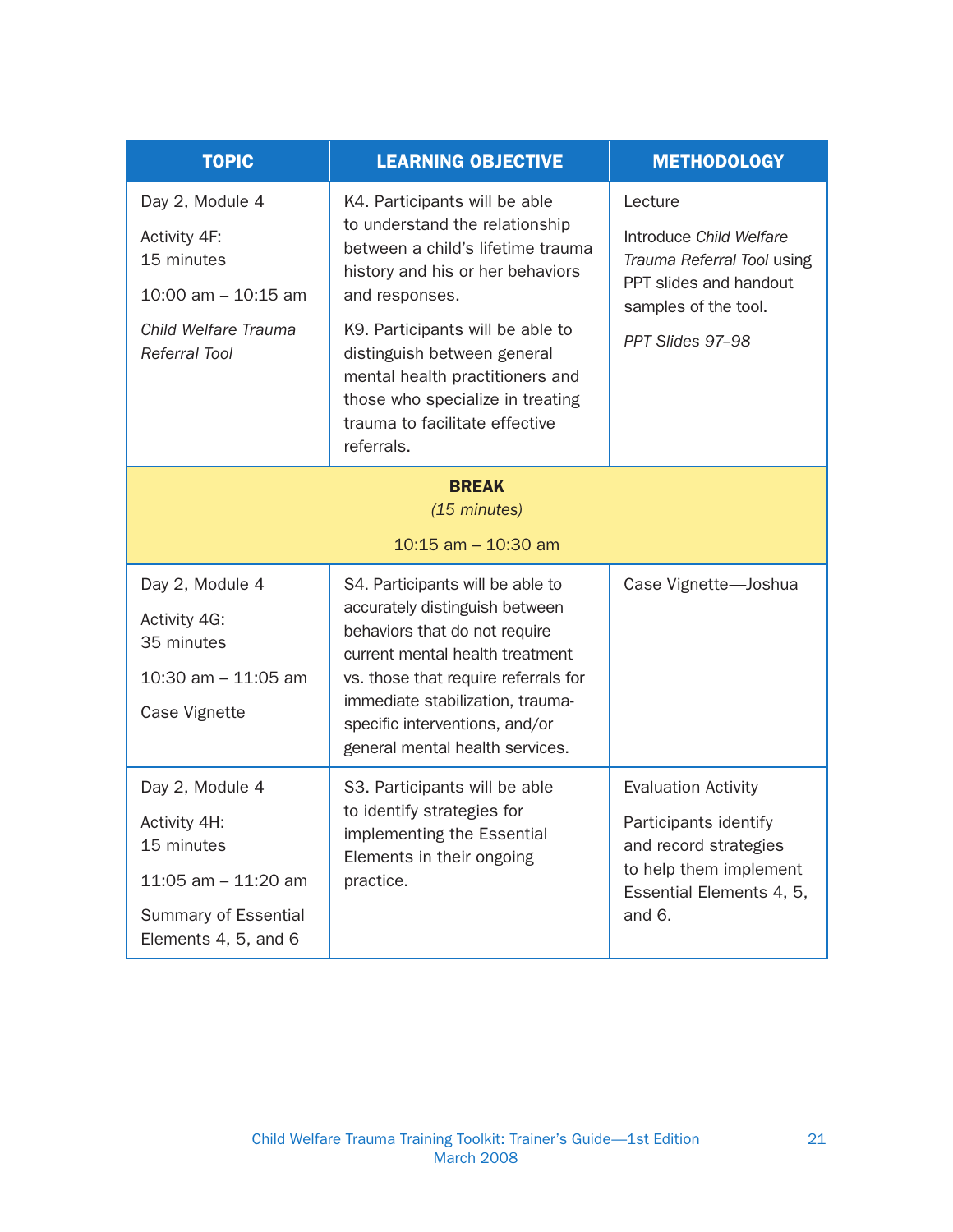| TOPIC | LEARNING OBJECTIVE | METHODOLOGY |
|---|---|---|
| Day 2, Module 4<br><br>Activity 4F:<br>15 minutes<br><br>10:00 am – 10:15 am<br><br>*Child Welfare Trauma Referral Tool* | K4. Participants will be able to understand the relationship between a child's lifetime trauma history and his or her behaviors and responses.<br><br>K9. Participants will be able to distinguish between general mental health practitioners and those who specialize in treating trauma to facilitate effective referrals. | Lecture<br><br>Introduce *Child Welfare Trauma Referral Tool* using PPT slides and handout samples of the tool.<br><br>*PPT Slides 97–98* |
| **BREAK**<br>*(15 minutes)*<br><br>10:15 am – 10:30 am | | |
| Day 2, Module 4<br><br>Activity 4G:<br>35 minutes<br><br>10:30 am – 11:05 am<br><br>Case Vignette | S4. Participants will be able to accurately distinguish between behaviors that do not require current mental health treatment vs. those that require referrals for immediate stabilization, trauma-specific interventions, and/or general mental health services. | Case Vignette—Joshua |
| Day 2, Module 4<br><br>Activity 4H:<br>15 minutes<br><br>11:05 am – 11:20 am<br><br>Summary of Essential Elements 4, 5, and 6 | S3. Participants will be able to identify strategies for implementing the Essential Elements in their ongoing practice. | Evaluation Activity<br><br>Participants identify and record strategies to help them implement Essential Elements 4, 5, and 6. |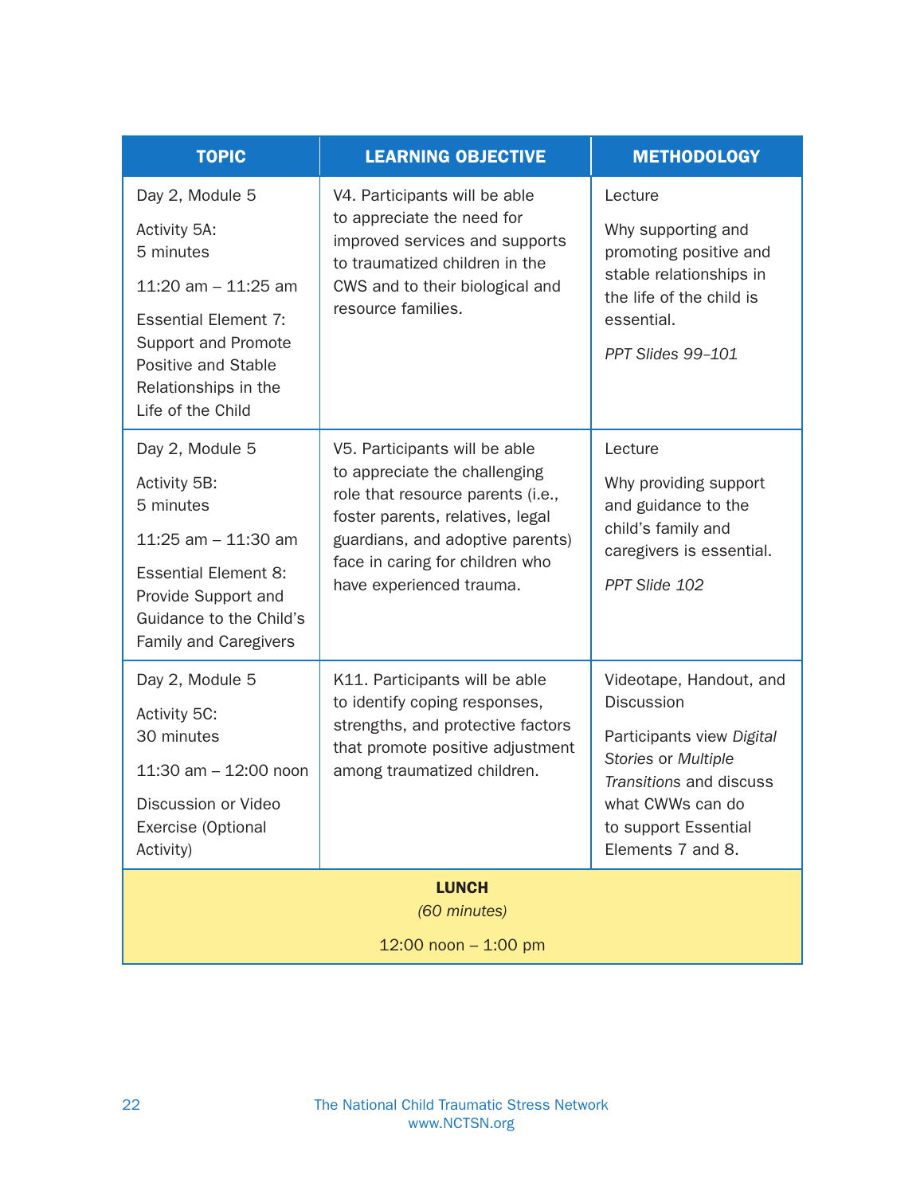| TOPIC | LEARNING OBJECTIVE | METHODOLOGY |
|---|---|---|
| Day 2, Module 5<br><br>Activity 5A:<br>5 minutes<br><br>11:20 am – 11:25 am<br><br>Essential Element 7: Support and Promote Positive and Stable Relationships in the Life of the Child | V4. Participants will be able to appreciate the need for improved services and supports to traumatized children in the CWS and to their biological and resource families. | Lecture<br><br>Why supporting and promoting positive and stable relationships in the life of the child is essential.<br><br>*PPT Slides 99–101* |
| Day 2, Module 5<br><br>Activity 5B:<br>5 minutes<br><br>11:25 am – 11:30 am<br><br>Essential Element 8: Provide Support and Guidance to the Child's Family and Caregivers | V5. Participants will be able to appreciate the challenging role that resource parents (i.e., foster parents, relatives, legal guardians, and adoptive parents) face in caring for children who have experienced trauma. | Lecture<br><br>Why providing support and guidance to the child's family and caregivers is essential.<br><br>*PPT Slide 102* |
| Day 2, Module 5<br><br>Activity 5C:<br>30 minutes<br><br>11:30 am – 12:00 noon<br><br>Discussion or Video Exercise (Optional Activity) | K11. Participants will be able to identify coping responses, strengths, and protective factors that promote positive adjustment among traumatized children. | Videotape, Handout, and Discussion<br><br>Participants view *Digital Stories* or *Multiple Transitions* and discuss what CWWs can do to support Essential Elements 7 and 8. |
| **LUNCH**<br>*(60 minutes)*<br><br>12:00 noon – 1:00 pm | | |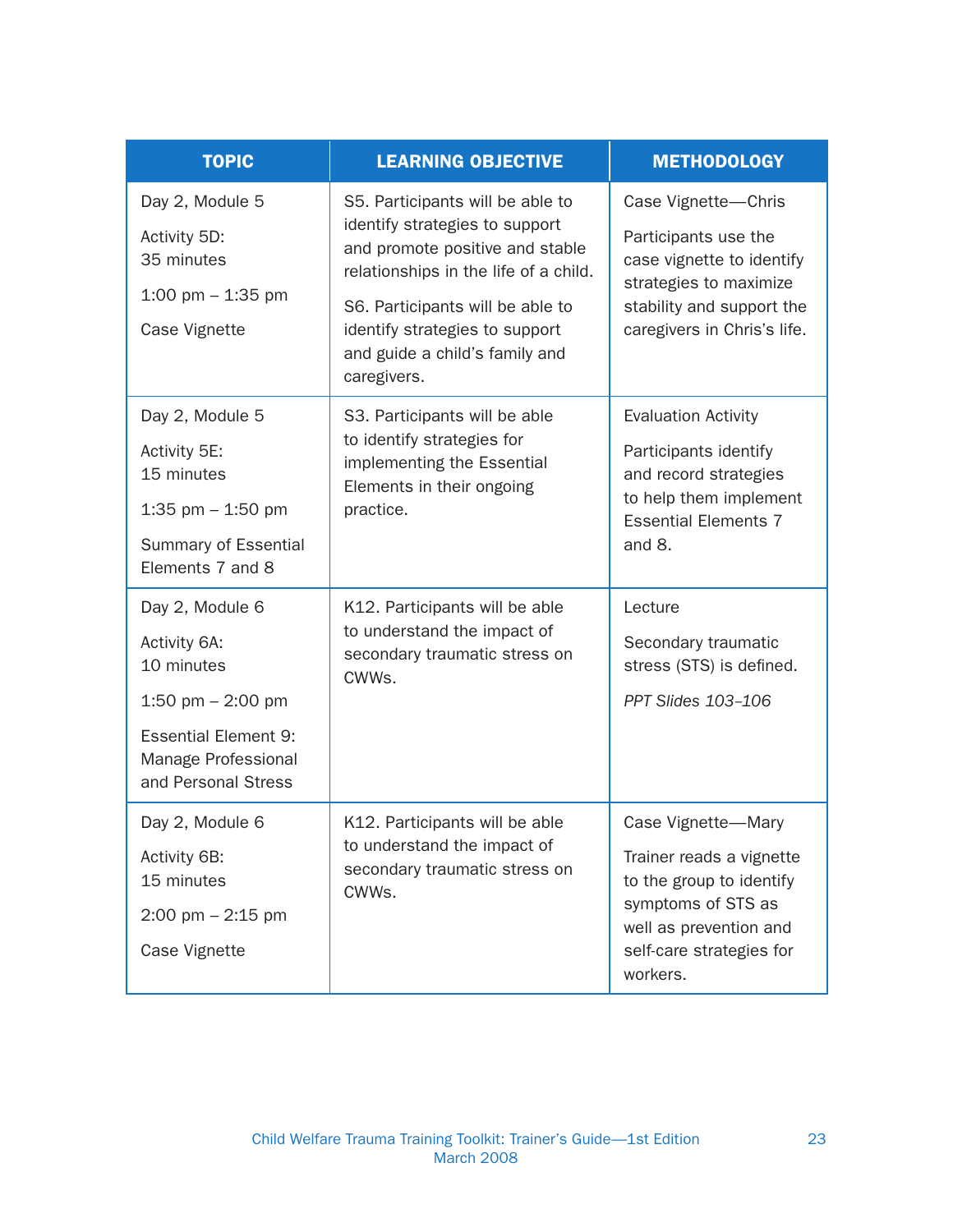| TOPIC | LEARNING OBJECTIVE | METHODOLOGY |
|---|---|---|
| Day 2, Module 5<br><br>Activity 5D:<br>35 minutes<br><br>1:00 pm – 1:35 pm<br><br>Case Vignette | S5. Participants will be able to identify strategies to support and promote positive and stable relationships in the life of a child.<br><br>S6. Participants will be able to identify strategies to support and guide a child's family and caregivers. | Case Vignette—Chris<br><br>Participants use the case vignette to identify strategies to maximize stability and support the caregivers in Chris's life. |
| Day 2, Module 5<br><br>Activity 5E:<br>15 minutes<br><br>1:35 pm – 1:50 pm<br><br>Summary of Essential Elements 7 and 8 | S3. Participants will be able to identify strategies for implementing the Essential Elements in their ongoing practice. | Evaluation Activity<br><br>Participants identify and record strategies to help them implement Essential Elements 7 and 8. |
| Day 2, Module 6<br><br>Activity 6A:<br>10 minutes<br><br>1:50 pm – 2:00 pm<br><br>Essential Element 9: Manage Professional and Personal Stress | K12. Participants will be able to understand the impact of secondary traumatic stress on CWWs. | Lecture<br><br>Secondary traumatic stress (STS) is defined.<br><br>*PPT Slides 103–106* |
| Day 2, Module 6<br><br>Activity 6B:<br>15 minutes<br><br>2:00 pm – 2:15 pm<br><br>Case Vignette | K12. Participants will be able to understand the impact of secondary traumatic stress on CWWs. | Case Vignette—Mary<br><br>Trainer reads a vignette to the group to identify symptoms of STS as well as prevention and self-care strategies for workers. |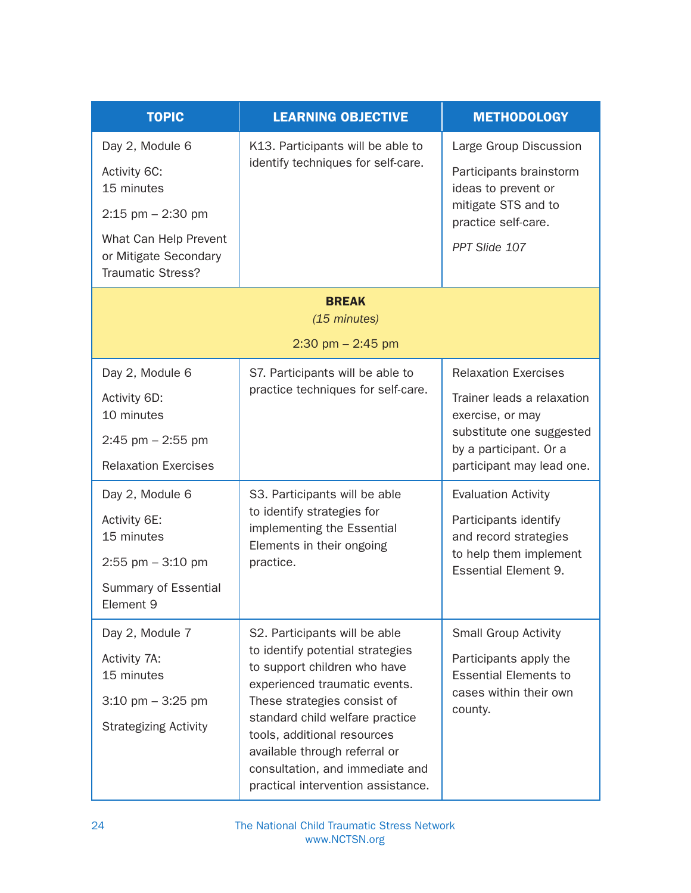| TOPIC | LEARNING OBJECTIVE | METHODOLOGY |
|---|---|---|
| Day 2, Module 6<br><br>Activity 6C:<br>15 minutes<br><br>2:15 pm – 2:30 pm<br><br>What Can Help Prevent or Mitigate Secondary Traumatic Stress? | K13. Participants will be able to identify techniques for self-care. | Large Group Discussion<br><br>Participants brainstorm ideas to prevent or mitigate STS and to practice self-care.<br><br>*PPT Slide 107* |
| **BREAK**<br>*(15 minutes)*<br><br>2:30 pm – 2:45 pm | | |
| Day 2, Module 6<br><br>Activity 6D:<br>10 minutes<br><br>2:45 pm – 2:55 pm<br><br>Relaxation Exercises | S7. Participants will be able to practice techniques for self-care. | Relaxation Exercises<br><br>Trainer leads a relaxation exercise, or may substitute one suggested by a participant. Or a participant may lead one. |
| Day 2, Module 6<br><br>Activity 6E:<br>15 minutes<br><br>2:55 pm – 3:10 pm<br><br>Summary of Essential Element 9 | S3. Participants will be able to identify strategies for implementing the Essential Elements in their ongoing practice. | Evaluation Activity<br><br>Participants identify and record strategies to help them implement Essential Element 9. |
| Day 2, Module 7<br><br>Activity 7A:<br>15 minutes<br><br>3:10 pm – 3:25 pm<br><br>Strategizing Activity | S2. Participants will be able to identify potential strategies to support children who have experienced traumatic events. These strategies consist of standard child welfare practice tools, additional resources available through referral or consultation, and immediate and practical intervention assistance. | Small Group Activity<br><br>Participants apply the Essential Elements to cases within their own county. |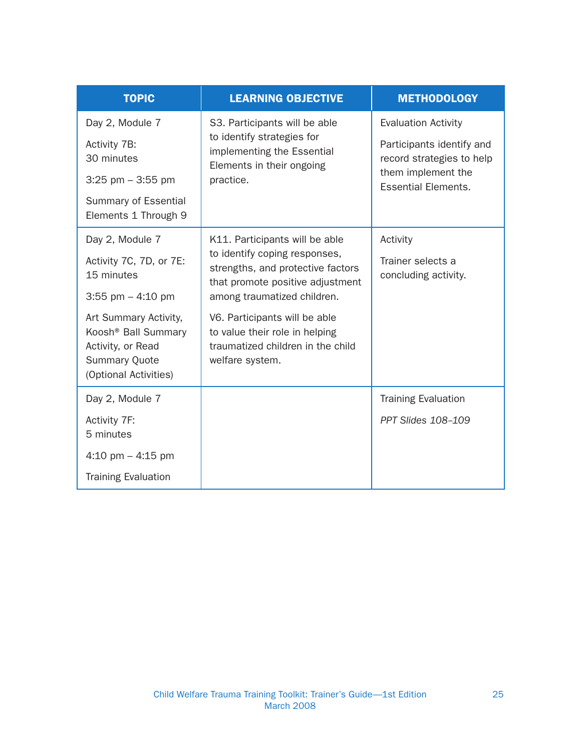| TOPIC | LEARNING OBJECTIVE | METHODOLOGY |
|---|---|---|
| Day 2, Module 7<br><br>Activity 7B:<br>30 minutes<br><br>3:25 pm – 3:55 pm<br><br>Summary of Essential Elements 1 Through 9 | S3. Participants will be able to identify strategies for implementing the Essential Elements in their ongoing practice. | Evaluation Activity<br><br>Participants identify and record strategies to help them implement the Essential Elements. |
| Day 2, Module 7<br><br>Activity 7C, 7D, or 7E:<br>15 minutes<br><br>3:55 pm – 4:10 pm<br><br>Art Summary Activity, Koosh® Ball Summary Activity, or Read Summary Quote (Optional Activities) | K11. Participants will be able to identify coping responses, strengths, and protective factors that promote positive adjustment among traumatized children.<br><br>V6. Participants will be able to value their role in helping traumatized children in the child welfare system. | Activity<br><br>Trainer selects a concluding activity. |
| Day 2, Module 7<br><br>Activity 7F:<br>5 minutes<br><br>4:10 pm – 4:15 pm<br><br>Training Evaluation | | Training Evaluation<br><br>*PPT Slides 108–109* |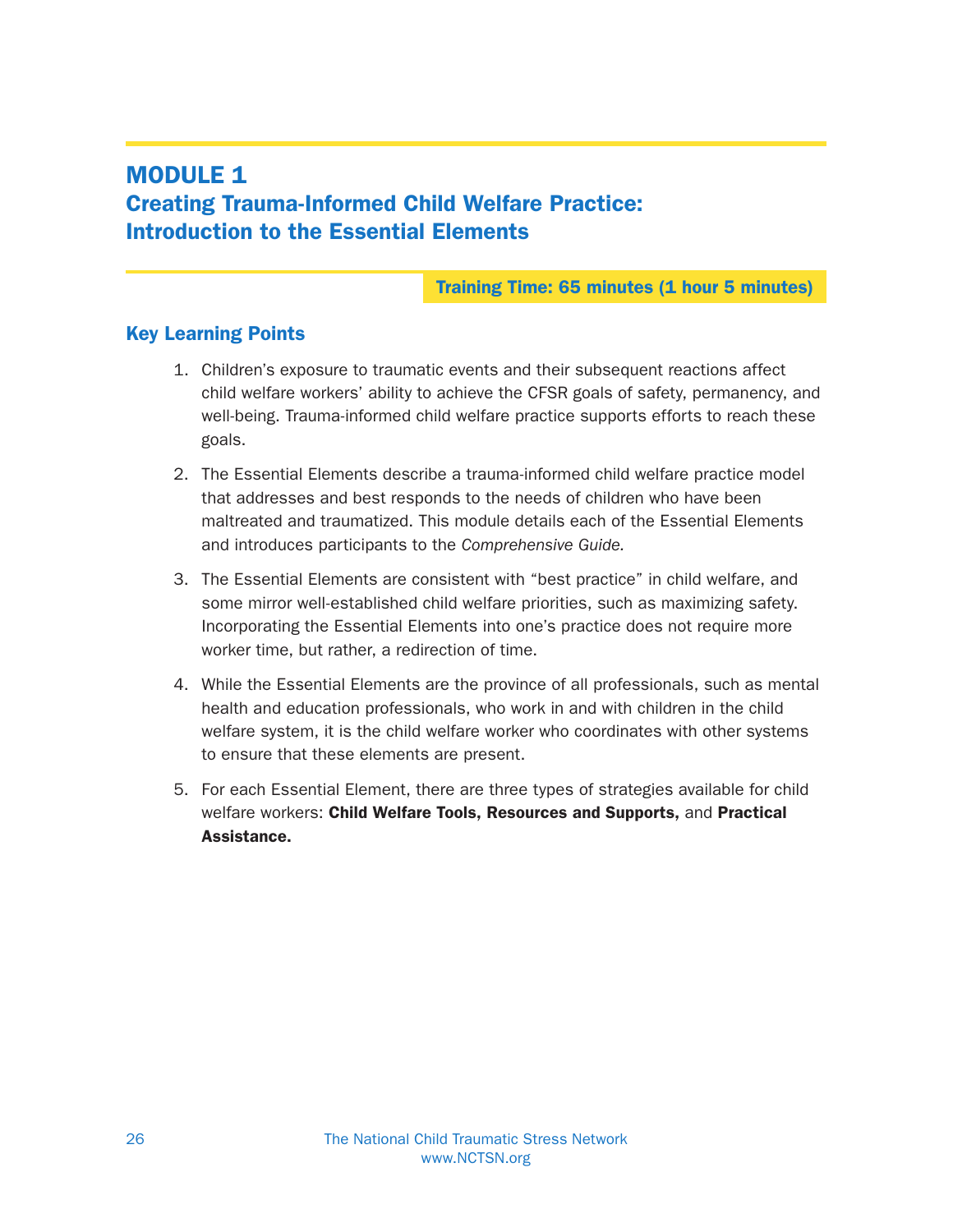# MODULE 1

## Creating Trauma-Informed Child Welfare Practice: Introduction to the Essential Elements

**Training Time: 65 minutes (1 hour 5 minutes)**

### Key Learning Points

1. Children's exposure to traumatic events and their subsequent reactions affect child welfare workers' ability to achieve the CFSR goals of safety, permanency, and well-being. Trauma-informed child welfare practice supports efforts to reach these goals.

2. The Essential Elements describe a trauma-informed child welfare practice model that addresses and best responds to the needs of children who have been maltreated and traumatized. This module details each of the Essential Elements and introduces participants to the *Comprehensive Guide.*

3. The Essential Elements are consistent with "best practice" in child welfare, and some mirror well-established child welfare priorities, such as maximizing safety. Incorporating the Essential Elements into one's practice does not require more worker time, but rather, a redirection of time.

4. While the Essential Elements are the province of all professionals, such as mental health and education professionals, who work in and with children in the child welfare system, it is the child welfare worker who coordinates with other systems to ensure that these elements are present.

5. For each Essential Element, there are three types of strategies available for child welfare workers: **Child Welfare Tools, Resources and Supports,** and **Practical Assistance.**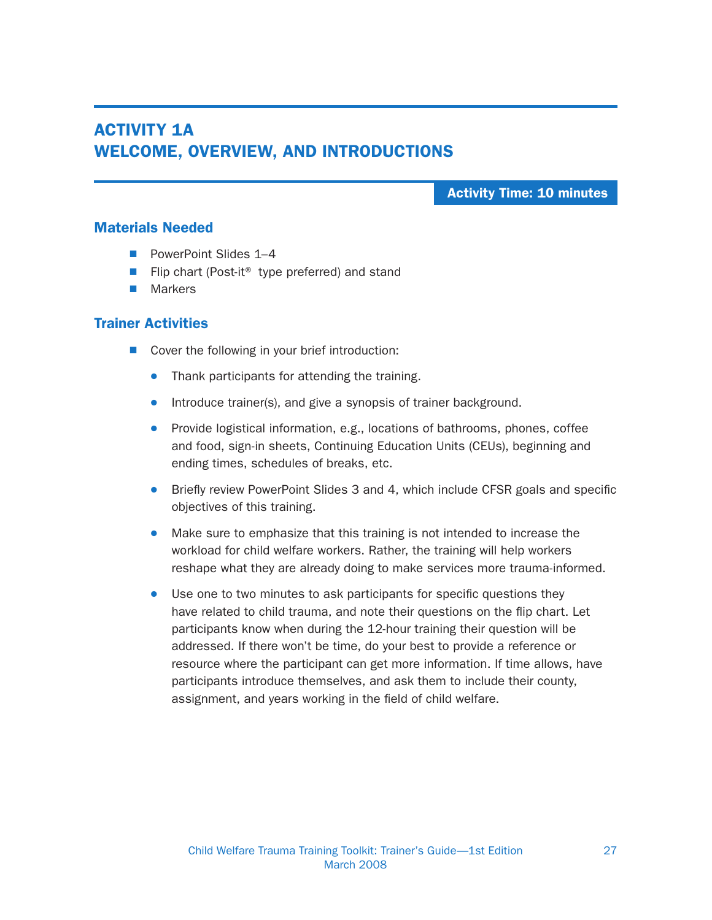# ACTIVITY 1A
# WELCOME, OVERVIEW, AND INTRODUCTIONS

**Activity Time: 10 minutes**

## Materials Needed

- PowerPoint Slides 1–4
- Flip chart (Post-it® type preferred) and stand
- Markers

## Trainer Activities

- Cover the following in your brief introduction:
  - Thank participants for attending the training.
  - Introduce trainer(s), and give a synopsis of trainer background.
  - Provide logistical information, e.g., locations of bathrooms, phones, coffee and food, sign-in sheets, Continuing Education Units (CEUs), beginning and ending times, schedules of breaks, etc.
  - Briefly review PowerPoint Slides 3 and 4, which include CFSR goals and specific objectives of this training.
  - Make sure to emphasize that this training is not intended to increase the workload for child welfare workers. Rather, the training will help workers reshape what they are already doing to make services more trauma-informed.
  - Use one to two minutes to ask participants for specific questions they have related to child trauma, and note their questions on the flip chart. Let participants know when during the 12-hour training their question will be addressed. If there won't be time, do your best to provide a reference or resource where the participant can get more information. If time allows, have participants introduce themselves, and ask them to include their county, assignment, and years working in the field of child welfare.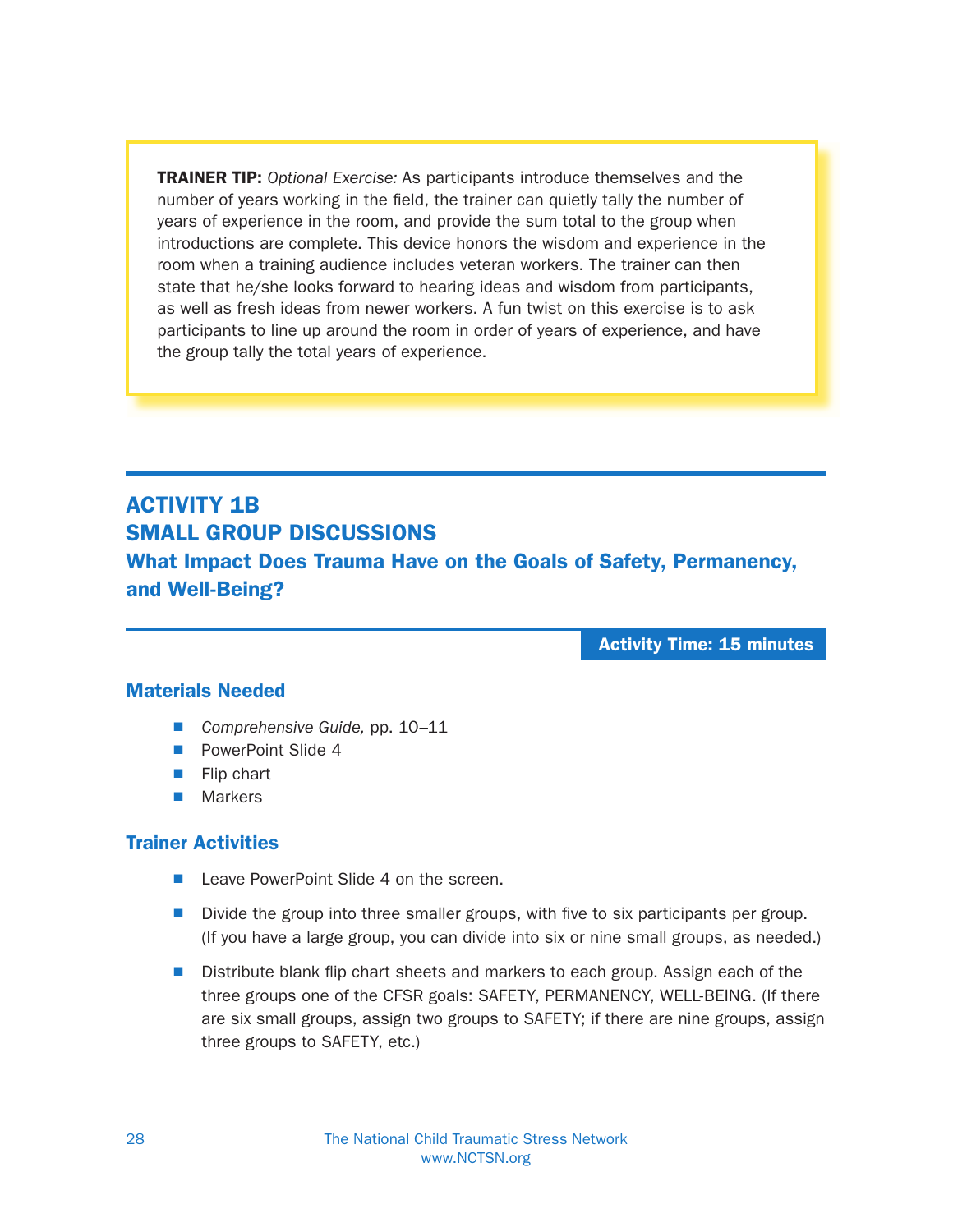> **TRAINER TIP:** *Optional Exercise:* As participants introduce themselves and the number of years working in the field, the trainer can quietly tally the number of years of experience in the room, and provide the sum total to the group when introductions are complete. This device honors the wisdom and experience in the room when a training audience includes veteran workers. The trainer can then state that he/she looks forward to hearing ideas and wisdom from participants, as well as fresh ideas from newer workers. A fun twist on this exercise is to ask participants to line up around the room in order of years of experience, and have the group tally the total years of experience.

## ACTIVITY 1B
## SMALL GROUP DISCUSSIONS
### What Impact Does Trauma Have on the Goals of Safety, Permanency, and Well-Being?

**Activity Time: 15 minutes**

### Materials Needed

- *Comprehensive Guide,* pp. 10–11
- PowerPoint Slide 4
- Flip chart
- Markers

### Trainer Activities

- Leave PowerPoint Slide 4 on the screen.
- Divide the group into three smaller groups, with five to six participants per group. (If you have a large group, you can divide into six or nine small groups, as needed.)
- Distribute blank flip chart sheets and markers to each group. Assign each of the three groups one of the CFSR goals: SAFETY, PERMANENCY, WELL-BEING. (If there are six small groups, assign two groups to SAFETY; if there are nine groups, assign three groups to SAFETY, etc.)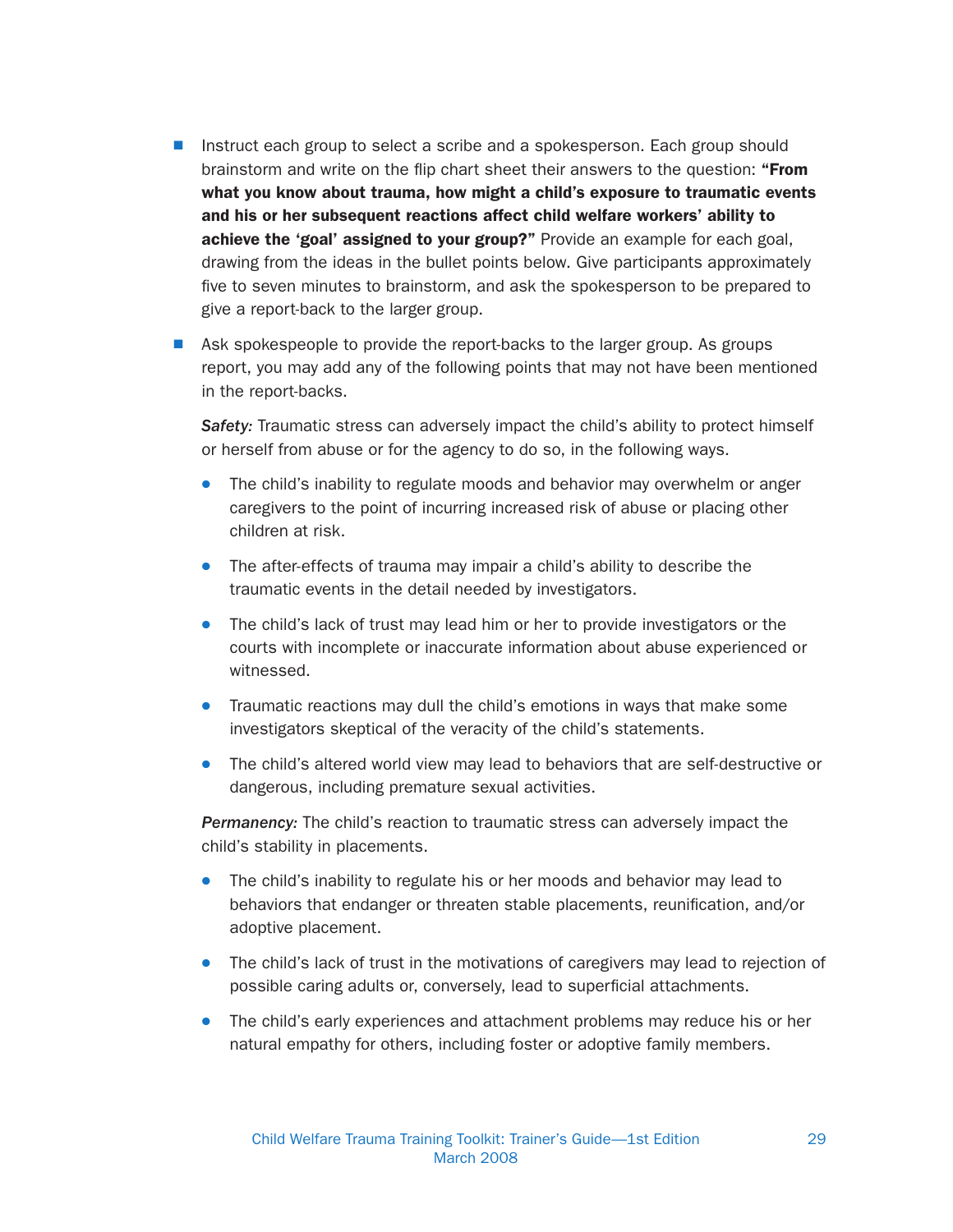- Instruct each group to select a scribe and a spokesperson. Each group should brainstorm and write on the flip chart sheet their answers to the question: **"From what you know about trauma, how might a child's exposure to traumatic events and his or her subsequent reactions affect child welfare workers' ability to achieve the 'goal' assigned to your group?"** Provide an example for each goal, drawing from the ideas in the bullet points below. Give participants approximately five to seven minutes to brainstorm, and ask the spokesperson to be prepared to give a report-back to the larger group.

- Ask spokespeople to provide the report-backs to the larger group. As groups report, you may add any of the following points that may not have been mentioned in the report-backs.

  ***Safety:*** Traumatic stress can adversely impact the child's ability to protect himself or herself from abuse or for the agency to do so, in the following ways.

  - The child's inability to regulate moods and behavior may overwhelm or anger caregivers to the point of incurring increased risk of abuse or placing other children at risk.
  - The after-effects of trauma may impair a child's ability to describe the traumatic events in the detail needed by investigators.
  - The child's lack of trust may lead him or her to provide investigators or the courts with incomplete or inaccurate information about abuse experienced or witnessed.
  - Traumatic reactions may dull the child's emotions in ways that make some investigators skeptical of the veracity of the child's statements.
  - The child's altered world view may lead to behaviors that are self-destructive or dangerous, including premature sexual activities.

  ***Permanency:*** The child's reaction to traumatic stress can adversely impact the child's stability in placements.

  - The child's inability to regulate his or her moods and behavior may lead to behaviors that endanger or threaten stable placements, reunification, and/or adoptive placement.
  - The child's lack of trust in the motivations of caregivers may lead to rejection of possible caring adults or, conversely, lead to superficial attachments.
  - The child's early experiences and attachment problems may reduce his or her natural empathy for others, including foster or adoptive family members.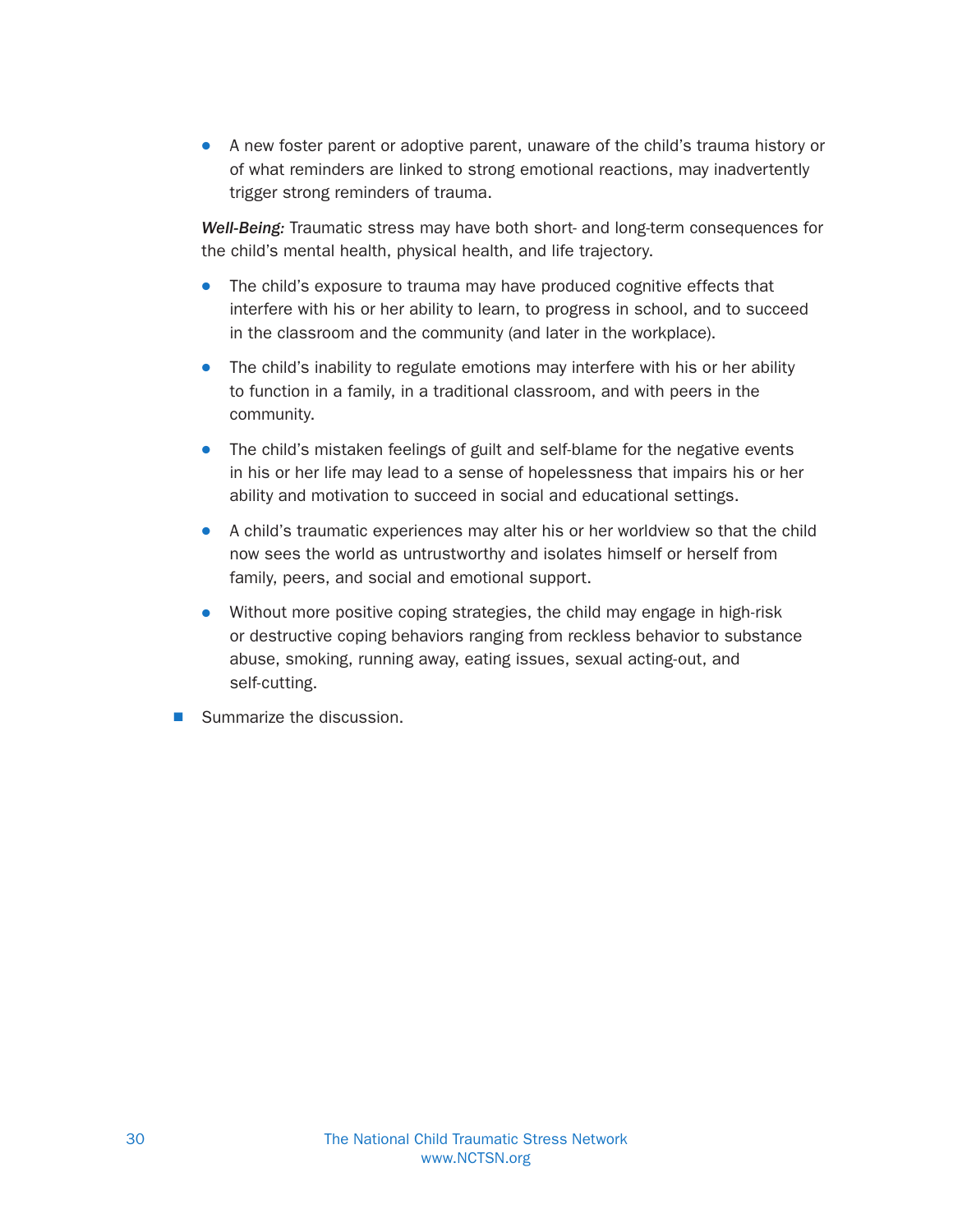- A new foster parent or adoptive parent, unaware of the child's trauma history or of what reminders are linked to strong emotional reactions, may inadvertently trigger strong reminders of trauma.

***Well-Being:*** Traumatic stress may have both short- and long-term consequences for the child's mental health, physical health, and life trajectory.

- The child's exposure to trauma may have produced cognitive effects that interfere with his or her ability to learn, to progress in school, and to succeed in the classroom and the community (and later in the workplace).
- The child's inability to regulate emotions may interfere with his or her ability to function in a family, in a traditional classroom, and with peers in the community.
- The child's mistaken feelings of guilt and self-blame for the negative events in his or her life may lead to a sense of hopelessness that impairs his or her ability and motivation to succeed in social and educational settings.
- A child's traumatic experiences may alter his or her worldview so that the child now sees the world as untrustworthy and isolates himself or herself from family, peers, and social and emotional support.
- Without more positive coping strategies, the child may engage in high-risk or destructive coping behaviors ranging from reckless behavior to substance abuse, smoking, running away, eating issues, sexual acting-out, and self-cutting.

- Summarize the discussion.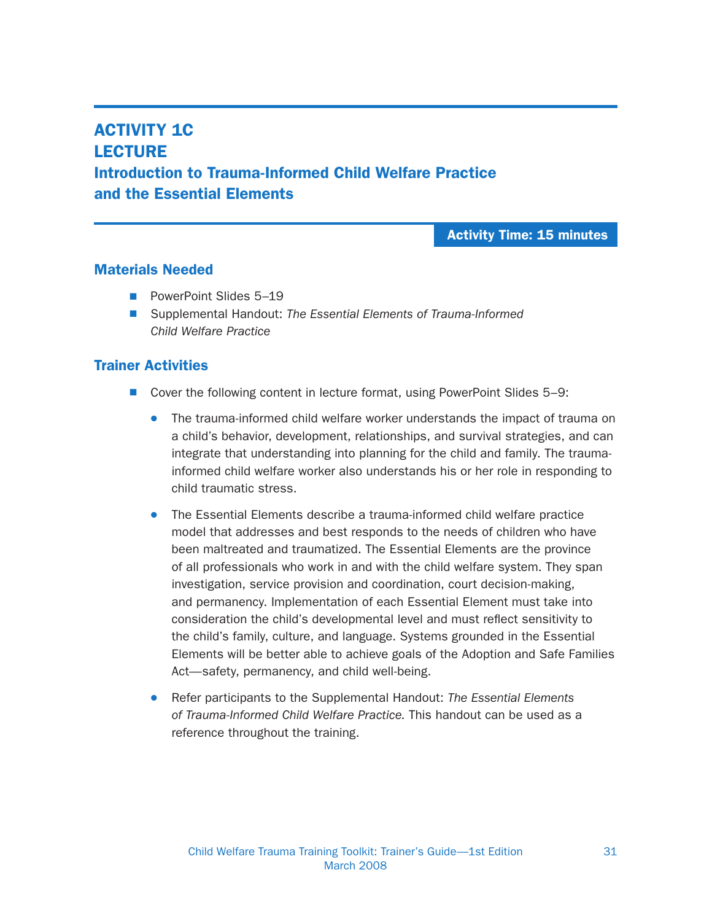# ACTIVITY 1C
# LECTURE
## Introduction to Trauma-Informed Child Welfare Practice and the Essential Elements

**Activity Time: 15 minutes**

### Materials Needed

- PowerPoint Slides 5–19
- Supplemental Handout: *The Essential Elements of Trauma-Informed Child Welfare Practice*

### Trainer Activities

- Cover the following content in lecture format, using PowerPoint Slides 5–9:
  - The trauma-informed child welfare worker understands the impact of trauma on a child's behavior, development, relationships, and survival strategies, and can integrate that understanding into planning for the child and family. The trauma-informed child welfare worker also understands his or her role in responding to child traumatic stress.
  - The Essential Elements describe a trauma-informed child welfare practice model that addresses and best responds to the needs of children who have been maltreated and traumatized. The Essential Elements are the province of all professionals who work in and with the child welfare system. They span investigation, service provision and coordination, court decision-making, and permanency. Implementation of each Essential Element must take into consideration the child's developmental level and must reflect sensitivity to the child's family, culture, and language. Systems grounded in the Essential Elements will be better able to achieve goals of the Adoption and Safe Families Act—safety, permanency, and child well-being.
  - Refer participants to the Supplemental Handout: *The Essential Elements of Trauma-Informed Child Welfare Practice.* This handout can be used as a reference throughout the training.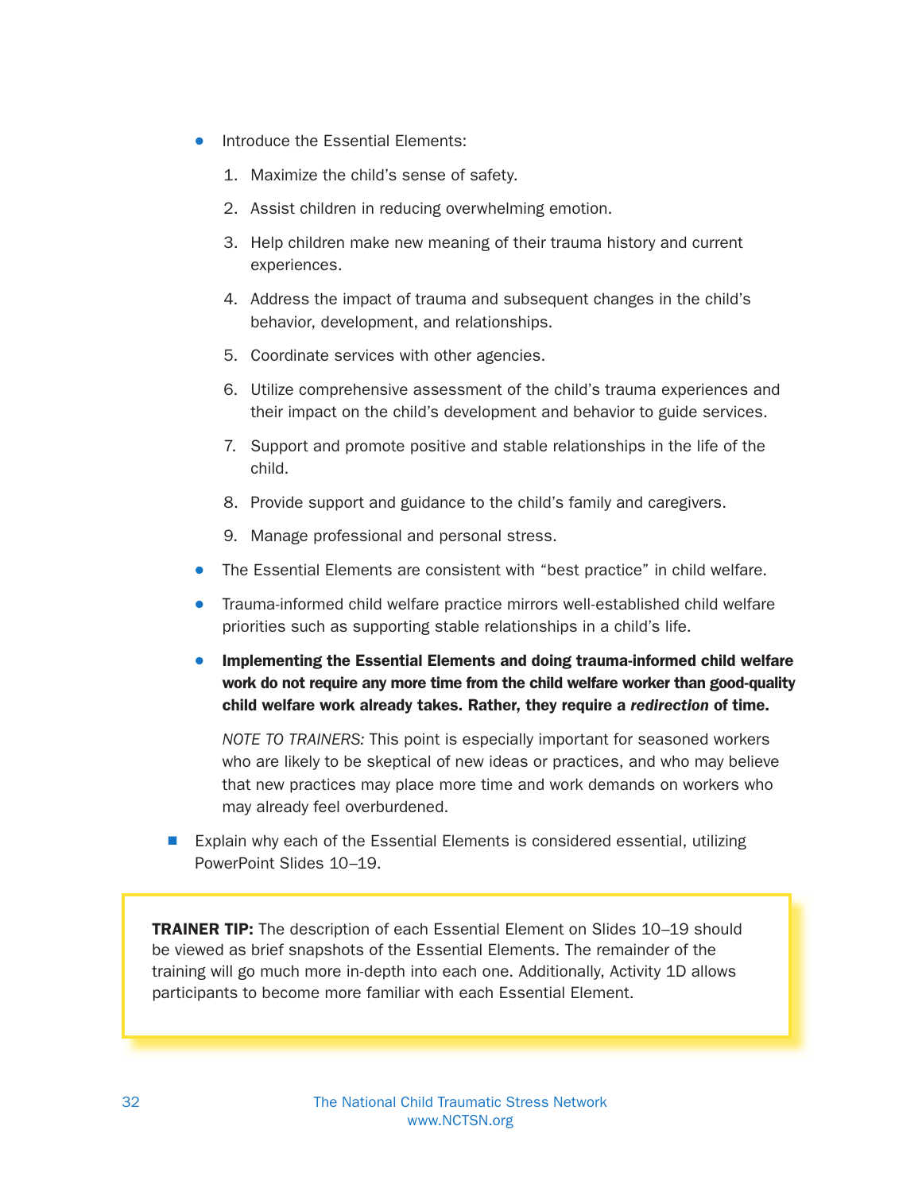- Introduce the Essential Elements:

  1. Maximize the child's sense of safety.
  2. Assist children in reducing overwhelming emotion.
  3. Help children make new meaning of their trauma history and current experiences.
  4. Address the impact of trauma and subsequent changes in the child's behavior, development, and relationships.
  5. Coordinate services with other agencies.
  6. Utilize comprehensive assessment of the child's trauma experiences and their impact on the child's development and behavior to guide services.
  7. Support and promote positive and stable relationships in the life of the child.
  8. Provide support and guidance to the child's family and caregivers.
  9. Manage professional and personal stress.

- The Essential Elements are consistent with "best practice" in child welfare.
- Trauma-informed child welfare practice mirrors well-established child welfare priorities such as supporting stable relationships in a child's life.
- **Implementing the Essential Elements and doing trauma-informed child welfare work do not require any more time from the child welfare worker than good-quality child welfare work already takes. Rather, they require a *redirection* of time.**

  *NOTE TO TRAINERS:* This point is especially important for seasoned workers who are likely to be skeptical of new ideas or practices, and who may believe that new practices may place more time and work demands on workers who may already feel overburdened.

- Explain why each of the Essential Elements is considered essential, utilizing PowerPoint Slides 10–19.

**TRAINER TIP:** The description of each Essential Element on Slides 10–19 should be viewed as brief snapshots of the Essential Elements. The remainder of the training will go much more in-depth into each one. Additionally, Activity 1D allows participants to become more familiar with each Essential Element.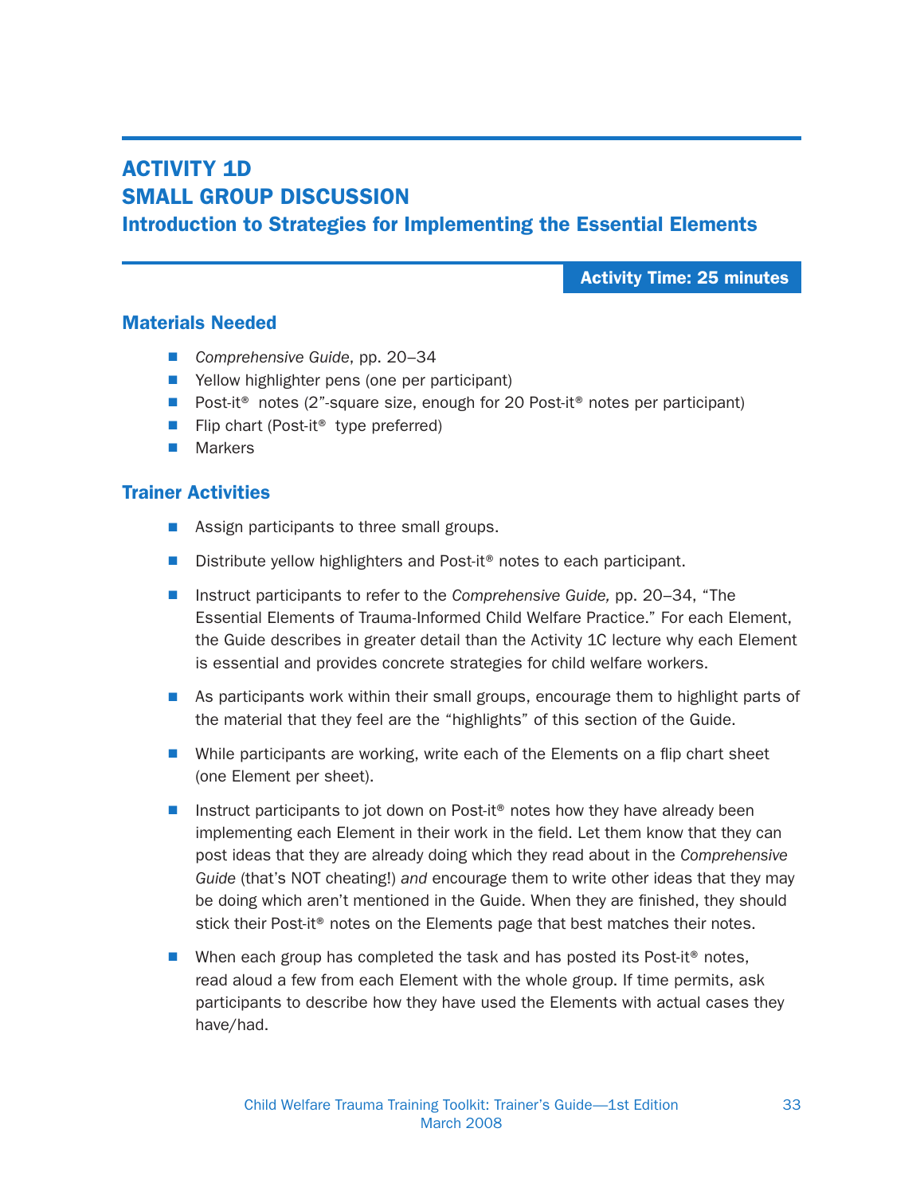# ACTIVITY 1D
# SMALL GROUP DISCUSSION
## Introduction to Strategies for Implementing the Essential Elements

**Activity Time: 25 minutes**

### Materials Needed

- *Comprehensive Guide*, pp. 20–34
- Yellow highlighter pens (one per participant)
- Post-it® notes (2”-square size, enough for 20 Post-it® notes per participant)
- Flip chart (Post-it® type preferred)
- Markers

### Trainer Activities

- Assign participants to three small groups.
- Distribute yellow highlighters and Post-it® notes to each participant.
- Instruct participants to refer to the *Comprehensive Guide,* pp. 20–34, “The Essential Elements of Trauma-Informed Child Welfare Practice.” For each Element, the Guide describes in greater detail than the Activity 1C lecture why each Element is essential and provides concrete strategies for child welfare workers.
- As participants work within their small groups, encourage them to highlight parts of the material that they feel are the “highlights” of this section of the Guide.
- While participants are working, write each of the Elements on a flip chart sheet (one Element per sheet).
- Instruct participants to jot down on Post-it® notes how they have already been implementing each Element in their work in the field. Let them know that they can post ideas that they are already doing which they read about in the *Comprehensive Guide* (that’s NOT cheating!) *and* encourage them to write other ideas that they may be doing which aren’t mentioned in the Guide. When they are finished, they should stick their Post-it® notes on the Elements page that best matches their notes.
- When each group has completed the task and has posted its Post-it® notes, read aloud a few from each Element with the whole group. If time permits, ask participants to describe how they have used the Elements with actual cases they have/had.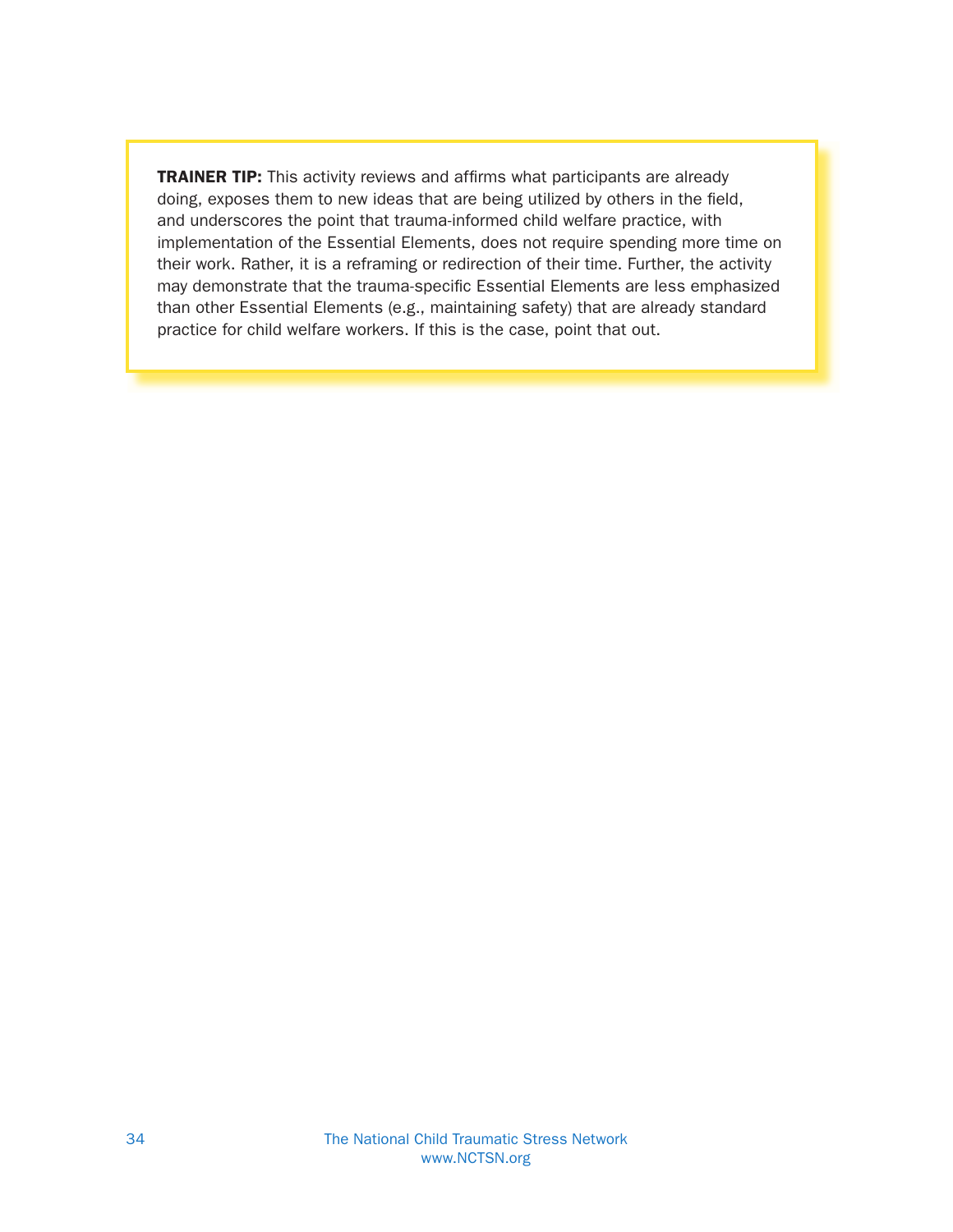**TRAINER TIP:** This activity reviews and affirms what participants are already doing, exposes them to new ideas that are being utilized by others in the field, and underscores the point that trauma-informed child welfare practice, with implementation of the Essential Elements, does not require spending more time on their work. Rather, it is a reframing or redirection of their time. Further, the activity may demonstrate that the trauma-specific Essential Elements are less emphasized than other Essential Elements (e.g., maintaining safety) that are already standard practice for child welfare workers. If this is the case, point that out.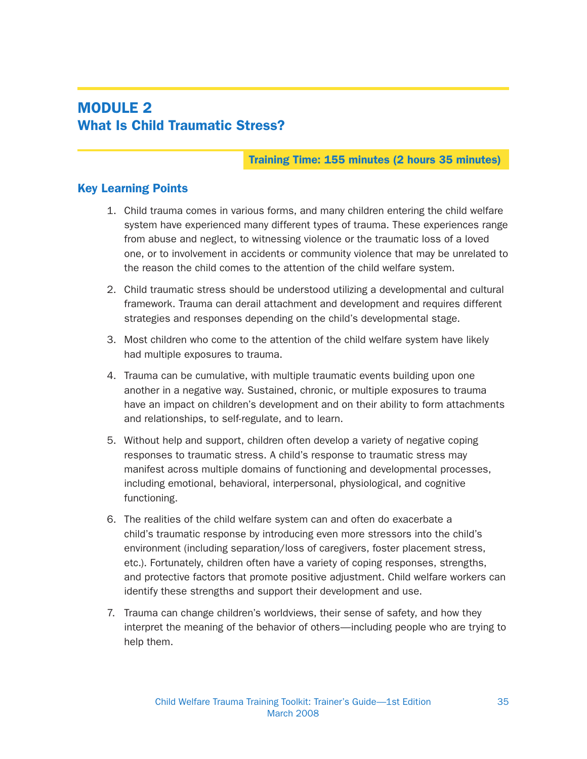# MODULE 2
## What Is Child Traumatic Stress?

**Training Time: 155 minutes (2 hours 35 minutes)**

### Key Learning Points

1. Child trauma comes in various forms, and many children entering the child welfare system have experienced many different types of trauma. These experiences range from abuse and neglect, to witnessing violence or the traumatic loss of a loved one, or to involvement in accidents or community violence that may be unrelated to the reason the child comes to the attention of the child welfare system.

2. Child traumatic stress should be understood utilizing a developmental and cultural framework. Trauma can derail attachment and development and requires different strategies and responses depending on the child's developmental stage.

3. Most children who come to the attention of the child welfare system have likely had multiple exposures to trauma.

4. Trauma can be cumulative, with multiple traumatic events building upon one another in a negative way. Sustained, chronic, or multiple exposures to trauma have an impact on children's development and on their ability to form attachments and relationships, to self-regulate, and to learn.

5. Without help and support, children often develop a variety of negative coping responses to traumatic stress. A child's response to traumatic stress may manifest across multiple domains of functioning and developmental processes, including emotional, behavioral, interpersonal, physiological, and cognitive functioning.

6. The realities of the child welfare system can and often do exacerbate a child's traumatic response by introducing even more stressors into the child's environment (including separation/loss of caregivers, foster placement stress, etc.). Fortunately, children often have a variety of coping responses, strengths, and protective factors that promote positive adjustment. Child welfare workers can identify these strengths and support their development and use.

7. Trauma can change children's worldviews, their sense of safety, and how they interpret the meaning of the behavior of others—including people who are trying to help them.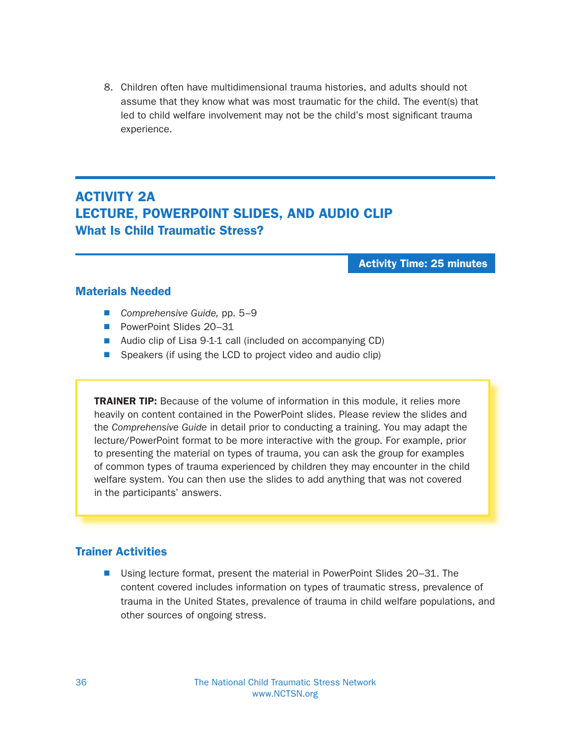8. Children often have multidimensional trauma histories, and adults should not assume that they know what was most traumatic for the child. The event(s) that led to child welfare involvement may not be the child's most significant trauma experience.

## ACTIVITY 2A
## LECTURE, POWERPOINT SLIDES, AND AUDIO CLIP
### What Is Child Traumatic Stress?

**Activity Time: 25 minutes**

### Materials Needed

- *Comprehensive Guide,* pp. 5–9
- PowerPoint Slides 20–31
- Audio clip of Lisa 9-1-1 call (included on accompanying CD)
- Speakers (if using the LCD to project video and audio clip)

> **TRAINER TIP:** Because of the volume of information in this module, it relies more heavily on content contained in the PowerPoint slides. Please review the slides and the *Comprehensive Guide* in detail prior to conducting a training. You may adapt the lecture/PowerPoint format to be more interactive with the group. For example, prior to presenting the material on types of trauma, you can ask the group for examples of common types of trauma experienced by children they may encounter in the child welfare system. You can then use the slides to add anything that was not covered in the participants' answers.

### Trainer Activities

- Using lecture format, present the material in PowerPoint Slides 20–31. The content covered includes information on types of traumatic stress, prevalence of trauma in the United States, prevalence of trauma in child welfare populations, and other sources of ongoing stress.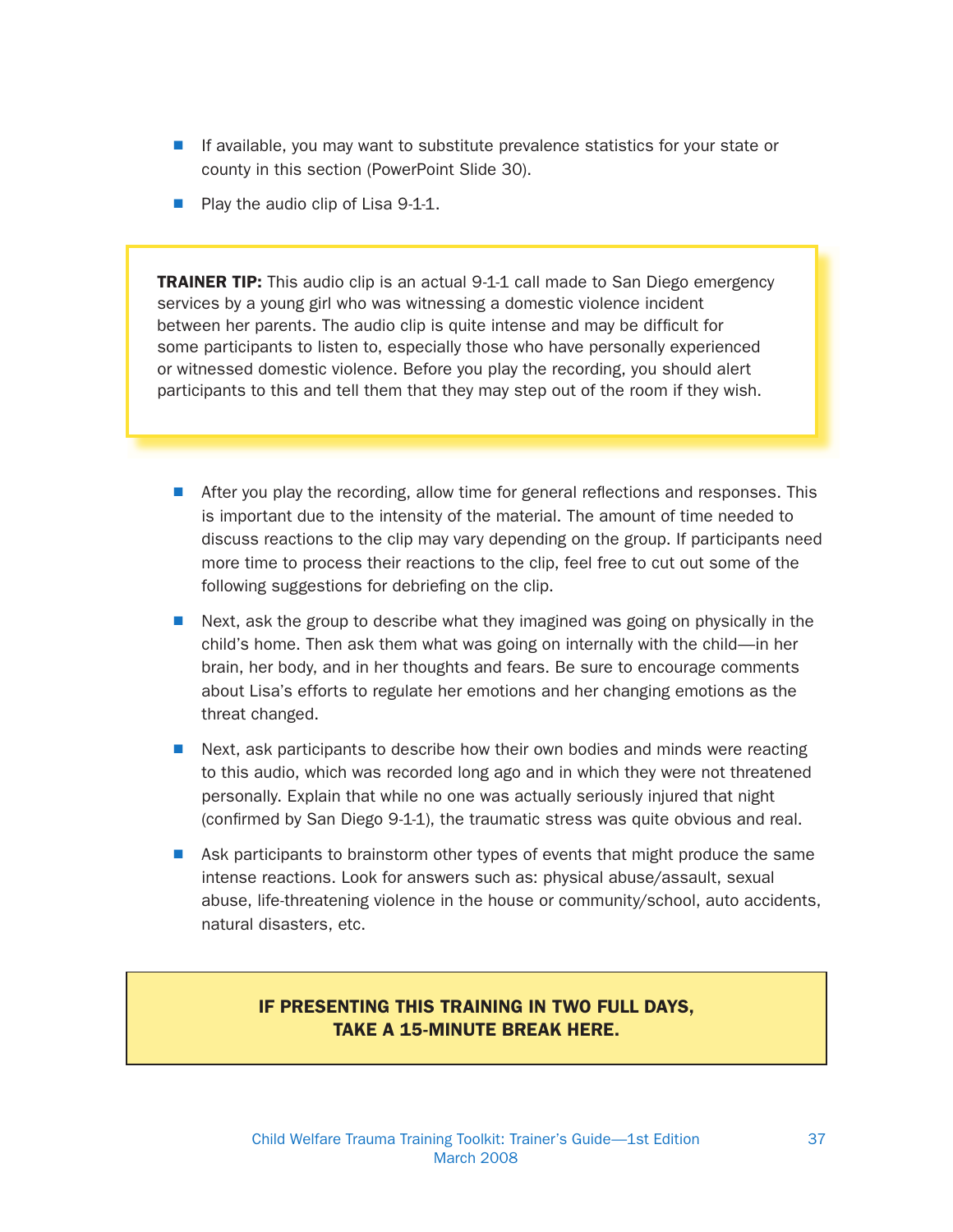- If available, you may want to substitute prevalence statistics for your state or county in this section (PowerPoint Slide 30).
- Play the audio clip of Lisa 9-1-1.

> **TRAINER TIP:** This audio clip is an actual 9-1-1 call made to San Diego emergency services by a young girl who was witnessing a domestic violence incident between her parents. The audio clip is quite intense and may be difficult for some participants to listen to, especially those who have personally experienced or witnessed domestic violence. Before you play the recording, you should alert participants to this and tell them that they may step out of the room if they wish.

- After you play the recording, allow time for general reflections and responses. This is important due to the intensity of the material. The amount of time needed to discuss reactions to the clip may vary depending on the group. If participants need more time to process their reactions to the clip, feel free to cut out some of the following suggestions for debriefing on the clip.
- Next, ask the group to describe what they imagined was going on physically in the child's home. Then ask them what was going on internally with the child—in her brain, her body, and in her thoughts and fears. Be sure to encourage comments about Lisa's efforts to regulate her emotions and her changing emotions as the threat changed.
- Next, ask participants to describe how their own bodies and minds were reacting to this audio, which was recorded long ago and in which they were not threatened personally. Explain that while no one was actually seriously injured that night (confirmed by San Diego 9-1-1), the traumatic stress was quite obvious and real.
- Ask participants to brainstorm other types of events that might produce the same intense reactions. Look for answers such as: physical abuse/assault, sexual abuse, life-threatening violence in the house or community/school, auto accidents, natural disasters, etc.

**IF PRESENTING THIS TRAINING IN TWO FULL DAYS, TAKE A 15-MINUTE BREAK HERE.**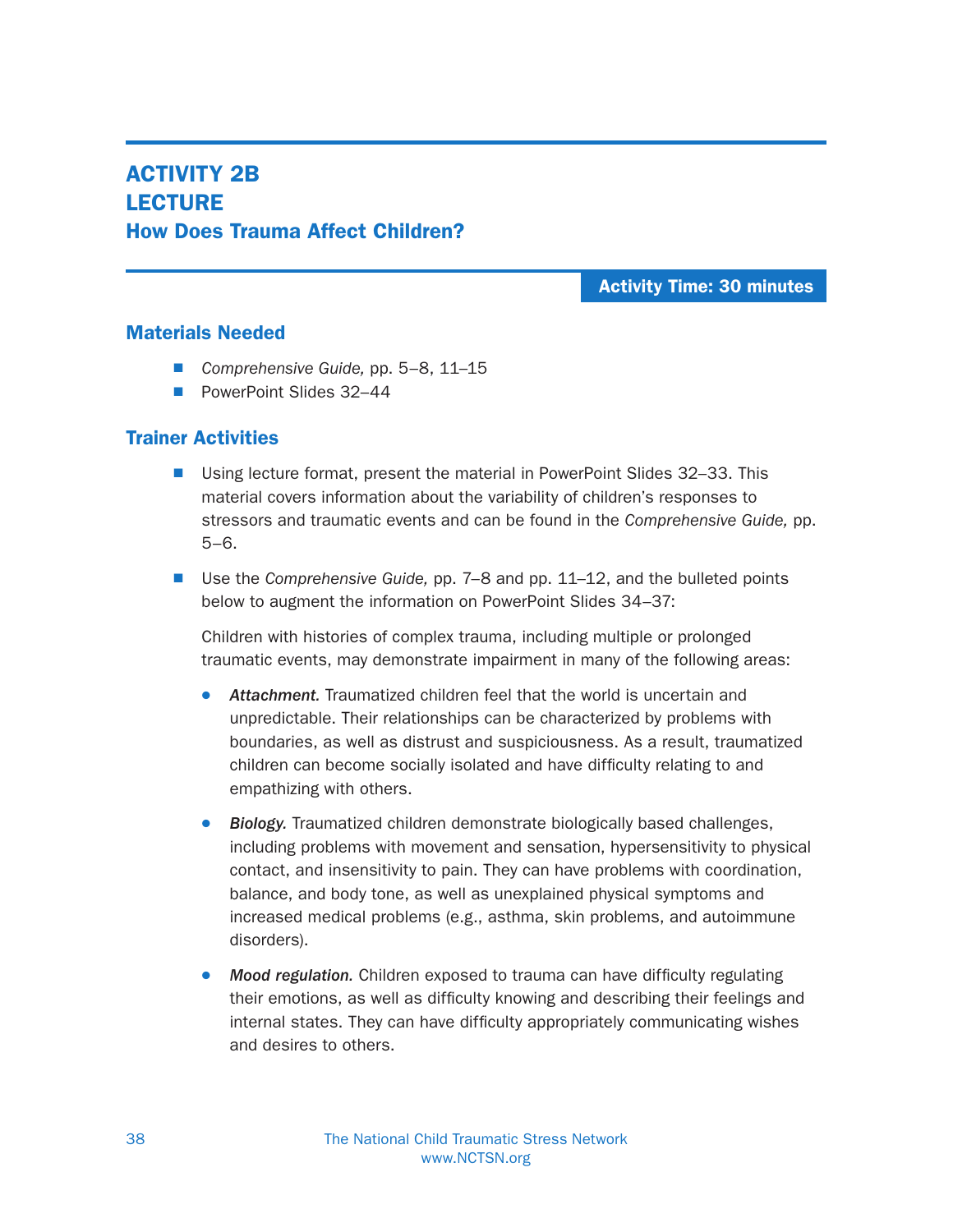# ACTIVITY 2B
# LECTURE
## How Does Trauma Affect Children?

**Activity Time: 30 minutes**

### Materials Needed

- *Comprehensive Guide,* pp. 5–8, 11–15
- PowerPoint Slides 32–44

### Trainer Activities

- Using lecture format, present the material in PowerPoint Slides 32–33. This material covers information about the variability of children's responses to stressors and traumatic events and can be found in the *Comprehensive Guide,* pp. 5–6.

- Use the *Comprehensive Guide,* pp. 7–8 and pp. 11–12, and the bulleted points below to augment the information on PowerPoint Slides 34–37:

  Children with histories of complex trauma, including multiple or prolonged traumatic events, may demonstrate impairment in many of the following areas:

  - ***Attachment.*** Traumatized children feel that the world is uncertain and unpredictable. Their relationships can be characterized by problems with boundaries, as well as distrust and suspiciousness. As a result, traumatized children can become socially isolated and have difficulty relating to and empathizing with others.

  - ***Biology.*** Traumatized children demonstrate biologically based challenges, including problems with movement and sensation, hypersensitivity to physical contact, and insensitivity to pain. They can have problems with coordination, balance, and body tone, as well as unexplained physical symptoms and increased medical problems (e.g., asthma, skin problems, and autoimmune disorders).

  - ***Mood regulation.*** Children exposed to trauma can have difficulty regulating their emotions, as well as difficulty knowing and describing their feelings and internal states. They can have difficulty appropriately communicating wishes and desires to others.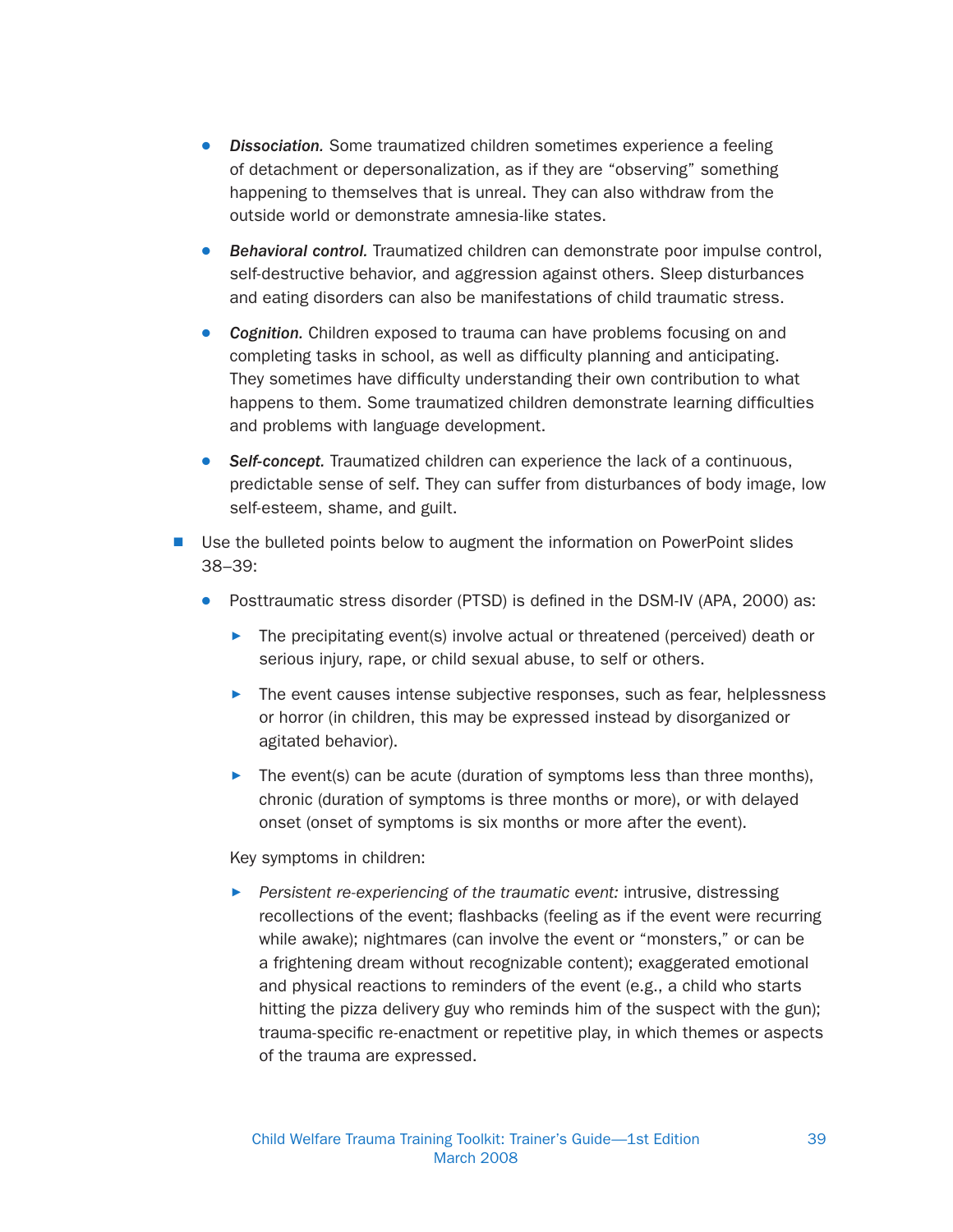- ***Dissociation.*** Some traumatized children sometimes experience a feeling of detachment or depersonalization, as if they are "observing" something happening to themselves that is unreal. They can also withdraw from the outside world or demonstrate amnesia-like states.
- ***Behavioral control.*** Traumatized children can demonstrate poor impulse control, self-destructive behavior, and aggression against others. Sleep disturbances and eating disorders can also be manifestations of child traumatic stress.
- ***Cognition.*** Children exposed to trauma can have problems focusing on and completing tasks in school, as well as difficulty planning and anticipating. They sometimes have difficulty understanding their own contribution to what happens to them. Some traumatized children demonstrate learning difficulties and problems with language development.
- ***Self-concept.*** Traumatized children can experience the lack of a continuous, predictable sense of self. They can suffer from disturbances of body image, low self-esteem, shame, and guilt.

- Use the bulleted points below to augment the information on PowerPoint slides 38–39:
  - Posttraumatic stress disorder (PTSD) is defined in the DSM-IV (APA, 2000) as:
    - The precipitating event(s) involve actual or threatened (perceived) death or serious injury, rape, or child sexual abuse, to self or others.
    - The event causes intense subjective responses, such as fear, helplessness or horror (in children, this may be expressed instead by disorganized or agitated behavior).
    - The event(s) can be acute (duration of symptoms less than three months), chronic (duration of symptoms is three months or more), or with delayed onset (onset of symptoms is six months or more after the event).

    Key symptoms in children:

    - *Persistent re-experiencing of the traumatic event:* intrusive, distressing recollections of the event; flashbacks (feeling as if the event were recurring while awake); nightmares (can involve the event or "monsters," or can be a frightening dream without recognizable content); exaggerated emotional and physical reactions to reminders of the event (e.g., a child who starts hitting the pizza delivery guy who reminds him of the suspect with the gun); trauma-specific re-enactment or repetitive play, in which themes or aspects of the trauma are expressed.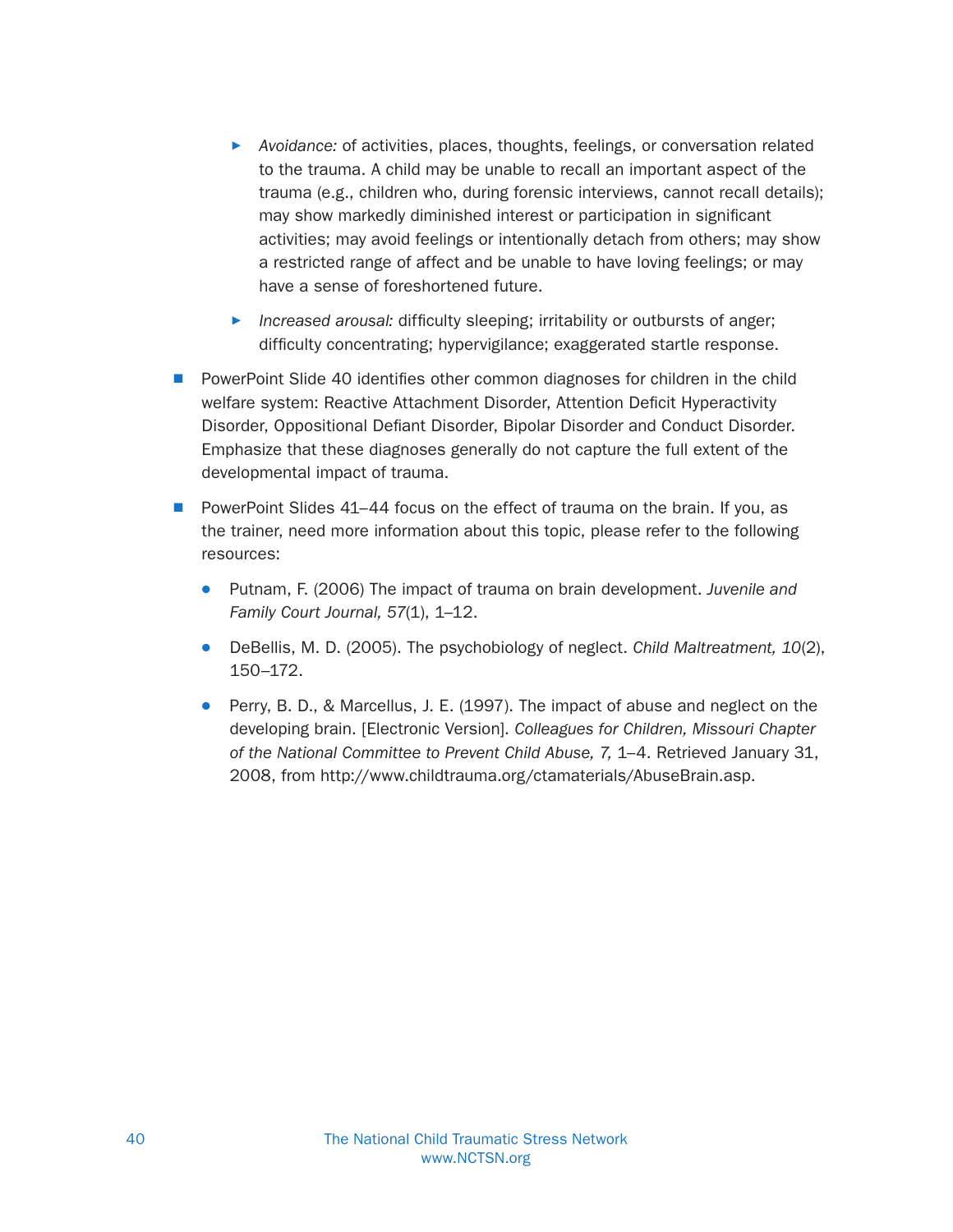- *Avoidance:* of activities, places, thoughts, feelings, or conversation related to the trauma. A child may be unable to recall an important aspect of the trauma (e.g., children who, during forensic interviews, cannot recall details); may show markedly diminished interest or participation in significant activities; may avoid feelings or intentionally detach from others; may show a restricted range of affect and be unable to have loving feelings; or may have a sense of foreshortened future.
  - *Increased arousal:* difficulty sleeping; irritability or outbursts of anger; difficulty concentrating; hypervigilance; exaggerated startle response.

- PowerPoint Slide 40 identifies other common diagnoses for children in the child welfare system: Reactive Attachment Disorder, Attention Deficit Hyperactivity Disorder, Oppositional Defiant Disorder, Bipolar Disorder and Conduct Disorder. Emphasize that these diagnoses generally do not capture the full extent of the developmental impact of trauma.

- PowerPoint Slides 41–44 focus on the effect of trauma on the brain. If you, as the trainer, need more information about this topic, please refer to the following resources:
  - Putnam, F. (2006) The impact of trauma on brain development. *Juvenile and Family Court Journal, 57*(1), 1–12.
  - DeBellis, M. D. (2005). The psychobiology of neglect. *Child Maltreatment, 10*(2), 150–172.
  - Perry, B. D., & Marcellus, J. E. (1997). The impact of abuse and neglect on the developing brain. [Electronic Version]. *Colleagues for Children, Missouri Chapter of the National Committee to Prevent Child Abuse, 7,* 1–4. Retrieved January 31, 2008, from http://www.childtrauma.org/ctamaterials/AbuseBrain.asp.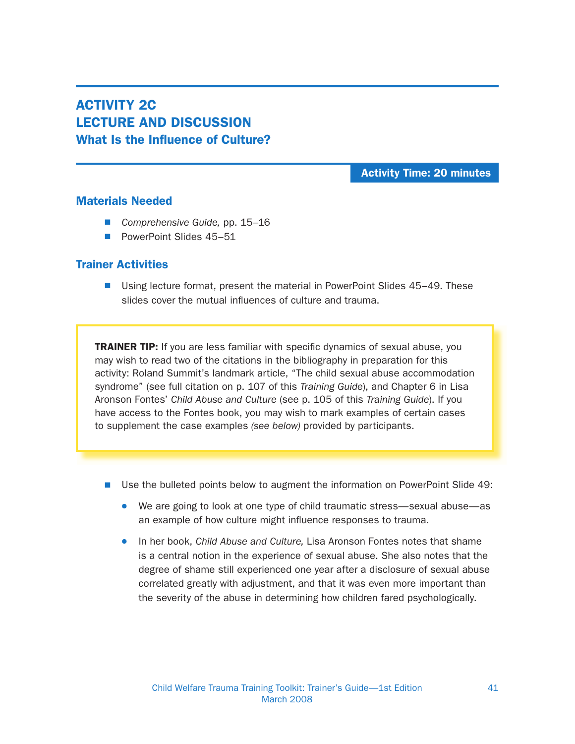## ACTIVITY 2C
## LECTURE AND DISCUSSION
### What Is the Influence of Culture?

**Activity Time: 20 minutes**

### Materials Needed

- *Comprehensive Guide,* pp. 15–16
- PowerPoint Slides 45–51

### Trainer Activities

- Using lecture format, present the material in PowerPoint Slides 45–49. These slides cover the mutual influences of culture and trauma.

> **TRAINER TIP:** If you are less familiar with specific dynamics of sexual abuse, you may wish to read two of the citations in the bibliography in preparation for this activity: Roland Summit's landmark article, "The child sexual abuse accommodation syndrome" (see full citation on p. 107 of this *Training Guide*), and Chapter 6 in Lisa Aronson Fontes' *Child Abuse and Culture* (see p. 105 of this *Training Guide*). If you have access to the Fontes book, you may wish to mark examples of certain cases to supplement the case examples *(see below)* provided by participants.

- Use the bulleted points below to augment the information on PowerPoint Slide 49:
  - We are going to look at one type of child traumatic stress—sexual abuse—as an example of how culture might influence responses to trauma.
  - In her book, *Child Abuse and Culture,* Lisa Aronson Fontes notes that shame is a central notion in the experience of sexual abuse. She also notes that the degree of shame still experienced one year after a disclosure of sexual abuse correlated greatly with adjustment, and that it was even more important than the severity of the abuse in determining how children fared psychologically.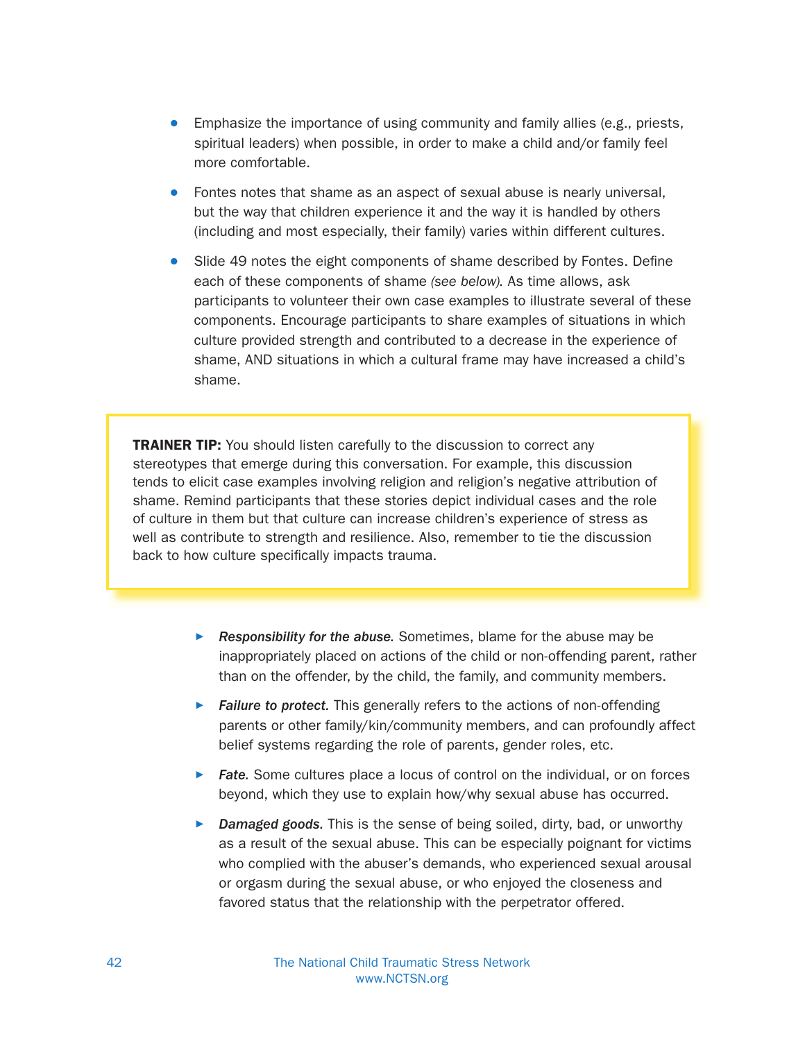- Emphasize the importance of using community and family allies (e.g., priests, spiritual leaders) when possible, in order to make a child and/or family feel more comfortable.
- Fontes notes that shame as an aspect of sexual abuse is nearly universal, but the way that children experience it and the way it is handled by others (including and most especially, their family) varies within different cultures.
- Slide 49 notes the eight components of shame described by Fontes. Define each of these components of shame *(see below)*. As time allows, ask participants to volunteer their own case examples to illustrate several of these components. Encourage participants to share examples of situations in which culture provided strength and contributed to a decrease in the experience of shame, AND situations in which a cultural frame may have increased a child's shame.

> **TRAINER TIP:** You should listen carefully to the discussion to correct any stereotypes that emerge during this conversation. For example, this discussion tends to elicit case examples involving religion and religion's negative attribution of shame. Remind participants that these stories depict individual cases and the role of culture in them but that culture can increase children's experience of stress as well as contribute to strength and resilience. Also, remember to tie the discussion back to how culture specifically impacts trauma.

  - ***Responsibility for the abuse.*** Sometimes, blame for the abuse may be inappropriately placed on actions of the child or non-offending parent, rather than on the offender, by the child, the family, and community members.
  - ***Failure to protect.*** This generally refers to the actions of non-offending parents or other family/kin/community members, and can profoundly affect belief systems regarding the role of parents, gender roles, etc.
  - ***Fate.*** Some cultures place a locus of control on the individual, or on forces beyond, which they use to explain how/why sexual abuse has occurred.
  - ***Damaged goods.*** This is the sense of being soiled, dirty, bad, or unworthy as a result of the sexual abuse. This can be especially poignant for victims who complied with the abuser's demands, who experienced sexual arousal or orgasm during the sexual abuse, or who enjoyed the closeness and favored status that the relationship with the perpetrator offered.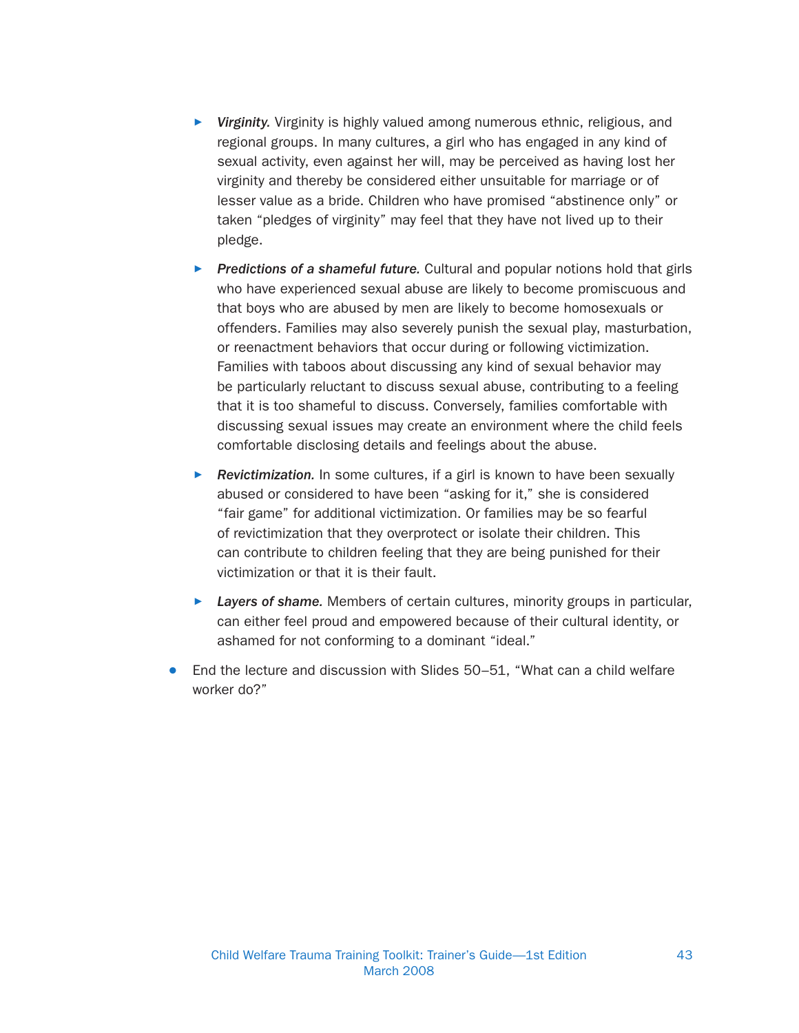- *Virginity.* Virginity is highly valued among numerous ethnic, religious, and regional groups. In many cultures, a girl who has engaged in any kind of sexual activity, even against her will, may be perceived as having lost her virginity and thereby be considered either unsuitable for marriage or of lesser value as a bride. Children who have promised "abstinence only" or taken "pledges of virginity" may feel that they have not lived up to their pledge.

- *Predictions of a shameful future.* Cultural and popular notions hold that girls who have experienced sexual abuse are likely to become promiscuous and that boys who are abused by men are likely to become homosexuals or offenders. Families may also severely punish the sexual play, masturbation, or reenactment behaviors that occur during or following victimization. Families with taboos about discussing any kind of sexual behavior may be particularly reluctant to discuss sexual abuse, contributing to a feeling that it is too shameful to discuss. Conversely, families comfortable with discussing sexual issues may create an environment where the child feels comfortable disclosing details and feelings about the abuse.

- *Revictimization.* In some cultures, if a girl is known to have been sexually abused or considered to have been "asking for it," she is considered "fair game" for additional victimization. Or families may be so fearful of revictimization that they overprotect or isolate their children. This can contribute to children feeling that they are being punished for their victimization or that it is their fault.

- *Layers of shame.* Members of certain cultures, minority groups in particular, can either feel proud and empowered because of their cultural identity, or ashamed for not conforming to a dominant "ideal."

- End the lecture and discussion with Slides 50–51, "What can a child welfare worker do?"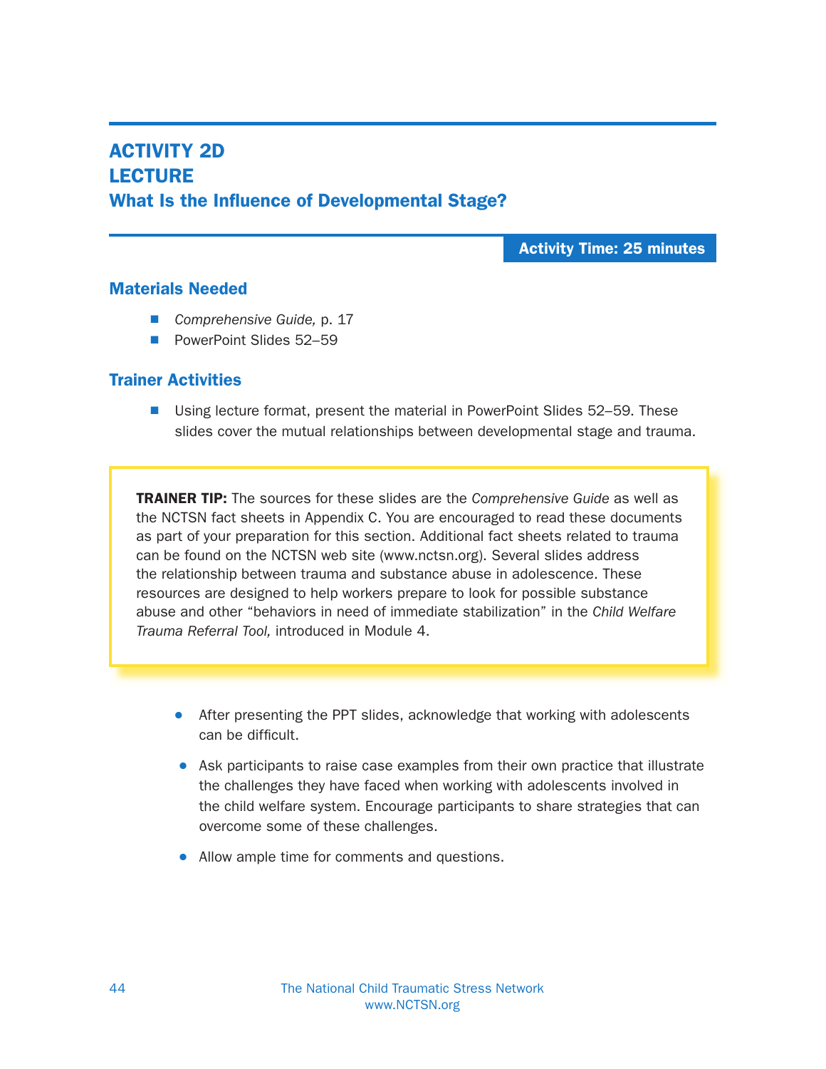# ACTIVITY 2D
# LECTURE
## What Is the Influence of Developmental Stage?

**Activity Time: 25 minutes**

### Materials Needed

- *Comprehensive Guide,* p. 17
- PowerPoint Slides 52–59

### Trainer Activities

- Using lecture format, present the material in PowerPoint Slides 52–59. These slides cover the mutual relationships between developmental stage and trauma.

> **TRAINER TIP:** The sources for these slides are the *Comprehensive Guide* as well as the NCTSN fact sheets in Appendix C. You are encouraged to read these documents as part of your preparation for this section. Additional fact sheets related to trauma can be found on the NCTSN web site (www.nctsn.org). Several slides address the relationship between trauma and substance abuse in adolescence. These resources are designed to help workers prepare to look for possible substance abuse and other "behaviors in need of immediate stabilization" in the *Child Welfare Trauma Referral Tool,* introduced in Module 4.

- After presenting the PPT slides, acknowledge that working with adolescents can be difficult.
- Ask participants to raise case examples from their own practice that illustrate the challenges they have faced when working with adolescents involved in the child welfare system. Encourage participants to share strategies that can overcome some of these challenges.
- Allow ample time for comments and questions.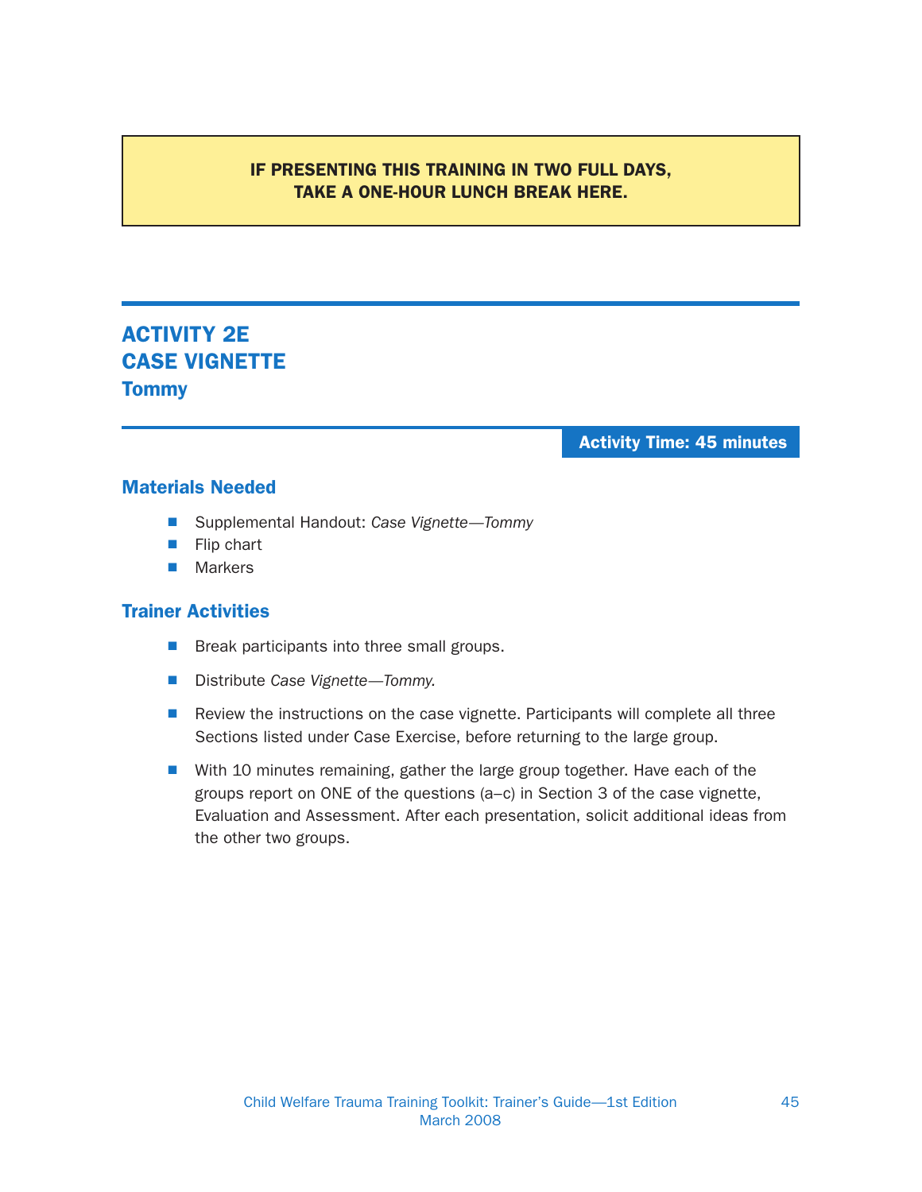**IF PRESENTING THIS TRAINING IN TWO FULL DAYS, TAKE A ONE-HOUR LUNCH BREAK HERE.**

# ACTIVITY 2E
# CASE VIGNETTE
## Tommy

**Activity Time: 45 minutes**

### Materials Needed

- Supplemental Handout: *Case Vignette—Tommy*
- Flip chart
- Markers

### Trainer Activities

- Break participants into three small groups.
- Distribute *Case Vignette—Tommy.*
- Review the instructions on the case vignette. Participants will complete all three Sections listed under Case Exercise, before returning to the large group.
- With 10 minutes remaining, gather the large group together. Have each of the groups report on ONE of the questions (a–c) in Section 3 of the case vignette, Evaluation and Assessment. After each presentation, solicit additional ideas from the other two groups.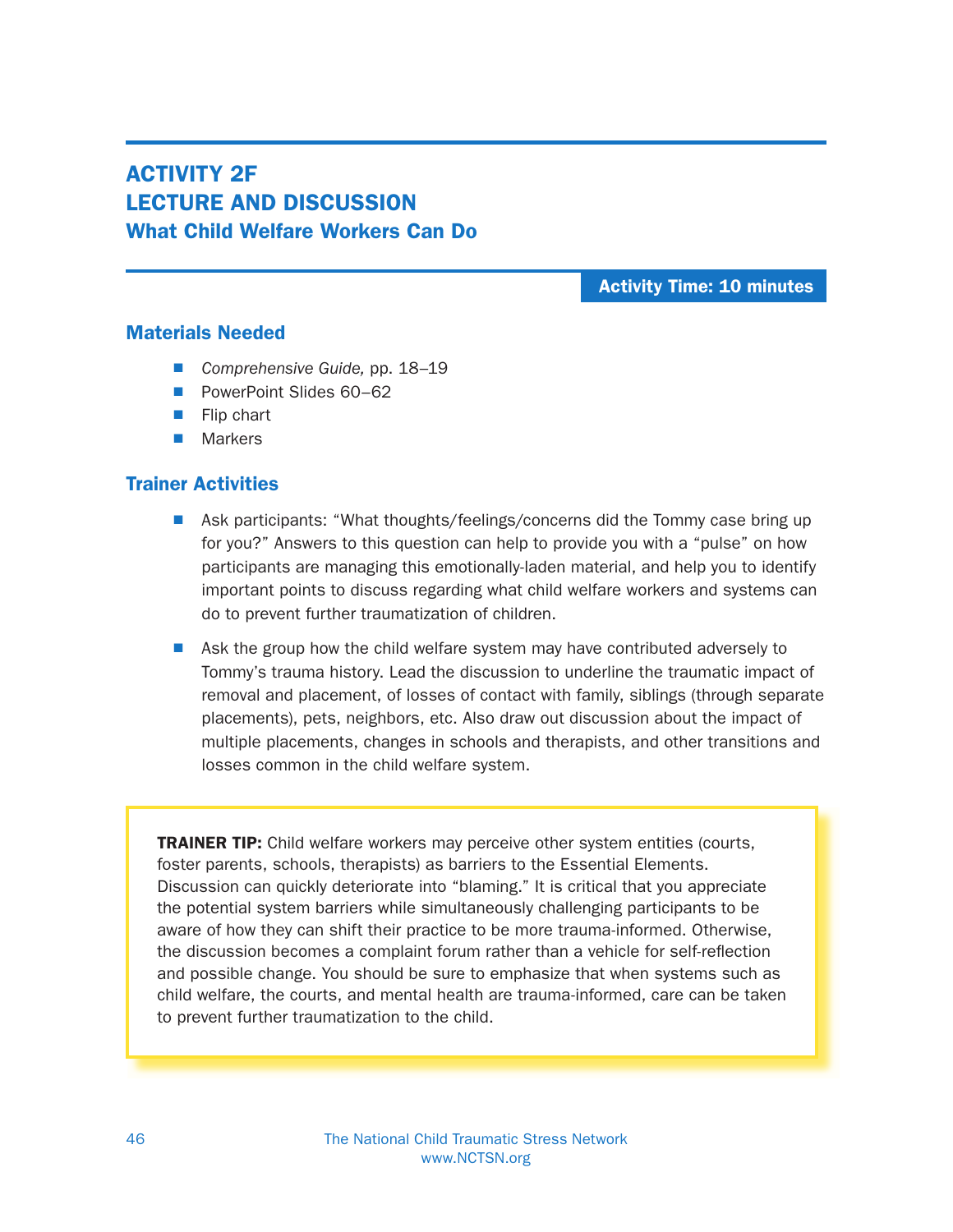# ACTIVITY 2F
# LECTURE AND DISCUSSION
## What Child Welfare Workers Can Do

**Activity Time: 10 minutes**

### Materials Needed

- *Comprehensive Guide,* pp. 18–19
- PowerPoint Slides 60–62
- Flip chart
- Markers

### Trainer Activities

- Ask participants: "What thoughts/feelings/concerns did the Tommy case bring up for you?" Answers to this question can help to provide you with a "pulse" on how participants are managing this emotionally-laden material, and help you to identify important points to discuss regarding what child welfare workers and systems can do to prevent further traumatization of children.
- Ask the group how the child welfare system may have contributed adversely to Tommy's trauma history. Lead the discussion to underline the traumatic impact of removal and placement, of losses of contact with family, siblings (through separate placements), pets, neighbors, etc. Also draw out discussion about the impact of multiple placements, changes in schools and therapists, and other transitions and losses common in the child welfare system.

**TRAINER TIP:** Child welfare workers may perceive other system entities (courts, foster parents, schools, therapists) as barriers to the Essential Elements. Discussion can quickly deteriorate into "blaming." It is critical that you appreciate the potential system barriers while simultaneously challenging participants to be aware of how they can shift their practice to be more trauma-informed. Otherwise, the discussion becomes a complaint forum rather than a vehicle for self-reflection and possible change. You should be sure to emphasize that when systems such as child welfare, the courts, and mental health are trauma-informed, care can be taken to prevent further traumatization to the child.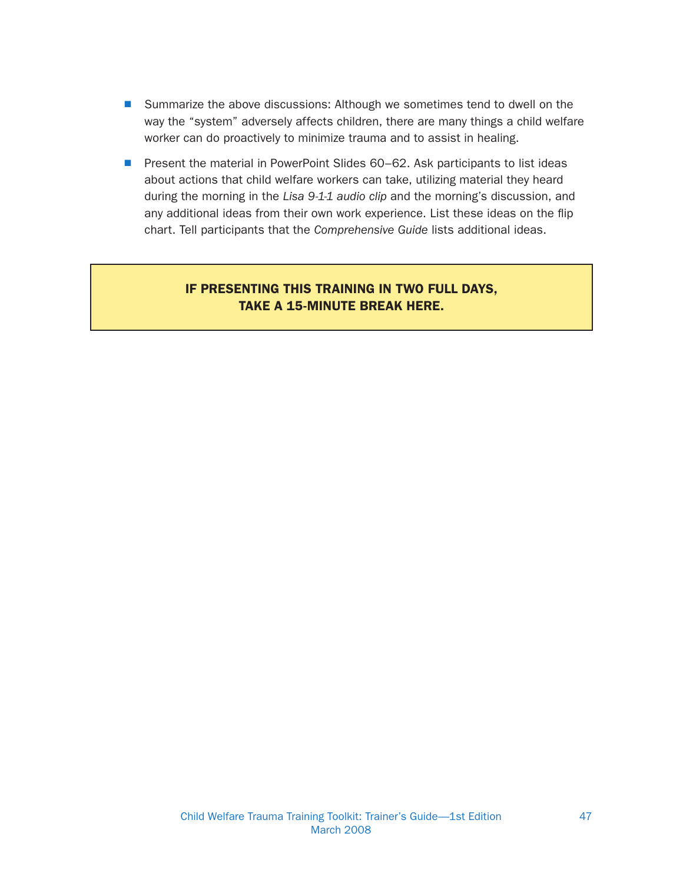- Summarize the above discussions: Although we sometimes tend to dwell on the way the “system” adversely affects children, there are many things a child welfare worker can do proactively to minimize trauma and to assist in healing.
- Present the material in PowerPoint Slides 60–62. Ask participants to list ideas about actions that child welfare workers can take, utilizing material they heard during the morning in the *Lisa 9-1-1 audio clip* and the morning’s discussion, and any additional ideas from their own work experience. List these ideas on the flip chart. Tell participants that the *Comprehensive Guide* lists additional ideas.

**IF PRESENTING THIS TRAINING IN TWO FULL DAYS, TAKE A 15-MINUTE BREAK HERE.**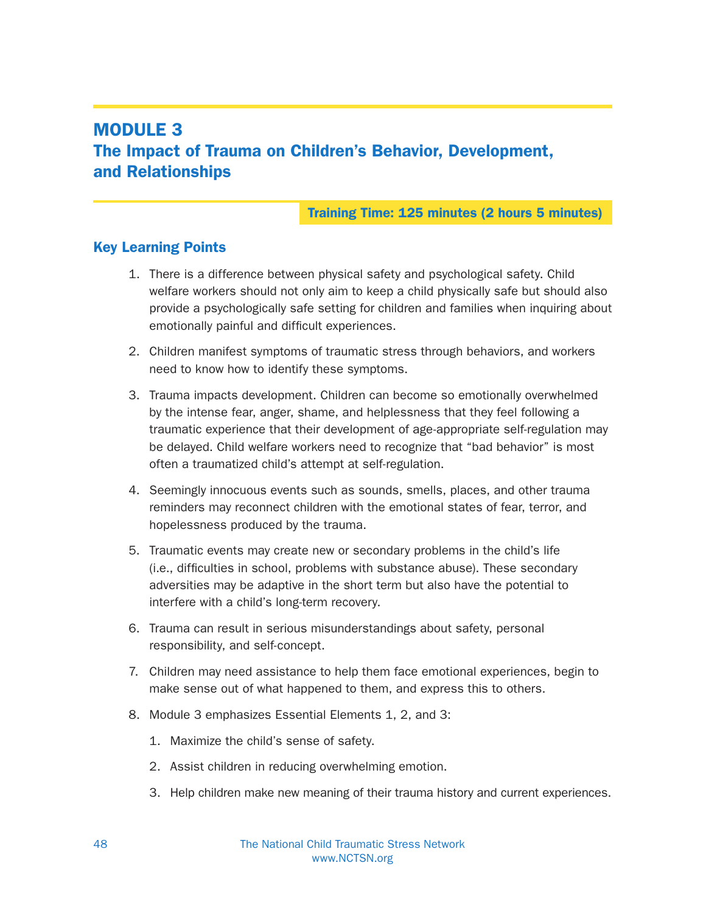# MODULE 3

## The Impact of Trauma on Children's Behavior, Development, and Relationships

**Training Time: 125 minutes (2 hours 5 minutes)**

### Key Learning Points

1. There is a difference between physical safety and psychological safety. Child welfare workers should not only aim to keep a child physically safe but should also provide a psychologically safe setting for children and families when inquiring about emotionally painful and difficult experiences.

2. Children manifest symptoms of traumatic stress through behaviors, and workers need to know how to identify these symptoms.

3. Trauma impacts development. Children can become so emotionally overwhelmed by the intense fear, anger, shame, and helplessness that they feel following a traumatic experience that their development of age-appropriate self-regulation may be delayed. Child welfare workers need to recognize that "bad behavior" is most often a traumatized child's attempt at self-regulation.

4. Seemingly innocuous events such as sounds, smells, places, and other trauma reminders may reconnect children with the emotional states of fear, terror, and hopelessness produced by the trauma.

5. Traumatic events may create new or secondary problems in the child's life (i.e., difficulties in school, problems with substance abuse). These secondary adversities may be adaptive in the short term but also have the potential to interfere with a child's long-term recovery.

6. Trauma can result in serious misunderstandings about safety, personal responsibility, and self-concept.

7. Children may need assistance to help them face emotional experiences, begin to make sense out of what happened to them, and express this to others.

8. Module 3 emphasizes Essential Elements 1, 2, and 3:
    1. Maximize the child's sense of safety.
    2. Assist children in reducing overwhelming emotion.
    3. Help children make new meaning of their trauma history and current experiences.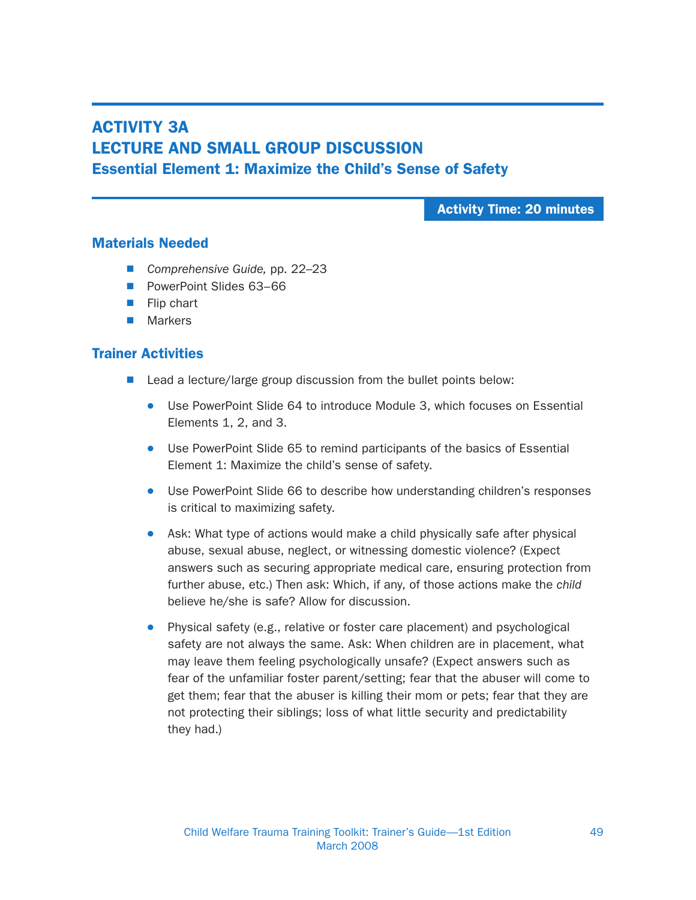# ACTIVITY 3A
# LECTURE AND SMALL GROUP DISCUSSION
## Essential Element 1: Maximize the Child's Sense of Safety

**Activity Time: 20 minutes**

### Materials Needed

- *Comprehensive Guide,* pp. 22–23
- PowerPoint Slides 63–66
- Flip chart
- Markers

### Trainer Activities

- Lead a lecture/large group discussion from the bullet points below:
  - Use PowerPoint Slide 64 to introduce Module 3, which focuses on Essential Elements 1, 2, and 3.
  - Use PowerPoint Slide 65 to remind participants of the basics of Essential Element 1: Maximize the child's sense of safety.
  - Use PowerPoint Slide 66 to describe how understanding children's responses is critical to maximizing safety.
  - Ask: What type of actions would make a child physically safe after physical abuse, sexual abuse, neglect, or witnessing domestic violence? (Expect answers such as securing appropriate medical care, ensuring protection from further abuse, etc.) Then ask: Which, if any, of those actions make the *child* believe he/she is safe? Allow for discussion.
  - Physical safety (e.g., relative or foster care placement) and psychological safety are not always the same. Ask: When children are in placement, what may leave them feeling psychologically unsafe? (Expect answers such as fear of the unfamiliar foster parent/setting; fear that the abuser will come to get them; fear that the abuser is killing their mom or pets; fear that they are not protecting their siblings; loss of what little security and predictability they had.)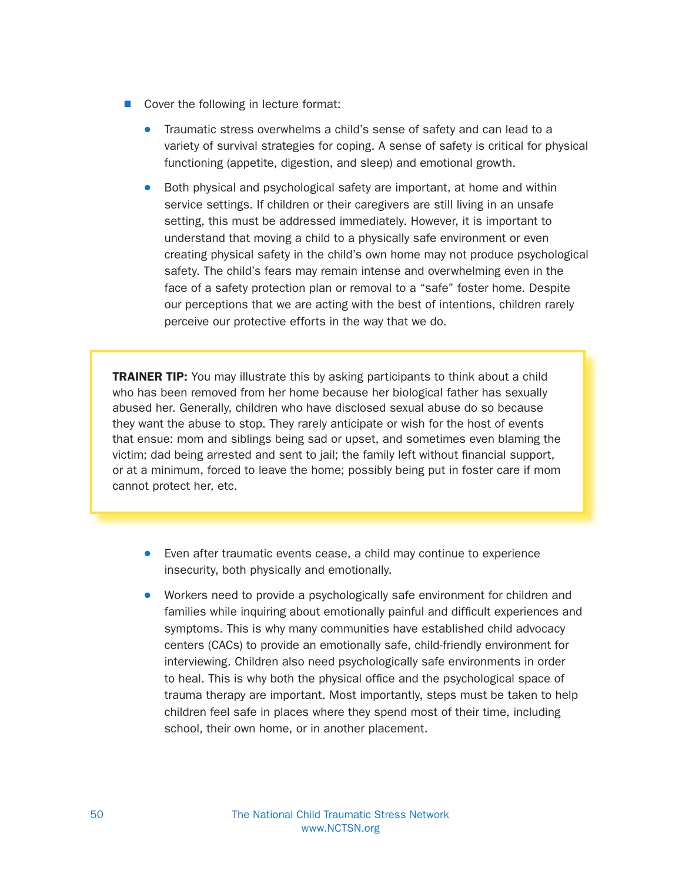- Cover the following in lecture format:
  - Traumatic stress overwhelms a child's sense of safety and can lead to a variety of survival strategies for coping. A sense of safety is critical for physical functioning (appetite, digestion, and sleep) and emotional growth.
  - Both physical and psychological safety are important, at home and within service settings. If children or their caregivers are still living in an unsafe setting, this must be addressed immediately. However, it is important to understand that moving a child to a physically safe environment or even creating physical safety in the child's own home may not produce psychological safety. The child's fears may remain intense and overwhelming even in the face of a safety protection plan or removal to a "safe" foster home. Despite our perceptions that we are acting with the best of intentions, children rarely perceive our protective efforts in the way that we do.

> **TRAINER TIP:** You may illustrate this by asking participants to think about a child who has been removed from her home because her biological father has sexually abused her. Generally, children who have disclosed sexual abuse do so because they want the abuse to stop. They rarely anticipate or wish for the host of events that ensue: mom and siblings being sad or upset, and sometimes even blaming the victim; dad being arrested and sent to jail; the family left without financial support, or at a minimum, forced to leave the home; possibly being put in foster care if mom cannot protect her, etc.

  - Even after traumatic events cease, a child may continue to experience insecurity, both physically and emotionally.
  - Workers need to provide a psychologically safe environment for children and families while inquiring about emotionally painful and difficult experiences and symptoms. This is why many communities have established child advocacy centers (CACs) to provide an emotionally safe, child-friendly environment for interviewing. Children also need psychologically safe environments in order to heal. This is why both the physical office and the psychological space of trauma therapy are important. Most importantly, steps must be taken to help children feel safe in places where they spend most of their time, including school, their own home, or in another placement.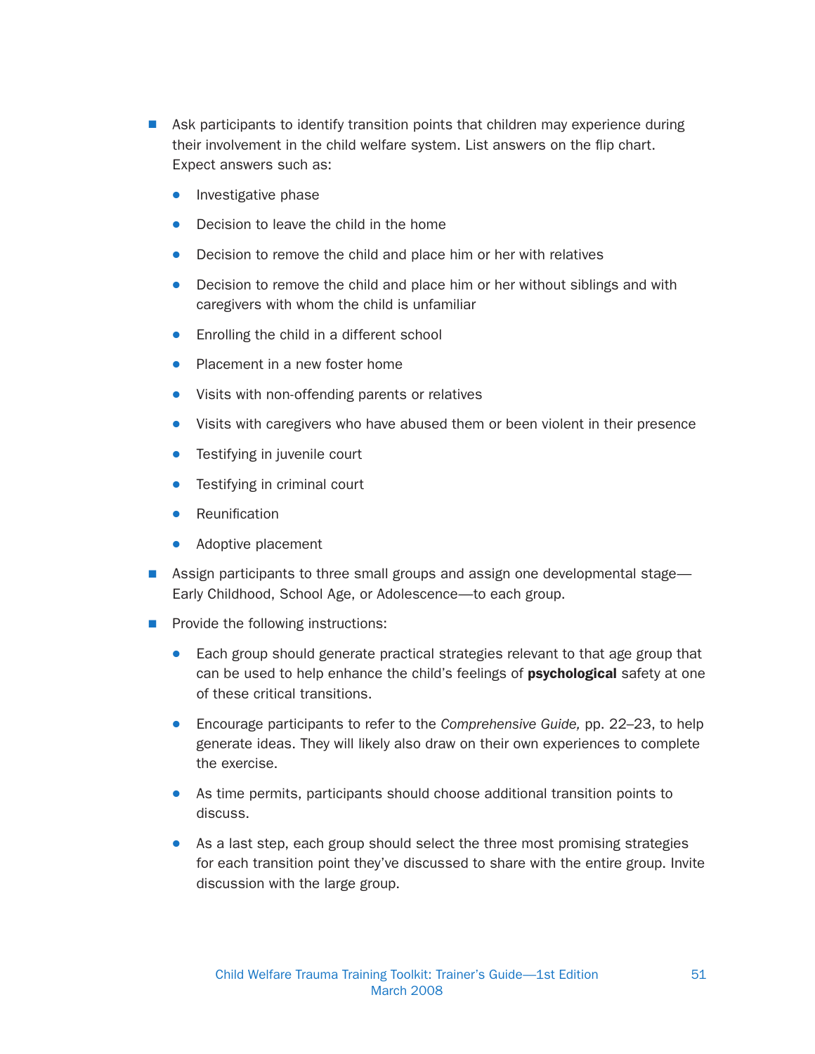- Ask participants to identify transition points that children may experience during their involvement in the child welfare system. List answers on the flip chart. Expect answers such as:
    - Investigative phase
    - Decision to leave the child in the home
    - Decision to remove the child and place him or her with relatives
    - Decision to remove the child and place him or her without siblings and with caregivers with whom the child is unfamiliar
    - Enrolling the child in a different school
    - Placement in a new foster home
    - Visits with non-offending parents or relatives
    - Visits with caregivers who have abused them or been violent in their presence
    - Testifying in juvenile court
    - Testifying in criminal court
    - Reunification
    - Adoptive placement
- Assign participants to three small groups and assign one developmental stage—Early Childhood, School Age, or Adolescence—to each group.
- Provide the following instructions:
    - Each group should generate practical strategies relevant to that age group that can be used to help enhance the child's feelings of **psychological** safety at one of these critical transitions.
    - Encourage participants to refer to the *Comprehensive Guide,* pp. 22–23, to help generate ideas. They will likely also draw on their own experiences to complete the exercise.
    - As time permits, participants should choose additional transition points to discuss.
    - As a last step, each group should select the three most promising strategies for each transition point they've discussed to share with the entire group. Invite discussion with the large group.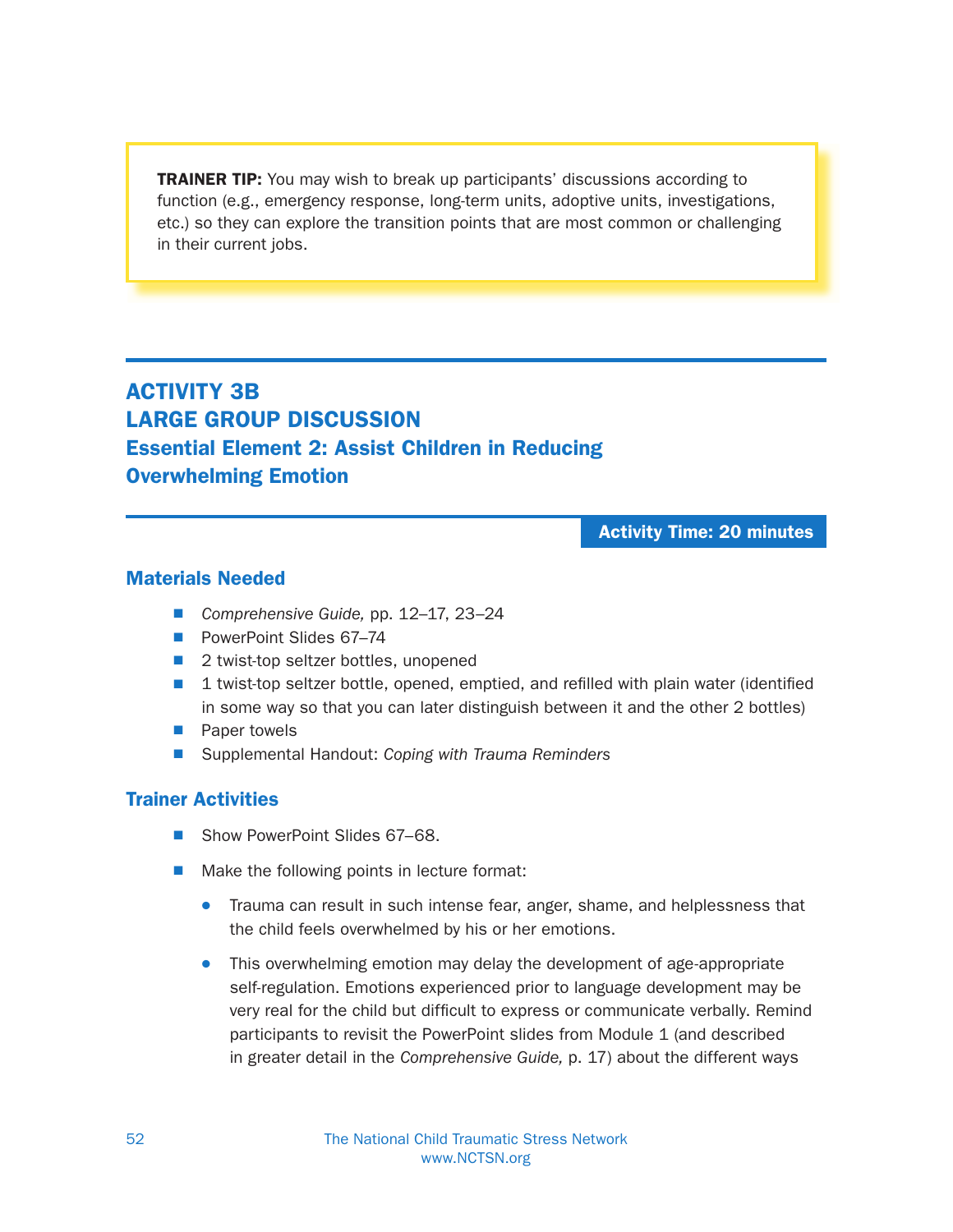**TRAINER TIP:** You may wish to break up participants' discussions according to function (e.g., emergency response, long-term units, adoptive units, investigations, etc.) so they can explore the transition points that are most common or challenging in their current jobs.

## ACTIVITY 3B
## LARGE GROUP DISCUSSION
### Essential Element 2: Assist Children in Reducing Overwhelming Emotion

**Activity Time: 20 minutes**

### Materials Needed

- *Comprehensive Guide,* pp. 12–17, 23–24
- PowerPoint Slides 67–74
- 2 twist-top seltzer bottles, unopened
- 1 twist-top seltzer bottle, opened, emptied, and refilled with plain water (identified in some way so that you can later distinguish between it and the other 2 bottles)
- Paper towels
- Supplemental Handout: *Coping with Trauma Reminders*

### Trainer Activities

- Show PowerPoint Slides 67–68.
- Make the following points in lecture format:
  - Trauma can result in such intense fear, anger, shame, and helplessness that the child feels overwhelmed by his or her emotions.
  - This overwhelming emotion may delay the development of age-appropriate self-regulation. Emotions experienced prior to language development may be very real for the child but difficult to express or communicate verbally. Remind participants to revisit the PowerPoint slides from Module 1 (and described in greater detail in the *Comprehensive Guide,* p. 17) about the different ways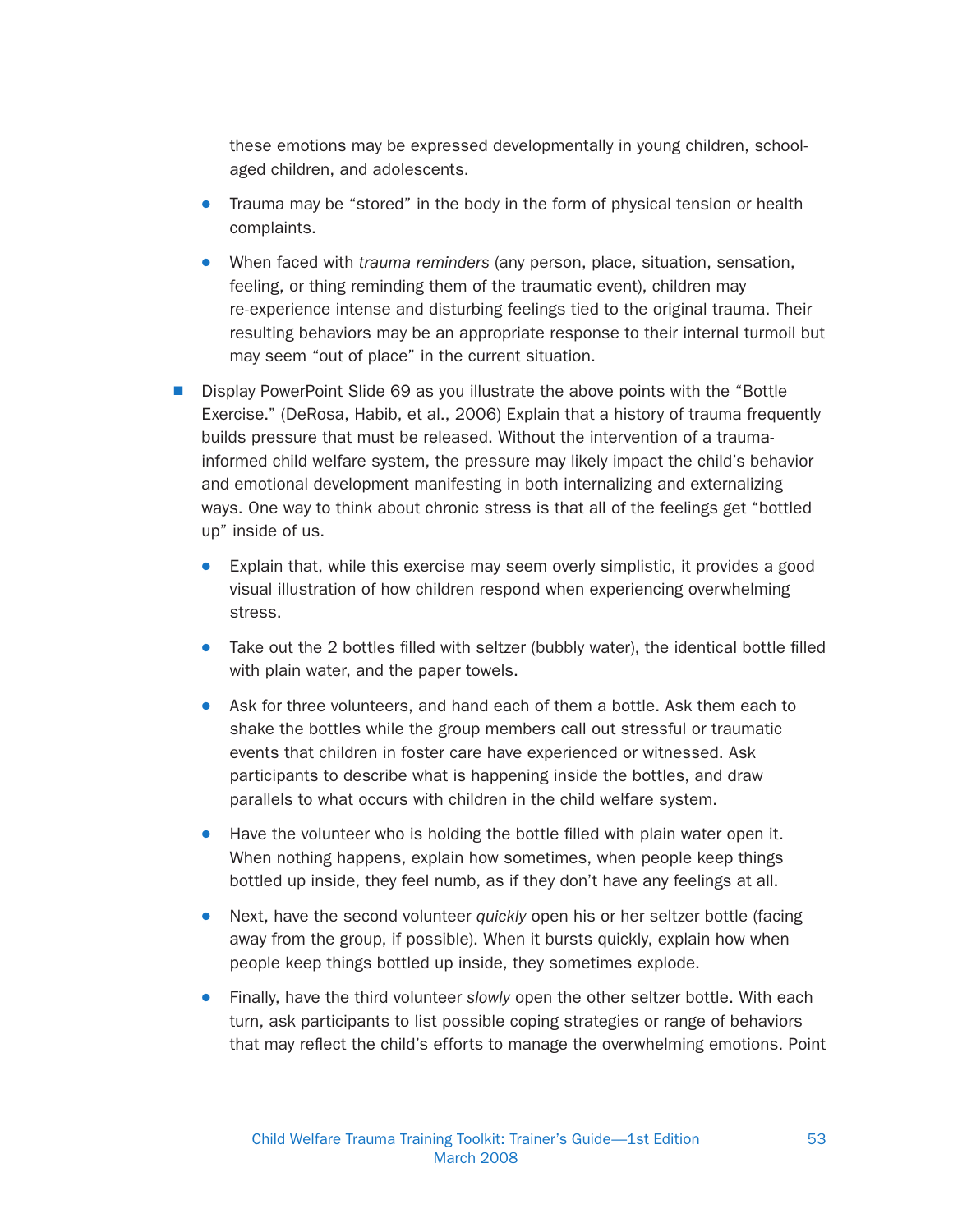these emotions may be expressed developmentally in young children, school-aged children, and adolescents.

- Trauma may be "stored" in the body in the form of physical tension or health complaints.
- When faced with *trauma reminders* (any person, place, situation, sensation, feeling, or thing reminding them of the traumatic event), children may re-experience intense and disturbing feelings tied to the original trauma. Their resulting behaviors may be an appropriate response to their internal turmoil but may seem "out of place" in the current situation.

- Display PowerPoint Slide 69 as you illustrate the above points with the "Bottle Exercise." (DeRosa, Habib, et al., 2006) Explain that a history of trauma frequently builds pressure that must be released. Without the intervention of a trauma-informed child welfare system, the pressure may likely impact the child's behavior and emotional development manifesting in both internalizing and externalizing ways. One way to think about chronic stress is that all of the feelings get "bottled up" inside of us.
  - Explain that, while this exercise may seem overly simplistic, it provides a good visual illustration of how children respond when experiencing overwhelming stress.
  - Take out the 2 bottles filled with seltzer (bubbly water), the identical bottle filled with plain water, and the paper towels.
  - Ask for three volunteers, and hand each of them a bottle. Ask them each to shake the bottles while the group members call out stressful or traumatic events that children in foster care have experienced or witnessed. Ask participants to describe what is happening inside the bottles, and draw parallels to what occurs with children in the child welfare system.
  - Have the volunteer who is holding the bottle filled with plain water open it. When nothing happens, explain how sometimes, when people keep things bottled up inside, they feel numb, as if they don't have any feelings at all.
  - Next, have the second volunteer *quickly* open his or her seltzer bottle (facing away from the group, if possible). When it bursts quickly, explain how when people keep things bottled up inside, they sometimes explode.
  - Finally, have the third volunteer *slowly* open the other seltzer bottle. With each turn, ask participants to list possible coping strategies or range of behaviors that may reflect the child's efforts to manage the overwhelming emotions. Point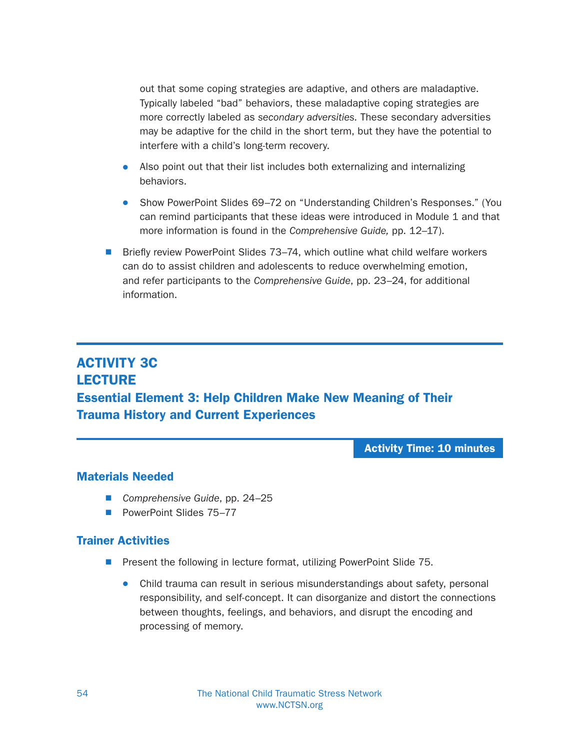out that some coping strategies are adaptive, and others are maladaptive. Typically labeled "bad" behaviors, these maladaptive coping strategies are more correctly labeled as *secondary adversities.* These secondary adversities may be adaptive for the child in the short term, but they have the potential to interfere with a child's long-term recovery.

- Also point out that their list includes both externalizing and internalizing behaviors.
- Show PowerPoint Slides 69–72 on "Understanding Children's Responses." (You can remind participants that these ideas were introduced in Module 1 and that more information is found in the *Comprehensive Guide,* pp. 12–17).

■ Briefly review PowerPoint Slides 73–74, which outline what child welfare workers can do to assist children and adolescents to reduce overwhelming emotion, and refer participants to the *Comprehensive Guide*, pp. 23–24, for additional information.

## ACTIVITY 3C
## LECTURE
## Essential Element 3: Help Children Make New Meaning of Their Trauma History and Current Experiences

**Activity Time: 10 minutes**

### Materials Needed

- *Comprehensive Guide*, pp. 24–25
- PowerPoint Slides 75–77

### Trainer Activities

- Present the following in lecture format, utilizing PowerPoint Slide 75.
  - Child trauma can result in serious misunderstandings about safety, personal responsibility, and self-concept. It can disorganize and distort the connections between thoughts, feelings, and behaviors, and disrupt the encoding and processing of memory.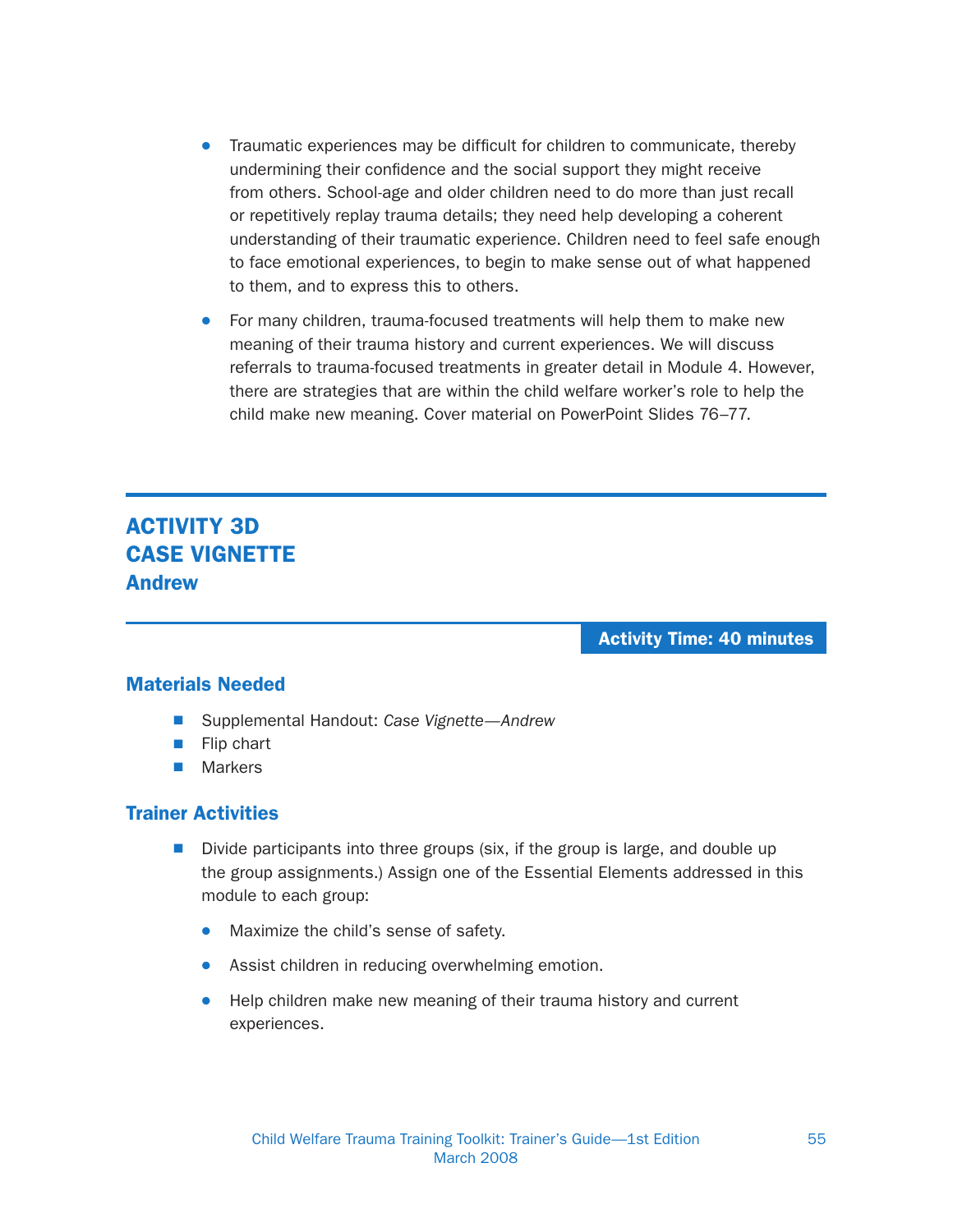- Traumatic experiences may be difficult for children to communicate, thereby undermining their confidence and the social support they might receive from others. School-age and older children need to do more than just recall or repetitively replay trauma details; they need help developing a coherent understanding of their traumatic experience. Children need to feel safe enough to face emotional experiences, to begin to make sense out of what happened to them, and to express this to others.

- For many children, trauma-focused treatments will help them to make new meaning of their trauma history and current experiences. We will discuss referrals to trauma-focused treatments in greater detail in Module 4. However, there are strategies that are within the child welfare worker's role to help the child make new meaning. Cover material on PowerPoint Slides 76–77.

## ACTIVITY 3D
## CASE VIGNETTE
### Andrew

**Activity Time: 40 minutes**

### Materials Needed

- Supplemental Handout: *Case Vignette—Andrew*
- Flip chart
- Markers

### Trainer Activities

- Divide participants into three groups (six, if the group is large, and double up the group assignments.) Assign one of the Essential Elements addressed in this module to each group:
  - Maximize the child's sense of safety.
  - Assist children in reducing overwhelming emotion.
  - Help children make new meaning of their trauma history and current experiences.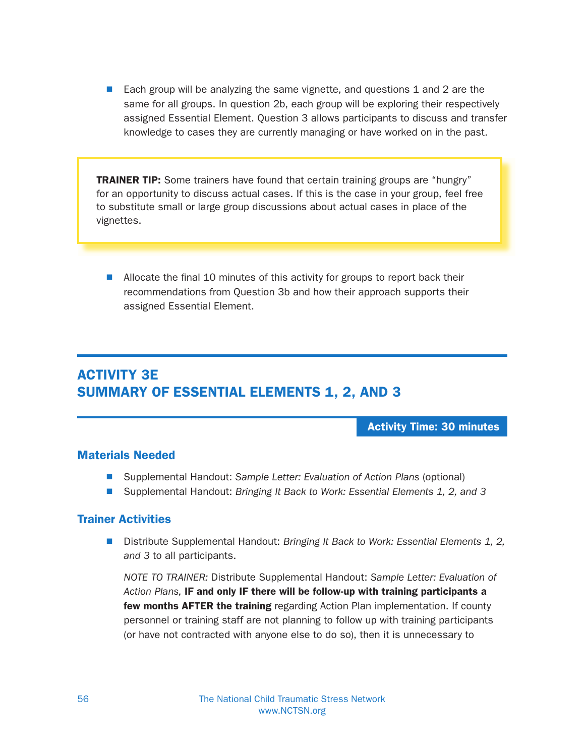- Each group will be analyzing the same vignette, and questions 1 and 2 are the same for all groups. In question 2b, each group will be exploring their respectively assigned Essential Element. Question 3 allows participants to discuss and transfer knowledge to cases they are currently managing or have worked on in the past.

> **TRAINER TIP:** Some trainers have found that certain training groups are “hungry” for an opportunity to discuss actual cases. If this is the case in your group, feel free to substitute small or large group discussions about actual cases in place of the vignettes.

- Allocate the final 10 minutes of this activity for groups to report back their recommendations from Question 3b and how their approach supports their assigned Essential Element.

## ACTIVITY 3E
## SUMMARY OF ESSENTIAL ELEMENTS 1, 2, AND 3

**Activity Time: 30 minutes**

### Materials Needed

- Supplemental Handout: *Sample Letter: Evaluation of Action Plans* (optional)
- Supplemental Handout: *Bringing It Back to Work: Essential Elements 1, 2, and 3*

### Trainer Activities

- Distribute Supplemental Handout: *Bringing It Back to Work: Essential Elements 1, 2, and 3* to all participants.

  *NOTE TO TRAINER:* Distribute Supplemental Handout: *Sample Letter: Evaluation of Action Plans,* **IF and only IF there will be follow-up with training participants a few months AFTER the training** regarding Action Plan implementation. If county personnel or training staff are not planning to follow up with training participants (or have not contracted with anyone else to do so), then it is unnecessary to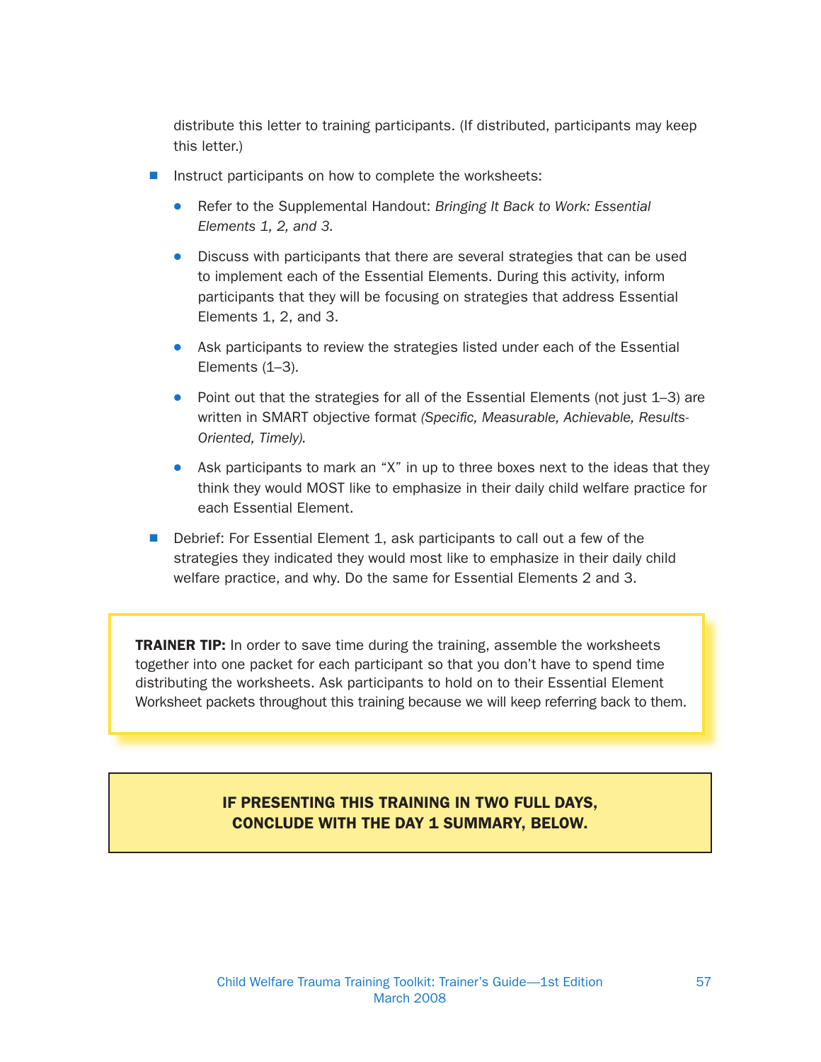distribute this letter to training participants. (If distributed, participants may keep this letter.)

- Instruct participants on how to complete the worksheets:
  - Refer to the Supplemental Handout: *Bringing It Back to Work: Essential Elements 1, 2, and 3.*
  - Discuss with participants that there are several strategies that can be used to implement each of the Essential Elements. During this activity, inform participants that they will be focusing on strategies that address Essential Elements 1, 2, and 3.
  - Ask participants to review the strategies listed under each of the Essential Elements (1–3).
  - Point out that the strategies for all of the Essential Elements (not just 1–3) are written in SMART objective format *(Specific, Measurable, Achievable, Results-Oriented, Timely).*
  - Ask participants to mark an "X" in up to three boxes next to the ideas that they think they would MOST like to emphasize in their daily child welfare practice for each Essential Element.
- Debrief: For Essential Element 1, ask participants to call out a few of the strategies they indicated they would most like to emphasize in their daily child welfare practice, and why. Do the same for Essential Elements 2 and 3.

> **TRAINER TIP:** In order to save time during the training, assemble the worksheets together into one packet for each participant so that you don't have to spend time distributing the worksheets. Ask participants to hold on to their Essential Element Worksheet packets throughout this training because we will keep referring back to them.

**IF PRESENTING THIS TRAINING IN TWO FULL DAYS, CONCLUDE WITH THE DAY 1 SUMMARY, BELOW.**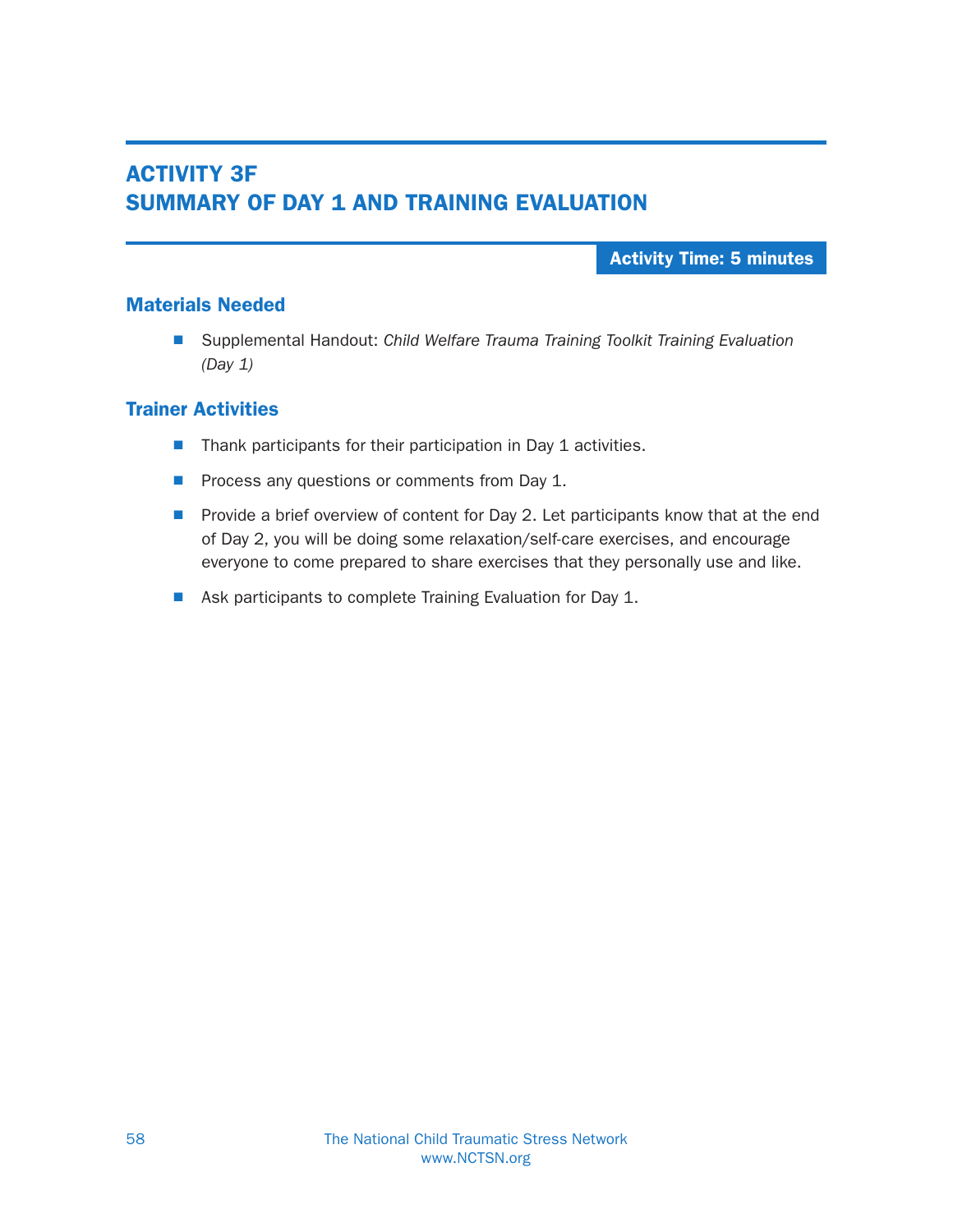# ACTIVITY 3F
# SUMMARY OF DAY 1 AND TRAINING EVALUATION

**Activity Time: 5 minutes**

## Materials Needed

- Supplemental Handout: *Child Welfare Trauma Training Toolkit Training Evaluation (Day 1)*

## Trainer Activities

- Thank participants for their participation in Day 1 activities.
- Process any questions or comments from Day 1.
- Provide a brief overview of content for Day 2. Let participants know that at the end of Day 2, you will be doing some relaxation/self-care exercises, and encourage everyone to come prepared to share exercises that they personally use and like.
- Ask participants to complete Training Evaluation for Day 1.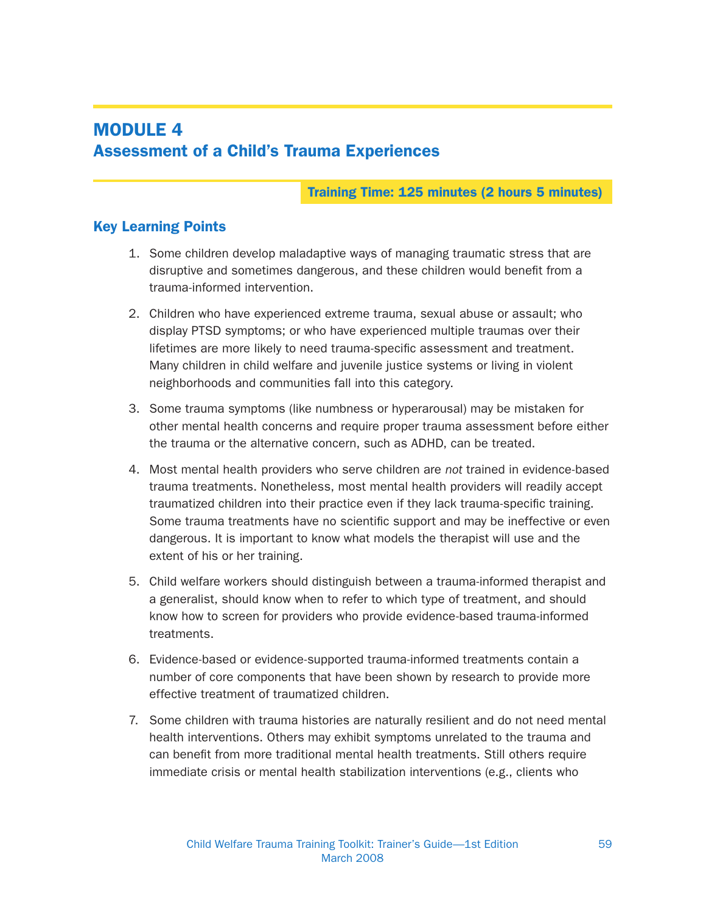# MODULE 4
## Assessment of a Child's Trauma Experiences

**Training Time: 125 minutes (2 hours 5 minutes)**

### Key Learning Points

1. Some children develop maladaptive ways of managing traumatic stress that are disruptive and sometimes dangerous, and these children would benefit from a trauma-informed intervention.

2. Children who have experienced extreme trauma, sexual abuse or assault; who display PTSD symptoms; or who have experienced multiple traumas over their lifetimes are more likely to need trauma-specific assessment and treatment. Many children in child welfare and juvenile justice systems or living in violent neighborhoods and communities fall into this category.

3. Some trauma symptoms (like numbness or hyperarousal) may be mistaken for other mental health concerns and require proper trauma assessment before either the trauma or the alternative concern, such as ADHD, can be treated.

4. Most mental health providers who serve children are *not* trained in evidence-based trauma treatments. Nonetheless, most mental health providers will readily accept traumatized children into their practice even if they lack trauma-specific training. Some trauma treatments have no scientific support and may be ineffective or even dangerous. It is important to know what models the therapist will use and the extent of his or her training.

5. Child welfare workers should distinguish between a trauma-informed therapist and a generalist, should know when to refer to which type of treatment, and should know how to screen for providers who provide evidence-based trauma-informed treatments.

6. Evidence-based or evidence-supported trauma-informed treatments contain a number of core components that have been shown by research to provide more effective treatment of traumatized children.

7. Some children with trauma histories are naturally resilient and do not need mental health interventions. Others may exhibit symptoms unrelated to the trauma and can benefit from more traditional mental health treatments. Still others require immediate crisis or mental health stabilization interventions (e.g., clients who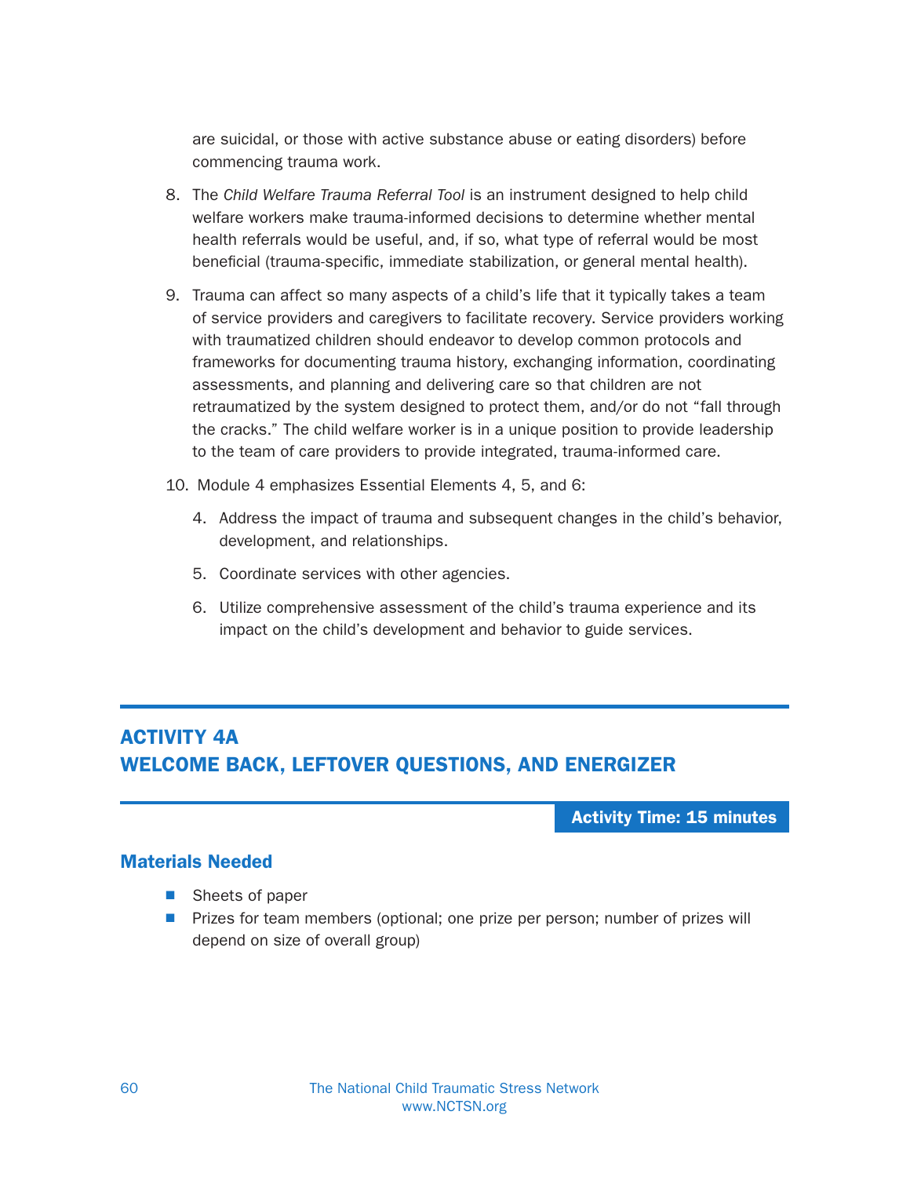are suicidal, or those with active substance abuse or eating disorders) before commencing trauma work.

8. The *Child Welfare Trauma Referral Tool* is an instrument designed to help child welfare workers make trauma-informed decisions to determine whether mental health referrals would be useful, and, if so, what type of referral would be most beneficial (trauma-specific, immediate stabilization, or general mental health).

9. Trauma can affect so many aspects of a child's life that it typically takes a team of service providers and caregivers to facilitate recovery. Service providers working with traumatized children should endeavor to develop common protocols and frameworks for documenting trauma history, exchanging information, coordinating assessments, and planning and delivering care so that children are not retraumatized by the system designed to protect them, and/or do not "fall through the cracks." The child welfare worker is in a unique position to provide leadership to the team of care providers to provide integrated, trauma-informed care.

10. Module 4 emphasizes Essential Elements 4, 5, and 6:

    4. Address the impact of trauma and subsequent changes in the child's behavior, development, and relationships.

    5. Coordinate services with other agencies.

    6. Utilize comprehensive assessment of the child's trauma experience and its impact on the child's development and behavior to guide services.

## ACTIVITY 4A
## WELCOME BACK, LEFTOVER QUESTIONS, AND ENERGIZER

**Activity Time: 15 minutes**

### Materials Needed

- Sheets of paper
- Prizes for team members (optional; one prize per person; number of prizes will depend on size of overall group)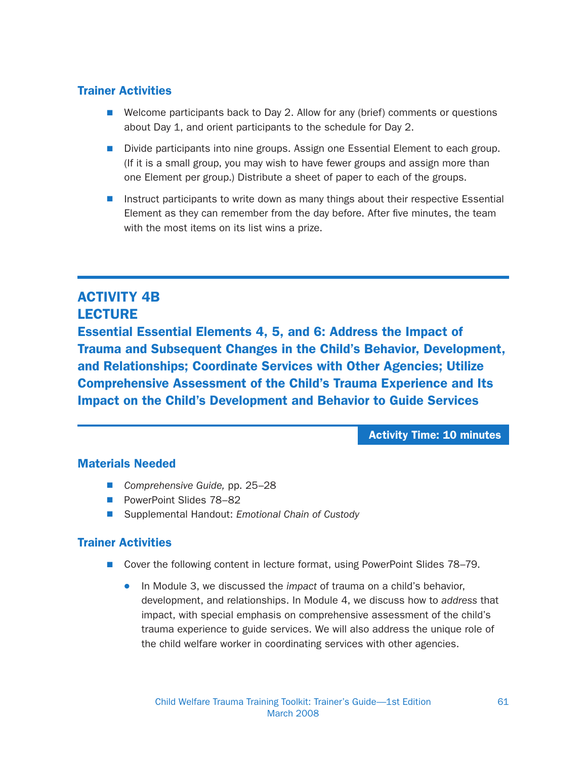### Trainer Activities

- Welcome participants back to Day 2. Allow for any (brief) comments or questions about Day 1, and orient participants to the schedule for Day 2.
- Divide participants into nine groups. Assign one Essential Element to each group. (If it is a small group, you may wish to have fewer groups and assign more than one Element per group.) Distribute a sheet of paper to each of the groups.
- Instruct participants to write down as many things about their respective Essential Element as they can remember from the day before. After five minutes, the team with the most items on its list wins a prize.

---

## ACTIVITY 4B
## LECTURE
## Essential Essential Elements 4, 5, and 6: Address the Impact of Trauma and Subsequent Changes in the Child's Behavior, Development, and Relationships; Coordinate Services with Other Agencies; Utilize Comprehensive Assessment of the Child's Trauma Experience and Its Impact on the Child's Development and Behavior to Guide Services

**Activity Time: 10 minutes**

### Materials Needed

- *Comprehensive Guide,* pp. 25–28
- PowerPoint Slides 78–82
- Supplemental Handout: *Emotional Chain of Custody*

### Trainer Activities

- Cover the following content in lecture format, using PowerPoint Slides 78–79.
  - In Module 3, we discussed the *impact* of trauma on a child's behavior, development, and relationships. In Module 4, we discuss how to *address* that impact, with special emphasis on comprehensive assessment of the child's trauma experience to guide services. We will also address the unique role of the child welfare worker in coordinating services with other agencies.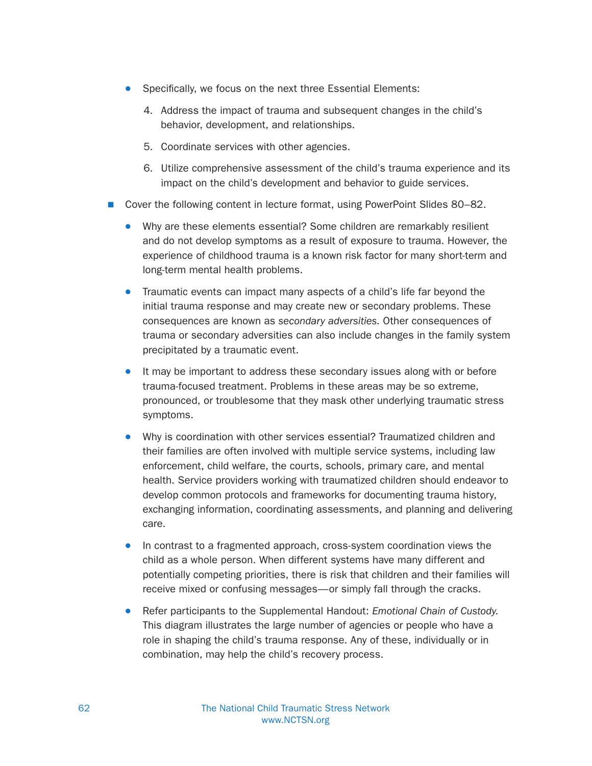- Specifically, we focus on the next three Essential Elements:

    4. Address the impact of trauma and subsequent changes in the child's behavior, development, and relationships.
    5. Coordinate services with other agencies.
    6. Utilize comprehensive assessment of the child's trauma experience and its impact on the child's development and behavior to guide services.

- Cover the following content in lecture format, using PowerPoint Slides 80–82.

    - Why are these elements essential? Some children are remarkably resilient and do not develop symptoms as a result of exposure to trauma. However, the experience of childhood trauma is a known risk factor for many short-term and long-term mental health problems.
    - Traumatic events can impact many aspects of a child's life far beyond the initial trauma response and may create new or secondary problems. These consequences are known as *secondary adversities.* Other consequences of trauma or secondary adversities can also include changes in the family system precipitated by a traumatic event.
    - It may be important to address these secondary issues along with or before trauma-focused treatment. Problems in these areas may be so extreme, pronounced, or troublesome that they mask other underlying traumatic stress symptoms.
    - Why is coordination with other services essential? Traumatized children and their families are often involved with multiple service systems, including law enforcement, child welfare, the courts, schools, primary care, and mental health. Service providers working with traumatized children should endeavor to develop common protocols and frameworks for documenting trauma history, exchanging information, coordinating assessments, and planning and delivering care.
    - In contrast to a fragmented approach, cross-system coordination views the child as a whole person. When different systems have many different and potentially competing priorities, there is risk that children and their families will receive mixed or confusing messages—or simply fall through the cracks.
    - Refer participants to the Supplemental Handout: *Emotional Chain of Custody.* This diagram illustrates the large number of agencies or people who have a role in shaping the child's trauma response. Any of these, individually or in combination, may help the child's recovery process.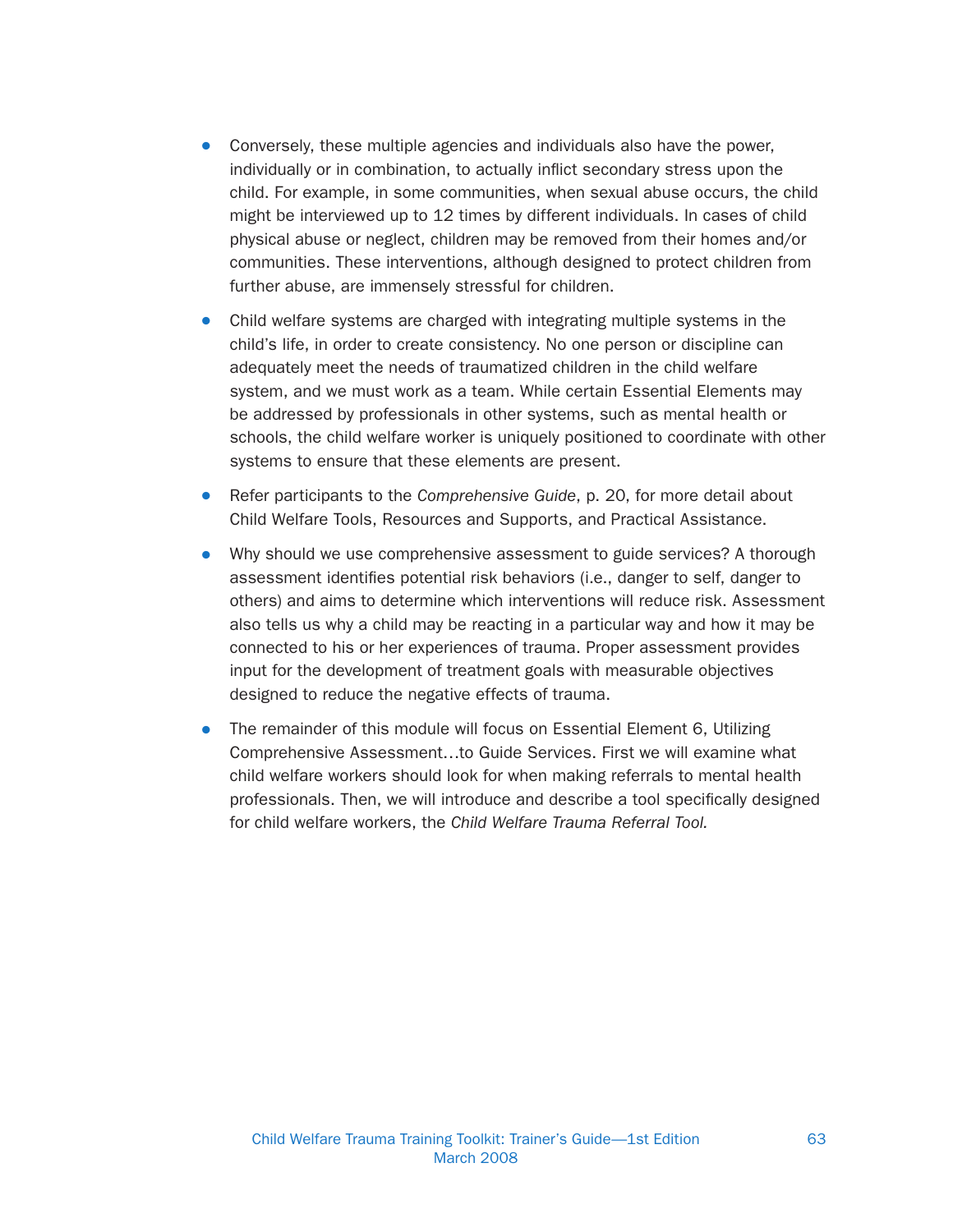- Conversely, these multiple agencies and individuals also have the power, individually or in combination, to actually inflict secondary stress upon the child. For example, in some communities, when sexual abuse occurs, the child might be interviewed up to 12 times by different individuals. In cases of child physical abuse or neglect, children may be removed from their homes and/or communities. These interventions, although designed to protect children from further abuse, are immensely stressful for children.
- Child welfare systems are charged with integrating multiple systems in the child's life, in order to create consistency. No one person or discipline can adequately meet the needs of traumatized children in the child welfare system, and we must work as a team. While certain Essential Elements may be addressed by professionals in other systems, such as mental health or schools, the child welfare worker is uniquely positioned to coordinate with other systems to ensure that these elements are present.
- Refer participants to the *Comprehensive Guide*, p. 20, for more detail about Child Welfare Tools, Resources and Supports, and Practical Assistance.
- Why should we use comprehensive assessment to guide services? A thorough assessment identifies potential risk behaviors (i.e., danger to self, danger to others) and aims to determine which interventions will reduce risk. Assessment also tells us why a child may be reacting in a particular way and how it may be connected to his or her experiences of trauma. Proper assessment provides input for the development of treatment goals with measurable objectives designed to reduce the negative effects of trauma.
- The remainder of this module will focus on Essential Element 6, Utilizing Comprehensive Assessment…to Guide Services. First we will examine what child welfare workers should look for when making referrals to mental health professionals. Then, we will introduce and describe a tool specifically designed for child welfare workers, the *Child Welfare Trauma Referral Tool.*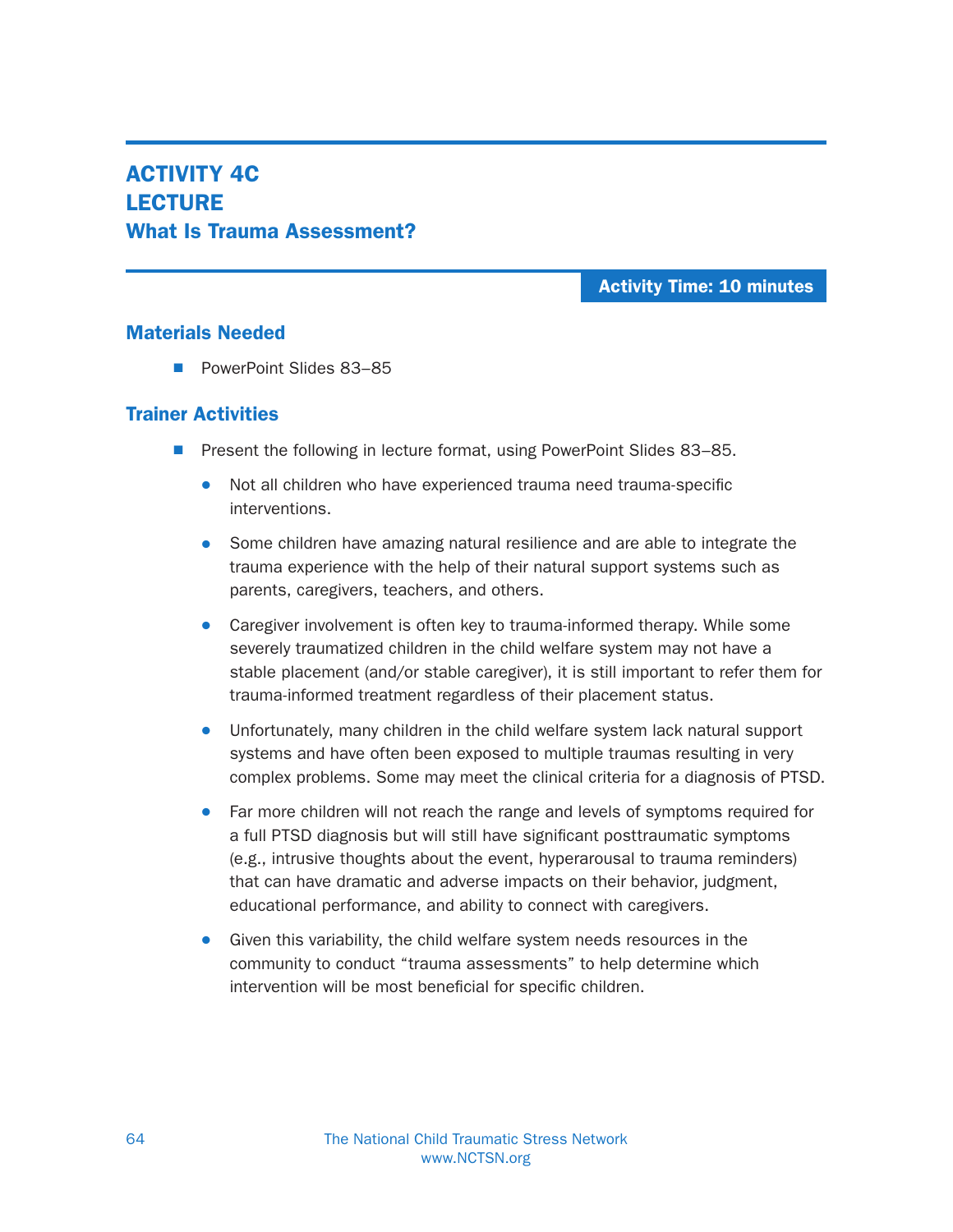# ACTIVITY 4C
# LECTURE
## What Is Trauma Assessment?

**Activity Time: 10 minutes**

### Materials Needed

- PowerPoint Slides 83–85

### Trainer Activities

- Present the following in lecture format, using PowerPoint Slides 83–85.
  - Not all children who have experienced trauma need trauma-specific interventions.
  - Some children have amazing natural resilience and are able to integrate the trauma experience with the help of their natural support systems such as parents, caregivers, teachers, and others.
  - Caregiver involvement is often key to trauma-informed therapy. While some severely traumatized children in the child welfare system may not have a stable placement (and/or stable caregiver), it is still important to refer them for trauma-informed treatment regardless of their placement status.
  - Unfortunately, many children in the child welfare system lack natural support systems and have often been exposed to multiple traumas resulting in very complex problems. Some may meet the clinical criteria for a diagnosis of PTSD.
  - Far more children will not reach the range and levels of symptoms required for a full PTSD diagnosis but will still have significant posttraumatic symptoms (e.g., intrusive thoughts about the event, hyperarousal to trauma reminders) that can have dramatic and adverse impacts on their behavior, judgment, educational performance, and ability to connect with caregivers.
  - Given this variability, the child welfare system needs resources in the community to conduct "trauma assessments" to help determine which intervention will be most beneficial for specific children.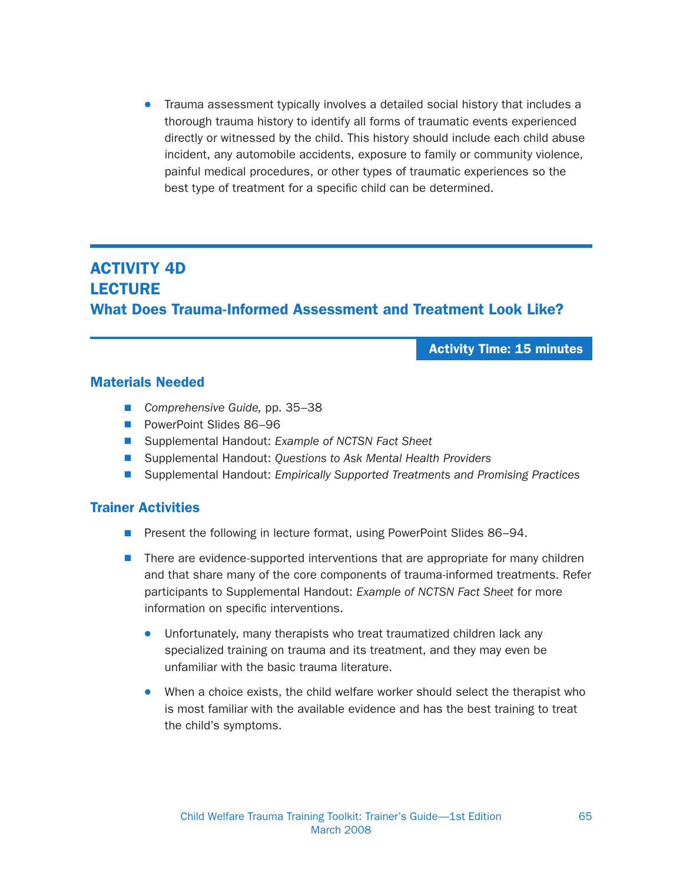- Trauma assessment typically involves a detailed social history that includes a thorough trauma history to identify all forms of traumatic events experienced directly or witnessed by the child. This history should include each child abuse incident, any automobile accidents, exposure to family or community violence, painful medical procedures, or other types of traumatic experiences so the best type of treatment for a specific child can be determined.

## ACTIVITY 4D
## LECTURE
## What Does Trauma-Informed Assessment and Treatment Look Like?

**Activity Time: 15 minutes**

### Materials Needed

- *Comprehensive Guide,* pp. 35–38
- PowerPoint Slides 86–96
- Supplemental Handout: *Example of NCTSN Fact Sheet*
- Supplemental Handout: *Questions to Ask Mental Health Providers*
- Supplemental Handout: *Empirically Supported Treatments and Promising Practices*

### Trainer Activities

- Present the following in lecture format, using PowerPoint Slides 86–94.
- There are evidence-supported interventions that are appropriate for many children and that share many of the core components of trauma-informed treatments. Refer participants to Supplemental Handout: *Example of NCTSN Fact Sheet* for more information on specific interventions.
  - Unfortunately, many therapists who treat traumatized children lack any specialized training on trauma and its treatment, and they may even be unfamiliar with the basic trauma literature.
  - When a choice exists, the child welfare worker should select the therapist who is most familiar with the available evidence and has the best training to treat the child's symptoms.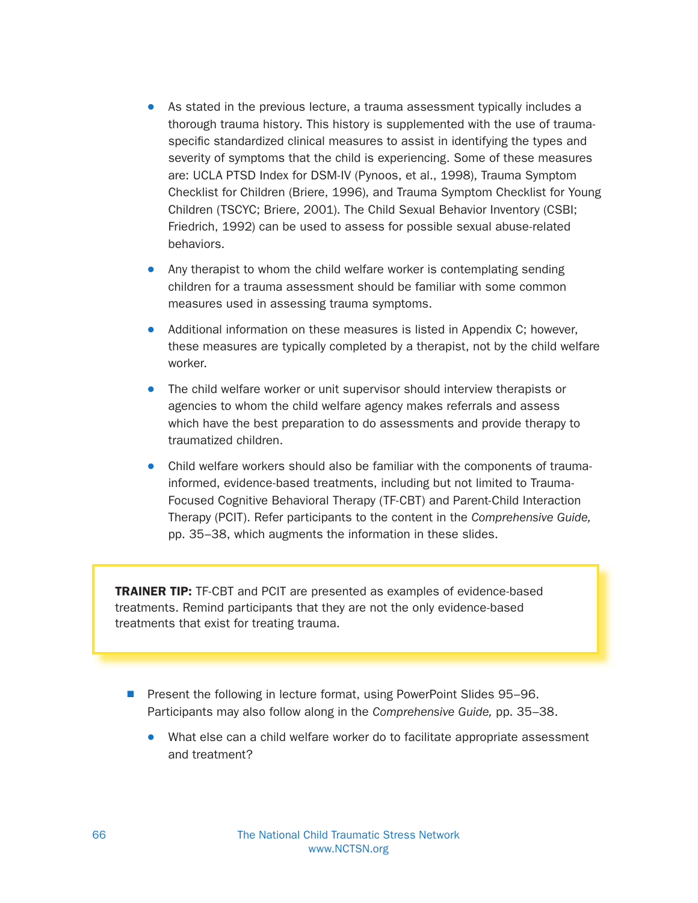- As stated in the previous lecture, a trauma assessment typically includes a thorough trauma history. This history is supplemented with the use of trauma-specific standardized clinical measures to assist in identifying the types and severity of symptoms that the child is experiencing. Some of these measures are: UCLA PTSD Index for DSM-IV (Pynoos, et al., 1998), Trauma Symptom Checklist for Children (Briere, 1996), and Trauma Symptom Checklist for Young Children (TSCYC; Briere, 2001). The Child Sexual Behavior Inventory (CSBI; Friedrich, 1992) can be used to assess for possible sexual abuse-related behaviors.
- Any therapist to whom the child welfare worker is contemplating sending children for a trauma assessment should be familiar with some common measures used in assessing trauma symptoms.
- Additional information on these measures is listed in Appendix C; however, these measures are typically completed by a therapist, not by the child welfare worker.
- The child welfare worker or unit supervisor should interview therapists or agencies to whom the child welfare agency makes referrals and assess which have the best preparation to do assessments and provide therapy to traumatized children.
- Child welfare workers should also be familiar with the components of trauma-informed, evidence-based treatments, including but not limited to Trauma-Focused Cognitive Behavioral Therapy (TF-CBT) and Parent-Child Interaction Therapy (PCIT). Refer participants to the content in the *Comprehensive Guide,* pp. 35–38, which augments the information in these slides.

> **TRAINER TIP:** TF-CBT and PCIT are presented as examples of evidence-based treatments. Remind participants that they are not the only evidence-based treatments that exist for treating trauma.

- Present the following in lecture format, using PowerPoint Slides 95–96. Participants may also follow along in the *Comprehensive Guide,* pp. 35–38.
  - What else can a child welfare worker do to facilitate appropriate assessment and treatment?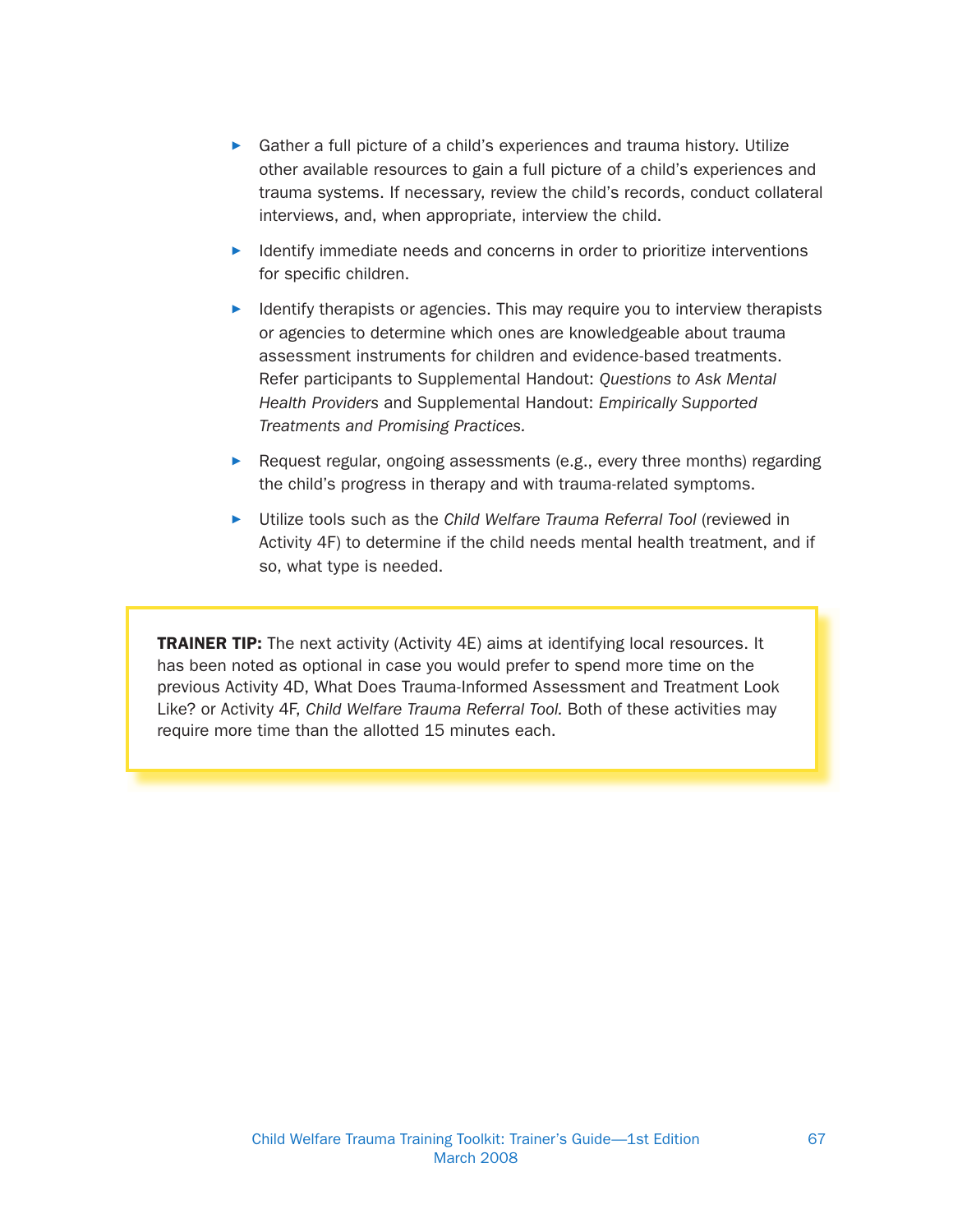- Gather a full picture of a child's experiences and trauma history. Utilize other available resources to gain a full picture of a child's experiences and trauma systems. If necessary, review the child's records, conduct collateral interviews, and, when appropriate, interview the child.
- Identify immediate needs and concerns in order to prioritize interventions for specific children.
- Identify therapists or agencies. This may require you to interview therapists or agencies to determine which ones are knowledgeable about trauma assessment instruments for children and evidence-based treatments. Refer participants to Supplemental Handout: *Questions to Ask Mental Health Providers* and Supplemental Handout: *Empirically Supported Treatments and Promising Practices.*
- Request regular, ongoing assessments (e.g., every three months) regarding the child's progress in therapy and with trauma-related symptoms.
- Utilize tools such as the *Child Welfare Trauma Referral Tool* (reviewed in Activity 4F) to determine if the child needs mental health treatment, and if so, what type is needed.

> **TRAINER TIP:** The next activity (Activity 4E) aims at identifying local resources. It has been noted as optional in case you would prefer to spend more time on the previous Activity 4D, What Does Trauma-Informed Assessment and Treatment Look Like? or Activity 4F, *Child Welfare Trauma Referral Tool.* Both of these activities may require more time than the allotted 15 minutes each.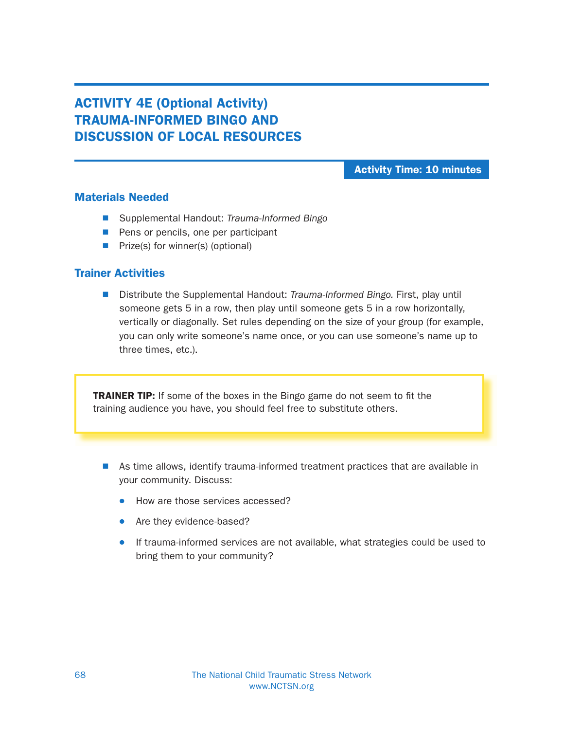## ACTIVITY 4E (Optional Activity) TRAUMA-INFORMED BINGO AND DISCUSSION OF LOCAL RESOURCES

**Activity Time: 10 minutes**

### Materials Needed

- Supplemental Handout: *Trauma-Informed Bingo*
- Pens or pencils, one per participant
- Prize(s) for winner(s) (optional)

### Trainer Activities

- Distribute the Supplemental Handout: *Trauma-Informed Bingo.* First, play until someone gets 5 in a row, then play until someone gets 5 in a row horizontally, vertically or diagonally. Set rules depending on the size of your group (for example, you can only write someone's name once, or you can use someone's name up to three times, etc.).

> **TRAINER TIP:** If some of the boxes in the Bingo game do not seem to fit the training audience you have, you should feel free to substitute others.

- As time allows, identify trauma-informed treatment practices that are available in your community. Discuss:
  - How are those services accessed?
  - Are they evidence-based?
  - If trauma-informed services are not available, what strategies could be used to bring them to your community?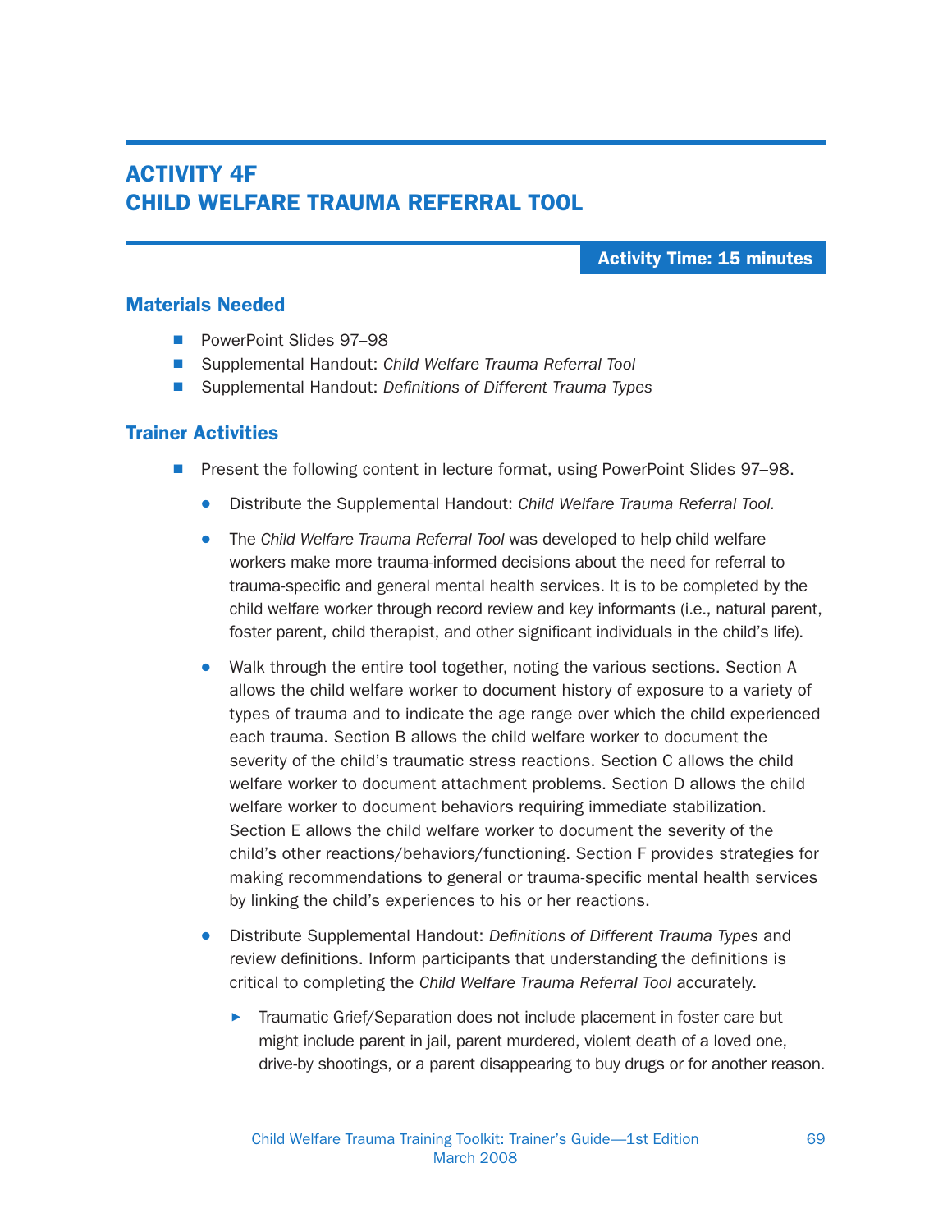# ACTIVITY 4F
# CHILD WELFARE TRAUMA REFERRAL TOOL

**Activity Time: 15 minutes**

## Materials Needed

- PowerPoint Slides 97–98
- Supplemental Handout: *Child Welfare Trauma Referral Tool*
- Supplemental Handout: *Definitions of Different Trauma Types*

## Trainer Activities

- Present the following content in lecture format, using PowerPoint Slides 97–98.
  - Distribute the Supplemental Handout: *Child Welfare Trauma Referral Tool.*
  - The *Child Welfare Trauma Referral Tool* was developed to help child welfare workers make more trauma-informed decisions about the need for referral to trauma-specific and general mental health services. It is to be completed by the child welfare worker through record review and key informants (i.e., natural parent, foster parent, child therapist, and other significant individuals in the child's life).
  - Walk through the entire tool together, noting the various sections. Section A allows the child welfare worker to document history of exposure to a variety of types of trauma and to indicate the age range over which the child experienced each trauma. Section B allows the child welfare worker to document the severity of the child's traumatic stress reactions. Section C allows the child welfare worker to document attachment problems. Section D allows the child welfare worker to document behaviors requiring immediate stabilization. Section E allows the child welfare worker to document the severity of the child's other reactions/behaviors/functioning. Section F provides strategies for making recommendations to general or trauma-specific mental health services by linking the child's experiences to his or her reactions.
  - Distribute Supplemental Handout: *Definitions of Different Trauma Types* and review definitions. Inform participants that understanding the definitions is critical to completing the *Child Welfare Trauma Referral Tool* accurately.
    - Traumatic Grief/Separation does not include placement in foster care but might include parent in jail, parent murdered, violent death of a loved one, drive-by shootings, or a parent disappearing to buy drugs or for another reason.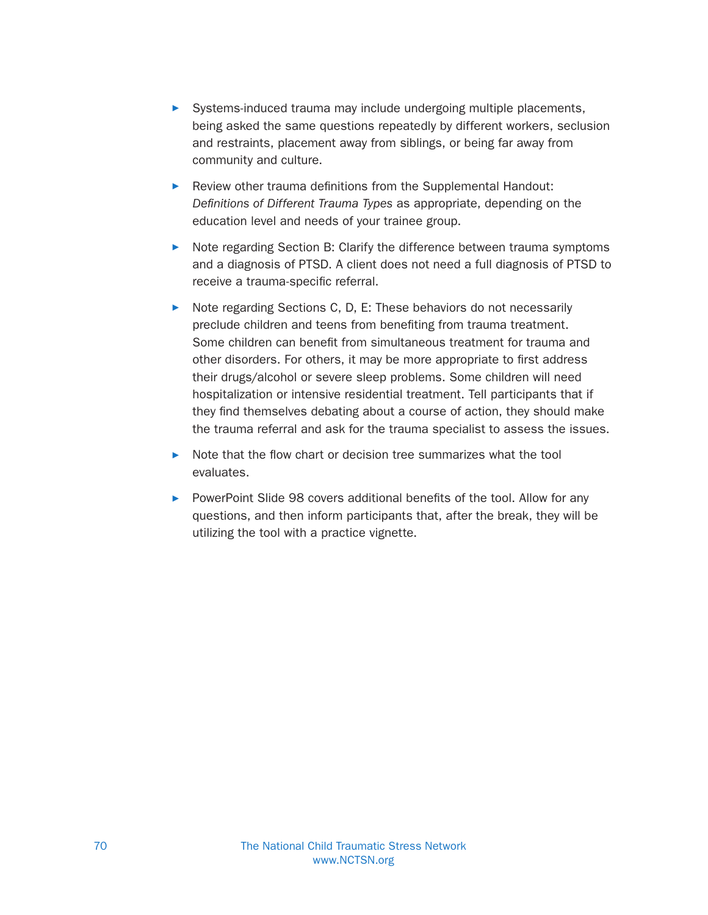- Systems-induced trauma may include undergoing multiple placements, being asked the same questions repeatedly by different workers, seclusion and restraints, placement away from siblings, or being far away from community and culture.
- Review other trauma definitions from the Supplemental Handout: *Definitions of Different Trauma Types* as appropriate, depending on the education level and needs of your trainee group.
- Note regarding Section B: Clarify the difference between trauma symptoms and a diagnosis of PTSD. A client does not need a full diagnosis of PTSD to receive a trauma-specific referral.
- Note regarding Sections C, D, E: These behaviors do not necessarily preclude children and teens from benefiting from trauma treatment. Some children can benefit from simultaneous treatment for trauma and other disorders. For others, it may be more appropriate to first address their drugs/alcohol or severe sleep problems. Some children will need hospitalization or intensive residential treatment. Tell participants that if they find themselves debating about a course of action, they should make the trauma referral and ask for the trauma specialist to assess the issues.
- Note that the flow chart or decision tree summarizes what the tool evaluates.
- PowerPoint Slide 98 covers additional benefits of the tool. Allow for any questions, and then inform participants that, after the break, they will be utilizing the tool with a practice vignette.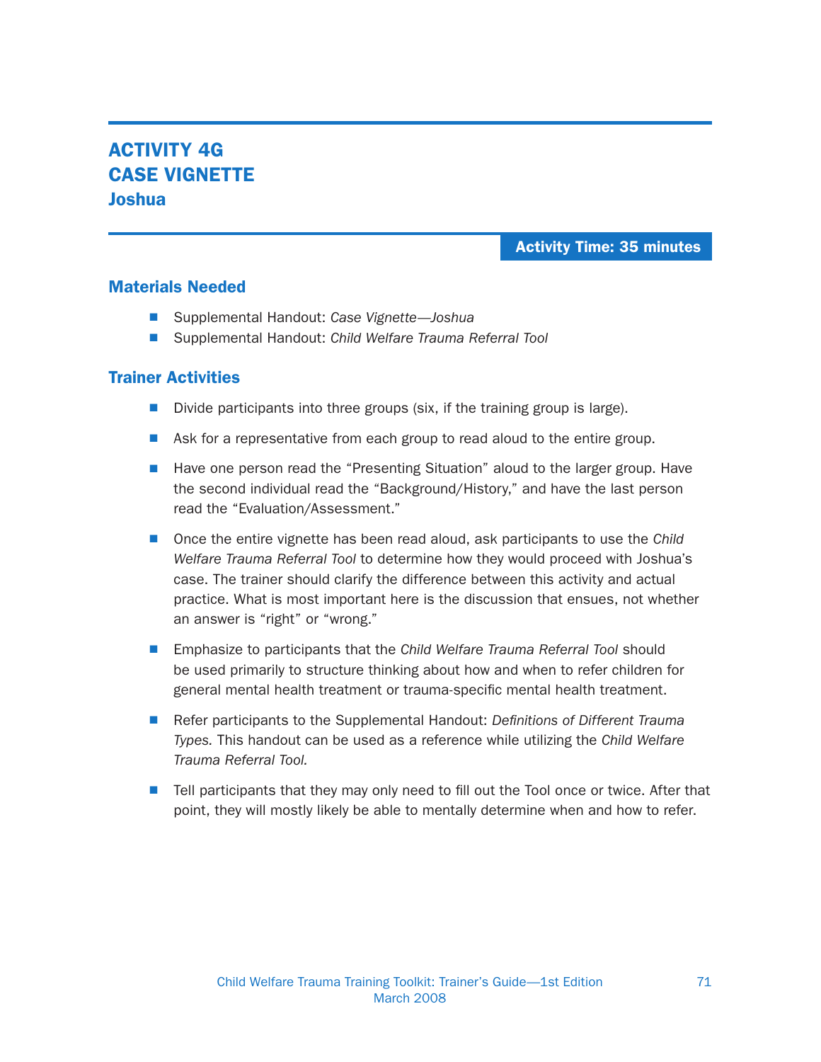# ACTIVITY 4G
# CASE VIGNETTE
## Joshua

**Activity Time: 35 minutes**

### Materials Needed

- Supplemental Handout: *Case Vignette—Joshua*
- Supplemental Handout: *Child Welfare Trauma Referral Tool*

### Trainer Activities

- Divide participants into three groups (six, if the training group is large).
- Ask for a representative from each group to read aloud to the entire group.
- Have one person read the "Presenting Situation" aloud to the larger group. Have the second individual read the "Background/History," and have the last person read the "Evaluation/Assessment."
- Once the entire vignette has been read aloud, ask participants to use the *Child Welfare Trauma Referral Tool* to determine how they would proceed with Joshua's case. The trainer should clarify the difference between this activity and actual practice. What is most important here is the discussion that ensues, not whether an answer is "right" or "wrong."
- Emphasize to participants that the *Child Welfare Trauma Referral Tool* should be used primarily to structure thinking about how and when to refer children for general mental health treatment or trauma-specific mental health treatment.
- Refer participants to the Supplemental Handout: *Definitions of Different Trauma Types.* This handout can be used as a reference while utilizing the *Child Welfare Trauma Referral Tool.*
- Tell participants that they may only need to fill out the Tool once or twice. After that point, they will mostly likely be able to mentally determine when and how to refer.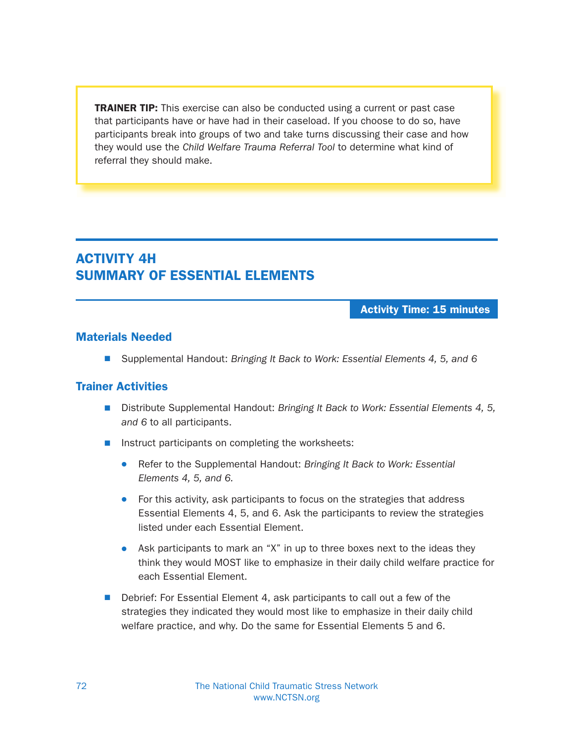**TRAINER TIP:** This exercise can also be conducted using a current or past case that participants have or have had in their caseload. If you choose to do so, have participants break into groups of two and take turns discussing their case and how they would use the *Child Welfare Trauma Referral Tool* to determine what kind of referral they should make.

## ACTIVITY 4H
## SUMMARY OF ESSENTIAL ELEMENTS

**Activity Time: 15 minutes**

### Materials Needed

- Supplemental Handout: *Bringing It Back to Work: Essential Elements 4, 5, and 6*

### Trainer Activities

- Distribute Supplemental Handout: *Bringing It Back to Work: Essential Elements 4, 5, and 6* to all participants.
- Instruct participants on completing the worksheets:
  - Refer to the Supplemental Handout: *Bringing It Back to Work: Essential Elements 4, 5, and 6.*
  - For this activity, ask participants to focus on the strategies that address Essential Elements 4, 5, and 6. Ask the participants to review the strategies listed under each Essential Element.
  - Ask participants to mark an "X" in up to three boxes next to the ideas they think they would MOST like to emphasize in their daily child welfare practice for each Essential Element.
- Debrief: For Essential Element 4, ask participants to call out a few of the strategies they indicated they would most like to emphasize in their daily child welfare practice, and why. Do the same for Essential Elements 5 and 6.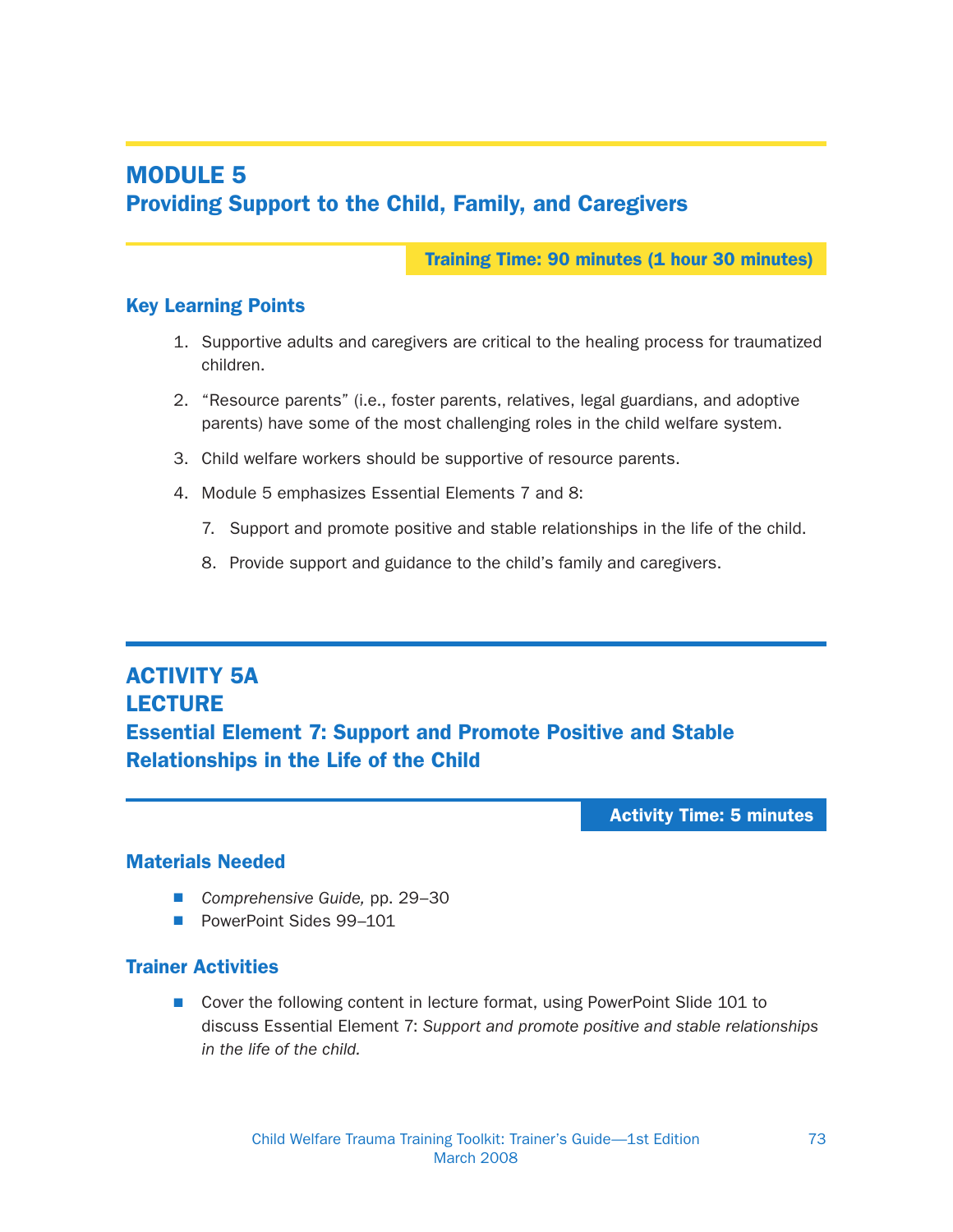# MODULE 5
## Providing Support to the Child, Family, and Caregivers

**Training Time: 90 minutes (1 hour 30 minutes)**

### Key Learning Points

1. Supportive adults and caregivers are critical to the healing process for traumatized children.
2. "Resource parents" (i.e., foster parents, relatives, legal guardians, and adoptive parents) have some of the most challenging roles in the child welfare system.
3. Child welfare workers should be supportive of resource parents.
4. Module 5 emphasizes Essential Elements 7 and 8:

   7. Support and promote positive and stable relationships in the life of the child.

   8. Provide support and guidance to the child's family and caregivers.

# ACTIVITY 5A
# LECTURE
## Essential Element 7: Support and Promote Positive and Stable Relationships in the Life of the Child

**Activity Time: 5 minutes**

### Materials Needed

- *Comprehensive Guide,* pp. 29–30
- PowerPoint Sides 99–101

### Trainer Activities

- Cover the following content in lecture format, using PowerPoint Slide 101 to discuss Essential Element 7: *Support and promote positive and stable relationships in the life of the child.*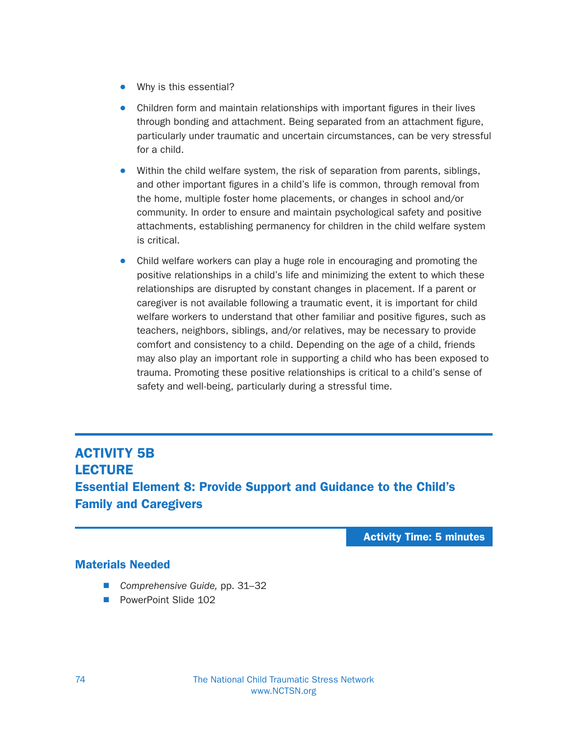- Why is this essential?
- Children form and maintain relationships with important figures in their lives through bonding and attachment. Being separated from an attachment figure, particularly under traumatic and uncertain circumstances, can be very stressful for a child.
- Within the child welfare system, the risk of separation from parents, siblings, and other important figures in a child's life is common, through removal from the home, multiple foster home placements, or changes in school and/or community. In order to ensure and maintain psychological safety and positive attachments, establishing permanency for children in the child welfare system is critical.
- Child welfare workers can play a huge role in encouraging and promoting the positive relationships in a child's life and minimizing the extent to which these relationships are disrupted by constant changes in placement. If a parent or caregiver is not available following a traumatic event, it is important for child welfare workers to understand that other familiar and positive figures, such as teachers, neighbors, siblings, and/or relatives, may be necessary to provide comfort and consistency to a child. Depending on the age of a child, friends may also play an important role in supporting a child who has been exposed to trauma. Promoting these positive relationships is critical to a child's sense of safety and well-being, particularly during a stressful time.

## ACTIVITY 5B
## LECTURE
## Essential Element 8: Provide Support and Guidance to the Child's Family and Caregivers

**Activity Time: 5 minutes**

### Materials Needed

- *Comprehensive Guide,* pp. 31–32
- PowerPoint Slide 102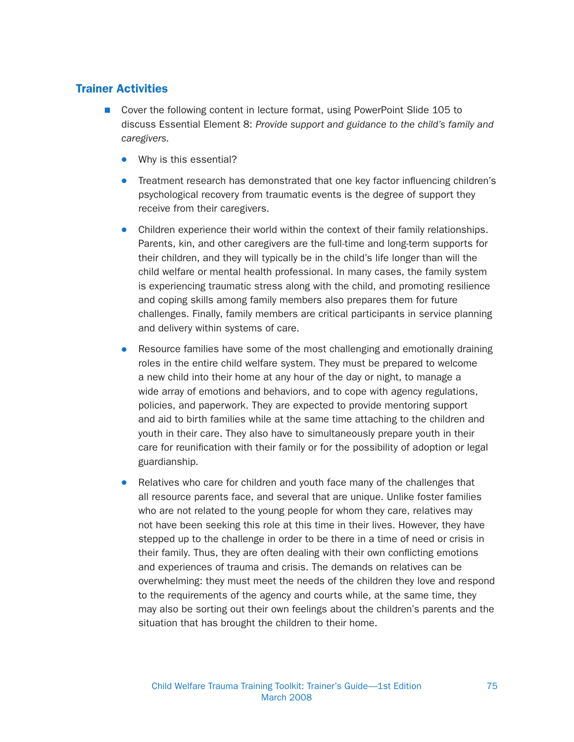## Trainer Activities

- Cover the following content in lecture format, using PowerPoint Slide 105 to discuss Essential Element 8: *Provide support and guidance to the child's family and caregivers.*
  - Why is this essential?
  - Treatment research has demonstrated that one key factor influencing children's psychological recovery from traumatic events is the degree of support they receive from their caregivers.
  - Children experience their world within the context of their family relationships. Parents, kin, and other caregivers are the full-time and long-term supports for their children, and they will typically be in the child's life longer than will the child welfare or mental health professional. In many cases, the family system is experiencing traumatic stress along with the child, and promoting resilience and coping skills among family members also prepares them for future challenges. Finally, family members are critical participants in service planning and delivery within systems of care.
  - Resource families have some of the most challenging and emotionally draining roles in the entire child welfare system. They must be prepared to welcome a new child into their home at any hour of the day or night, to manage a wide array of emotions and behaviors, and to cope with agency regulations, policies, and paperwork. They are expected to provide mentoring support and aid to birth families while at the same time attaching to the children and youth in their care. They also have to simultaneously prepare youth in their care for reunification with their family or for the possibility of adoption or legal guardianship.
  - Relatives who care for children and youth face many of the challenges that all resource parents face, and several that are unique. Unlike foster families who are not related to the young people for whom they care, relatives may not have been seeking this role at this time in their lives. However, they have stepped up to the challenge in order to be there in a time of need or crisis in their family. Thus, they are often dealing with their own conflicting emotions and experiences of trauma and crisis. The demands on relatives can be overwhelming: they must meet the needs of the children they love and respond to the requirements of the agency and courts while, at the same time, they may also be sorting out their own feelings about the children's parents and the situation that has brought the children to their home.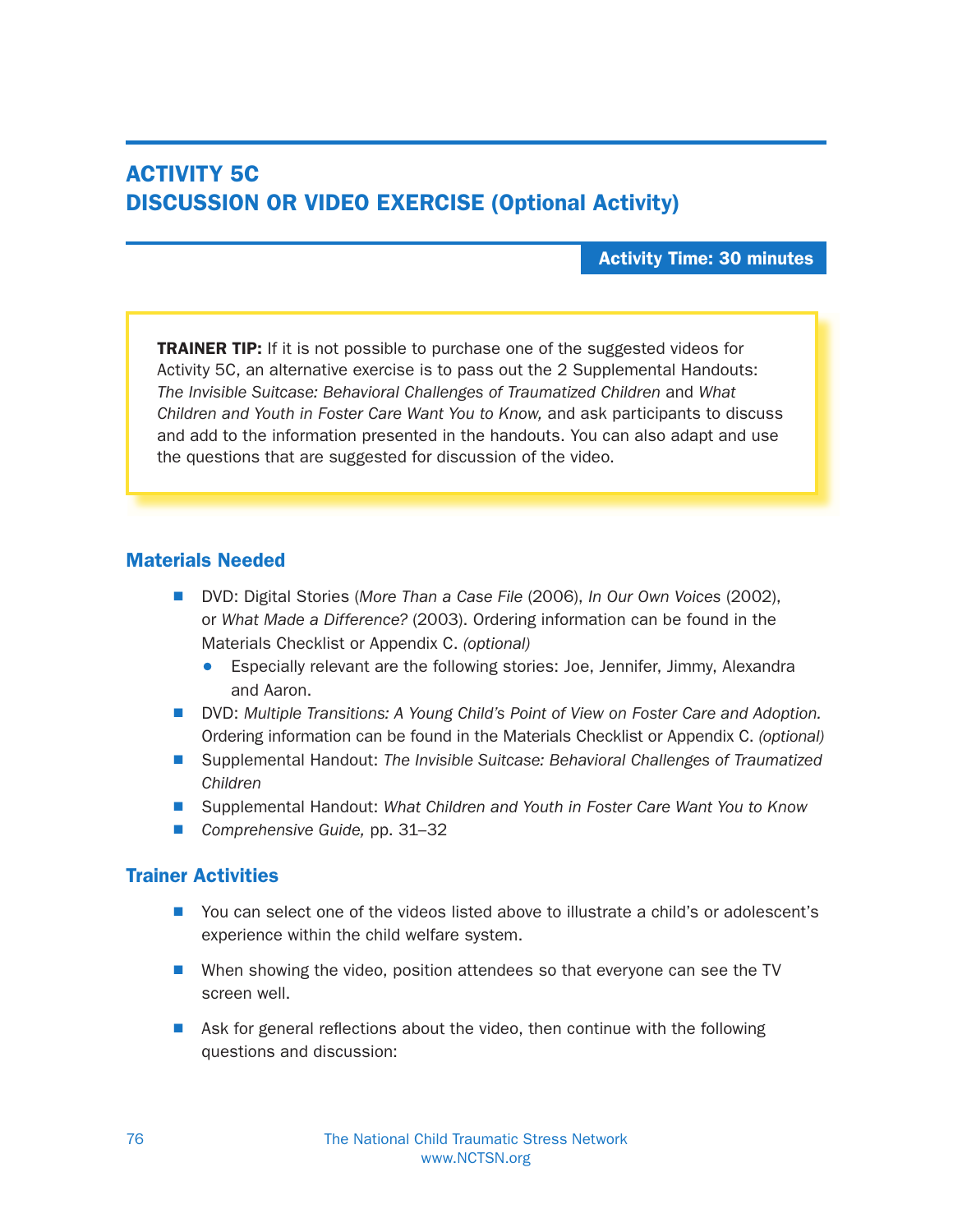# ACTIVITY 5C
# DISCUSSION OR VIDEO EXERCISE (Optional Activity)

**Activity Time: 30 minutes**

**TRAINER TIP:** If it is not possible to purchase one of the suggested videos for Activity 5C, an alternative exercise is to pass out the 2 Supplemental Handouts: *The Invisible Suitcase: Behavioral Challenges of Traumatized Children* and *What Children and Youth in Foster Care Want You to Know,* and ask participants to discuss and add to the information presented in the handouts. You can also adapt and use the questions that are suggested for discussion of the video.

## Materials Needed

- DVD: Digital Stories (*More Than a Case File* (2006), *In Our Own Voices* (2002), or *What Made a Difference?* (2003). Ordering information can be found in the Materials Checklist or Appendix C. *(optional)*
  - Especially relevant are the following stories: Joe, Jennifer, Jimmy, Alexandra and Aaron.
- DVD: *Multiple Transitions: A Young Child's Point of View on Foster Care and Adoption.* Ordering information can be found in the Materials Checklist or Appendix C. *(optional)*
- Supplemental Handout: *The Invisible Suitcase: Behavioral Challenges of Traumatized Children*
- Supplemental Handout: *What Children and Youth in Foster Care Want You to Know*
- *Comprehensive Guide,* pp. 31–32

## Trainer Activities

- You can select one of the videos listed above to illustrate a child's or adolescent's experience within the child welfare system.
- When showing the video, position attendees so that everyone can see the TV screen well.
- Ask for general reflections about the video, then continue with the following questions and discussion: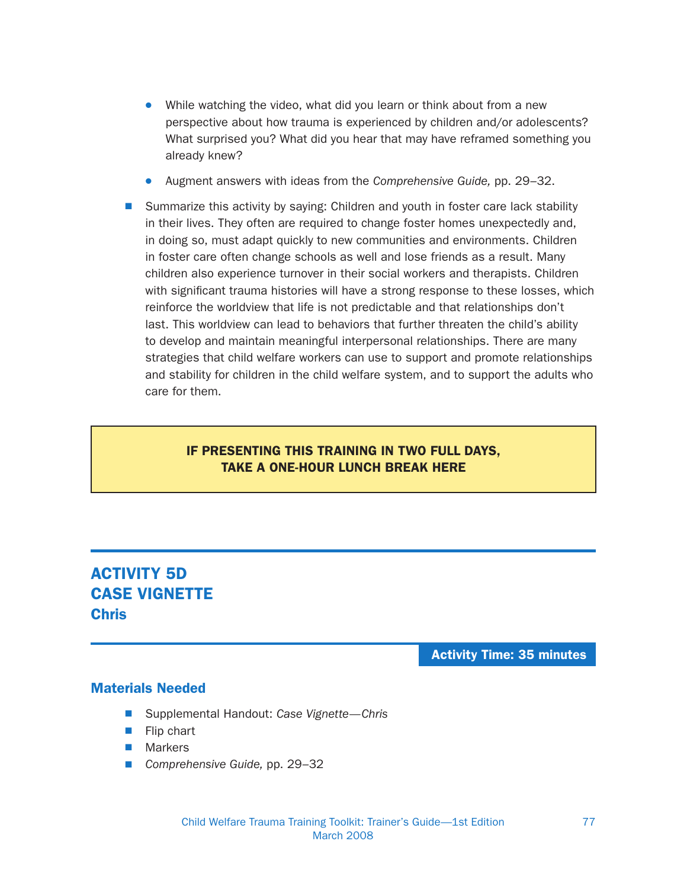- While watching the video, what did you learn or think about from a new perspective about how trauma is experienced by children and/or adolescents? What surprised you? What did you hear that may have reframed something you already knew?
    - Augment answers with ideas from the *Comprehensive Guide,* pp. 29–32.

- Summarize this activity by saying: Children and youth in foster care lack stability in their lives. They often are required to change foster homes unexpectedly and, in doing so, must adapt quickly to new communities and environments. Children in foster care often change schools as well and lose friends as a result. Many children also experience turnover in their social workers and therapists. Children with significant trauma histories will have a strong response to these losses, which reinforce the worldview that life is not predictable and that relationships don't last. This worldview can lead to behaviors that further threaten the child's ability to develop and maintain meaningful interpersonal relationships. There are many strategies that child welfare workers can use to support and promote relationships and stability for children in the child welfare system, and to support the adults who care for them.

**IF PRESENTING THIS TRAINING IN TWO FULL DAYS, TAKE A ONE-HOUR LUNCH BREAK HERE**

## ACTIVITY 5D
## CASE VIGNETTE
### Chris

**Activity Time: 35 minutes**

### Materials Needed

- Supplemental Handout: *Case Vignette—Chris*
- Flip chart
- Markers
- *Comprehensive Guide,* pp. 29–32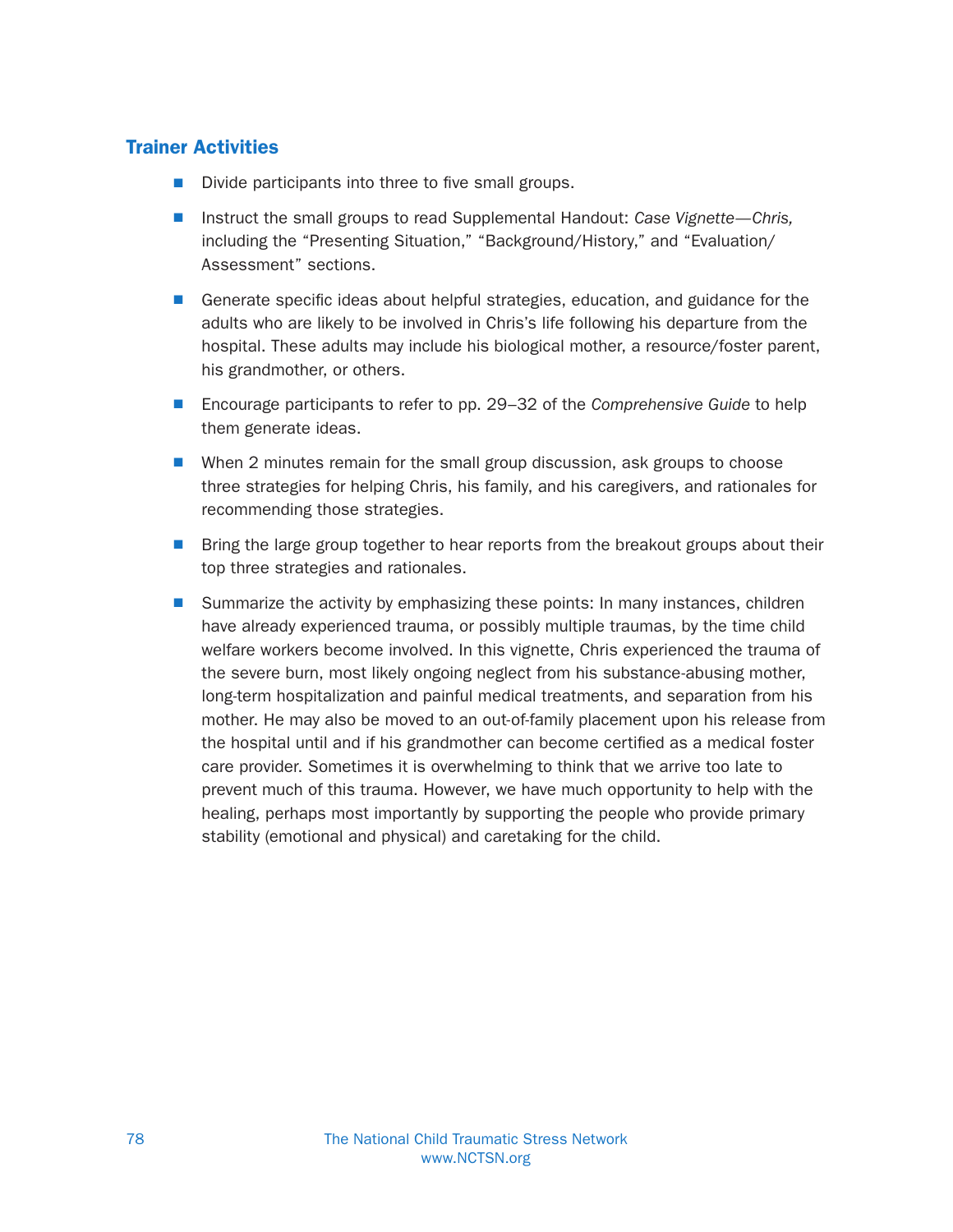## Trainer Activities

- Divide participants into three to five small groups.
- Instruct the small groups to read Supplemental Handout: *Case Vignette—Chris,* including the "Presenting Situation," "Background/History," and "Evaluation/Assessment" sections.
- Generate specific ideas about helpful strategies, education, and guidance for the adults who are likely to be involved in Chris's life following his departure from the hospital. These adults may include his biological mother, a resource/foster parent, his grandmother, or others.
- Encourage participants to refer to pp. 29–32 of the *Comprehensive Guide* to help them generate ideas.
- When 2 minutes remain for the small group discussion, ask groups to choose three strategies for helping Chris, his family, and his caregivers, and rationales for recommending those strategies.
- Bring the large group together to hear reports from the breakout groups about their top three strategies and rationales.
- Summarize the activity by emphasizing these points: In many instances, children have already experienced trauma, or possibly multiple traumas, by the time child welfare workers become involved. In this vignette, Chris experienced the trauma of the severe burn, most likely ongoing neglect from his substance-abusing mother, long-term hospitalization and painful medical treatments, and separation from his mother. He may also be moved to an out-of-family placement upon his release from the hospital until and if his grandmother can become certified as a medical foster care provider. Sometimes it is overwhelming to think that we arrive too late to prevent much of this trauma. However, we have much opportunity to help with the healing, perhaps most importantly by supporting the people who provide primary stability (emotional and physical) and caretaking for the child.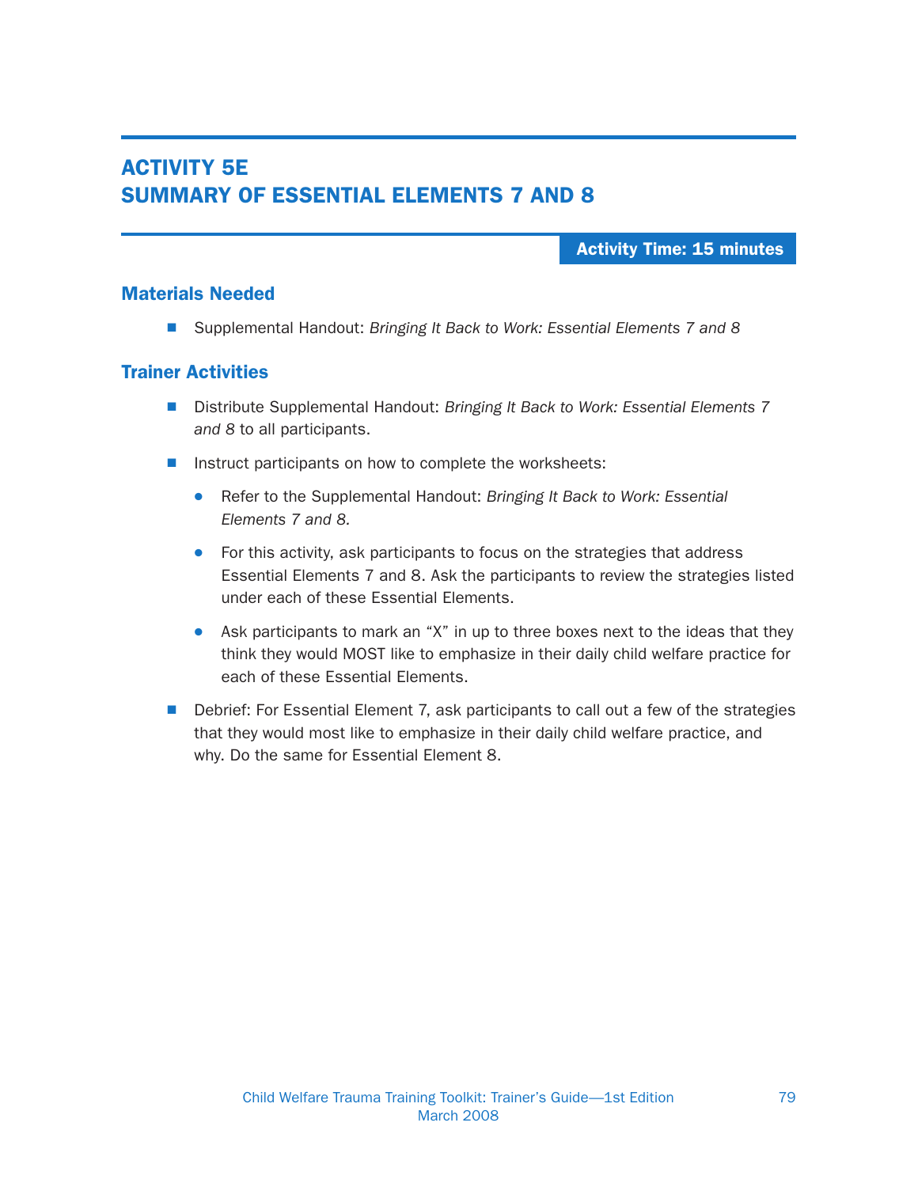# ACTIVITY 5E
# SUMMARY OF ESSENTIAL ELEMENTS 7 AND 8

**Activity Time: 15 minutes**

## Materials Needed

- Supplemental Handout: *Bringing It Back to Work: Essential Elements 7 and 8*

## Trainer Activities

- Distribute Supplemental Handout: *Bringing It Back to Work: Essential Elements 7 and 8* to all participants.
- Instruct participants on how to complete the worksheets:
  - Refer to the Supplemental Handout: *Bringing It Back to Work: Essential Elements 7 and 8.*
  - For this activity, ask participants to focus on the strategies that address Essential Elements 7 and 8. Ask the participants to review the strategies listed under each of these Essential Elements.
  - Ask participants to mark an "X" in up to three boxes next to the ideas that they think they would MOST like to emphasize in their daily child welfare practice for each of these Essential Elements.
- Debrief: For Essential Element 7, ask participants to call out a few of the strategies that they would most like to emphasize in their daily child welfare practice, and why. Do the same for Essential Element 8.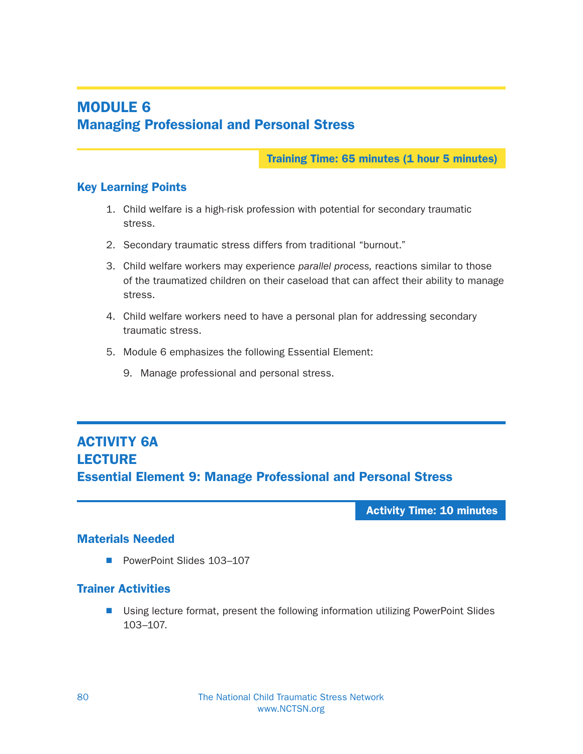# MODULE 6
## Managing Professional and Personal Stress

**Training Time: 65 minutes (1 hour 5 minutes)**

### Key Learning Points

1. Child welfare is a high-risk profession with potential for secondary traumatic stress.
2. Secondary traumatic stress differs from traditional "burnout."
3. Child welfare workers may experience *parallel process,* reactions similar to those of the traumatized children on their caseload that can affect their ability to manage stress.
4. Child welfare workers need to have a personal plan for addressing secondary traumatic stress.
5. Module 6 emphasizes the following Essential Element:

    9. Manage professional and personal stress.

# ACTIVITY 6A
## LECTURE
## Essential Element 9: Manage Professional and Personal Stress

**Activity Time: 10 minutes**

### Materials Needed

- PowerPoint Slides 103–107

### Trainer Activities

- Using lecture format, present the following information utilizing PowerPoint Slides 103–107.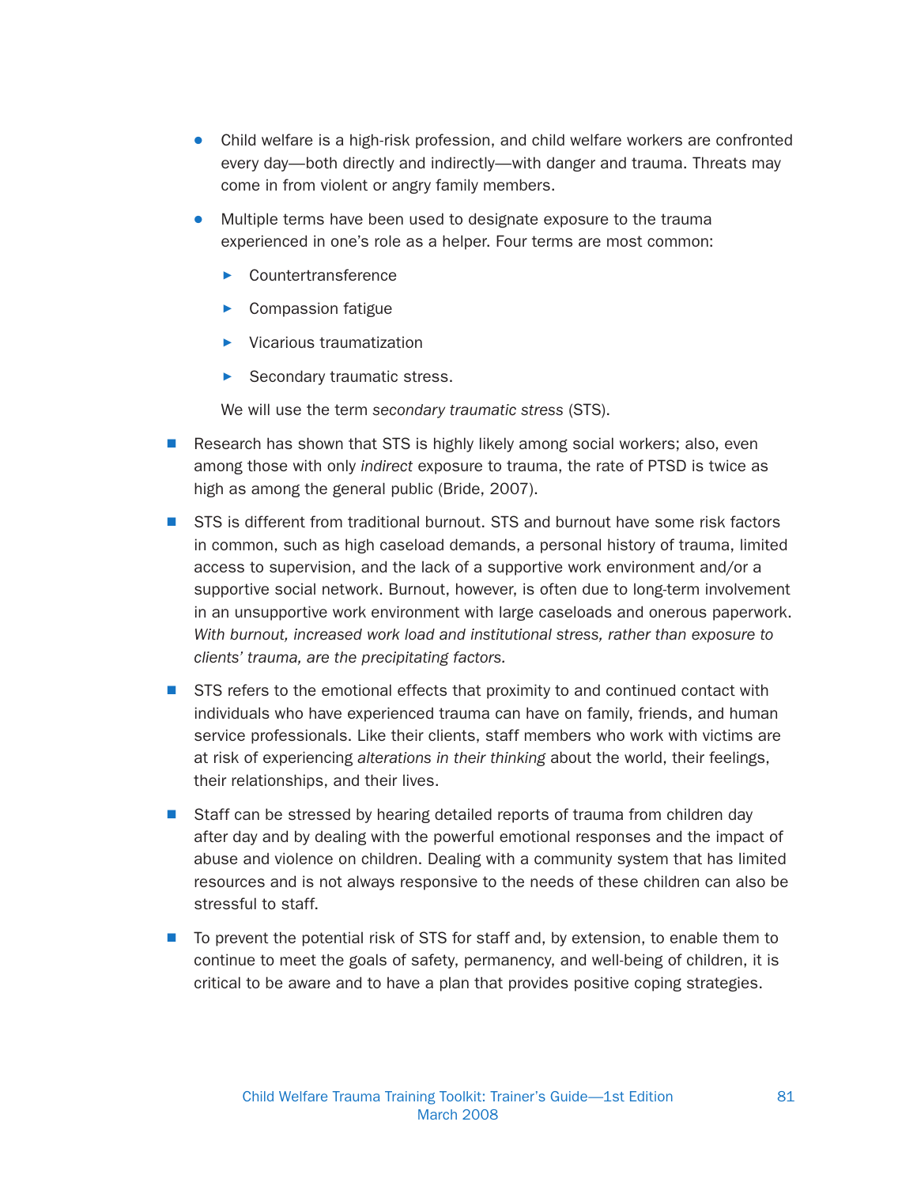- Child welfare is a high-risk profession, and child welfare workers are confronted every day—both directly and indirectly—with danger and trauma. Threats may come in from violent or angry family members.
- Multiple terms have been used to designate exposure to the trauma experienced in one's role as a helper. Four terms are most common:
  - Countertransference
  - Compassion fatigue
  - Vicarious traumatization
  - Secondary traumatic stress.

  We will use the term *secondary traumatic stress* (STS).

- Research has shown that STS is highly likely among social workers; also, even among those with only *indirect* exposure to trauma, the rate of PTSD is twice as high as among the general public (Bride, 2007).
- STS is different from traditional burnout. STS and burnout have some risk factors in common, such as high caseload demands, a personal history of trauma, limited access to supervision, and the lack of a supportive work environment and/or a supportive social network. Burnout, however, is often due to long-term involvement in an unsupportive work environment with large caseloads and onerous paperwork. *With burnout, increased work load and institutional stress, rather than exposure to clients' trauma, are the precipitating factors.*
- STS refers to the emotional effects that proximity to and continued contact with individuals who have experienced trauma can have on family, friends, and human service professionals. Like their clients, staff members who work with victims are at risk of experiencing *alterations in their thinking* about the world, their feelings, their relationships, and their lives.
- Staff can be stressed by hearing detailed reports of trauma from children day after day and by dealing with the powerful emotional responses and the impact of abuse and violence on children. Dealing with a community system that has limited resources and is not always responsive to the needs of these children can also be stressful to staff.
- To prevent the potential risk of STS for staff and, by extension, to enable them to continue to meet the goals of safety, permanency, and well-being of children, it is critical to be aware and to have a plan that provides positive coping strategies.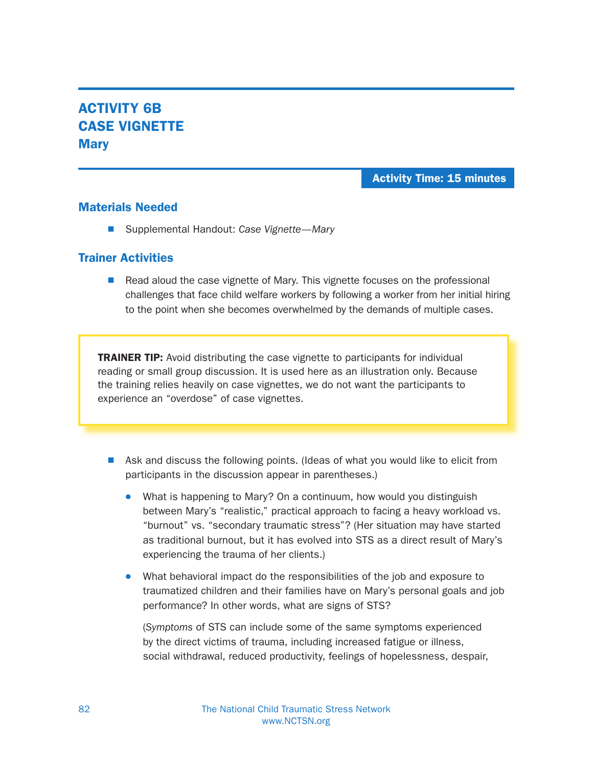# ACTIVITY 6B
# CASE VIGNETTE
## Mary

**Activity Time: 15 minutes**

### Materials Needed

- Supplemental Handout: *Case Vignette—Mary*

### Trainer Activities

- Read aloud the case vignette of Mary. This vignette focuses on the professional challenges that face child welfare workers by following a worker from her initial hiring to the point when she becomes overwhelmed by the demands of multiple cases.

> **TRAINER TIP:** Avoid distributing the case vignette to participants for individual reading or small group discussion. It is used here as an illustration only. Because the training relies heavily on case vignettes, we do not want the participants to experience an “overdose” of case vignettes.

- Ask and discuss the following points. (Ideas of what you would like to elicit from participants in the discussion appear in parentheses.)
  - What is happening to Mary? On a continuum, how would you distinguish between Mary’s “realistic,” practical approach to facing a heavy workload vs. “burnout” vs. “secondary traumatic stress”? (Her situation may have started as traditional burnout, but it has evolved into STS as a direct result of Mary’s experiencing the trauma of her clients.)
  - What behavioral impact do the responsibilities of the job and exposure to traumatized children and their families have on Mary’s personal goals and job performance? In other words, what are signs of STS?

    (*Symptoms* of STS can include some of the same symptoms experienced by the direct victims of trauma, including increased fatigue or illness, social withdrawal, reduced productivity, feelings of hopelessness, despair,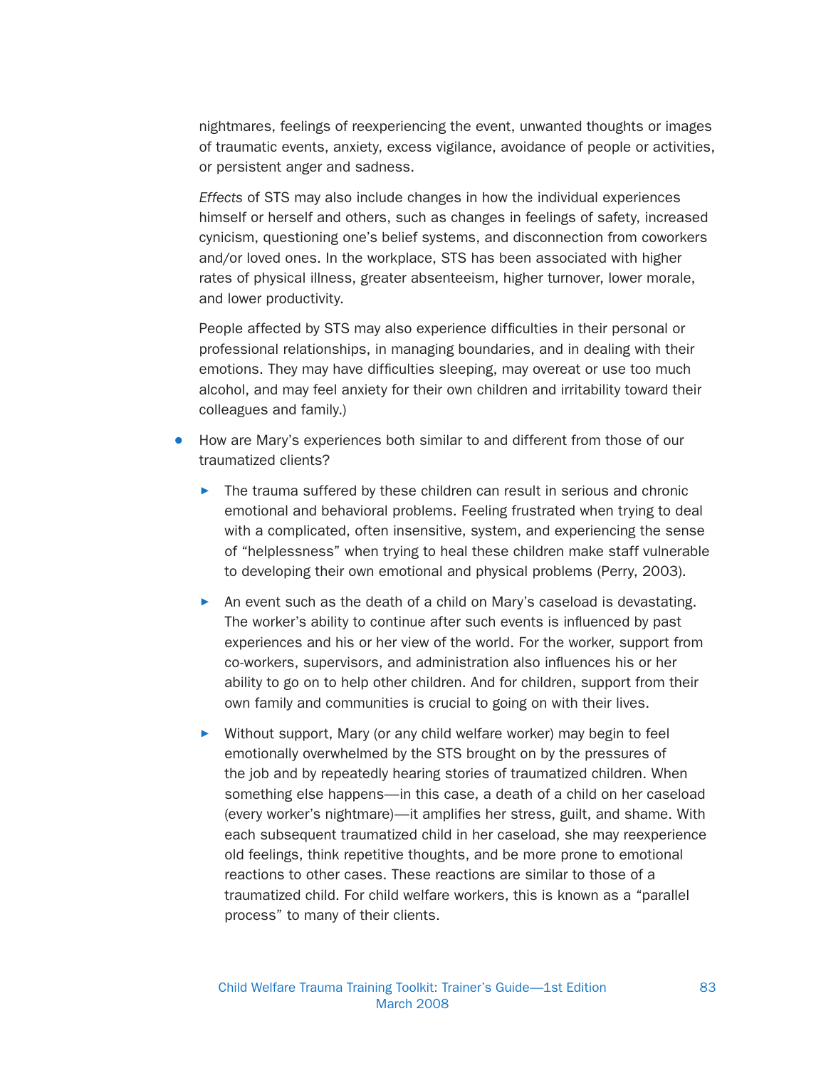nightmares, feelings of reexperiencing the event, unwanted thoughts or images of traumatic events, anxiety, excess vigilance, avoidance of people or activities, or persistent anger and sadness.

*Effects* of STS may also include changes in how the individual experiences himself or herself and others, such as changes in feelings of safety, increased cynicism, questioning one's belief systems, and disconnection from coworkers and/or loved ones. In the workplace, STS has been associated with higher rates of physical illness, greater absenteeism, higher turnover, lower morale, and lower productivity.

People affected by STS may also experience difficulties in their personal or professional relationships, in managing boundaries, and in dealing with their emotions. They may have difficulties sleeping, may overeat or use too much alcohol, and may feel anxiety for their own children and irritability toward their colleagues and family.)

- How are Mary's experiences both similar to and different from those of our traumatized clients?
  - The trauma suffered by these children can result in serious and chronic emotional and behavioral problems. Feeling frustrated when trying to deal with a complicated, often insensitive, system, and experiencing the sense of "helplessness" when trying to heal these children make staff vulnerable to developing their own emotional and physical problems (Perry, 2003).
  - An event such as the death of a child on Mary's caseload is devastating. The worker's ability to continue after such events is influenced by past experiences and his or her view of the world. For the worker, support from co-workers, supervisors, and administration also influences his or her ability to go on to help other children. And for children, support from their own family and communities is crucial to going on with their lives.
  - Without support, Mary (or any child welfare worker) may begin to feel emotionally overwhelmed by the STS brought on by the pressures of the job and by repeatedly hearing stories of traumatized children. When something else happens—in this case, a death of a child on her caseload (every worker's nightmare)—it amplifies her stress, guilt, and shame. With each subsequent traumatized child in her caseload, she may reexperience old feelings, think repetitive thoughts, and be more prone to emotional reactions to other cases. These reactions are similar to those of a traumatized child. For child welfare workers, this is known as a "parallel process" to many of their clients.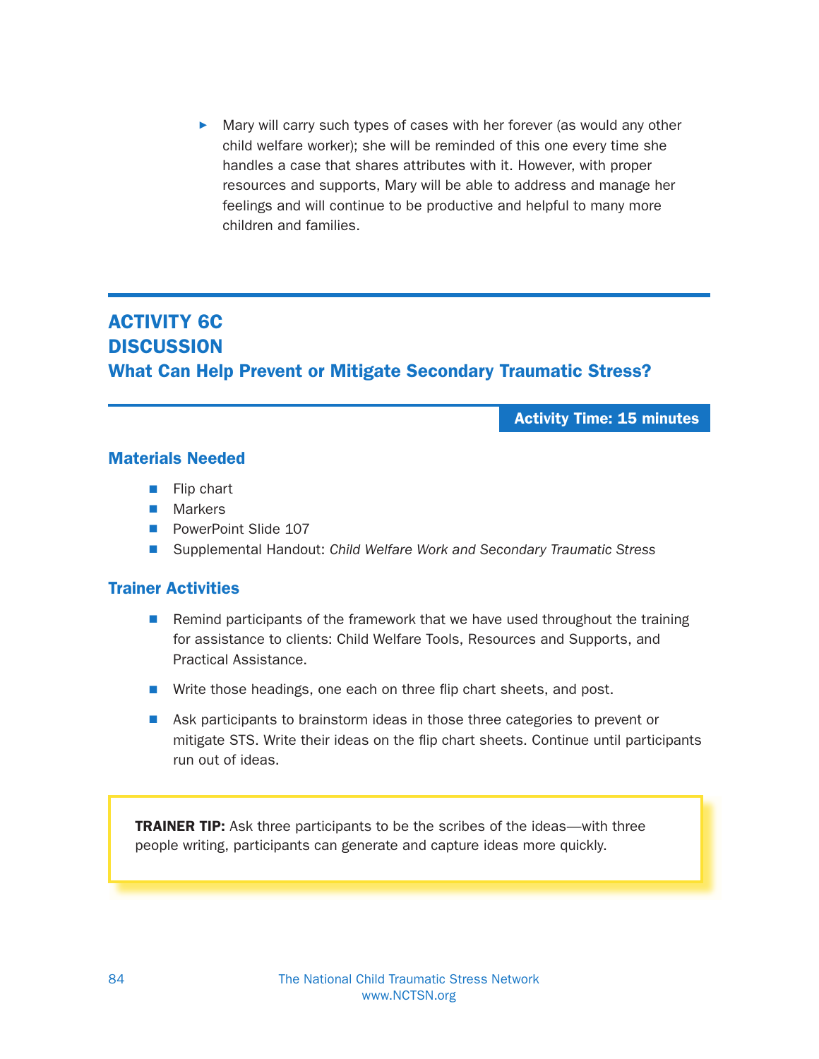- Mary will carry such types of cases with her forever (as would any other child welfare worker); she will be reminded of this one every time she handles a case that shares attributes with it. However, with proper resources and supports, Mary will be able to address and manage her feelings and will continue to be productive and helpful to many more children and families.

## ACTIVITY 6C
## DISCUSSION
## What Can Help Prevent or Mitigate Secondary Traumatic Stress?

**Activity Time: 15 minutes**

### Materials Needed

- Flip chart
- Markers
- PowerPoint Slide 107
- Supplemental Handout: *Child Welfare Work and Secondary Traumatic Stress*

### Trainer Activities

- Remind participants of the framework that we have used throughout the training for assistance to clients: Child Welfare Tools, Resources and Supports, and Practical Assistance.
- Write those headings, one each on three flip chart sheets, and post.
- Ask participants to brainstorm ideas in those three categories to prevent or mitigate STS. Write their ideas on the flip chart sheets. Continue until participants run out of ideas.

**TRAINER TIP:** Ask three participants to be the scribes of the ideas—with three people writing, participants can generate and capture ideas more quickly.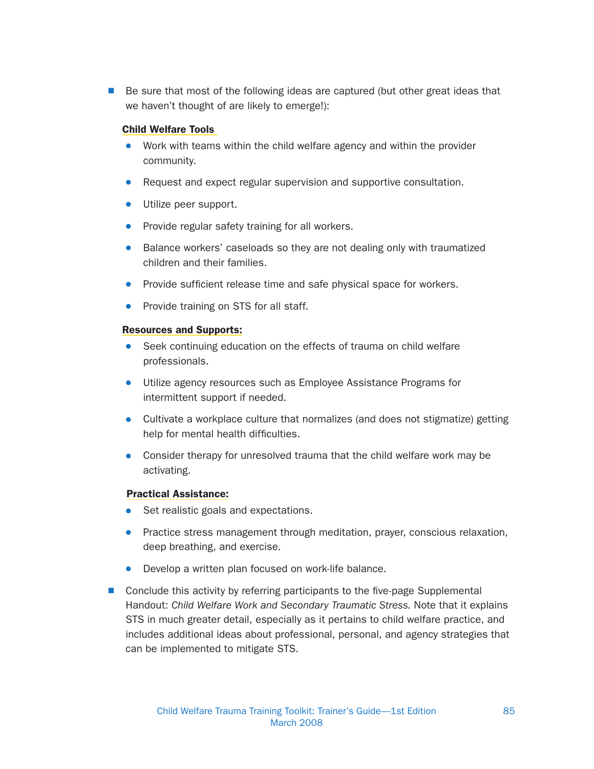- Be sure that most of the following ideas are captured (but other great ideas that we haven't thought of are likely to emerge!):

  **Child Welfare Tools**

  - Work with teams within the child welfare agency and within the provider community.
  - Request and expect regular supervision and supportive consultation.
  - Utilize peer support.
  - Provide regular safety training for all workers.
  - Balance workers' caseloads so they are not dealing only with traumatized children and their families.
  - Provide sufficient release time and safe physical space for workers.
  - Provide training on STS for all staff.

  **Resources and Supports:**

  - Seek continuing education on the effects of trauma on child welfare professionals.
  - Utilize agency resources such as Employee Assistance Programs for intermittent support if needed.
  - Cultivate a workplace culture that normalizes (and does not stigmatize) getting help for mental health difficulties.
  - Consider therapy for unresolved trauma that the child welfare work may be activating.

  **Practical Assistance:**

  - Set realistic goals and expectations.
  - Practice stress management through meditation, prayer, conscious relaxation, deep breathing, and exercise.
  - Develop a written plan focused on work-life balance.

- Conclude this activity by referring participants to the five-page Supplemental Handout: *Child Welfare Work and Secondary Traumatic Stress.* Note that it explains STS in much greater detail, especially as it pertains to child welfare practice, and includes additional ideas about professional, personal, and agency strategies that can be implemented to mitigate STS.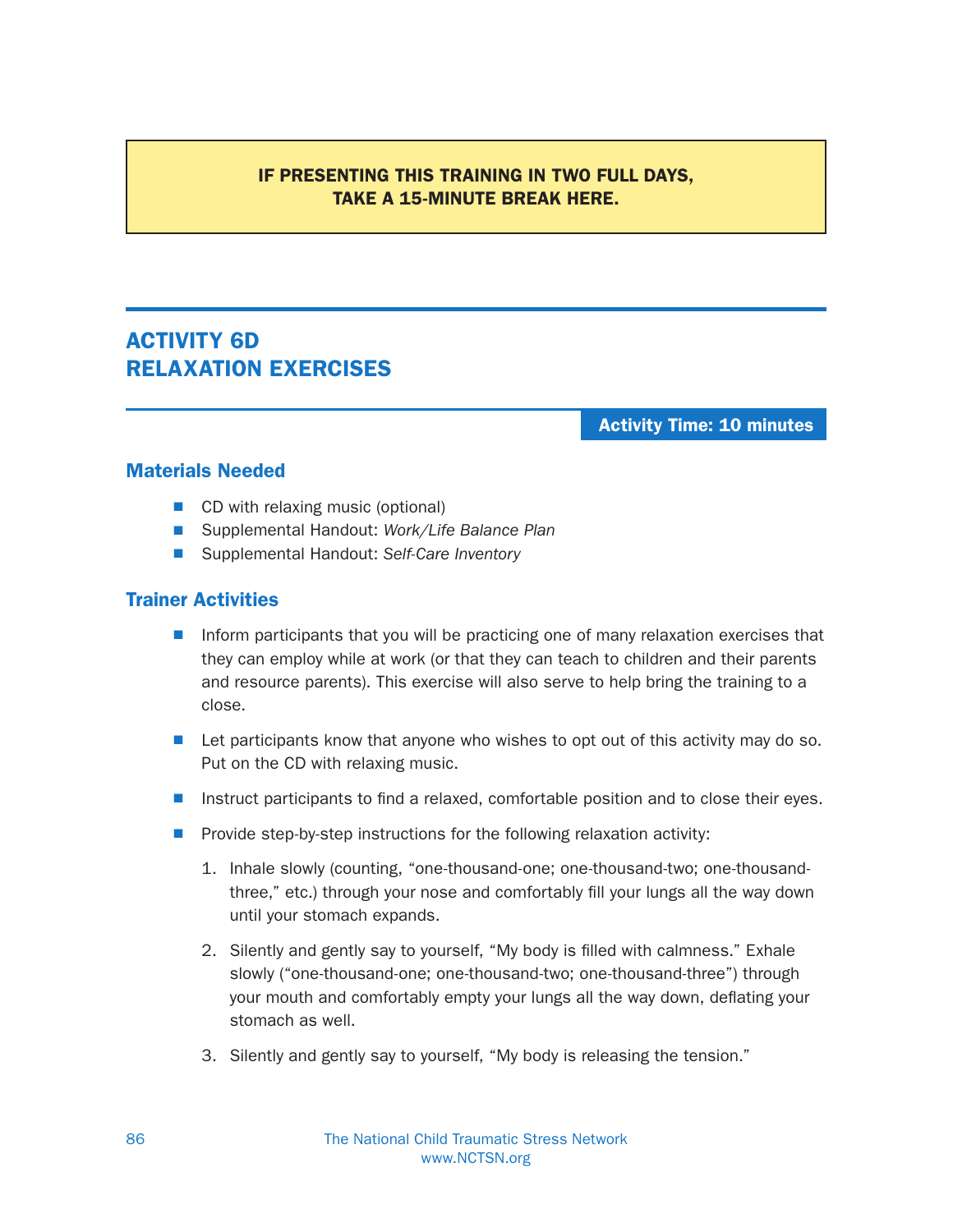**IF PRESENTING THIS TRAINING IN TWO FULL DAYS, TAKE A 15-MINUTE BREAK HERE.**

## ACTIVITY 6D RELAXATION EXERCISES

**Activity Time: 10 minutes**

### Materials Needed

- CD with relaxing music (optional)
- Supplemental Handout: *Work/Life Balance Plan*
- Supplemental Handout: *Self-Care Inventory*

### Trainer Activities

- Inform participants that you will be practicing one of many relaxation exercises that they can employ while at work (or that they can teach to children and their parents and resource parents). This exercise will also serve to help bring the training to a close.
- Let participants know that anyone who wishes to opt out of this activity may do so. Put on the CD with relaxing music.
- Instruct participants to find a relaxed, comfortable position and to close their eyes.
- Provide step-by-step instructions for the following relaxation activity:
  1. Inhale slowly (counting, "one-thousand-one; one-thousand-two; one-thousand-three," etc.) through your nose and comfortably fill your lungs all the way down until your stomach expands.
  2. Silently and gently say to yourself, "My body is filled with calmness." Exhale slowly ("one-thousand-one; one-thousand-two; one-thousand-three") through your mouth and comfortably empty your lungs all the way down, deflating your stomach as well.
  3. Silently and gently say to yourself, "My body is releasing the tension."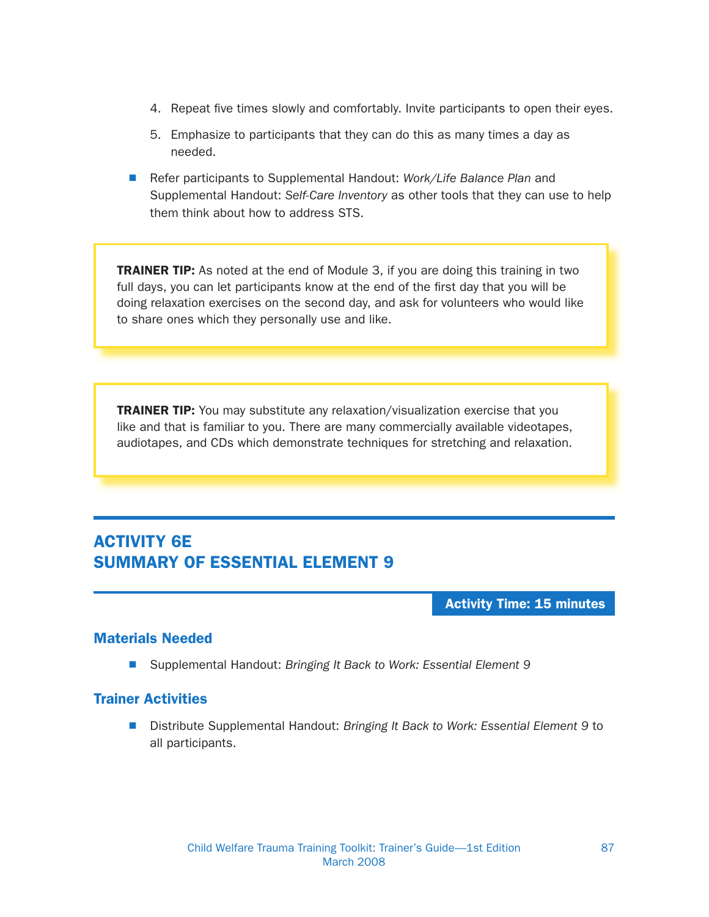4. Repeat five times slowly and comfortably. Invite participants to open their eyes.
5. Emphasize to participants that they can do this as many times a day as needed.

- Refer participants to Supplemental Handout: *Work/Life Balance Plan* and Supplemental Handout: *Self-Care Inventory* as other tools that they can use to help them think about how to address STS.

> **TRAINER TIP:** As noted at the end of Module 3, if you are doing this training in two full days, you can let participants know at the end of the first day that you will be doing relaxation exercises on the second day, and ask for volunteers who would like to share ones which they personally use and like.

> **TRAINER TIP:** You may substitute any relaxation/visualization exercise that you like and that is familiar to you. There are many commercially available videotapes, audiotapes, and CDs which demonstrate techniques for stretching and relaxation.

## ACTIVITY 6E
## SUMMARY OF ESSENTIAL ELEMENT 9

**Activity Time: 15 minutes**

### Materials Needed

- Supplemental Handout: *Bringing It Back to Work: Essential Element 9*

### Trainer Activities

- Distribute Supplemental Handout: *Bringing It Back to Work: Essential Element 9* to all participants.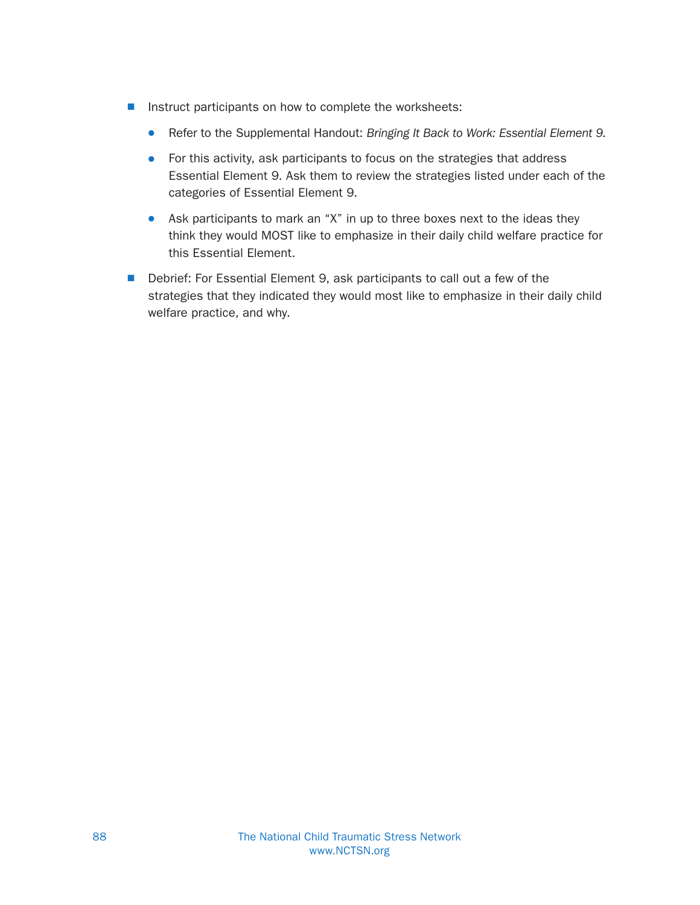- Instruct participants on how to complete the worksheets:
  - Refer to the Supplemental Handout: *Bringing It Back to Work: Essential Element 9.*
  - For this activity, ask participants to focus on the strategies that address Essential Element 9. Ask them to review the strategies listed under each of the categories of Essential Element 9.
  - Ask participants to mark an "X" in up to three boxes next to the ideas they think they would MOST like to emphasize in their daily child welfare practice for this Essential Element.
- Debrief: For Essential Element 9, ask participants to call out a few of the strategies that they indicated they would most like to emphasize in their daily child welfare practice, and why.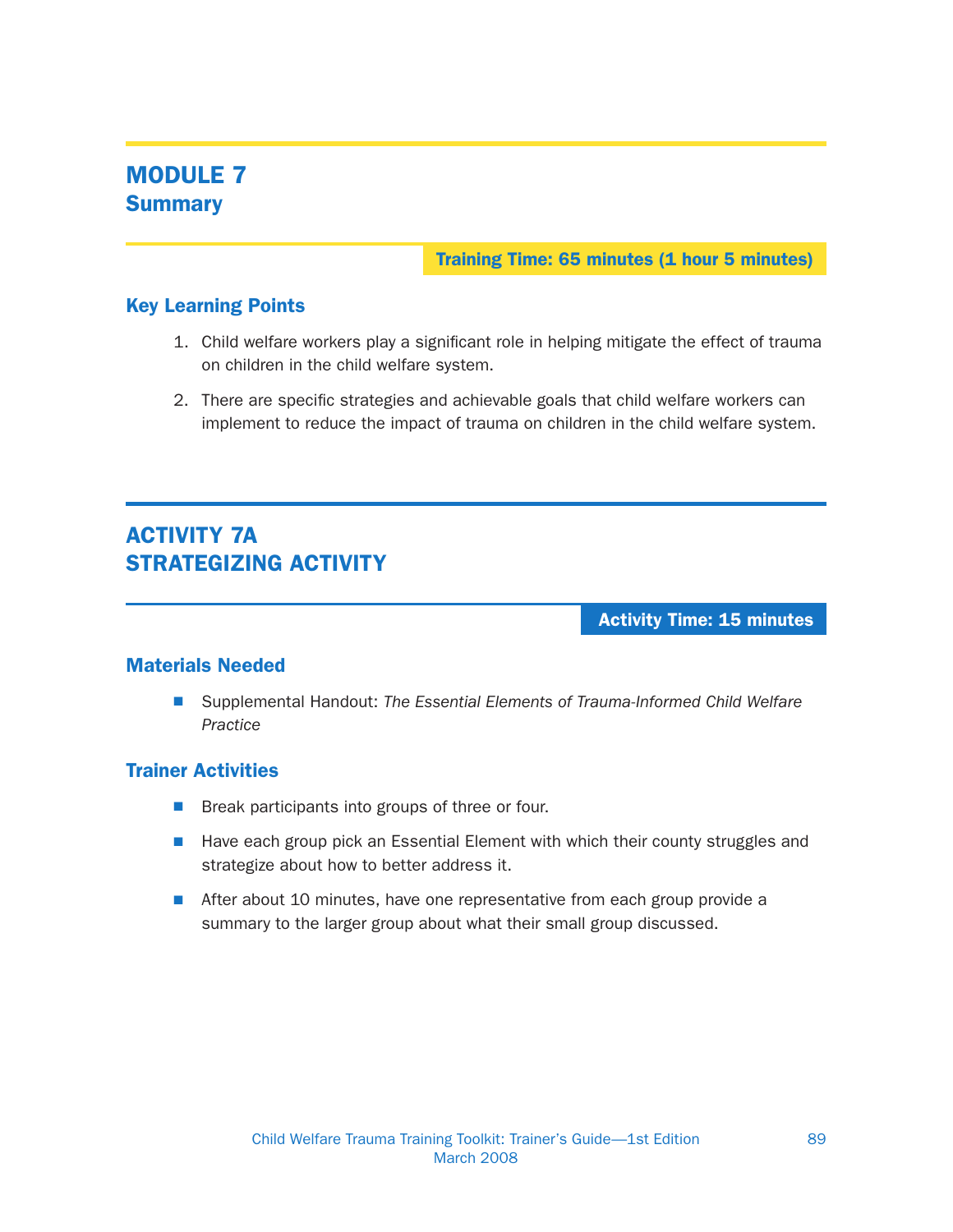# MODULE 7
## Summary

**Training Time: 65 minutes (1 hour 5 minutes)**

### Key Learning Points

1. Child welfare workers play a significant role in helping mitigate the effect of trauma on children in the child welfare system.
2. There are specific strategies and achievable goals that child welfare workers can implement to reduce the impact of trauma on children in the child welfare system.

# ACTIVITY 7A
# STRATEGIZING ACTIVITY

**Activity Time: 15 minutes**

### Materials Needed

- Supplemental Handout: *The Essential Elements of Trauma-Informed Child Welfare Practice*

### Trainer Activities

- Break participants into groups of three or four.
- Have each group pick an Essential Element with which their county struggles and strategize about how to better address it.
- After about 10 minutes, have one representative from each group provide a summary to the larger group about what their small group discussed.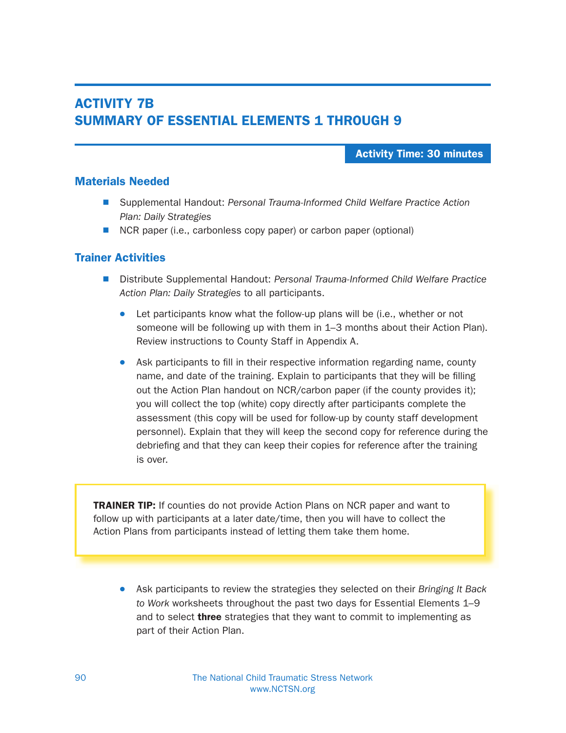# ACTIVITY 7B
# SUMMARY OF ESSENTIAL ELEMENTS 1 THROUGH 9

**Activity Time: 30 minutes**

## Materials Needed

- Supplemental Handout: *Personal Trauma-Informed Child Welfare Practice Action Plan: Daily Strategies*
- NCR paper (i.e., carbonless copy paper) or carbon paper (optional)

## Trainer Activities

- Distribute Supplemental Handout: *Personal Trauma-Informed Child Welfare Practice Action Plan: Daily Strategies* to all participants.
  - Let participants know what the follow-up plans will be (i.e., whether or not someone will be following up with them in 1–3 months about their Action Plan). Review instructions to County Staff in Appendix A.
  - Ask participants to fill in their respective information regarding name, county name, and date of the training. Explain to participants that they will be filling out the Action Plan handout on NCR/carbon paper (if the county provides it); you will collect the top (white) copy directly after participants complete the assessment (this copy will be used for follow-up by county staff development personnel). Explain that they will keep the second copy for reference during the debriefing and that they can keep their copies for reference after the training is over.

> **TRAINER TIP:** If counties do not provide Action Plans on NCR paper and want to follow up with participants at a later date/time, then you will have to collect the Action Plans from participants instead of letting them take them home.

  - Ask participants to review the strategies they selected on their *Bringing It Back to Work* worksheets throughout the past two days for Essential Elements 1–9 and to select **three** strategies that they want to commit to implementing as part of their Action Plan.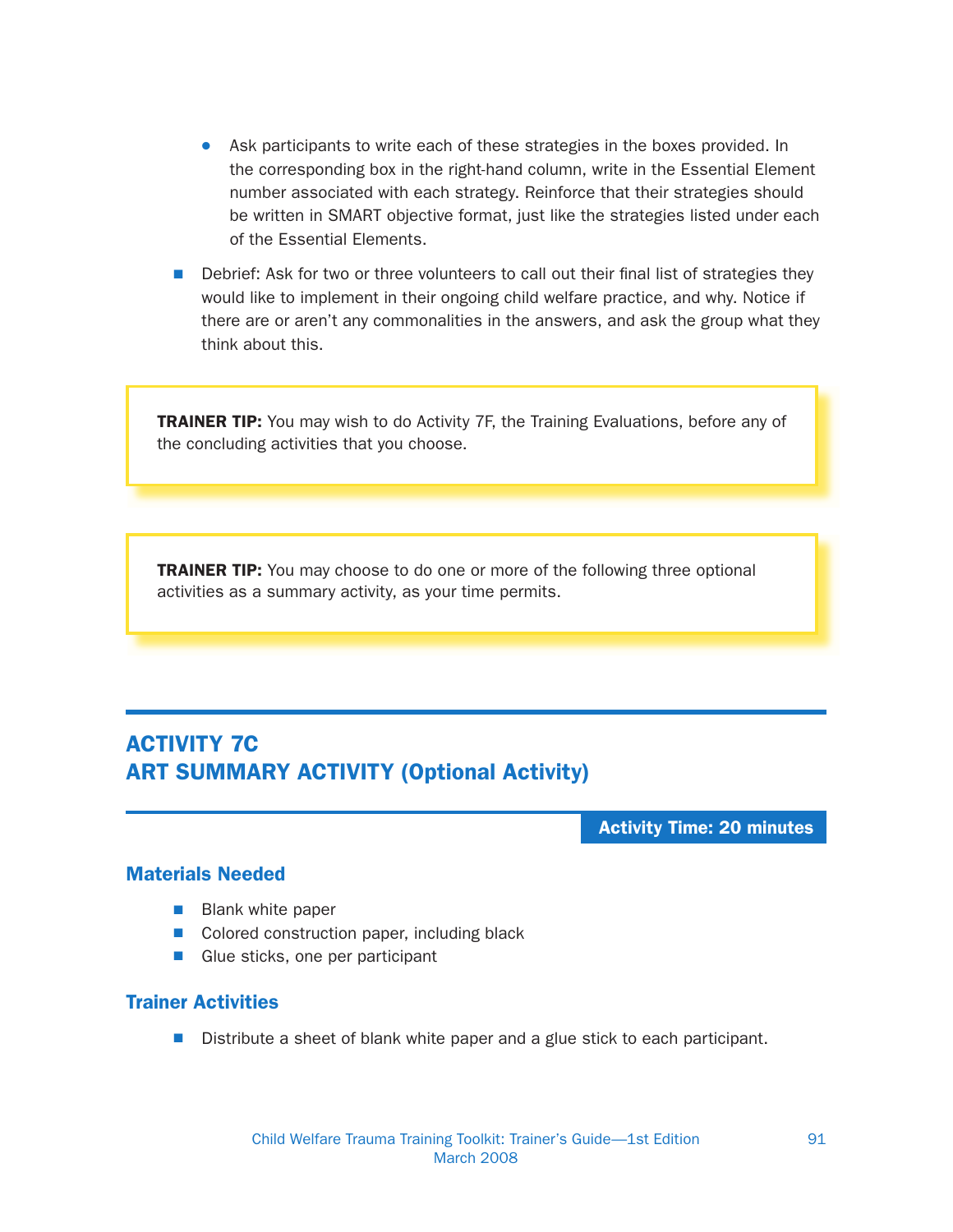- Ask participants to write each of these strategies in the boxes provided. In the corresponding box in the right-hand column, write in the Essential Element number associated with each strategy. Reinforce that their strategies should be written in SMART objective format, just like the strategies listed under each of the Essential Elements.

- Debrief: Ask for two or three volunteers to call out their final list of strategies they would like to implement in their ongoing child welfare practice, and why. Notice if there are or aren't any commonalities in the answers, and ask the group what they think about this.

> **TRAINER TIP:** You may wish to do Activity 7F, the Training Evaluations, before any of the concluding activities that you choose.

> **TRAINER TIP:** You may choose to do one or more of the following three optional activities as a summary activity, as your time permits.

## ACTIVITY 7C
## ART SUMMARY ACTIVITY (Optional Activity)

**Activity Time: 20 minutes**

### Materials Needed

- Blank white paper
- Colored construction paper, including black
- Glue sticks, one per participant

### Trainer Activities

- Distribute a sheet of blank white paper and a glue stick to each participant.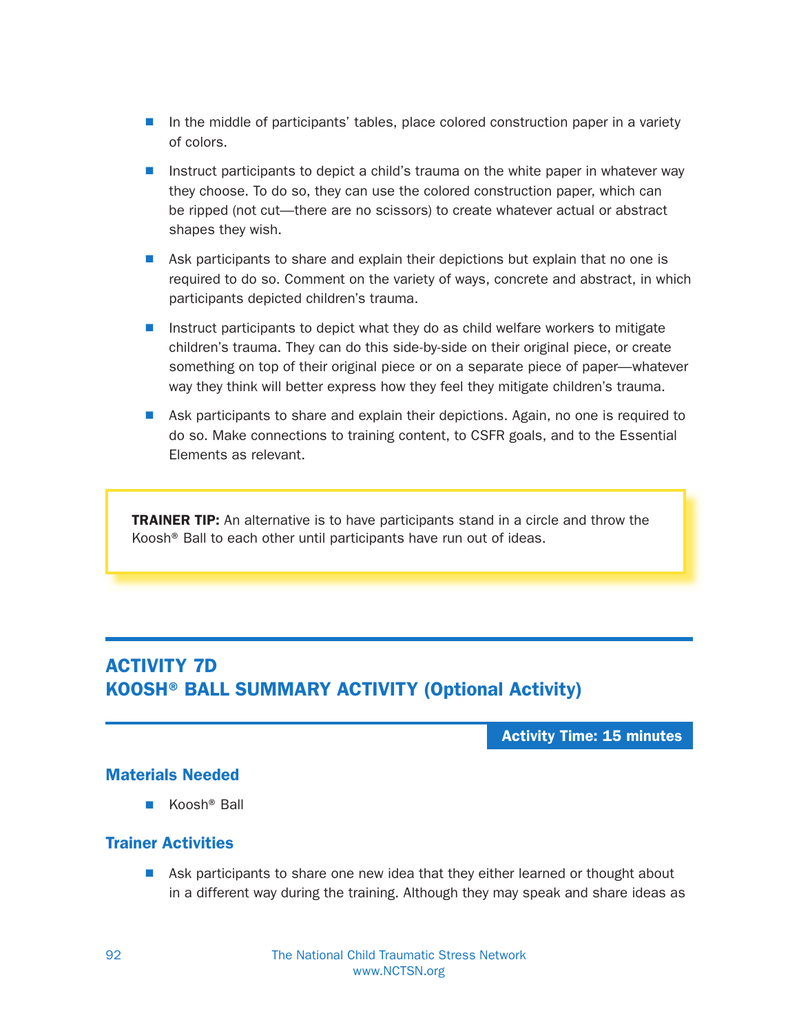- In the middle of participants' tables, place colored construction paper in a variety of colors.
- Instruct participants to depict a child's trauma on the white paper in whatever way they choose. To do so, they can use the colored construction paper, which can be ripped (not cut—there are no scissors) to create whatever actual or abstract shapes they wish.
- Ask participants to share and explain their depictions but explain that no one is required to do so. Comment on the variety of ways, concrete and abstract, in which participants depicted children's trauma.
- Instruct participants to depict what they do as child welfare workers to mitigate children's trauma. They can do this side-by-side on their original piece, or create something on top of their original piece or on a separate piece of paper—whatever way they think will better express how they feel they mitigate children's trauma.
- Ask participants to share and explain their depictions. Again, no one is required to do so. Make connections to training content, to CSFR goals, and to the Essential Elements as relevant.

> **TRAINER TIP:** An alternative is to have participants stand in a circle and throw the Koosh® Ball to each other until participants have run out of ideas.

## ACTIVITY 7D
## KOOSH® BALL SUMMARY ACTIVITY (Optional Activity)

**Activity Time: 15 minutes**

### Materials Needed

- Koosh® Ball

### Trainer Activities

- Ask participants to share one new idea that they either learned or thought about in a different way during the training. Although they may speak and share ideas as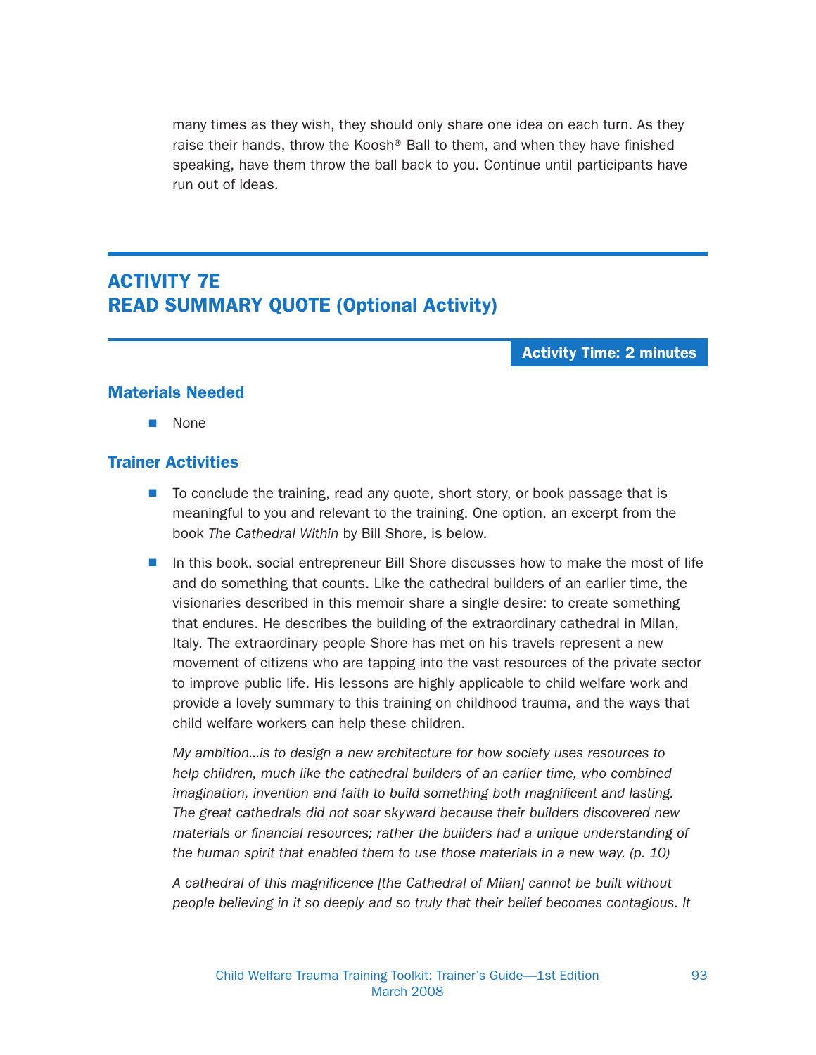many times as they wish, they should only share one idea on each turn. As they raise their hands, throw the Koosh® Ball to them, and when they have finished speaking, have them throw the ball back to you. Continue until participants have run out of ideas.

## ACTIVITY 7E
## READ SUMMARY QUOTE (Optional Activity)

**Activity Time: 2 minutes**

### Materials Needed

- None

### Trainer Activities

- To conclude the training, read any quote, short story, or book passage that is meaningful to you and relevant to the training. One option, an excerpt from the book *The Cathedral Within* by Bill Shore, is below.
- In this book, social entrepreneur Bill Shore discusses how to make the most of life and do something that counts. Like the cathedral builders of an earlier time, the visionaries described in this memoir share a single desire: to create something that endures. He describes the building of the extraordinary cathedral in Milan, Italy. The extraordinary people Shore has met on his travels represent a new movement of citizens who are tapping into the vast resources of the private sector to improve public life. His lessons are highly applicable to child welfare work and provide a lovely summary to this training on childhood trauma, and the ways that child welfare workers can help these children.

  *My ambition…is to design a new architecture for how society uses resources to help children, much like the cathedral builders of an earlier time, who combined imagination, invention and faith to build something both magnificent and lasting. The great cathedrals did not soar skyward because their builders discovered new materials or financial resources; rather the builders had a unique understanding of the human spirit that enabled them to use those materials in a new way. (p. 10)*

  *A cathedral of this magnificence [the Cathedral of Milan] cannot be built without people believing in it so deeply and so truly that their belief becomes contagious. It*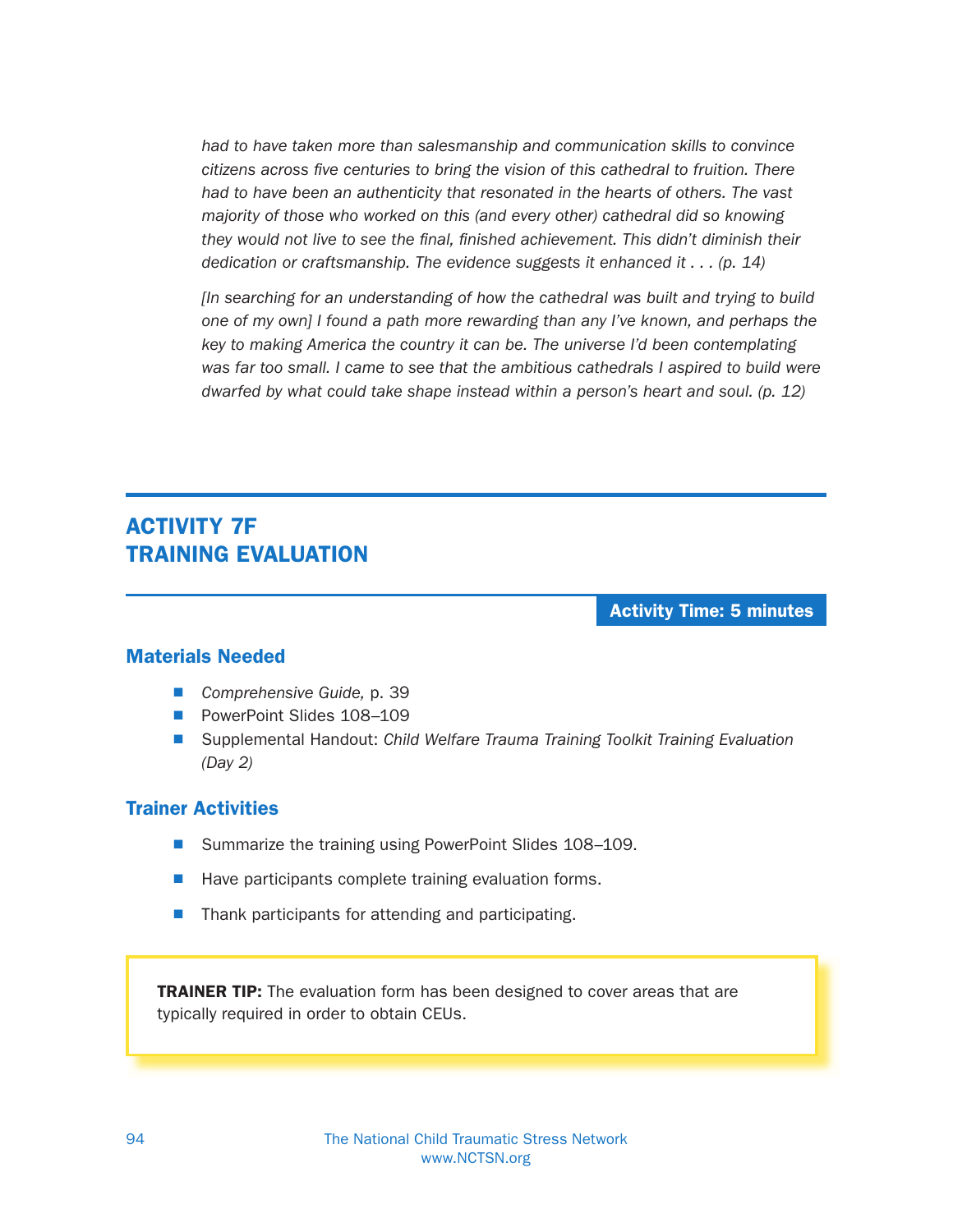*had to have taken more than salesmanship and communication skills to convince citizens across five centuries to bring the vision of this cathedral to fruition. There had to have been an authenticity that resonated in the hearts of others. The vast majority of those who worked on this (and every other) cathedral did so knowing they would not live to see the final, finished achievement. This didn't diminish their dedication or craftsmanship. The evidence suggests it enhanced it . . . (p. 14)*

*[In searching for an understanding of how the cathedral was built and trying to build one of my own] I found a path more rewarding than any I've known, and perhaps the key to making America the country it can be. The universe I'd been contemplating was far too small. I came to see that the ambitious cathedrals I aspired to build were dwarfed by what could take shape instead within a person's heart and soul. (p. 12)*

## ACTIVITY 7F TRAINING EVALUATION

**Activity Time: 5 minutes**

### Materials Needed

- *Comprehensive Guide,* p. 39
- PowerPoint Slides 108–109
- Supplemental Handout: *Child Welfare Trauma Training Toolkit Training Evaluation (Day 2)*

### Trainer Activities

- Summarize the training using PowerPoint Slides 108–109.
- Have participants complete training evaluation forms.
- Thank participants for attending and participating.

> **TRAINER TIP:** The evaluation form has been designed to cover areas that are typically required in order to obtain CEUs.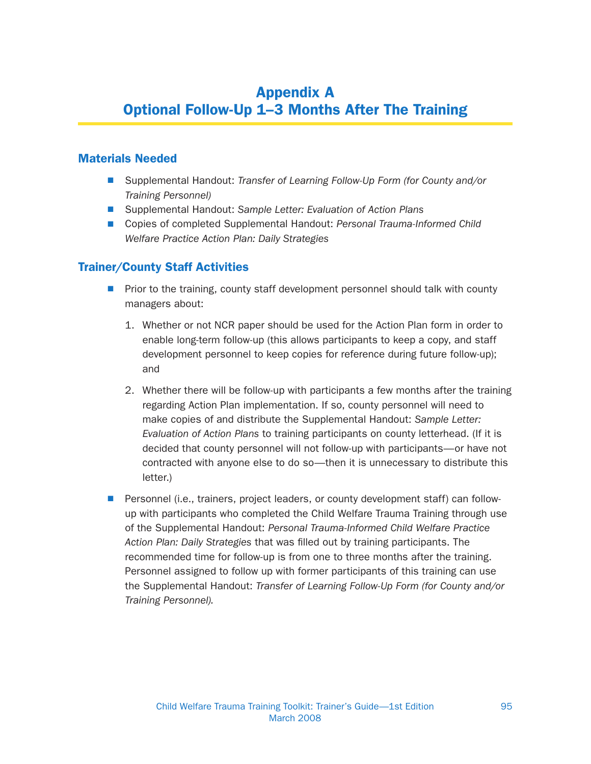# Appendix A
# Optional Follow-Up 1–3 Months After The Training

## Materials Needed

- Supplemental Handout: *Transfer of Learning Follow-Up Form (for County and/or Training Personnel)*
- Supplemental Handout: *Sample Letter: Evaluation of Action Plans*
- Copies of completed Supplemental Handout: *Personal Trauma-Informed Child Welfare Practice Action Plan: Daily Strategies*

## Trainer/County Staff Activities

- Prior to the training, county staff development personnel should talk with county managers about:

  1. Whether or not NCR paper should be used for the Action Plan form in order to enable long-term follow-up (this allows participants to keep a copy, and staff development personnel to keep copies for reference during future follow-up); and

  2. Whether there will be follow-up with participants a few months after the training regarding Action Plan implementation. If so, county personnel will need to make copies of and distribute the Supplemental Handout: *Sample Letter: Evaluation of Action Plans* to training participants on county letterhead. (If it is decided that county personnel will not follow-up with participants—or have not contracted with anyone else to do so—then it is unnecessary to distribute this letter.)

- Personnel (i.e., trainers, project leaders, or county development staff) can follow-up with participants who completed the Child Welfare Trauma Training through use of the Supplemental Handout: *Personal Trauma-Informed Child Welfare Practice Action Plan: Daily Strategies* that was filled out by training participants. The recommended time for follow-up is from one to three months after the training. Personnel assigned to follow up with former participants of this training can use the Supplemental Handout: *Transfer of Learning Follow-Up Form (for County and/or Training Personnel).*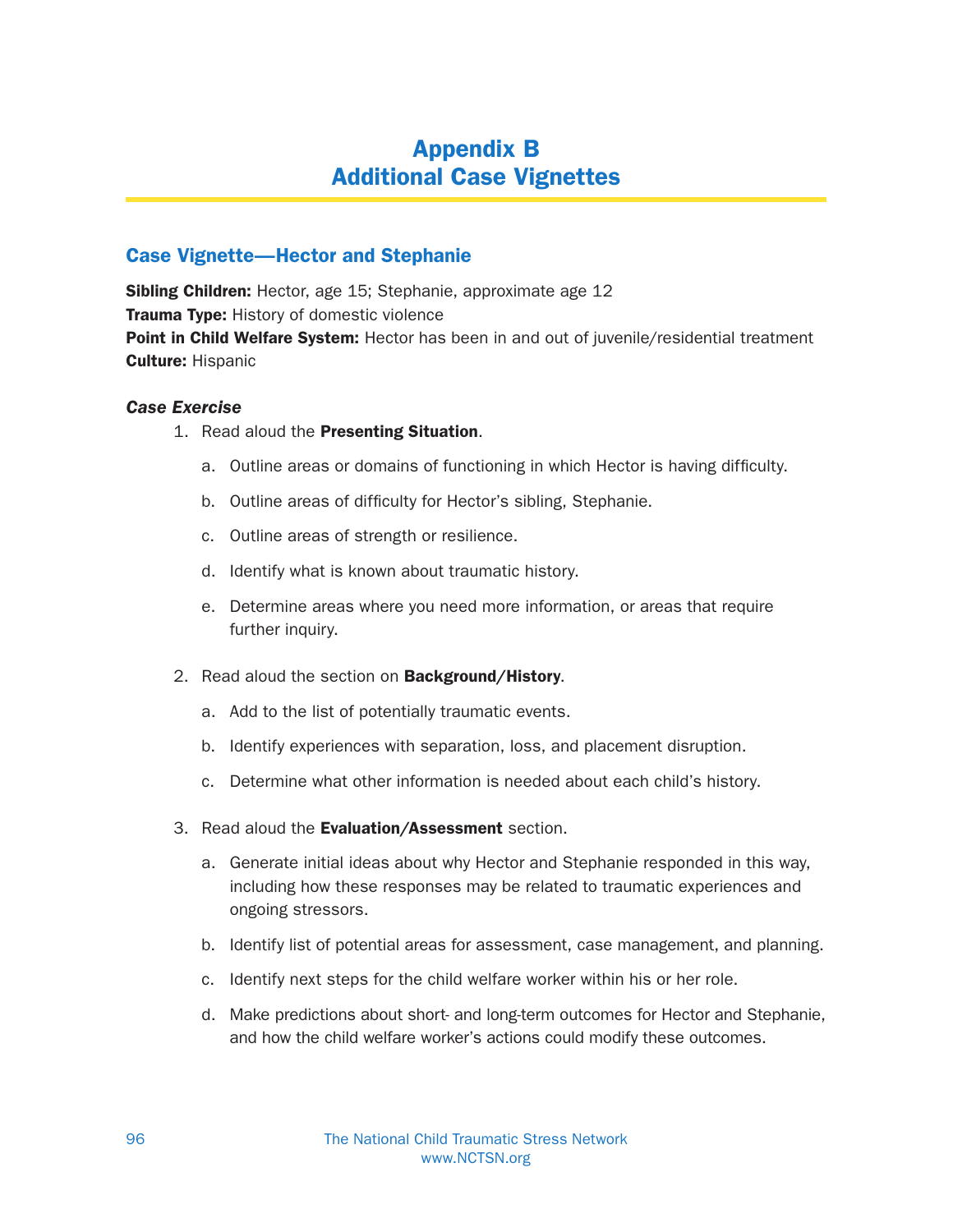# Appendix B
# Additional Case Vignettes

## Case Vignette—Hector and Stephanie

**Sibling Children:** Hector, age 15; Stephanie, approximate age 12
**Trauma Type:** History of domestic violence
**Point in Child Welfare System:** Hector has been in and out of juvenile/residential treatment
**Culture:** Hispanic

### *Case Exercise*

1. Read aloud the **Presenting Situation**.
   a. Outline areas or domains of functioning in which Hector is having difficulty.
   b. Outline areas of difficulty for Hector's sibling, Stephanie.
   c. Outline areas of strength or resilience.
   d. Identify what is known about traumatic history.
   e. Determine areas where you need more information, or areas that require further inquiry.
2. Read aloud the section on **Background/History**.
   a. Add to the list of potentially traumatic events.
   b. Identify experiences with separation, loss, and placement disruption.
   c. Determine what other information is needed about each child's history.
3. Read aloud the **Evaluation/Assessment** section.
   a. Generate initial ideas about why Hector and Stephanie responded in this way, including how these responses may be related to traumatic experiences and ongoing stressors.
   b. Identify list of potential areas for assessment, case management, and planning.
   c. Identify next steps for the child welfare worker within his or her role.
   d. Make predictions about short- and long-term outcomes for Hector and Stephanie, and how the child welfare worker's actions could modify these outcomes.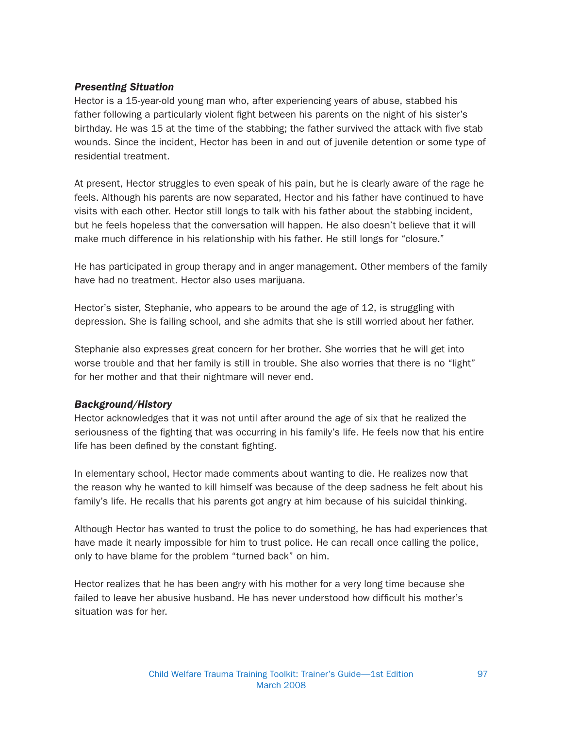***Presenting Situation***

Hector is a 15-year-old young man who, after experiencing years of abuse, stabbed his father following a particularly violent fight between his parents on the night of his sister's birthday. He was 15 at the time of the stabbing; the father survived the attack with five stab wounds. Since the incident, Hector has been in and out of juvenile detention or some type of residential treatment.

At present, Hector struggles to even speak of his pain, but he is clearly aware of the rage he feels. Although his parents are now separated, Hector and his father have continued to have visits with each other. Hector still longs to talk with his father about the stabbing incident, but he feels hopeless that the conversation will happen. He also doesn't believe that it will make much difference in his relationship with his father. He still longs for "closure."

He has participated in group therapy and in anger management. Other members of the family have had no treatment. Hector also uses marijuana.

Hector's sister, Stephanie, who appears to be around the age of 12, is struggling with depression. She is failing school, and she admits that she is still worried about her father.

Stephanie also expresses great concern for her brother. She worries that he will get into worse trouble and that her family is still in trouble. She also worries that there is no "light" for her mother and that their nightmare will never end.

***Background/History***

Hector acknowledges that it was not until after around the age of six that he realized the seriousness of the fighting that was occurring in his family's life. He feels now that his entire life has been defined by the constant fighting.

In elementary school, Hector made comments about wanting to die. He realizes now that the reason why he wanted to kill himself was because of the deep sadness he felt about his family's life. He recalls that his parents got angry at him because of his suicidal thinking.

Although Hector has wanted to trust the police to do something, he has had experiences that have made it nearly impossible for him to trust police. He can recall once calling the police, only to have blame for the problem "turned back" on him.

Hector realizes that he has been angry with his mother for a very long time because she failed to leave her abusive husband. He has never understood how difficult his mother's situation was for her.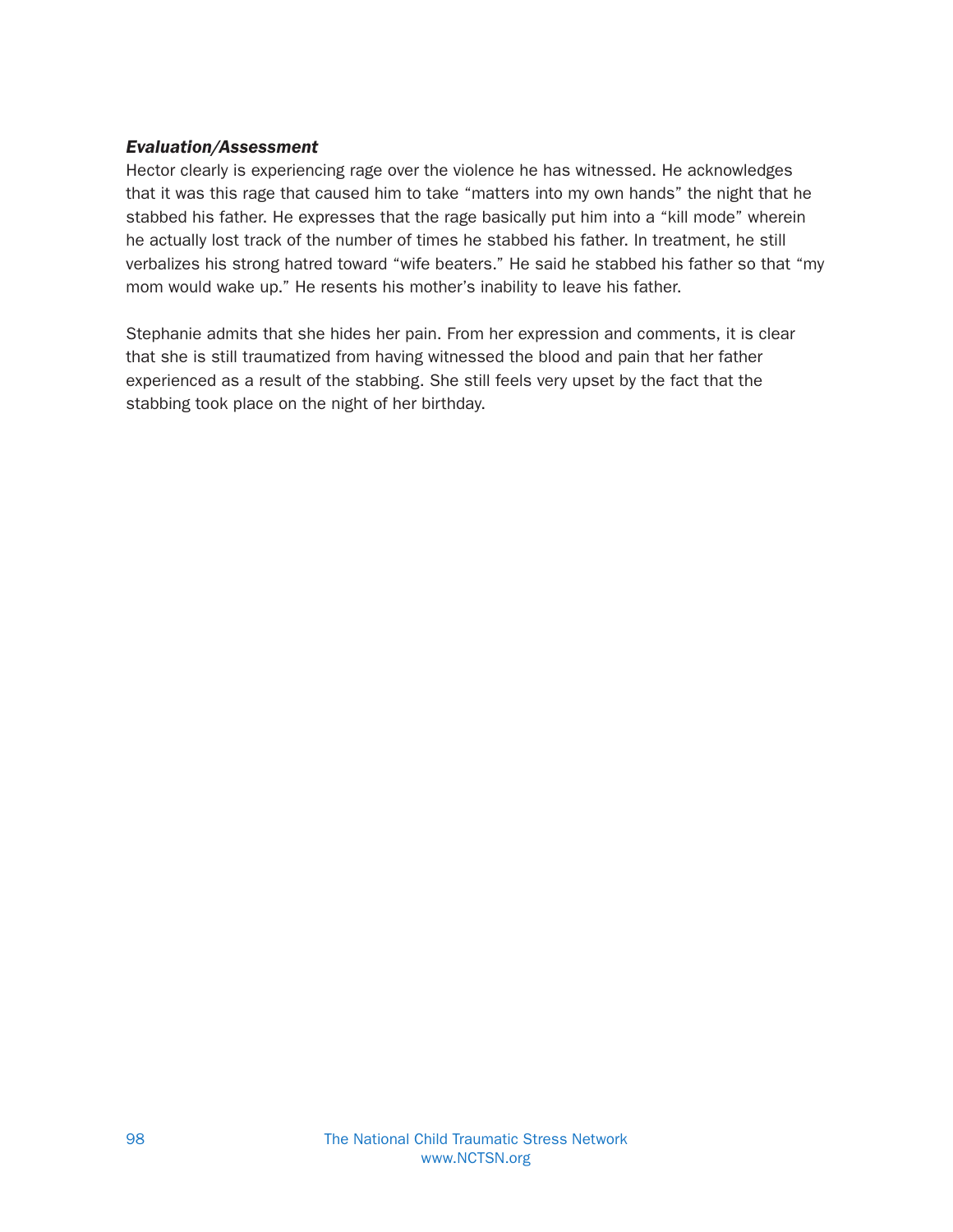***Evaluation/Assessment***

Hector clearly is experiencing rage over the violence he has witnessed. He acknowledges that it was this rage that caused him to take "matters into my own hands" the night that he stabbed his father. He expresses that the rage basically put him into a "kill mode" wherein he actually lost track of the number of times he stabbed his father. In treatment, he still verbalizes his strong hatred toward "wife beaters." He said he stabbed his father so that "my mom would wake up." He resents his mother's inability to leave his father.

Stephanie admits that she hides her pain. From her expression and comments, it is clear that she is still traumatized from having witnessed the blood and pain that her father experienced as a result of the stabbing. She still feels very upset by the fact that the stabbing took place on the night of her birthday.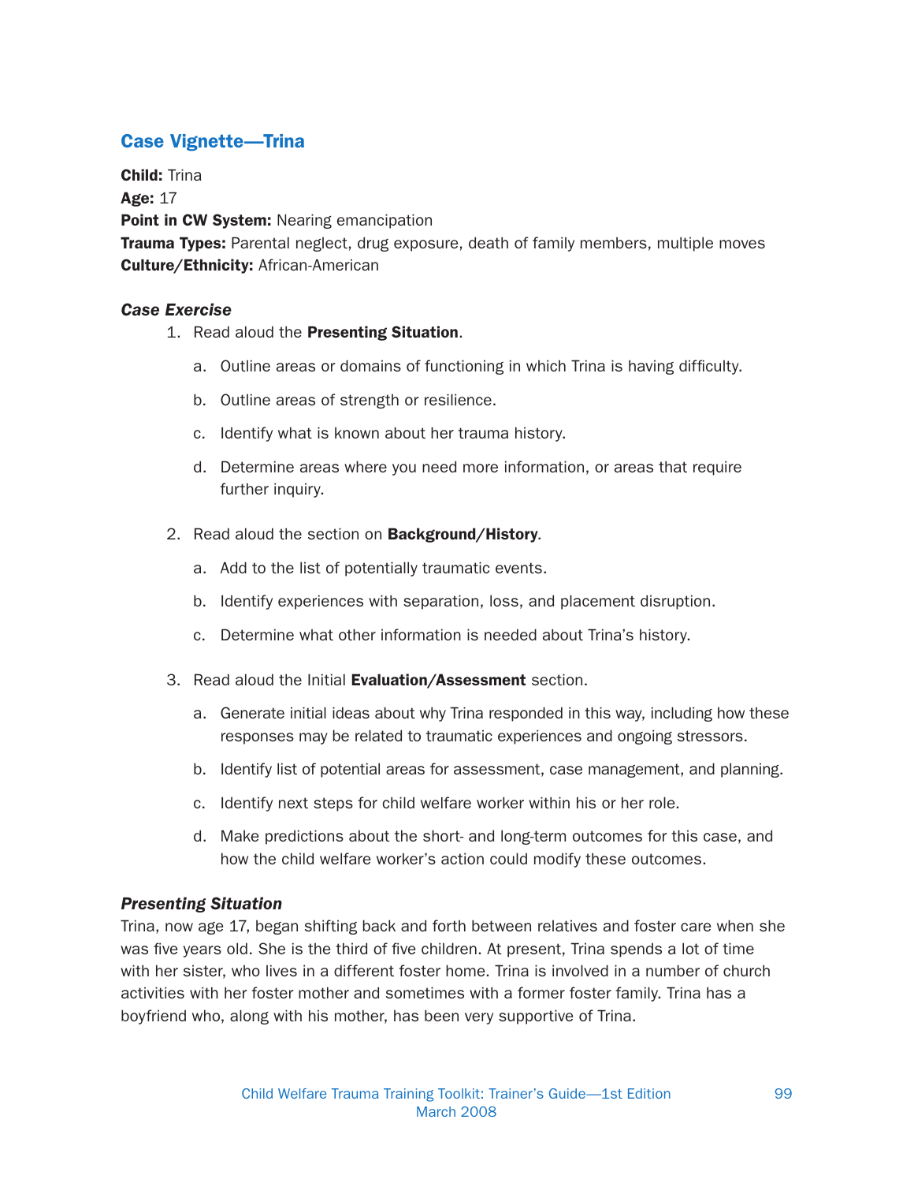## Case Vignette—Trina

**Child:** Trina
**Age:** 17
**Point in CW System:** Nearing emancipation
**Trauma Types:** Parental neglect, drug exposure, death of family members, multiple moves
**Culture/Ethnicity:** African-American

### *Case Exercise*

1. Read aloud the **Presenting Situation**.
   a. Outline areas or domains of functioning in which Trina is having difficulty.
   b. Outline areas of strength or resilience.
   c. Identify what is known about her trauma history.
   d. Determine areas where you need more information, or areas that require further inquiry.
2. Read aloud the section on **Background/History**.
   a. Add to the list of potentially traumatic events.
   b. Identify experiences with separation, loss, and placement disruption.
   c. Determine what other information is needed about Trina's history.
3. Read aloud the Initial **Evaluation/Assessment** section.
   a. Generate initial ideas about why Trina responded in this way, including how these responses may be related to traumatic experiences and ongoing stressors.
   b. Identify list of potential areas for assessment, case management, and planning.
   c. Identify next steps for child welfare worker within his or her role.
   d. Make predictions about the short- and long-term outcomes for this case, and how the child welfare worker's action could modify these outcomes.

### *Presenting Situation*

Trina, now age 17, began shifting back and forth between relatives and foster care when she was five years old. She is the third of five children. At present, Trina spends a lot of time with her sister, who lives in a different foster home. Trina is involved in a number of church activities with her foster mother and sometimes with a former foster family. Trina has a boyfriend who, along with his mother, has been very supportive of Trina.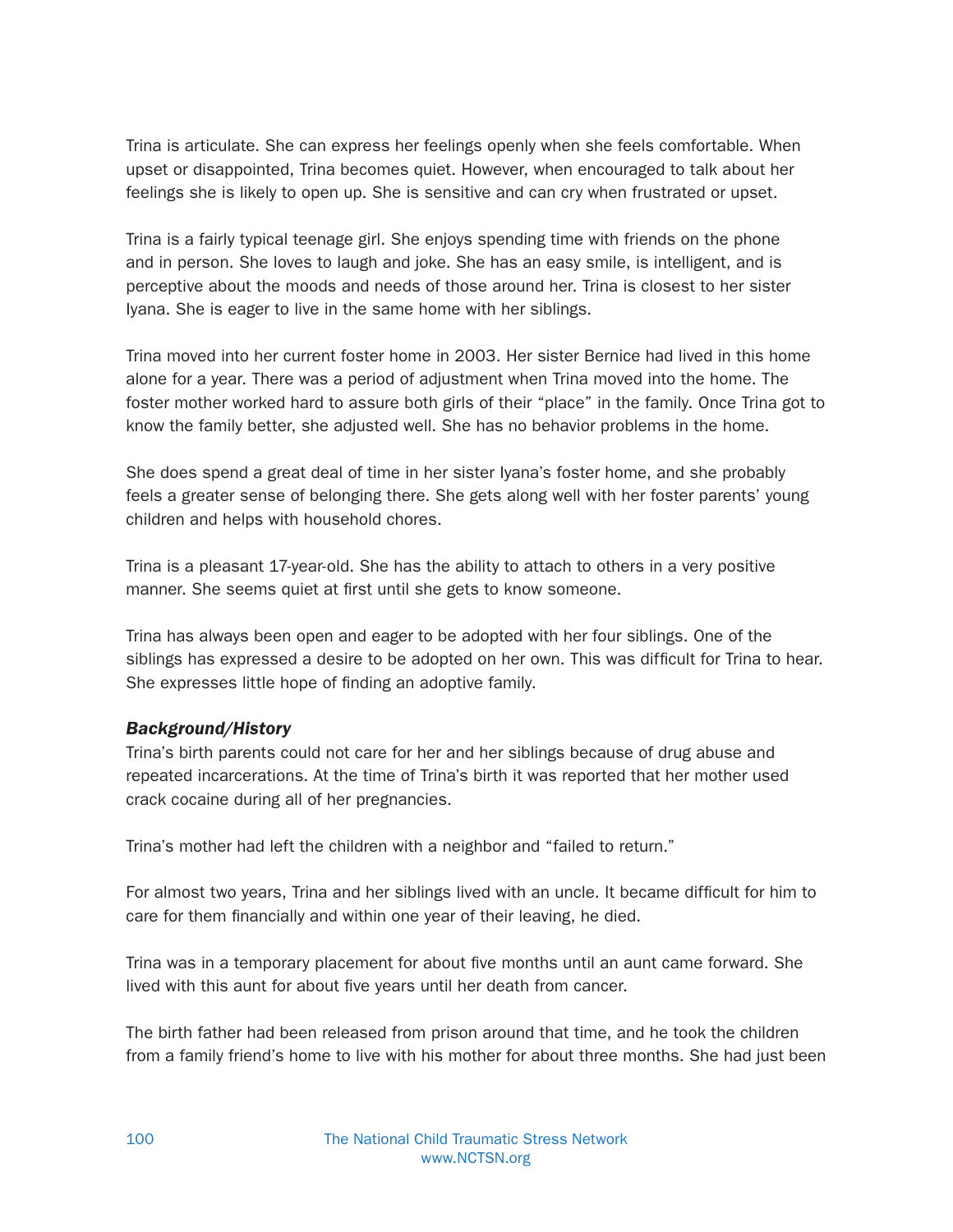Trina is articulate. She can express her feelings openly when she feels comfortable. When upset or disappointed, Trina becomes quiet. However, when encouraged to talk about her feelings she is likely to open up. She is sensitive and can cry when frustrated or upset.

Trina is a fairly typical teenage girl. She enjoys spending time with friends on the phone and in person. She loves to laugh and joke. She has an easy smile, is intelligent, and is perceptive about the moods and needs of those around her. Trina is closest to her sister Iyana. She is eager to live in the same home with her siblings.

Trina moved into her current foster home in 2003. Her sister Bernice had lived in this home alone for a year. There was a period of adjustment when Trina moved into the home. The foster mother worked hard to assure both girls of their "place" in the family. Once Trina got to know the family better, she adjusted well. She has no behavior problems in the home.

She does spend a great deal of time in her sister Iyana's foster home, and she probably feels a greater sense of belonging there. She gets along well with her foster parents' young children and helps with household chores.

Trina is a pleasant 17-year-old. She has the ability to attach to others in a very positive manner. She seems quiet at first until she gets to know someone.

Trina has always been open and eager to be adopted with her four siblings. One of the siblings has expressed a desire to be adopted on her own. This was difficult for Trina to hear. She expresses little hope of finding an adoptive family.

***Background/History***

Trina's birth parents could not care for her and her siblings because of drug abuse and repeated incarcerations. At the time of Trina's birth it was reported that her mother used crack cocaine during all of her pregnancies.

Trina's mother had left the children with a neighbor and "failed to return."

For almost two years, Trina and her siblings lived with an uncle. It became difficult for him to care for them financially and within one year of their leaving, he died.

Trina was in a temporary placement for about five months until an aunt came forward. She lived with this aunt for about five years until her death from cancer.

The birth father had been released from prison around that time, and he took the children from a family friend's home to live with his mother for about three months. She had just been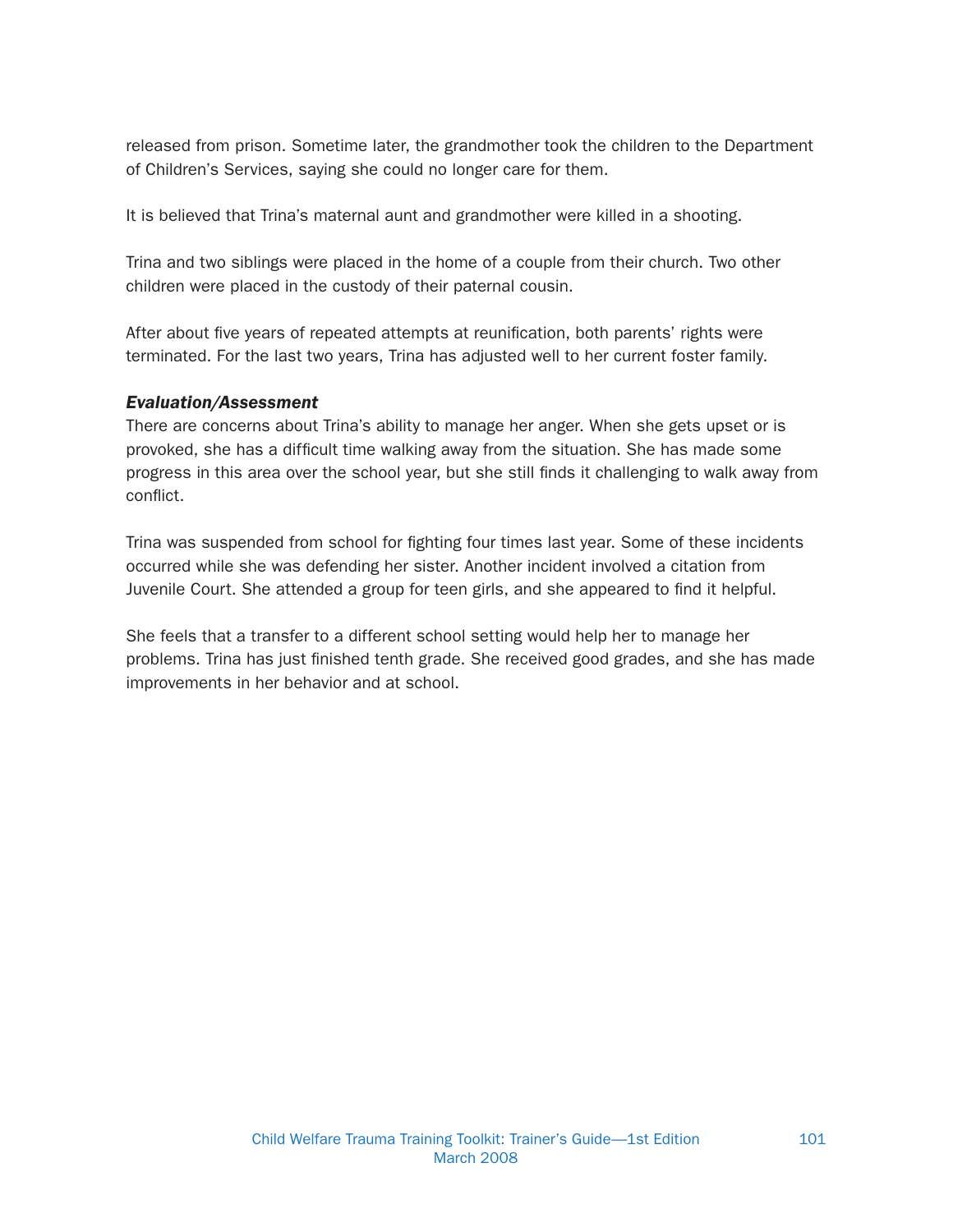released from prison. Sometime later, the grandmother took the children to the Department of Children's Services, saying she could no longer care for them.

It is believed that Trina's maternal aunt and grandmother were killed in a shooting.

Trina and two siblings were placed in the home of a couple from their church. Two other children were placed in the custody of their paternal cousin.

After about five years of repeated attempts at reunification, both parents' rights were terminated. For the last two years, Trina has adjusted well to her current foster family.

***Evaluation/Assessment***

There are concerns about Trina's ability to manage her anger. When she gets upset or is provoked, she has a difficult time walking away from the situation. She has made some progress in this area over the school year, but she still finds it challenging to walk away from conflict.

Trina was suspended from school for fighting four times last year. Some of these incidents occurred while she was defending her sister. Another incident involved a citation from Juvenile Court. She attended a group for teen girls, and she appeared to find it helpful.

She feels that a transfer to a different school setting would help her to manage her problems. Trina has just finished tenth grade. She received good grades, and she has made improvements in her behavior and at school.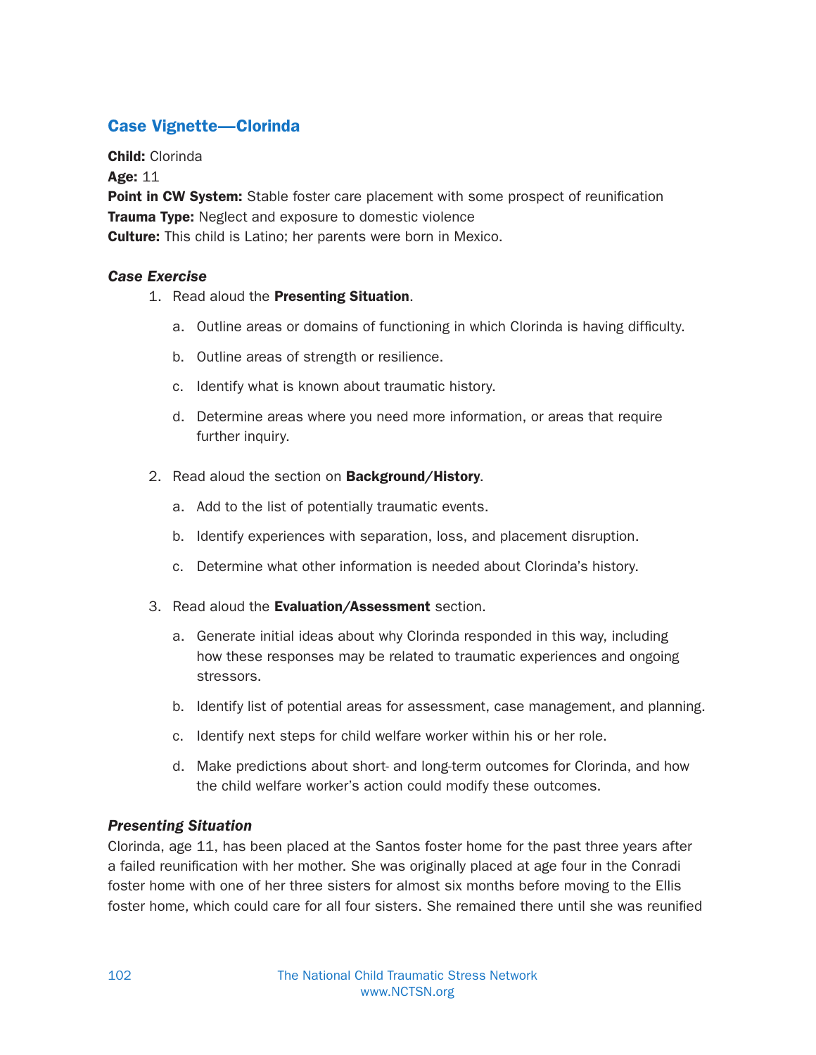## Case Vignette—Clorinda

**Child:** Clorinda
**Age:** 11
**Point in CW System:** Stable foster care placement with some prospect of reunification
**Trauma Type:** Neglect and exposure to domestic violence
**Culture:** This child is Latino; her parents were born in Mexico.

### *Case Exercise*

1. Read aloud the **Presenting Situation**.
   a. Outline areas or domains of functioning in which Clorinda is having difficulty.
   b. Outline areas of strength or resilience.
   c. Identify what is known about traumatic history.
   d. Determine areas where you need more information, or areas that require further inquiry.
2. Read aloud the section on **Background/History**.
   a. Add to the list of potentially traumatic events.
   b. Identify experiences with separation, loss, and placement disruption.
   c. Determine what other information is needed about Clorinda's history.
3. Read aloud the **Evaluation/Assessment** section.
   a. Generate initial ideas about why Clorinda responded in this way, including how these responses may be related to traumatic experiences and ongoing stressors.
   b. Identify list of potential areas for assessment, case management, and planning.
   c. Identify next steps for child welfare worker within his or her role.
   d. Make predictions about short- and long-term outcomes for Clorinda, and how the child welfare worker's action could modify these outcomes.

### *Presenting Situation*

Clorinda, age 11, has been placed at the Santos foster home for the past three years after a failed reunification with her mother. She was originally placed at age four in the Conradi foster home with one of her three sisters for almost six months before moving to the Ellis foster home, which could care for all four sisters. She remained there until she was reunified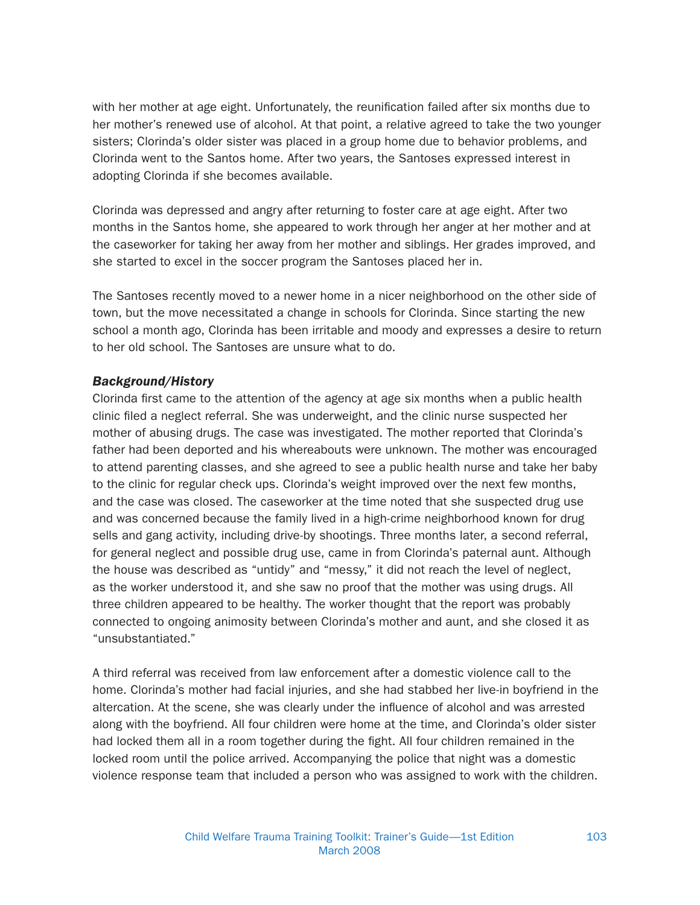with her mother at age eight. Unfortunately, the reunification failed after six months due to her mother's renewed use of alcohol. At that point, a relative agreed to take the two younger sisters; Clorinda's older sister was placed in a group home due to behavior problems, and Clorinda went to the Santos home. After two years, the Santoses expressed interest in adopting Clorinda if she becomes available.

Clorinda was depressed and angry after returning to foster care at age eight. After two months in the Santos home, she appeared to work through her anger at her mother and at the caseworker for taking her away from her mother and siblings. Her grades improved, and she started to excel in the soccer program the Santoses placed her in.

The Santoses recently moved to a newer home in a nicer neighborhood on the other side of town, but the move necessitated a change in schools for Clorinda. Since starting the new school a month ago, Clorinda has been irritable and moody and expresses a desire to return to her old school. The Santoses are unsure what to do.

### *Background/History*

Clorinda first came to the attention of the agency at age six months when a public health clinic filed a neglect referral. She was underweight, and the clinic nurse suspected her mother of abusing drugs. The case was investigated. The mother reported that Clorinda's father had been deported and his whereabouts were unknown. The mother was encouraged to attend parenting classes, and she agreed to see a public health nurse and take her baby to the clinic for regular check ups. Clorinda's weight improved over the next few months, and the case was closed. The caseworker at the time noted that she suspected drug use and was concerned because the family lived in a high-crime neighborhood known for drug sells and gang activity, including drive-by shootings. Three months later, a second referral, for general neglect and possible drug use, came in from Clorinda's paternal aunt. Although the house was described as "untidy" and "messy," it did not reach the level of neglect, as the worker understood it, and she saw no proof that the mother was using drugs. All three children appeared to be healthy. The worker thought that the report was probably connected to ongoing animosity between Clorinda's mother and aunt, and she closed it as "unsubstantiated."

A third referral was received from law enforcement after a domestic violence call to the home. Clorinda's mother had facial injuries, and she had stabbed her live-in boyfriend in the altercation. At the scene, she was clearly under the influence of alcohol and was arrested along with the boyfriend. All four children were home at the time, and Clorinda's older sister had locked them all in a room together during the fight. All four children remained in the locked room until the police arrived. Accompanying the police that night was a domestic violence response team that included a person who was assigned to work with the children.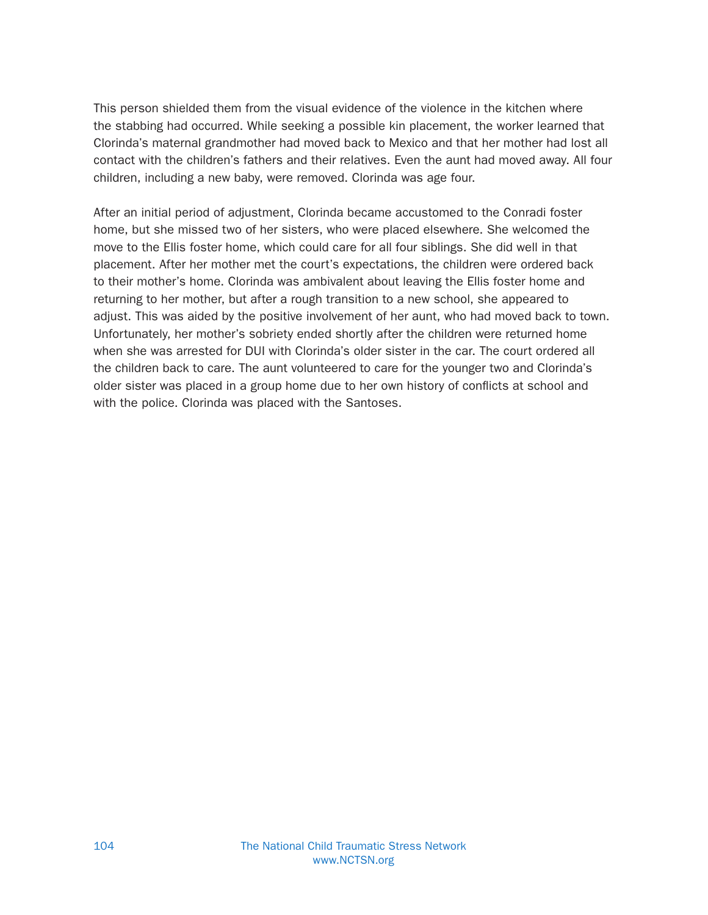This person shielded them from the visual evidence of the violence in the kitchen where the stabbing had occurred. While seeking a possible kin placement, the worker learned that Clorinda's maternal grandmother had moved back to Mexico and that her mother had lost all contact with the children's fathers and their relatives. Even the aunt had moved away. All four children, including a new baby, were removed. Clorinda was age four.

After an initial period of adjustment, Clorinda became accustomed to the Conradi foster home, but she missed two of her sisters, who were placed elsewhere. She welcomed the move to the Ellis foster home, which could care for all four siblings. She did well in that placement. After her mother met the court's expectations, the children were ordered back to their mother's home. Clorinda was ambivalent about leaving the Ellis foster home and returning to her mother, but after a rough transition to a new school, she appeared to adjust. This was aided by the positive involvement of her aunt, who had moved back to town. Unfortunately, her mother's sobriety ended shortly after the children were returned home when she was arrested for DUI with Clorinda's older sister in the car. The court ordered all the children back to care. The aunt volunteered to care for the younger two and Clorinda's older sister was placed in a group home due to her own history of conflicts at school and with the police. Clorinda was placed with the Santoses.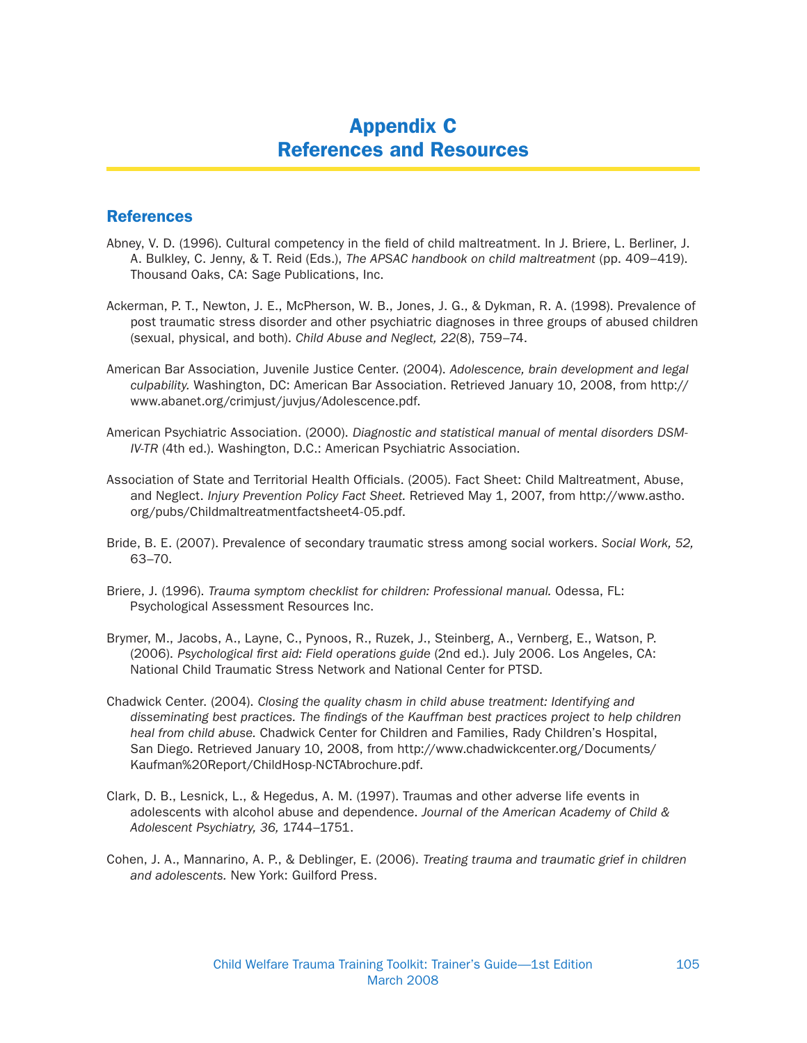# Appendix C
# References and Resources

## References

Abney, V. D. (1996). Cultural competency in the field of child maltreatment. In J. Briere, L. Berliner, J. A. Bulkley, C. Jenny, & T. Reid (Eds.), *The APSAC handbook on child maltreatment* (pp. 409–419). Thousand Oaks, CA: Sage Publications, Inc.

Ackerman, P. T., Newton, J. E., McPherson, W. B., Jones, J. G., & Dykman, R. A. (1998). Prevalence of post traumatic stress disorder and other psychiatric diagnoses in three groups of abused children (sexual, physical, and both). *Child Abuse and Neglect, 22*(8), 759–74.

American Bar Association, Juvenile Justice Center. (2004). *Adolescence, brain development and legal culpability.* Washington, DC: American Bar Association. Retrieved January 10, 2008, from http://www.abanet.org/crimjust/juvjus/Adolescence.pdf.

American Psychiatric Association. (2000). *Diagnostic and statistical manual of mental disorders DSM-IV-TR* (4th ed.). Washington, D.C.: American Psychiatric Association.

Association of State and Territorial Health Officials. (2005). Fact Sheet: Child Maltreatment, Abuse, and Neglect. *Injury Prevention Policy Fact Sheet.* Retrieved May 1, 2007, from http://www.astho.org/pubs/Childmaltreatmentfactsheet4-05.pdf.

Bride, B. E. (2007). Prevalence of secondary traumatic stress among social workers. *Social Work, 52,* 63–70.

Briere, J. (1996). *Trauma symptom checklist for children: Professional manual.* Odessa, FL: Psychological Assessment Resources Inc.

Brymer, M., Jacobs, A., Layne, C., Pynoos, R., Ruzek, J., Steinberg, A., Vernberg, E., Watson, P. (2006). *Psychological first aid: Field operations guide* (2nd ed.). July 2006. Los Angeles, CA: National Child Traumatic Stress Network and National Center for PTSD.

Chadwick Center. (2004). *Closing the quality chasm in child abuse treatment: Identifying and disseminating best practices. The findings of the Kauffman best practices project to help children heal from child abuse.* Chadwick Center for Children and Families, Rady Children's Hospital, San Diego. Retrieved January 10, 2008, from http://www.chadwickcenter.org/Documents/Kaufman%20Report/ChildHosp-NCTAbrochure.pdf.

Clark, D. B., Lesnick, L., & Hegedus, A. M. (1997). Traumas and other adverse life events in adolescents with alcohol abuse and dependence. *Journal of the American Academy of Child & Adolescent Psychiatry, 36,* 1744–1751.

Cohen, J. A., Mannarino, A. P., & Deblinger, E. (2006). *Treating trauma and traumatic grief in children and adolescents.* New York: Guilford Press.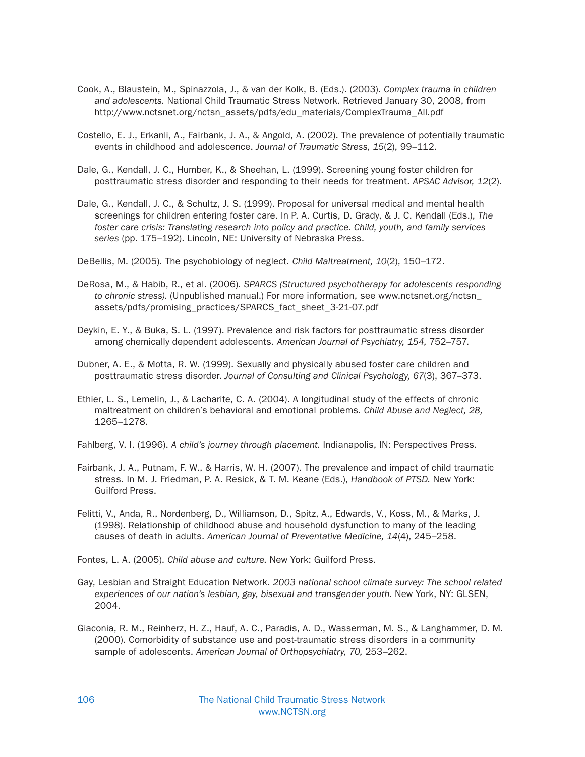Cook, A., Blaustein, M., Spinazzola, J., & van der Kolk, B. (Eds.). (2003). *Complex trauma in children and adolescents.* National Child Traumatic Stress Network. Retrieved January 30, 2008, from http://www.nctsnet.org/nctsn_assets/pdfs/edu_materials/ComplexTrauma_All.pdf

Costello, E. J., Erkanli, A., Fairbank, J. A., & Angold, A. (2002). The prevalence of potentially traumatic events in childhood and adolescence. *Journal of Traumatic Stress, 15*(2), 99–112.

Dale, G., Kendall, J. C., Humber, K., & Sheehan, L. (1999). Screening young foster children for posttraumatic stress disorder and responding to their needs for treatment. *APSAC Advisor, 12*(2).

Dale, G., Kendall, J. C., & Schultz, J. S. (1999). Proposal for universal medical and mental health screenings for children entering foster care. In P. A. Curtis, D. Grady, & J. C. Kendall (Eds.), *The foster care crisis: Translating research into policy and practice. Child, youth, and family services series* (pp. 175–192). Lincoln, NE: University of Nebraska Press.

DeBellis, M. (2005). The psychobiology of neglect. *Child Maltreatment, 10*(2), 150–172.

DeRosa, M., & Habib, R., et al. (2006). *SPARCS (Structured psychotherapy for adolescents responding to chronic stress).* (Unpublished manual.) For more information, see www.nctsnet.org/nctsn_assets/pdfs/promising_practices/SPARCS_fact_sheet_3-21-07.pdf

Deykin, E. Y., & Buka, S. L. (1997). Prevalence and risk factors for posttraumatic stress disorder among chemically dependent adolescents. *American Journal of Psychiatry, 154,* 752–757.

Dubner, A. E., & Motta, R. W. (1999). Sexually and physically abused foster care children and posttraumatic stress disorder. *Journal of Consulting and Clinical Psychology, 67*(3), 367–373.

Ethier, L. S., Lemelin, J., & Lacharite, C. A. (2004). A longitudinal study of the effects of chronic maltreatment on children's behavioral and emotional problems. *Child Abuse and Neglect, 28,* 1265–1278.

Fahlberg, V. I. (1996). *A child's journey through placement.* Indianapolis, IN: Perspectives Press.

Fairbank, J. A., Putnam, F. W., & Harris, W. H. (2007). The prevalence and impact of child traumatic stress. In M. J. Friedman, P. A. Resick, & T. M. Keane (Eds.), *Handbook of PTSD.* New York: Guilford Press.

Felitti, V., Anda, R., Nordenberg, D., Williamson, D., Spitz, A., Edwards, V., Koss, M., & Marks, J. (1998). Relationship of childhood abuse and household dysfunction to many of the leading causes of death in adults. *American Journal of Preventative Medicine, 14*(4), 245–258.

Fontes, L. A. (2005). *Child abuse and culture.* New York: Guilford Press.

Gay, Lesbian and Straight Education Network. *2003 national school climate survey: The school related experiences of our nation's lesbian, gay, bisexual and transgender youth.* New York, NY: GLSEN, 2004.

Giaconia, R. M., Reinherz, H. Z., Hauf, A. C., Paradis, A. D., Wasserman, M. S., & Langhammer, D. M. (2000). Comorbidity of substance use and post-traumatic stress disorders in a community sample of adolescents. *American Journal of Orthopsychiatry, 70,* 253–262.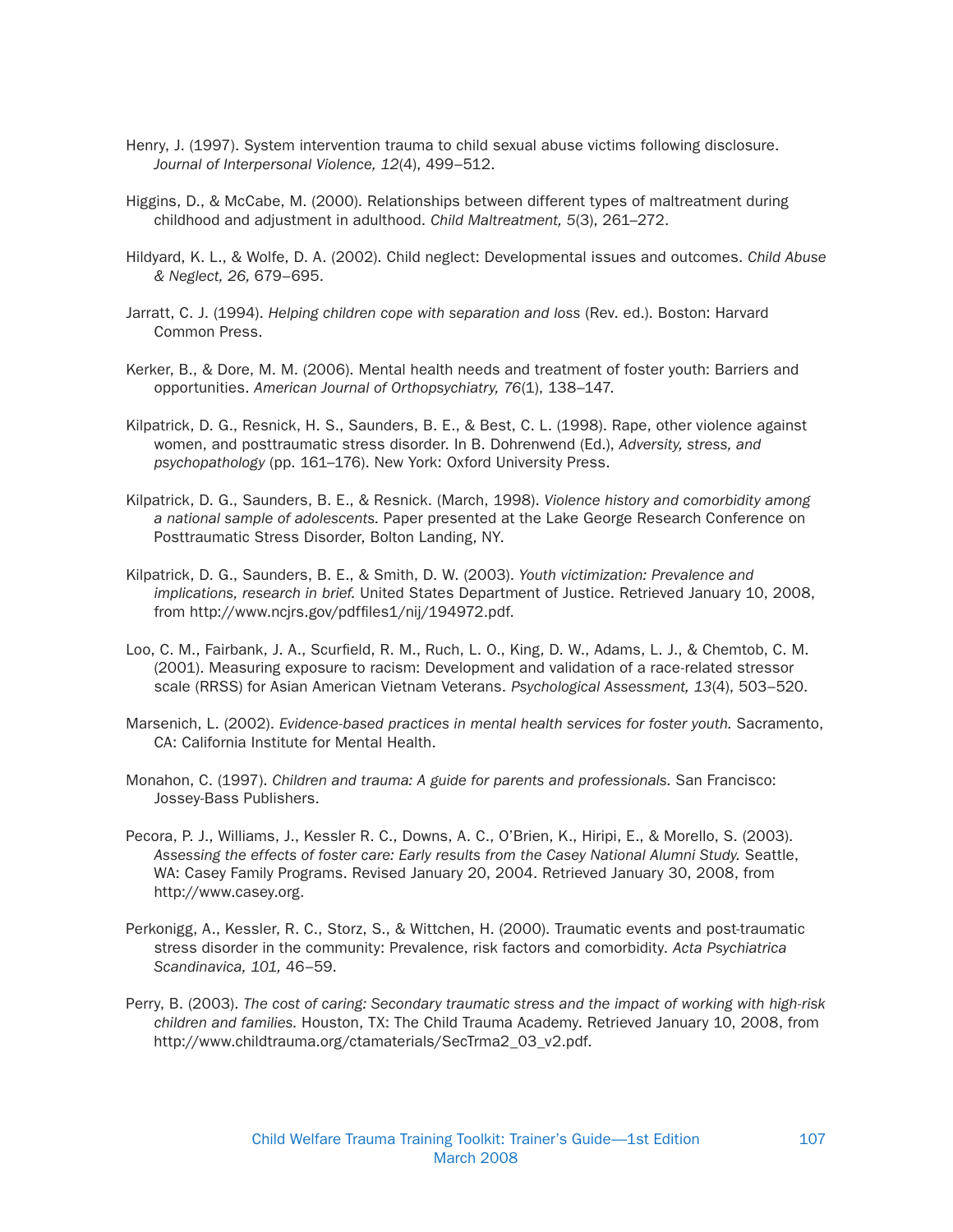Henry, J. (1997). System intervention trauma to child sexual abuse victims following disclosure. *Journal of Interpersonal Violence, 12*(4), 499–512.

Higgins, D., & McCabe, M. (2000). Relationships between different types of maltreatment during childhood and adjustment in adulthood. *Child Maltreatment, 5*(3), 261–272.

Hildyard, K. L., & Wolfe, D. A. (2002). Child neglect: Developmental issues and outcomes. *Child Abuse & Neglect, 26,* 679–695.

Jarratt, C. J. (1994). *Helping children cope with separation and loss* (Rev. ed.). Boston: Harvard Common Press.

Kerker, B., & Dore, M. M. (2006). Mental health needs and treatment of foster youth: Barriers and opportunities. *American Journal of Orthopsychiatry, 76*(1), 138–147.

Kilpatrick, D. G., Resnick, H. S., Saunders, B. E., & Best, C. L. (1998). Rape, other violence against women, and posttraumatic stress disorder. In B. Dohrenwend (Ed.), *Adversity, stress, and psychopathology* (pp. 161–176). New York: Oxford University Press.

Kilpatrick, D. G., Saunders, B. E., & Resnick. (March, 1998). *Violence history and comorbidity among a national sample of adolescents.* Paper presented at the Lake George Research Conference on Posttraumatic Stress Disorder, Bolton Landing, NY.

Kilpatrick, D. G., Saunders, B. E., & Smith, D. W. (2003). *Youth victimization: Prevalence and implications, research in brief.* United States Department of Justice. Retrieved January 10, 2008, from http://www.ncjrs.gov/pdffiles1/nij/194972.pdf.

Loo, C. M., Fairbank, J. A., Scurfield, R. M., Ruch, L. O., King, D. W., Adams, L. J., & Chemtob, C. M. (2001). Measuring exposure to racism: Development and validation of a race-related stressor scale (RRSS) for Asian American Vietnam Veterans. *Psychological Assessment, 13*(4), 503–520.

Marsenich, L. (2002). *Evidence-based practices in mental health services for foster youth.* Sacramento, CA: California Institute for Mental Health.

Monahon, C. (1997). *Children and trauma: A guide for parents and professionals.* San Francisco: Jossey-Bass Publishers.

Pecora, P. J., Williams, J., Kessler R. C., Downs, A. C., O'Brien, K., Hiripi, E., & Morello, S. (2003). *Assessing the effects of foster care: Early results from the Casey National Alumni Study.* Seattle, WA: Casey Family Programs. Revised January 20, 2004. Retrieved January 30, 2008, from http://www.casey.org.

Perkonigg, A., Kessler, R. C., Storz, S., & Wittchen, H. (2000). Traumatic events and post-traumatic stress disorder in the community: Prevalence, risk factors and comorbidity. *Acta Psychiatrica Scandinavica, 101,* 46–59.

Perry, B. (2003). *The cost of caring: Secondary traumatic stress and the impact of working with high-risk children and families.* Houston, TX: The Child Trauma Academy. Retrieved January 10, 2008, from http://www.childtrauma.org/ctamaterials/SecTrma2_03_v2.pdf.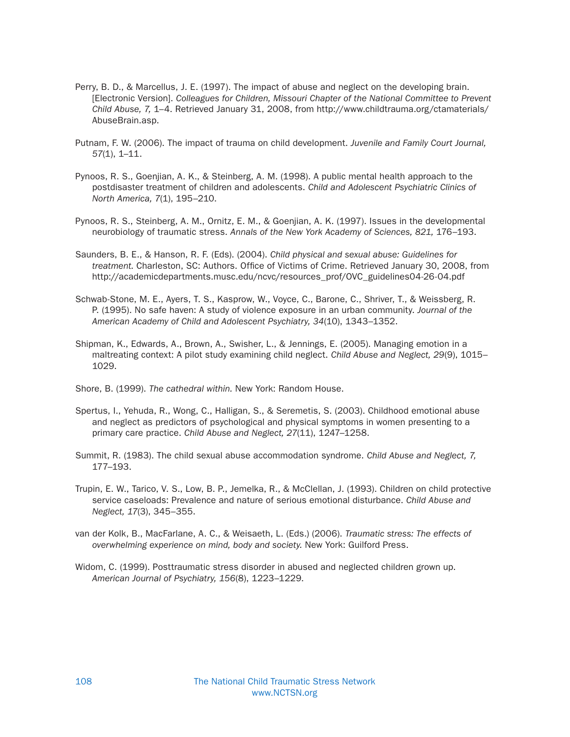Perry, B. D., & Marcellus, J. E. (1997). The impact of abuse and neglect on the developing brain. [Electronic Version]. *Colleagues for Children, Missouri Chapter of the National Committee to Prevent Child Abuse, 7,* 1–4. Retrieved January 31, 2008, from http://www.childtrauma.org/ctamaterials/AbuseBrain.asp.

Putnam, F. W. (2006). The impact of trauma on child development. *Juvenile and Family Court Journal, 57*(1), 1–11.

Pynoos, R. S., Goenjian, A. K., & Steinberg, A. M. (1998). A public mental health approach to the postdisaster treatment of children and adolescents. *Child and Adolescent Psychiatric Clinics of North America, 7*(1), 195–210.

Pynoos, R. S., Steinberg, A. M., Ornitz, E. M., & Goenjian, A. K. (1997). Issues in the developmental neurobiology of traumatic stress. *Annals of the New York Academy of Sciences, 821,* 176–193.

Saunders, B. E., & Hanson, R. F. (Eds). (2004). *Child physical and sexual abuse: Guidelines for treatment.* Charleston, SC: Authors. Office of Victims of Crime. Retrieved January 30, 2008, from http://academicdepartments.musc.edu/ncvc/resources_prof/OVC_guidelines04-26-04.pdf

Schwab-Stone, M. E., Ayers, T. S., Kasprow, W., Voyce, C., Barone, C., Shriver, T., & Weissberg, R. P. (1995). No safe haven: A study of violence exposure in an urban community. *Journal of the American Academy of Child and Adolescent Psychiatry, 34*(10), 1343–1352.

Shipman, K., Edwards, A., Brown, A., Swisher, L., & Jennings, E. (2005). Managing emotion in a maltreating context: A pilot study examining child neglect. *Child Abuse and Neglect, 29*(9), 1015–1029.

Shore, B. (1999). *The cathedral within.* New York: Random House.

Spertus, I., Yehuda, R., Wong, C., Halligan, S., & Seremetis, S. (2003). Childhood emotional abuse and neglect as predictors of psychological and physical symptoms in women presenting to a primary care practice. *Child Abuse and Neglect, 27*(11), 1247–1258.

Summit, R. (1983). The child sexual abuse accommodation syndrome. *Child Abuse and Neglect, 7,* 177–193.

Trupin, E. W., Tarico, V. S., Low, B. P., Jemelka, R., & McClellan, J. (1993). Children on child protective service caseloads: Prevalence and nature of serious emotional disturbance. *Child Abuse and Neglect, 17*(3), 345–355.

van der Kolk, B., MacFarlane, A. C., & Weisaeth, L. (Eds.) (2006). *Traumatic stress: The effects of overwhelming experience on mind, body and society.* New York: Guilford Press.

Widom, C. (1999). Posttraumatic stress disorder in abused and neglected children grown up. *American Journal of Psychiatry, 156*(8), 1223–1229.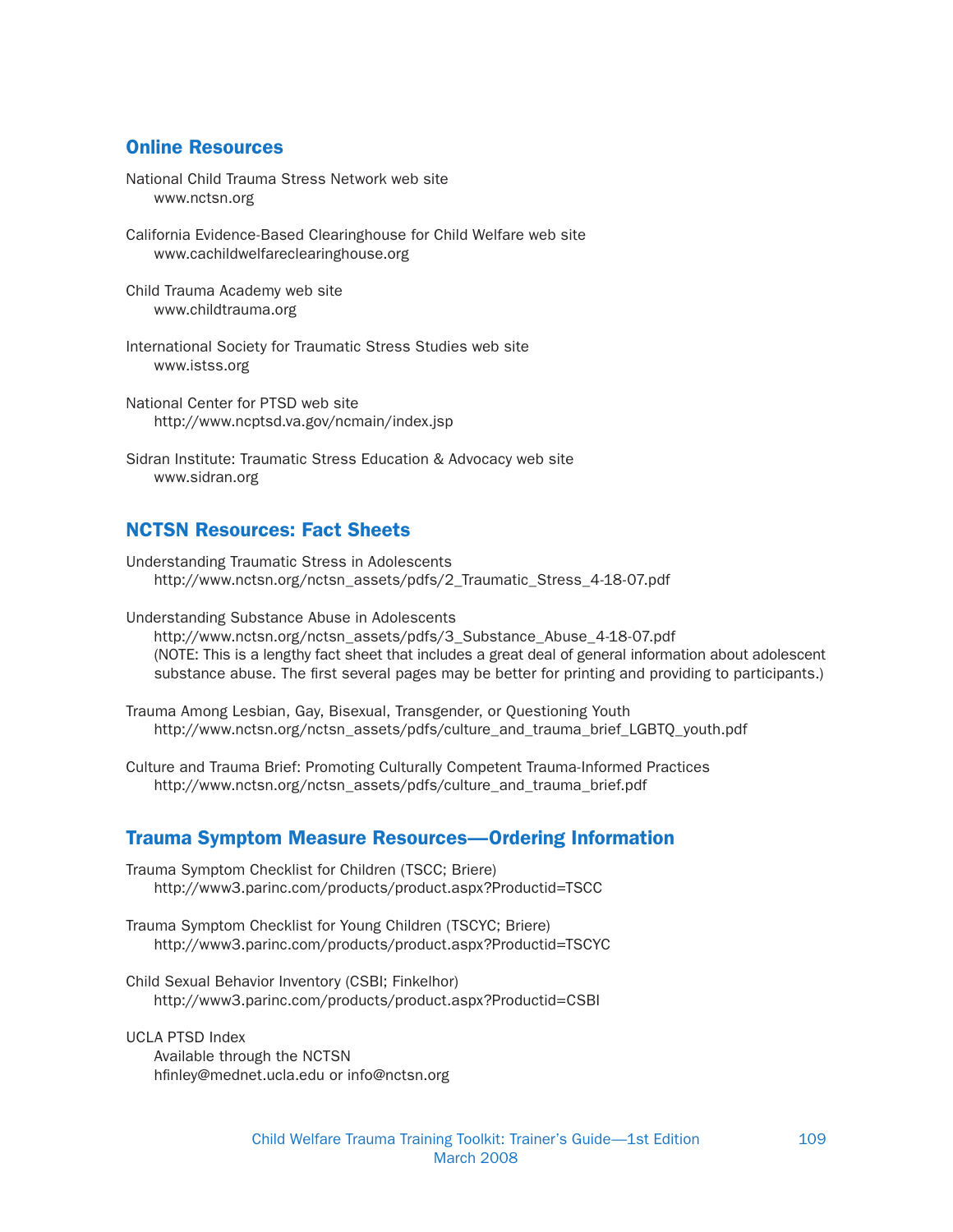## Online Resources

National Child Trauma Stress Network web site
www.nctsn.org

California Evidence-Based Clearinghouse for Child Welfare web site
www.cachildwelfareclearinghouse.org

Child Trauma Academy web site
www.childtrauma.org

International Society for Traumatic Stress Studies web site
www.istss.org

National Center for PTSD web site
http://www.ncptsd.va.gov/ncmain/index.jsp

Sidran Institute: Traumatic Stress Education & Advocacy web site
www.sidran.org

## NCTSN Resources: Fact Sheets

Understanding Traumatic Stress in Adolescents
http://www.nctsn.org/nctsn_assets/pdfs/2_Traumatic_Stress_4-18-07.pdf

Understanding Substance Abuse in Adolescents
http://www.nctsn.org/nctsn_assets/pdfs/3_Substance_Abuse_4-18-07.pdf
(NOTE: This is a lengthy fact sheet that includes a great deal of general information about adolescent substance abuse. The first several pages may be better for printing and providing to participants.)

Trauma Among Lesbian, Gay, Bisexual, Transgender, or Questioning Youth
http://www.nctsn.org/nctsn_assets/pdfs/culture_and_trauma_brief_LGBTQ_youth.pdf

Culture and Trauma Brief: Promoting Culturally Competent Trauma-Informed Practices
http://www.nctsn.org/nctsn_assets/pdfs/culture_and_trauma_brief.pdf

## Trauma Symptom Measure Resources—Ordering Information

Trauma Symptom Checklist for Children (TSCC; Briere)
http://www3.parinc.com/products/product.aspx?Productid=TSCC

Trauma Symptom Checklist for Young Children (TSCYC; Briere)
http://www3.parinc.com/products/product.aspx?Productid=TSCYC

Child Sexual Behavior Inventory (CSBI; Finkelhor)
http://www3.parinc.com/products/product.aspx?Productid=CSBI

UCLA PTSD Index
Available through the NCTSN
hfinley@mednet.ucla.edu or info@nctsn.org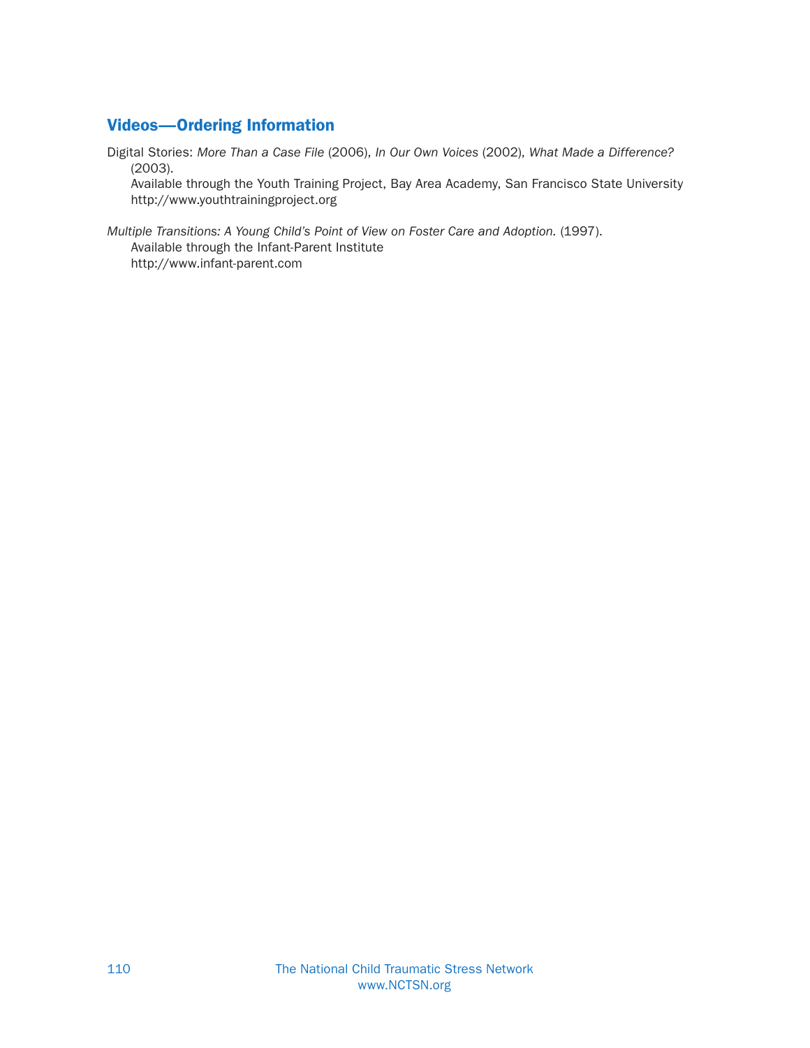## Videos—Ordering Information

Digital Stories: *More Than a Case File* (2006), *In Our Own Voices* (2002), *What Made a Difference?* (2003).
Available through the Youth Training Project, Bay Area Academy, San Francisco State University
http://www.youthtrainingproject.org

*Multiple Transitions: A Young Child's Point of View on Foster Care and Adoption.* (1997).
Available through the Infant-Parent Institute
http://www.infant-parent.com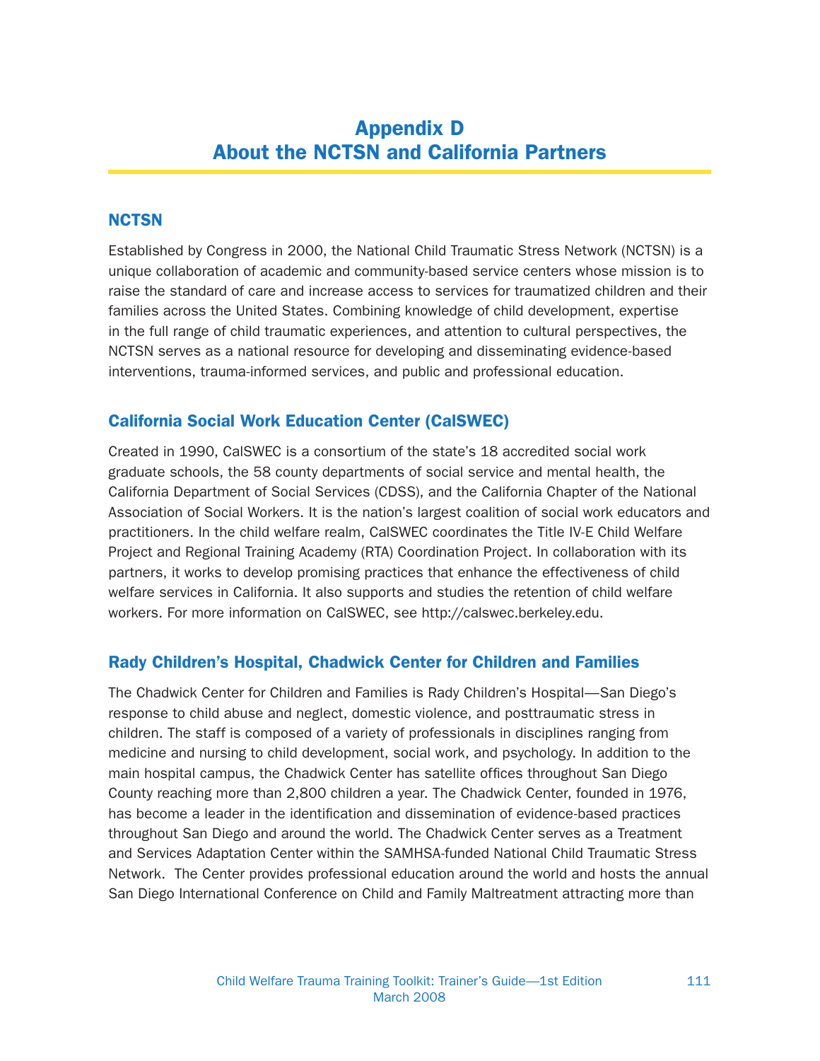# Appendix D
# About the NCTSN and California Partners

## NCTSN

Established by Congress in 2000, the National Child Traumatic Stress Network (NCTSN) is a unique collaboration of academic and community-based service centers whose mission is to raise the standard of care and increase access to services for traumatized children and their families across the United States. Combining knowledge of child development, expertise in the full range of child traumatic experiences, and attention to cultural perspectives, the NCTSN serves as a national resource for developing and disseminating evidence-based interventions, trauma-informed services, and public and professional education.

## California Social Work Education Center (CalSWEC)

Created in 1990, CalSWEC is a consortium of the state's 18 accredited social work graduate schools, the 58 county departments of social service and mental health, the California Department of Social Services (CDSS), and the California Chapter of the National Association of Social Workers. It is the nation's largest coalition of social work educators and practitioners. In the child welfare realm, CalSWEC coordinates the Title IV-E Child Welfare Project and Regional Training Academy (RTA) Coordination Project. In collaboration with its partners, it works to develop promising practices that enhance the effectiveness of child welfare services in California. It also supports and studies the retention of child welfare workers. For more information on CalSWEC, see http://calswec.berkeley.edu.

## Rady Children's Hospital, Chadwick Center for Children and Families

The Chadwick Center for Children and Families is Rady Children's Hospital—San Diego's response to child abuse and neglect, domestic violence, and posttraumatic stress in children. The staff is composed of a variety of professionals in disciplines ranging from medicine and nursing to child development, social work, and psychology. In addition to the main hospital campus, the Chadwick Center has satellite offices throughout San Diego County reaching more than 2,800 children a year. The Chadwick Center, founded in 1976, has become a leader in the identification and dissemination of evidence-based practices throughout San Diego and around the world. The Chadwick Center serves as a Treatment and Services Adaptation Center within the SAMHSA-funded National Child Traumatic Stress Network. The Center provides professional education around the world and hosts the annual San Diego International Conference on Child and Family Maltreatment attracting more than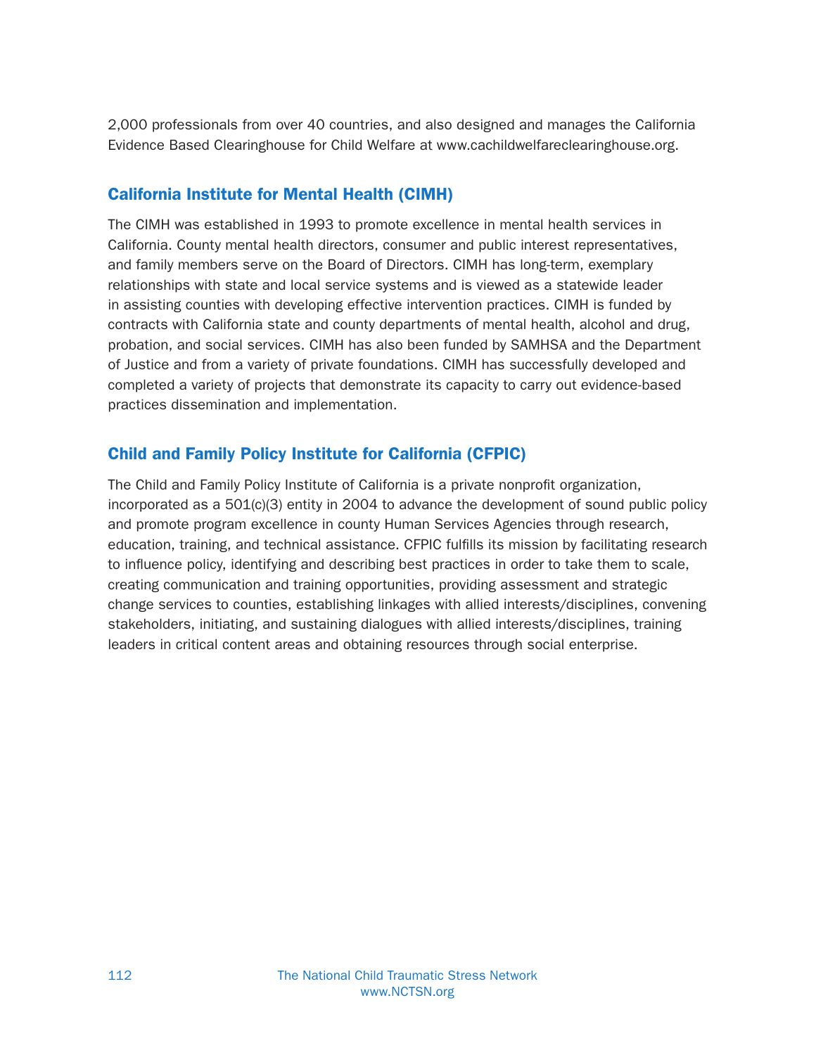2,000 professionals from over 40 countries, and also designed and manages the California Evidence Based Clearinghouse for Child Welfare at www.cachildwelfareclearinghouse.org.

## California Institute for Mental Health (CIMH)

The CIMH was established in 1993 to promote excellence in mental health services in California. County mental health directors, consumer and public interest representatives, and family members serve on the Board of Directors. CIMH has long-term, exemplary relationships with state and local service systems and is viewed as a statewide leader in assisting counties with developing effective intervention practices. CIMH is funded by contracts with California state and county departments of mental health, alcohol and drug, probation, and social services. CIMH has also been funded by SAMHSA and the Department of Justice and from a variety of private foundations. CIMH has successfully developed and completed a variety of projects that demonstrate its capacity to carry out evidence-based practices dissemination and implementation.

## Child and Family Policy Institute for California (CFPIC)

The Child and Family Policy Institute of California is a private nonprofit organization, incorporated as a 501(c)(3) entity in 2004 to advance the development of sound public policy and promote program excellence in county Human Services Agencies through research, education, training, and technical assistance. CFPIC fulfills its mission by facilitating research to influence policy, identifying and describing best practices in order to take them to scale, creating communication and training opportunities, providing assessment and strategic change services to counties, establishing linkages with allied interests/disciplines, convening stakeholders, initiating, and sustaining dialogues with allied interests/disciplines, training leaders in critical content areas and obtaining resources through social enterprise.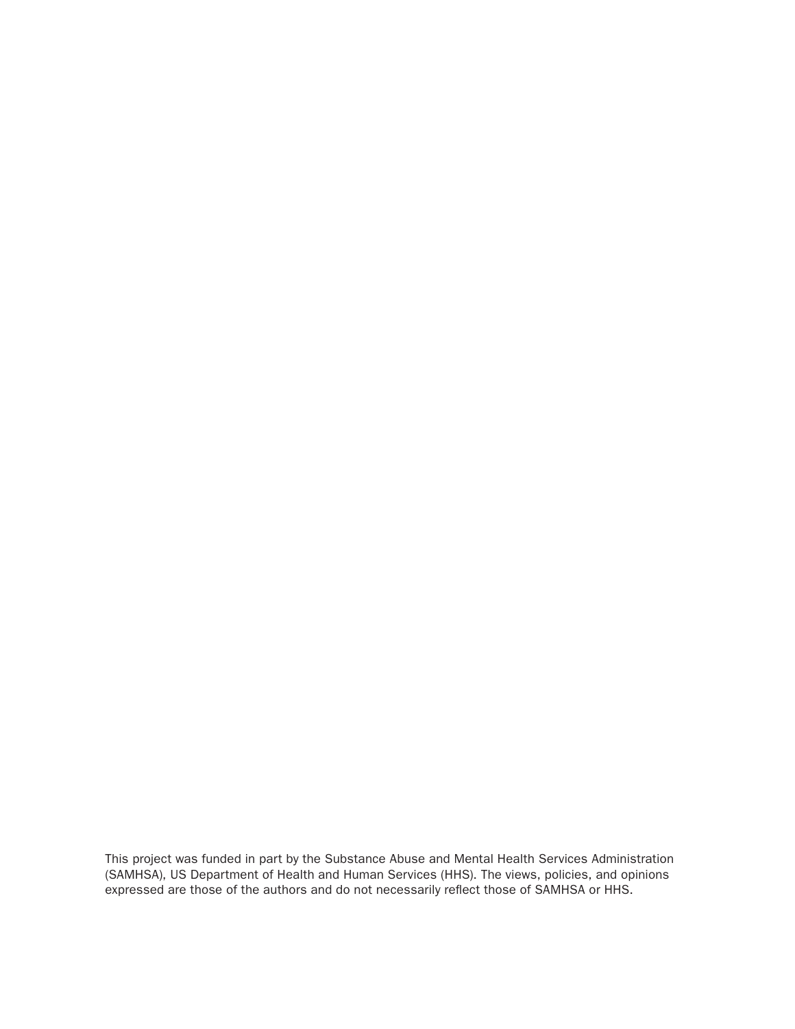This project was funded in part by the Substance Abuse and Mental Health Services Administration (SAMHSA), US Department of Health and Human Services (HHS). The views, policies, and opinions expressed are those of the authors and do not necessarily reflect those of SAMHSA or HHS.